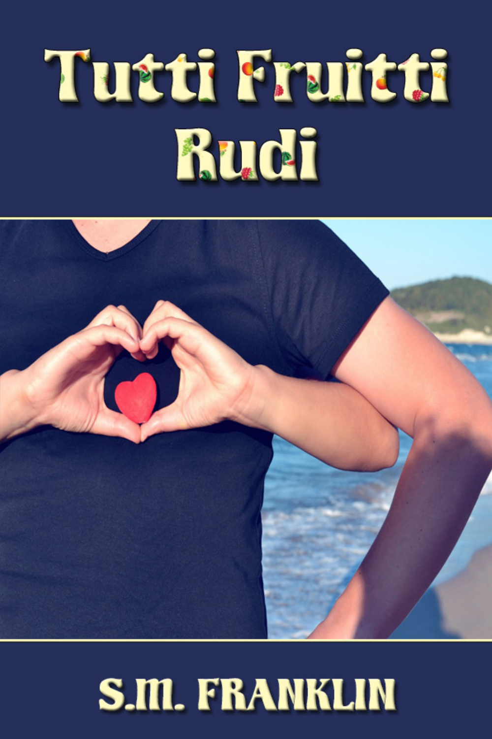# Tutti Fruitti Rudi

S.M. FRANKLIN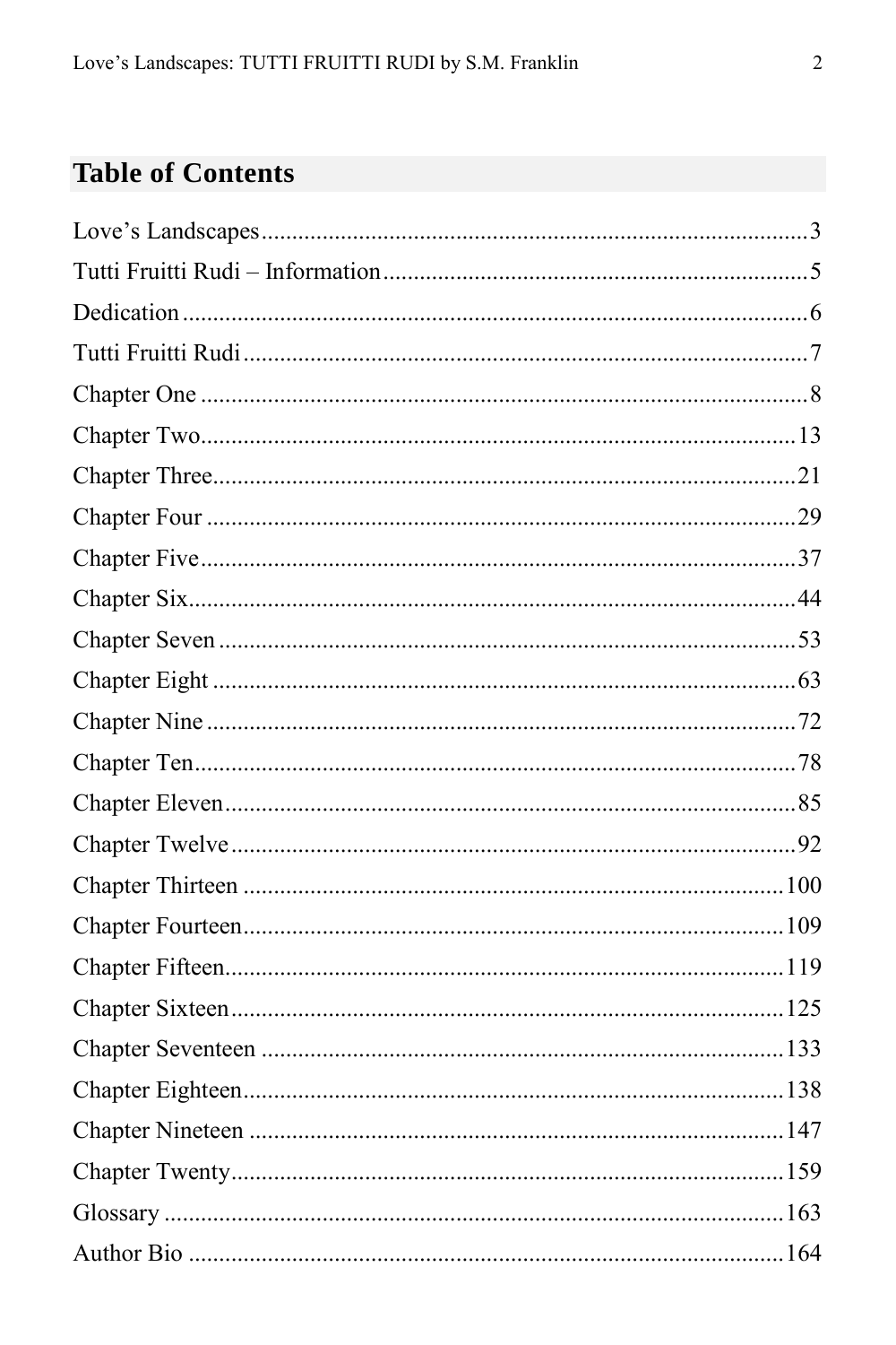## Table of Contents

Love's Landscapes....................3
Tutti Fruitti Rudi – Information....................5
Dedication....................6
Tutti Fruitti Rudi....................7
Chapter One....................8
Chapter Two....................13
Chapter Three....................21
Chapter Four....................29
Chapter Five....................37
Chapter Six....................44
Chapter Seven....................53
Chapter Eight....................63
Chapter Nine....................72
Chapter Ten....................78
Chapter Eleven....................85
Chapter Twelve....................92
Chapter Thirteen....................100
Chapter Fourteen....................109
Chapter Fifteen....................119
Chapter Sixteen....................125
Chapter Seventeen....................133
Chapter Eighteen....................138
Chapter Nineteen....................147
Chapter Twenty....................159
Glossary....................163
Author Bio....................164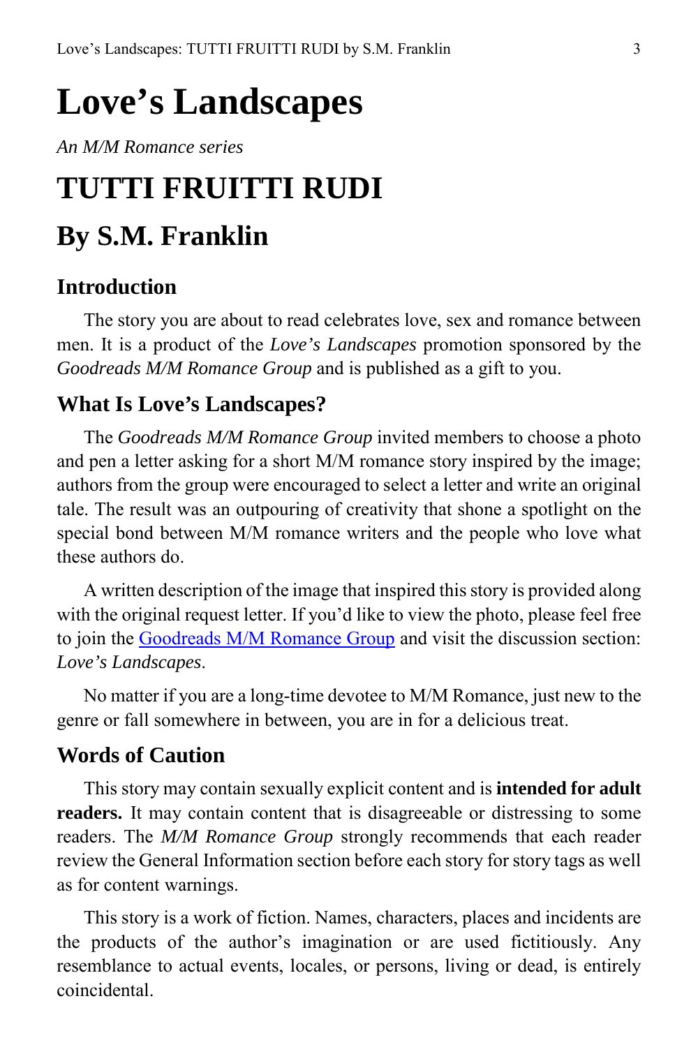# Love's Landscapes

*An M/M Romance series*

# TUTTI FRUITTI RUDI

## By S.M. Franklin

### Introduction

The story you are about to read celebrates love, sex and romance between men. It is a product of the *Love's Landscapes* promotion sponsored by the *Goodreads M/M Romance Group* and is published as a gift to you.

### What Is Love's Landscapes?

The *Goodreads M/M Romance Group* invited members to choose a photo and pen a letter asking for a short M/M romance story inspired by the image; authors from the group were encouraged to select a letter and write an original tale. The result was an outpouring of creativity that shone a spotlight on the special bond between M/M romance writers and the people who love what these authors do.

A written description of the image that inspired this story is provided along with the original request letter. If you'd like to view the photo, please feel free to join the Goodreads M/M Romance Group and visit the discussion section: *Love's Landscapes*.

No matter if you are a long-time devotee to M/M Romance, just new to the genre or fall somewhere in between, you are in for a delicious treat.

### Words of Caution

This story may contain sexually explicit content and is **intended for adult readers.** It may contain content that is disagreeable or distressing to some readers. The *M/M Romance Group* strongly recommends that each reader review the General Information section before each story for story tags as well as for content warnings.

This story is a work of fiction. Names, characters, places and incidents are the products of the author's imagination or are used fictitiously. Any resemblance to actual events, locales, or persons, living or dead, is entirely coincidental.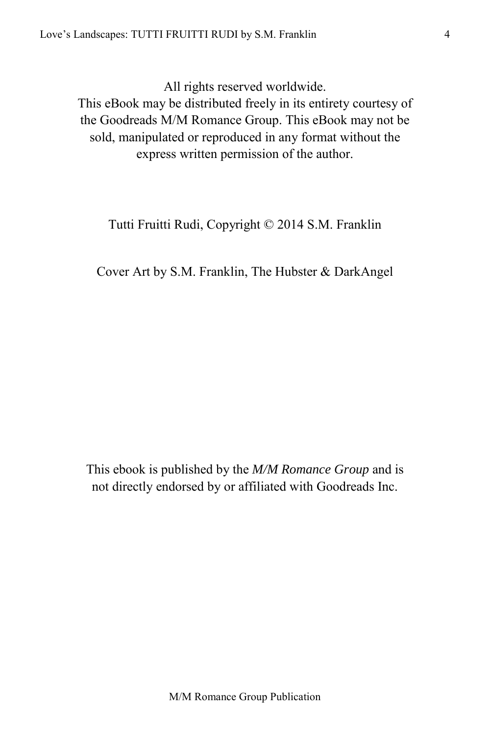All rights reserved worldwide.
This eBook may be distributed freely in its entirety courtesy of the Goodreads M/M Romance Group. This eBook may not be sold, manipulated or reproduced in any format without the express written permission of the author.

Tutti Fruitti Rudi, Copyright © 2014 S.M. Franklin

Cover Art by S.M. Franklin, The Hubster & DarkAngel

This ebook is published by the *M/M Romance Group* and is not directly endorsed by or affiliated with Goodreads Inc.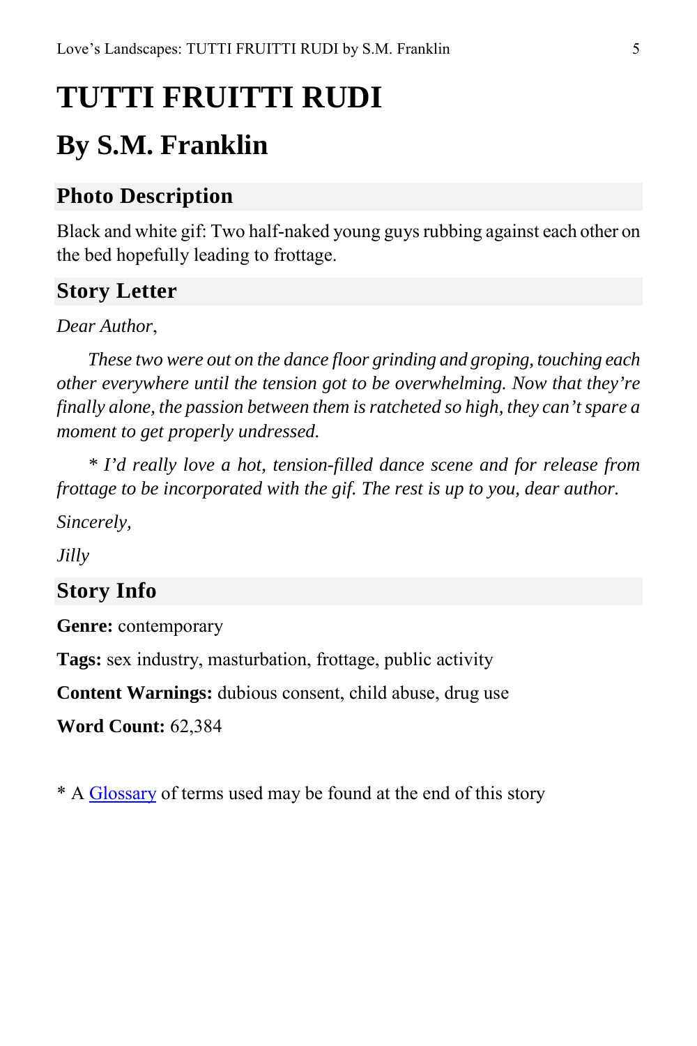# TUTTI FRUITTI RUDI

## By S.M. Franklin

### Photo Description

Black and white gif: Two half-naked young guys rubbing against each other on the bed hopefully leading to frottage.

### Story Letter

*Dear Author*,

*These two were out on the dance floor grinding and groping, touching each other everywhere until the tension got to be overwhelming. Now that they're finally alone, the passion between them is ratcheted so high, they can't spare a moment to get properly undressed.*

*\* I'd really love a hot, tension-filled dance scene and for release from frottage to be incorporated with the gif. The rest is up to you, dear author.*

*Sincerely,*

*Jilly*

### Story Info

**Genre:** contemporary

**Tags:** sex industry, masturbation, frottage, public activity

**Content Warnings:** dubious consent, child abuse, drug use

**Word Count:** 62,384

\* A Glossary of terms used may be found at the end of this story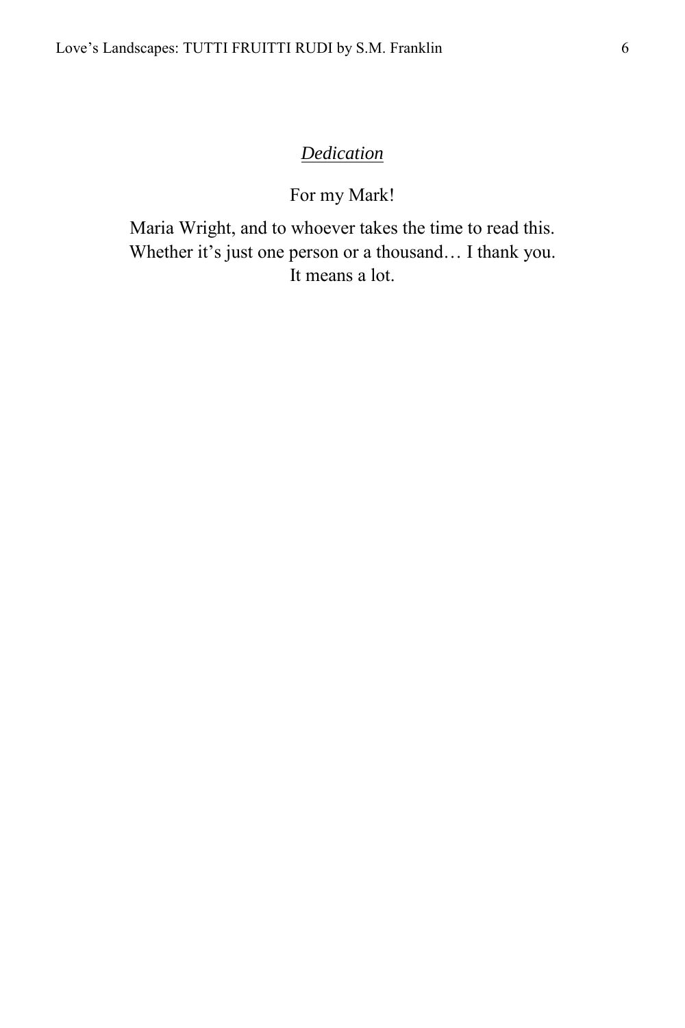## *Dedication*

For my Mark!

Maria Wright, and to whoever takes the time to read this.
Whether it's just one person or a thousand… I thank you.
It means a lot.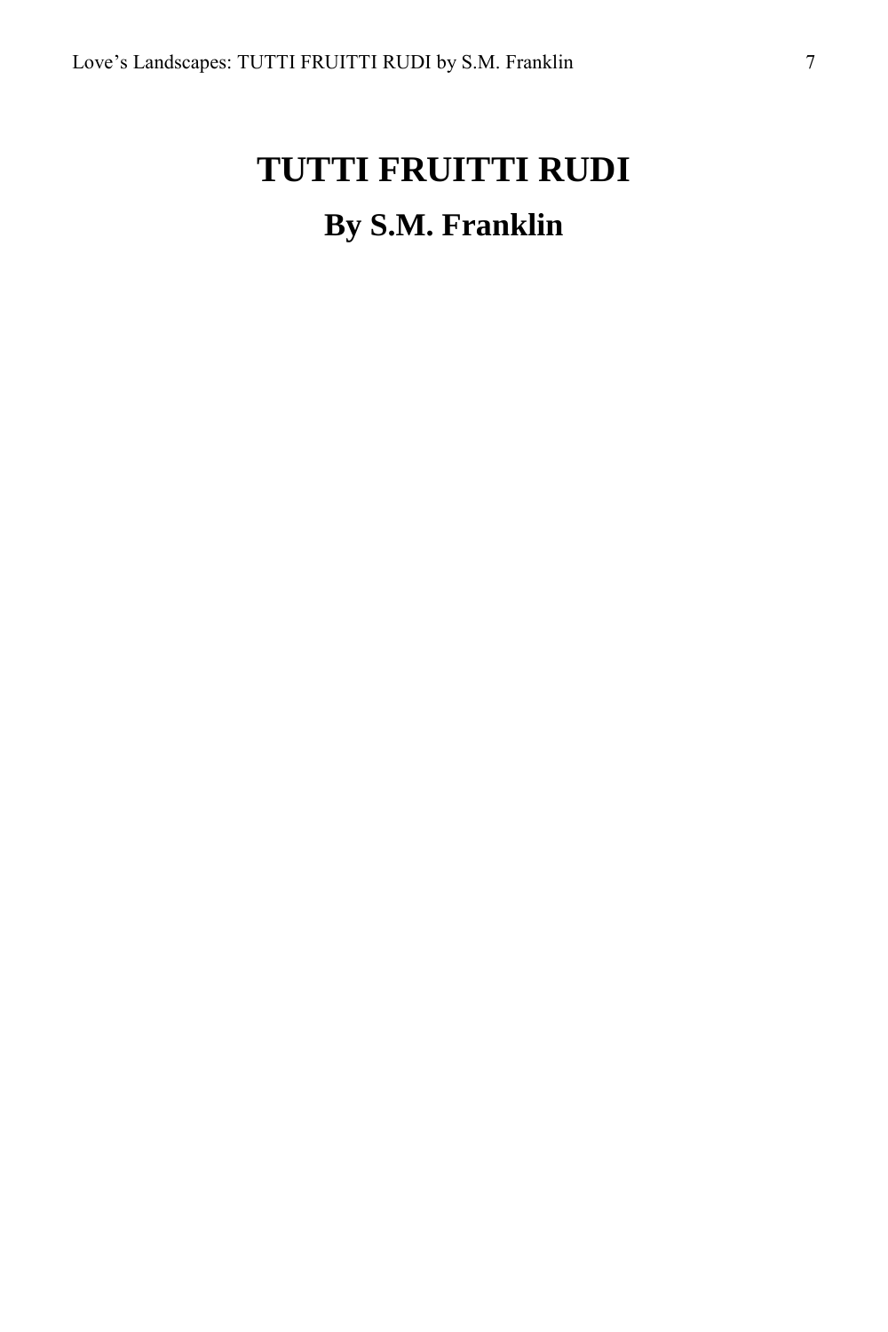# TUTTI FRUITTI RUDI

## By S.M. Franklin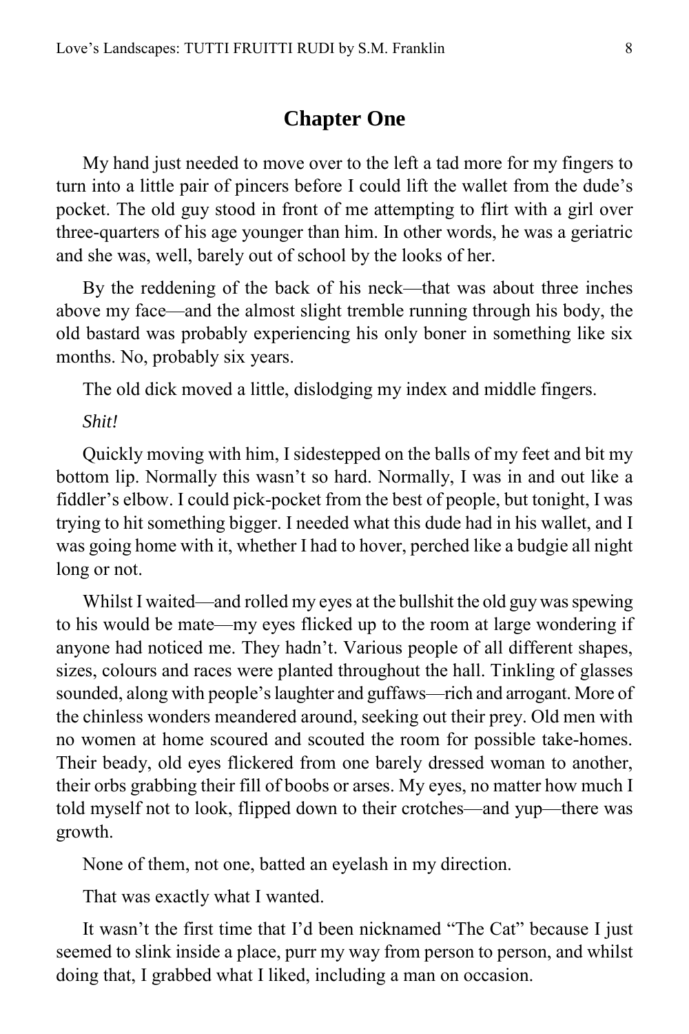## Chapter One

My hand just needed to move over to the left a tad more for my fingers to turn into a little pair of pincers before I could lift the wallet from the dude's pocket. The old guy stood in front of me attempting to flirt with a girl over three-quarters of his age younger than him. In other words, he was a geriatric and she was, well, barely out of school by the looks of her.

By the reddening of the back of his neck—that was about three inches above my face—and the almost slight tremble running through his body, the old bastard was probably experiencing his only boner in something like six months. No, probably six years.

The old dick moved a little, dislodging my index and middle fingers.

*Shit!*

Quickly moving with him, I sidestepped on the balls of my feet and bit my bottom lip. Normally this wasn't so hard. Normally, I was in and out like a fiddler's elbow. I could pick-pocket from the best of people, but tonight, I was trying to hit something bigger. I needed what this dude had in his wallet, and I was going home with it, whether I had to hover, perched like a budgie all night long or not.

Whilst I waited—and rolled my eyes at the bullshit the old guy was spewing to his would be mate—my eyes flicked up to the room at large wondering if anyone had noticed me. They hadn't. Various people of all different shapes, sizes, colours and races were planted throughout the hall. Tinkling of glasses sounded, along with people's laughter and guffaws—rich and arrogant. More of the chinless wonders meandered around, seeking out their prey. Old men with no women at home scoured and scouted the room for possible take-homes. Their beady, old eyes flickered from one barely dressed woman to another, their orbs grabbing their fill of boobs or arses. My eyes, no matter how much I told myself not to look, flipped down to their crotches—and yup—there was growth.

None of them, not one, batted an eyelash in my direction.

That was exactly what I wanted.

It wasn't the first time that I'd been nicknamed "The Cat" because I just seemed to slink inside a place, purr my way from person to person, and whilst doing that, I grabbed what I liked, including a man on occasion.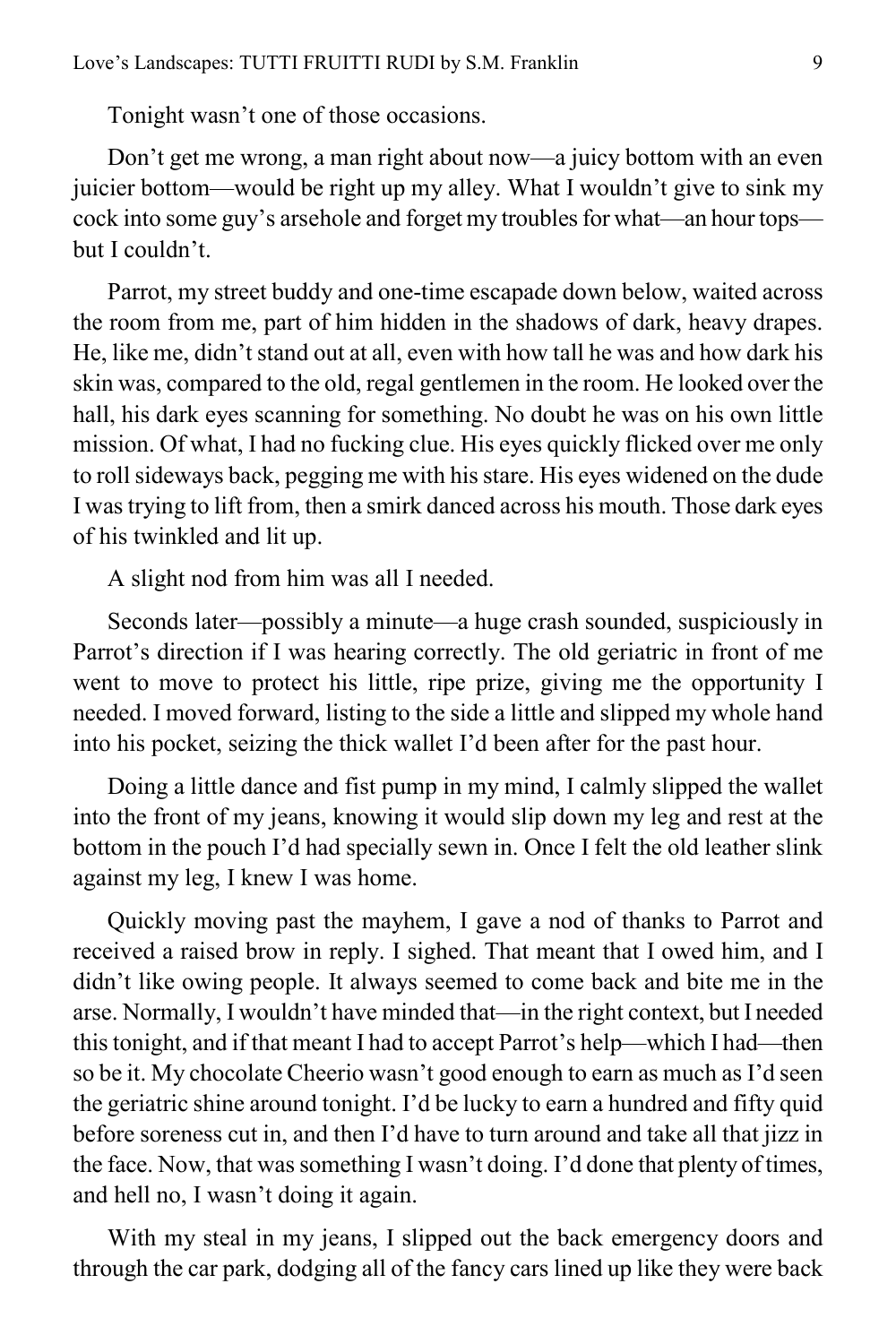Tonight wasn't one of those occasions.

Don't get me wrong, a man right about now—a juicy bottom with an even juicier bottom—would be right up my alley. What I wouldn't give to sink my cock into some guy's arsehole and forget my troubles for what—an hour tops—but I couldn't.

Parrot, my street buddy and one-time escapade down below, waited across the room from me, part of him hidden in the shadows of dark, heavy drapes. He, like me, didn't stand out at all, even with how tall he was and how dark his skin was, compared to the old, regal gentlemen in the room. He looked over the hall, his dark eyes scanning for something. No doubt he was on his own little mission. Of what, I had no fucking clue. His eyes quickly flicked over me only to roll sideways back, pegging me with his stare. His eyes widened on the dude I was trying to lift from, then a smirk danced across his mouth. Those dark eyes of his twinkled and lit up.

A slight nod from him was all I needed.

Seconds later—possibly a minute—a huge crash sounded, suspiciously in Parrot's direction if I was hearing correctly. The old geriatric in front of me went to move to protect his little, ripe prize, giving me the opportunity I needed. I moved forward, listing to the side a little and slipped my whole hand into his pocket, seizing the thick wallet I'd been after for the past hour.

Doing a little dance and fist pump in my mind, I calmly slipped the wallet into the front of my jeans, knowing it would slip down my leg and rest at the bottom in the pouch I'd had specially sewn in. Once I felt the old leather slink against my leg, I knew I was home.

Quickly moving past the mayhem, I gave a nod of thanks to Parrot and received a raised brow in reply. I sighed. That meant that I owed him, and I didn't like owing people. It always seemed to come back and bite me in the arse. Normally, I wouldn't have minded that—in the right context, but I needed this tonight, and if that meant I had to accept Parrot's help—which I had—then so be it. My chocolate Cheerio wasn't good enough to earn as much as I'd seen the geriatric shine around tonight. I'd be lucky to earn a hundred and fifty quid before soreness cut in, and then I'd have to turn around and take all that jizz in the face. Now, that was something I wasn't doing. I'd done that plenty of times, and hell no, I wasn't doing it again.

With my steal in my jeans, I slipped out the back emergency doors and through the car park, dodging all of the fancy cars lined up like they were back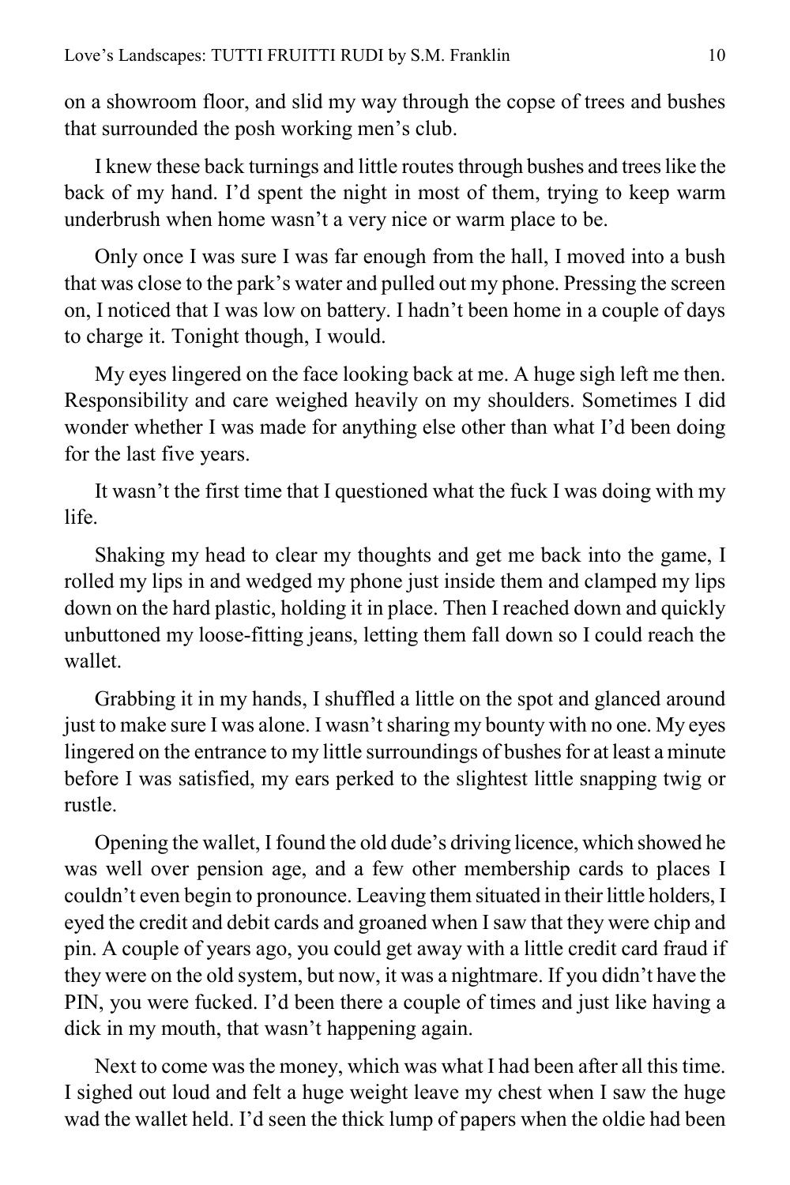on a showroom floor, and slid my way through the copse of trees and bushes that surrounded the posh working men's club.

I knew these back turnings and little routes through bushes and trees like the back of my hand. I'd spent the night in most of them, trying to keep warm underbrush when home wasn't a very nice or warm place to be.

Only once I was sure I was far enough from the hall, I moved into a bush that was close to the park's water and pulled out my phone. Pressing the screen on, I noticed that I was low on battery. I hadn't been home in a couple of days to charge it. Tonight though, I would.

My eyes lingered on the face looking back at me. A huge sigh left me then. Responsibility and care weighed heavily on my shoulders. Sometimes I did wonder whether I was made for anything else other than what I'd been doing for the last five years.

It wasn't the first time that I questioned what the fuck I was doing with my life.

Shaking my head to clear my thoughts and get me back into the game, I rolled my lips in and wedged my phone just inside them and clamped my lips down on the hard plastic, holding it in place. Then I reached down and quickly unbuttoned my loose-fitting jeans, letting them fall down so I could reach the wallet.

Grabbing it in my hands, I shuffled a little on the spot and glanced around just to make sure I was alone. I wasn't sharing my bounty with no one. My eyes lingered on the entrance to my little surroundings of bushes for at least a minute before I was satisfied, my ears perked to the slightest little snapping twig or rustle.

Opening the wallet, I found the old dude's driving licence, which showed he was well over pension age, and a few other membership cards to places I couldn't even begin to pronounce. Leaving them situated in their little holders, I eyed the credit and debit cards and groaned when I saw that they were chip and pin. A couple of years ago, you could get away with a little credit card fraud if they were on the old system, but now, it was a nightmare. If you didn't have the PIN, you were fucked. I'd been there a couple of times and just like having a dick in my mouth, that wasn't happening again.

Next to come was the money, which was what I had been after all this time. I sighed out loud and felt a huge weight leave my chest when I saw the huge wad the wallet held. I'd seen the thick lump of papers when the oldie had been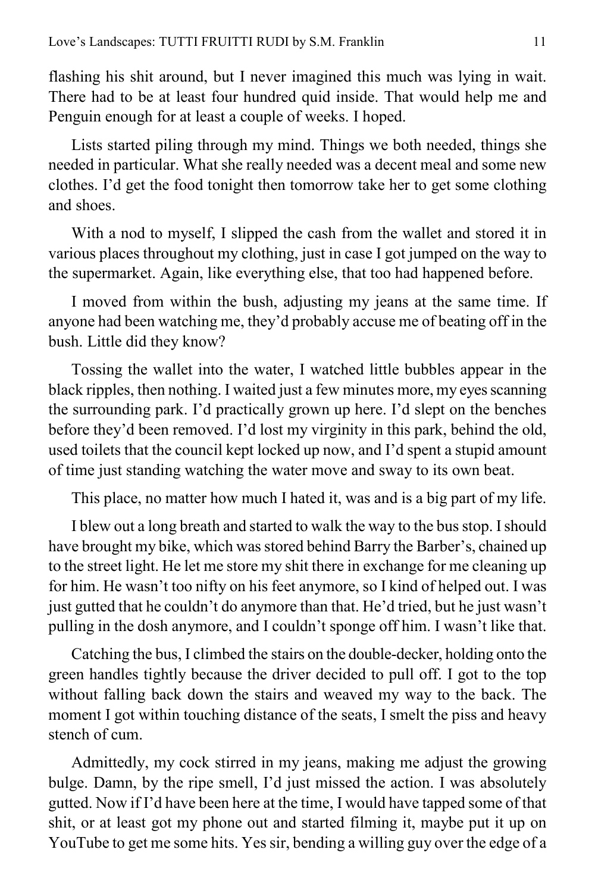flashing his shit around, but I never imagined this much was lying in wait. There had to be at least four hundred quid inside. That would help me and Penguin enough for at least a couple of weeks. I hoped.

Lists started piling through my mind. Things we both needed, things she needed in particular. What she really needed was a decent meal and some new clothes. I'd get the food tonight then tomorrow take her to get some clothing and shoes.

With a nod to myself, I slipped the cash from the wallet and stored it in various places throughout my clothing, just in case I got jumped on the way to the supermarket. Again, like everything else, that too had happened before.

I moved from within the bush, adjusting my jeans at the same time. If anyone had been watching me, they'd probably accuse me of beating off in the bush. Little did they know?

Tossing the wallet into the water, I watched little bubbles appear in the black ripples, then nothing. I waited just a few minutes more, my eyes scanning the surrounding park. I'd practically grown up here. I'd slept on the benches before they'd been removed. I'd lost my virginity in this park, behind the old, used toilets that the council kept locked up now, and I'd spent a stupid amount of time just standing watching the water move and sway to its own beat.

This place, no matter how much I hated it, was and is a big part of my life.

I blew out a long breath and started to walk the way to the bus stop. I should have brought my bike, which was stored behind Barry the Barber's, chained up to the street light. He let me store my shit there in exchange for me cleaning up for him. He wasn't too nifty on his feet anymore, so I kind of helped out. I was just gutted that he couldn't do anymore than that. He'd tried, but he just wasn't pulling in the dosh anymore, and I couldn't sponge off him. I wasn't like that.

Catching the bus, I climbed the stairs on the double-decker, holding onto the green handles tightly because the driver decided to pull off. I got to the top without falling back down the stairs and weaved my way to the back. The moment I got within touching distance of the seats, I smelt the piss and heavy stench of cum.

Admittedly, my cock stirred in my jeans, making me adjust the growing bulge. Damn, by the ripe smell, I'd just missed the action. I was absolutely gutted. Now if I'd have been here at the time, I would have tapped some of that shit, or at least got my phone out and started filming it, maybe put it up on YouTube to get me some hits. Yes sir, bending a willing guy over the edge of a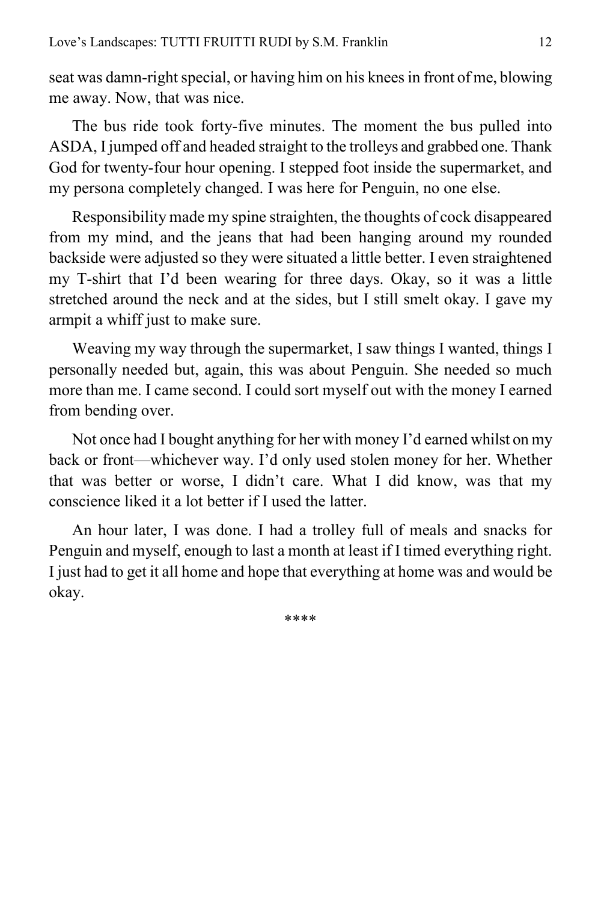seat was damn-right special, or having him on his knees in front of me, blowing me away. Now, that was nice.

The bus ride took forty-five minutes. The moment the bus pulled into ASDA, I jumped off and headed straight to the trolleys and grabbed one. Thank God for twenty-four hour opening. I stepped foot inside the supermarket, and my persona completely changed. I was here for Penguin, no one else.

Responsibility made my spine straighten, the thoughts of cock disappeared from my mind, and the jeans that had been hanging around my rounded backside were adjusted so they were situated a little better. I even straightened my T-shirt that I'd been wearing for three days. Okay, so it was a little stretched around the neck and at the sides, but I still smelt okay. I gave my armpit a whiff just to make sure.

Weaving my way through the supermarket, I saw things I wanted, things I personally needed but, again, this was about Penguin. She needed so much more than me. I came second. I could sort myself out with the money I earned from bending over.

Not once had I bought anything for her with money I'd earned whilst on my back or front—whichever way. I'd only used stolen money for her. Whether that was better or worse, I didn't care. What I did know, was that my conscience liked it a lot better if I used the latter.

An hour later, I was done. I had a trolley full of meals and snacks for Penguin and myself, enough to last a month at least if I timed everything right. I just had to get it all home and hope that everything at home was and would be okay.

****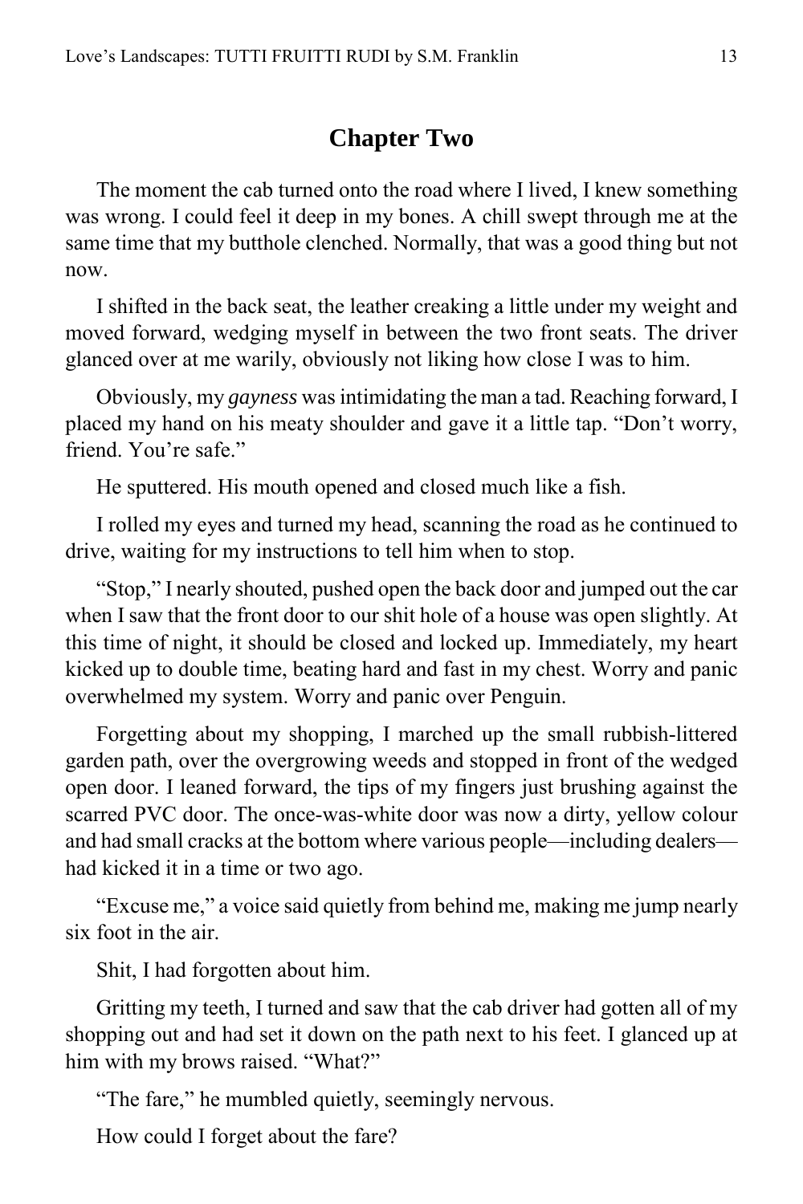## Chapter Two

The moment the cab turned onto the road where I lived, I knew something was wrong. I could feel it deep in my bones. A chill swept through me at the same time that my butthole clenched. Normally, that was a good thing but not now.

I shifted in the back seat, the leather creaking a little under my weight and moved forward, wedging myself in between the two front seats. The driver glanced over at me warily, obviously not liking how close I was to him.

Obviously, my *gayness* was intimidating the man a tad. Reaching forward, I placed my hand on his meaty shoulder and gave it a little tap. "Don't worry, friend. You're safe."

He sputtered. His mouth opened and closed much like a fish.

I rolled my eyes and turned my head, scanning the road as he continued to drive, waiting for my instructions to tell him when to stop.

"Stop," I nearly shouted, pushed open the back door and jumped out the car when I saw that the front door to our shit hole of a house was open slightly. At this time of night, it should be closed and locked up. Immediately, my heart kicked up to double time, beating hard and fast in my chest. Worry and panic overwhelmed my system. Worry and panic over Penguin.

Forgetting about my shopping, I marched up the small rubbish-littered garden path, over the overgrowing weeds and stopped in front of the wedged open door. I leaned forward, the tips of my fingers just brushing against the scarred PVC door. The once-was-white door was now a dirty, yellow colour and had small cracks at the bottom where various people—including dealers—had kicked it in a time or two ago.

"Excuse me," a voice said quietly from behind me, making me jump nearly six foot in the air.

Shit, I had forgotten about him.

Gritting my teeth, I turned and saw that the cab driver had gotten all of my shopping out and had set it down on the path next to his feet. I glanced up at him with my brows raised. "What?"

"The fare," he mumbled quietly, seemingly nervous.

How could I forget about the fare?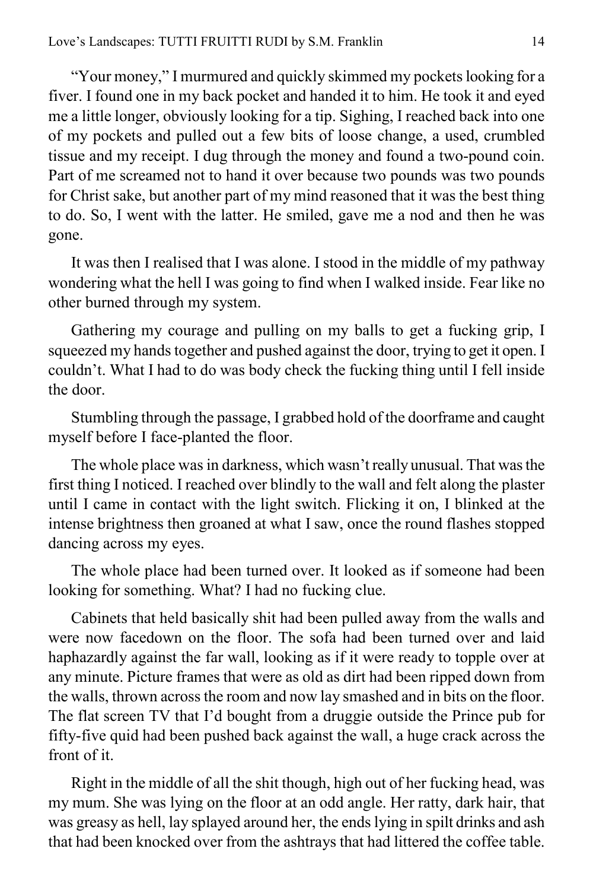"Your money," I murmured and quickly skimmed my pockets looking for a fiver. I found one in my back pocket and handed it to him. He took it and eyed me a little longer, obviously looking for a tip. Sighing, I reached back into one of my pockets and pulled out a few bits of loose change, a used, crumbled tissue and my receipt. I dug through the money and found a two-pound coin. Part of me screamed not to hand it over because two pounds was two pounds for Christ sake, but another part of my mind reasoned that it was the best thing to do. So, I went with the latter. He smiled, gave me a nod and then he was gone.

It was then I realised that I was alone. I stood in the middle of my pathway wondering what the hell I was going to find when I walked inside. Fear like no other burned through my system.

Gathering my courage and pulling on my balls to get a fucking grip, I squeezed my hands together and pushed against the door, trying to get it open. I couldn't. What I had to do was body check the fucking thing until I fell inside the door.

Stumbling through the passage, I grabbed hold of the doorframe and caught myself before I face-planted the floor.

The whole place was in darkness, which wasn't really unusual. That was the first thing I noticed. I reached over blindly to the wall and felt along the plaster until I came in contact with the light switch. Flicking it on, I blinked at the intense brightness then groaned at what I saw, once the round flashes stopped dancing across my eyes.

The whole place had been turned over. It looked as if someone had been looking for something. What? I had no fucking clue.

Cabinets that held basically shit had been pulled away from the walls and were now facedown on the floor. The sofa had been turned over and laid haphazardly against the far wall, looking as if it were ready to topple over at any minute. Picture frames that were as old as dirt had been ripped down from the walls, thrown across the room and now lay smashed and in bits on the floor. The flat screen TV that I'd bought from a druggie outside the Prince pub for fifty-five quid had been pushed back against the wall, a huge crack across the front of it.

Right in the middle of all the shit though, high out of her fucking head, was my mum. She was lying on the floor at an odd angle. Her ratty, dark hair, that was greasy as hell, lay splayed around her, the ends lying in spilt drinks and ash that had been knocked over from the ashtrays that had littered the coffee table.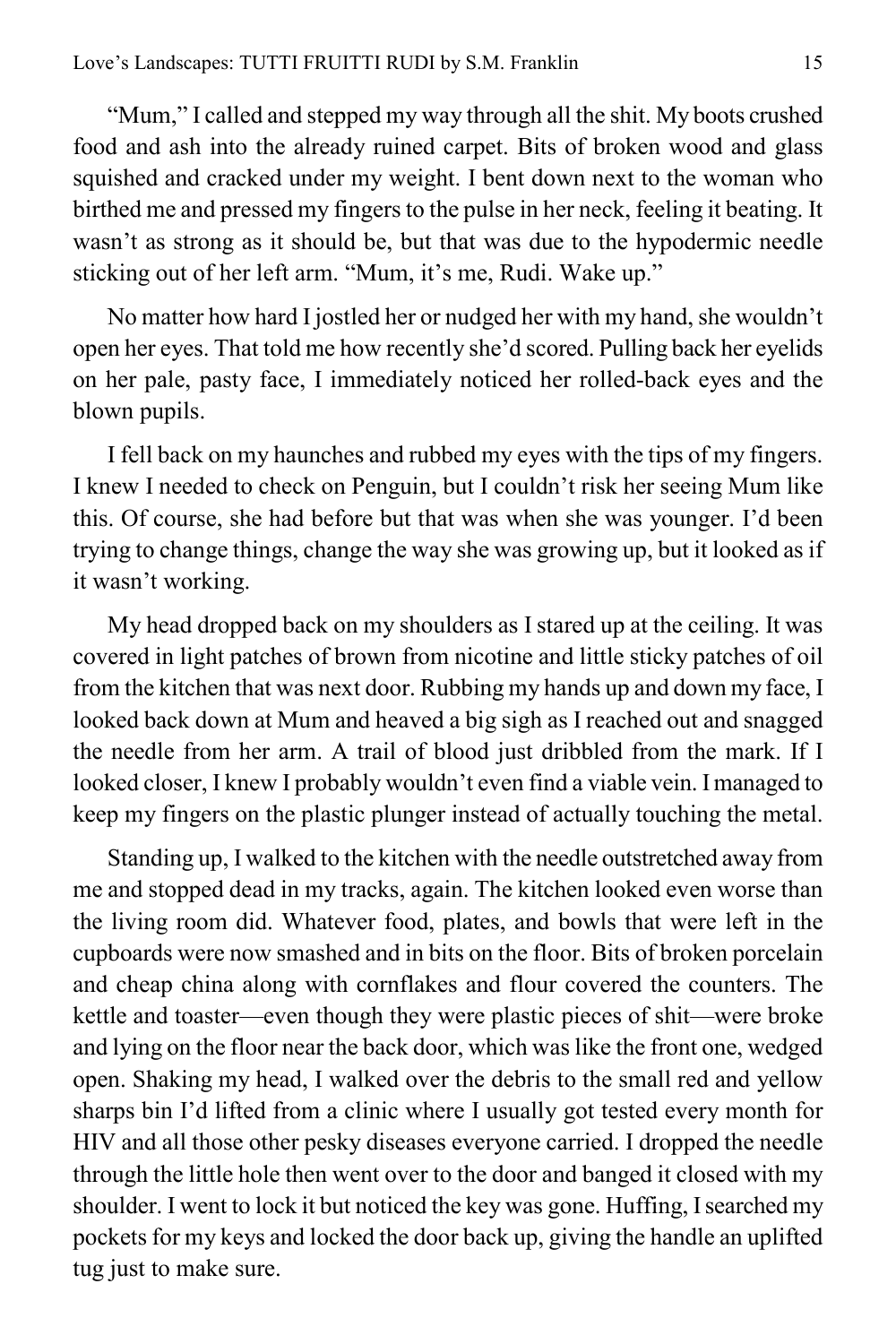"Mum," I called and stepped my way through all the shit. My boots crushed food and ash into the already ruined carpet. Bits of broken wood and glass squished and cracked under my weight. I bent down next to the woman who birthed me and pressed my fingers to the pulse in her neck, feeling it beating. It wasn't as strong as it should be, but that was due to the hypodermic needle sticking out of her left arm. "Mum, it's me, Rudi. Wake up."

No matter how hard I jostled her or nudged her with my hand, she wouldn't open her eyes. That told me how recently she'd scored. Pulling back her eyelids on her pale, pasty face, I immediately noticed her rolled-back eyes and the blown pupils.

I fell back on my haunches and rubbed my eyes with the tips of my fingers. I knew I needed to check on Penguin, but I couldn't risk her seeing Mum like this. Of course, she had before but that was when she was younger. I'd been trying to change things, change the way she was growing up, but it looked as if it wasn't working.

My head dropped back on my shoulders as I stared up at the ceiling. It was covered in light patches of brown from nicotine and little sticky patches of oil from the kitchen that was next door. Rubbing my hands up and down my face, I looked back down at Mum and heaved a big sigh as I reached out and snagged the needle from her arm. A trail of blood just dribbled from the mark. If I looked closer, I knew I probably wouldn't even find a viable vein. I managed to keep my fingers on the plastic plunger instead of actually touching the metal.

Standing up, I walked to the kitchen with the needle outstretched away from me and stopped dead in my tracks, again. The kitchen looked even worse than the living room did. Whatever food, plates, and bowls that were left in the cupboards were now smashed and in bits on the floor. Bits of broken porcelain and cheap china along with cornflakes and flour covered the counters. The kettle and toaster—even though they were plastic pieces of shit—were broke and lying on the floor near the back door, which was like the front one, wedged open. Shaking my head, I walked over the debris to the small red and yellow sharps bin I'd lifted from a clinic where I usually got tested every month for HIV and all those other pesky diseases everyone carried. I dropped the needle through the little hole then went over to the door and banged it closed with my shoulder. I went to lock it but noticed the key was gone. Huffing, I searched my pockets for my keys and locked the door back up, giving the handle an uplifted tug just to make sure.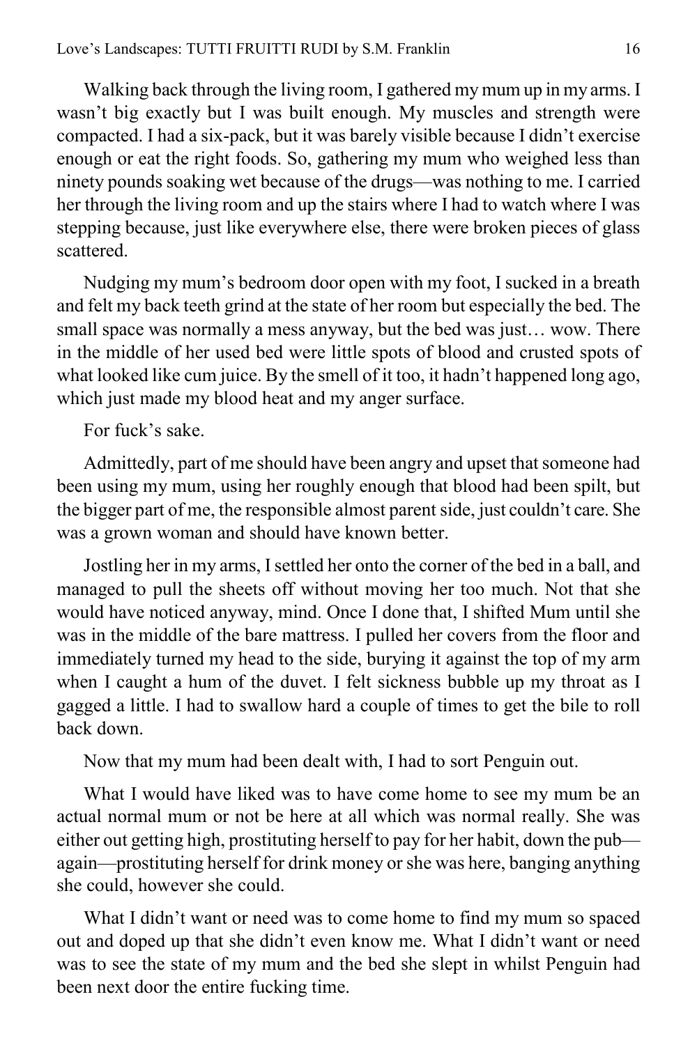Walking back through the living room, I gathered my mum up in my arms. I wasn't big exactly but I was built enough. My muscles and strength were compacted. I had a six-pack, but it was barely visible because I didn't exercise enough or eat the right foods. So, gathering my mum who weighed less than ninety pounds soaking wet because of the drugs—was nothing to me. I carried her through the living room and up the stairs where I had to watch where I was stepping because, just like everywhere else, there were broken pieces of glass scattered.

Nudging my mum's bedroom door open with my foot, I sucked in a breath and felt my back teeth grind at the state of her room but especially the bed. The small space was normally a mess anyway, but the bed was just… wow. There in the middle of her used bed were little spots of blood and crusted spots of what looked like cum juice. By the smell of it too, it hadn't happened long ago, which just made my blood heat and my anger surface.

For fuck's sake.

Admittedly, part of me should have been angry and upset that someone had been using my mum, using her roughly enough that blood had been spilt, but the bigger part of me, the responsible almost parent side, just couldn't care. She was a grown woman and should have known better.

Jostling her in my arms, I settled her onto the corner of the bed in a ball, and managed to pull the sheets off without moving her too much. Not that she would have noticed anyway, mind. Once I done that, I shifted Mum until she was in the middle of the bare mattress. I pulled her covers from the floor and immediately turned my head to the side, burying it against the top of my arm when I caught a hum of the duvet. I felt sickness bubble up my throat as I gagged a little. I had to swallow hard a couple of times to get the bile to roll back down.

Now that my mum had been dealt with, I had to sort Penguin out.

What I would have liked was to have come home to see my mum be an actual normal mum or not be here at all which was normal really. She was either out getting high, prostituting herself to pay for her habit, down the pub—again—prostituting herself for drink money or she was here, banging anything she could, however she could.

What I didn't want or need was to come home to find my mum so spaced out and doped up that she didn't even know me. What I didn't want or need was to see the state of my mum and the bed she slept in whilst Penguin had been next door the entire fucking time.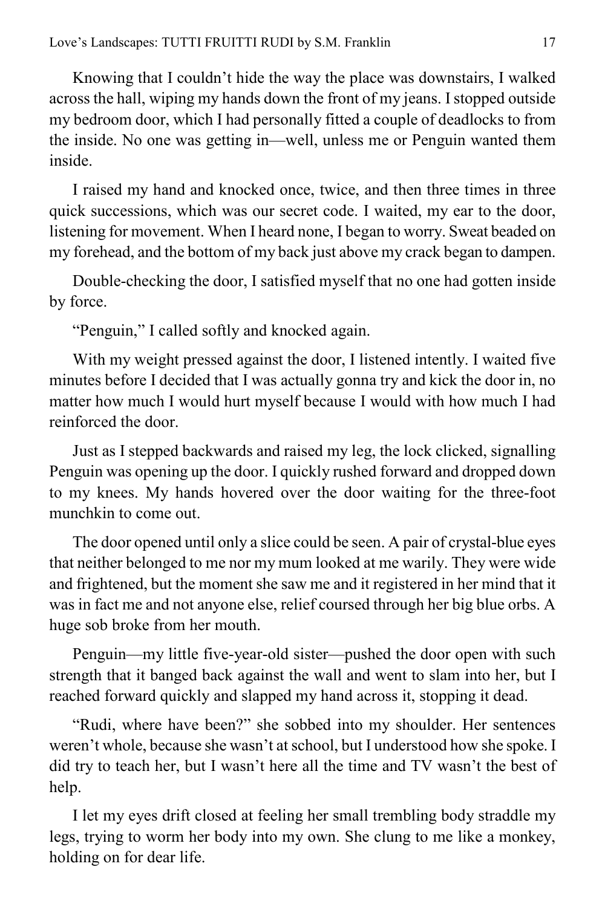Knowing that I couldn't hide the way the place was downstairs, I walked across the hall, wiping my hands down the front of my jeans. I stopped outside my bedroom door, which I had personally fitted a couple of deadlocks to from the inside. No one was getting in—well, unless me or Penguin wanted them inside.

I raised my hand and knocked once, twice, and then three times in three quick successions, which was our secret code. I waited, my ear to the door, listening for movement. When I heard none, I began to worry. Sweat beaded on my forehead, and the bottom of my back just above my crack began to dampen.

Double-checking the door, I satisfied myself that no one had gotten inside by force.

"Penguin," I called softly and knocked again.

With my weight pressed against the door, I listened intently. I waited five minutes before I decided that I was actually gonna try and kick the door in, no matter how much I would hurt myself because I would with how much I had reinforced the door.

Just as I stepped backwards and raised my leg, the lock clicked, signalling Penguin was opening up the door. I quickly rushed forward and dropped down to my knees. My hands hovered over the door waiting for the three-foot munchkin to come out.

The door opened until only a slice could be seen. A pair of crystal-blue eyes that neither belonged to me nor my mum looked at me warily. They were wide and frightened, but the moment she saw me and it registered in her mind that it was in fact me and not anyone else, relief coursed through her big blue orbs. A huge sob broke from her mouth.

Penguin—my little five-year-old sister—pushed the door open with such strength that it banged back against the wall and went to slam into her, but I reached forward quickly and slapped my hand across it, stopping it dead.

"Rudi, where have been?" she sobbed into my shoulder. Her sentences weren't whole, because she wasn't at school, but I understood how she spoke. I did try to teach her, but I wasn't here all the time and TV wasn't the best of help.

I let my eyes drift closed at feeling her small trembling body straddle my legs, trying to worm her body into my own. She clung to me like a monkey, holding on for dear life.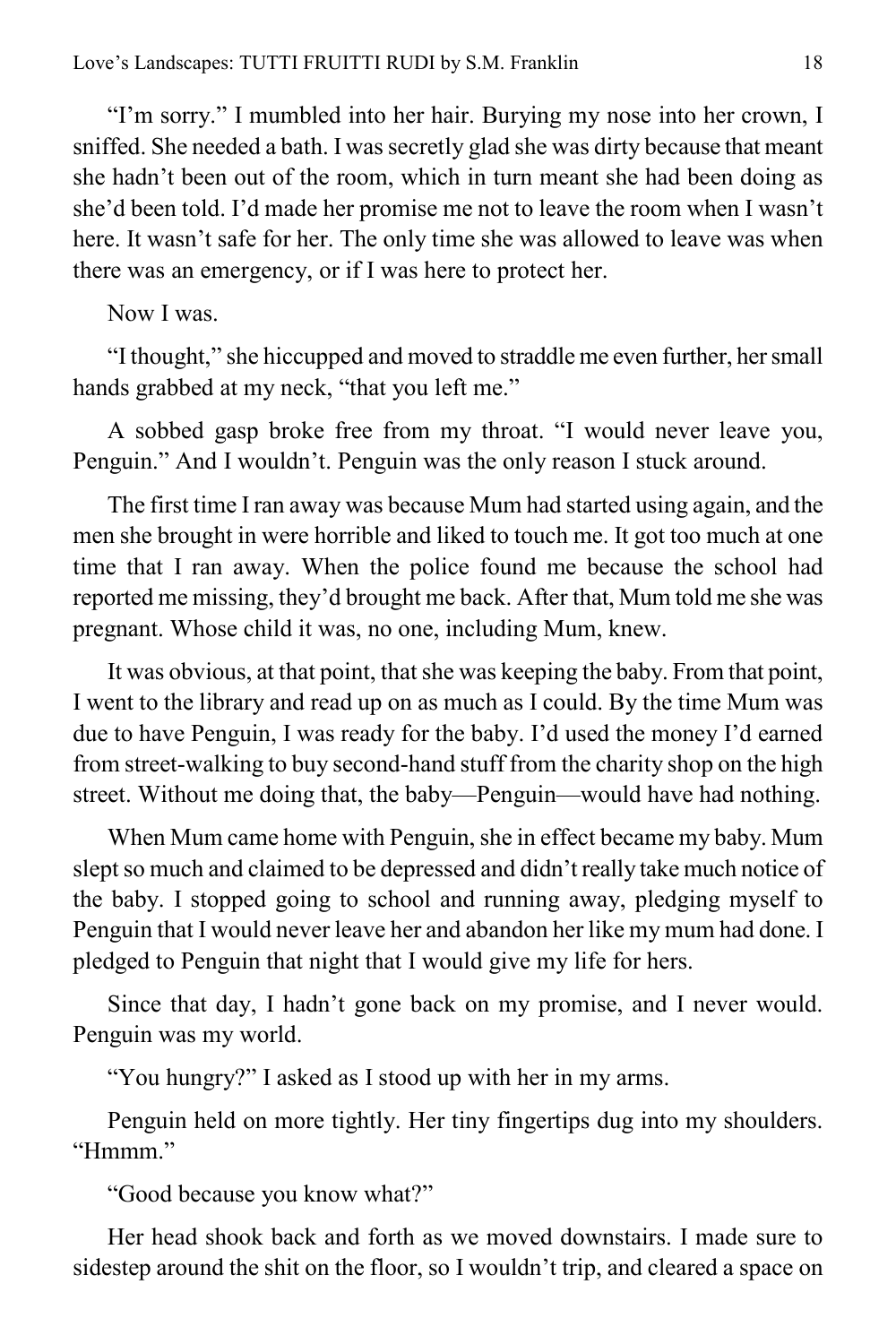"I'm sorry." I mumbled into her hair. Burying my nose into her crown, I sniffed. She needed a bath. I was secretly glad she was dirty because that meant she hadn't been out of the room, which in turn meant she had been doing as she'd been told. I'd made her promise me not to leave the room when I wasn't here. It wasn't safe for her. The only time she was allowed to leave was when there was an emergency, or if I was here to protect her.

Now I was.

"I thought," she hiccupped and moved to straddle me even further, her small hands grabbed at my neck, "that you left me."

A sobbed gasp broke free from my throat. "I would never leave you, Penguin." And I wouldn't. Penguin was the only reason I stuck around.

The first time I ran away was because Mum had started using again, and the men she brought in were horrible and liked to touch me. It got too much at one time that I ran away. When the police found me because the school had reported me missing, they'd brought me back. After that, Mum told me she was pregnant. Whose child it was, no one, including Mum, knew.

It was obvious, at that point, that she was keeping the baby. From that point, I went to the library and read up on as much as I could. By the time Mum was due to have Penguin, I was ready for the baby. I'd used the money I'd earned from street-walking to buy second-hand stuff from the charity shop on the high street. Without me doing that, the baby—Penguin—would have had nothing.

When Mum came home with Penguin, she in effect became my baby. Mum slept so much and claimed to be depressed and didn't really take much notice of the baby. I stopped going to school and running away, pledging myself to Penguin that I would never leave her and abandon her like my mum had done. I pledged to Penguin that night that I would give my life for hers.

Since that day, I hadn't gone back on my promise, and I never would. Penguin was my world.

"You hungry?" I asked as I stood up with her in my arms.

Penguin held on more tightly. Her tiny fingertips dug into my shoulders. "Hmmm."

"Good because you know what?"

Her head shook back and forth as we moved downstairs. I made sure to sidestep around the shit on the floor, so I wouldn't trip, and cleared a space on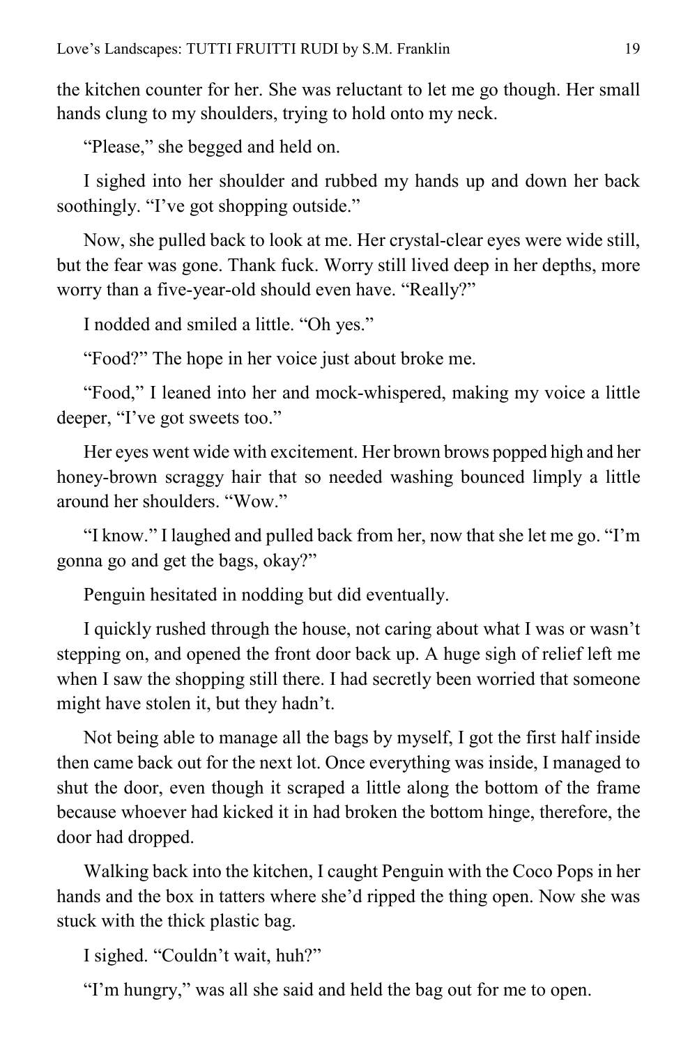the kitchen counter for her. She was reluctant to let me go though. Her small hands clung to my shoulders, trying to hold onto my neck.

"Please," she begged and held on.

I sighed into her shoulder and rubbed my hands up and down her back soothingly. "I've got shopping outside."

Now, she pulled back to look at me. Her crystal-clear eyes were wide still, but the fear was gone. Thank fuck. Worry still lived deep in her depths, more worry than a five-year-old should even have. "Really?"

I nodded and smiled a little. "Oh yes."

"Food?" The hope in her voice just about broke me.

"Food," I leaned into her and mock-whispered, making my voice a little deeper, "I've got sweets too."

Her eyes went wide with excitement. Her brown brows popped high and her honey-brown scraggy hair that so needed washing bounced limply a little around her shoulders. "Wow."

"I know." I laughed and pulled back from her, now that she let me go. "I'm gonna go and get the bags, okay?"

Penguin hesitated in nodding but did eventually.

I quickly rushed through the house, not caring about what I was or wasn't stepping on, and opened the front door back up. A huge sigh of relief left me when I saw the shopping still there. I had secretly been worried that someone might have stolen it, but they hadn't.

Not being able to manage all the bags by myself, I got the first half inside then came back out for the next lot. Once everything was inside, I managed to shut the door, even though it scraped a little along the bottom of the frame because whoever had kicked it in had broken the bottom hinge, therefore, the door had dropped.

Walking back into the kitchen, I caught Penguin with the Coco Pops in her hands and the box in tatters where she'd ripped the thing open. Now she was stuck with the thick plastic bag.

I sighed. "Couldn't wait, huh?"

"I'm hungry," was all she said and held the bag out for me to open.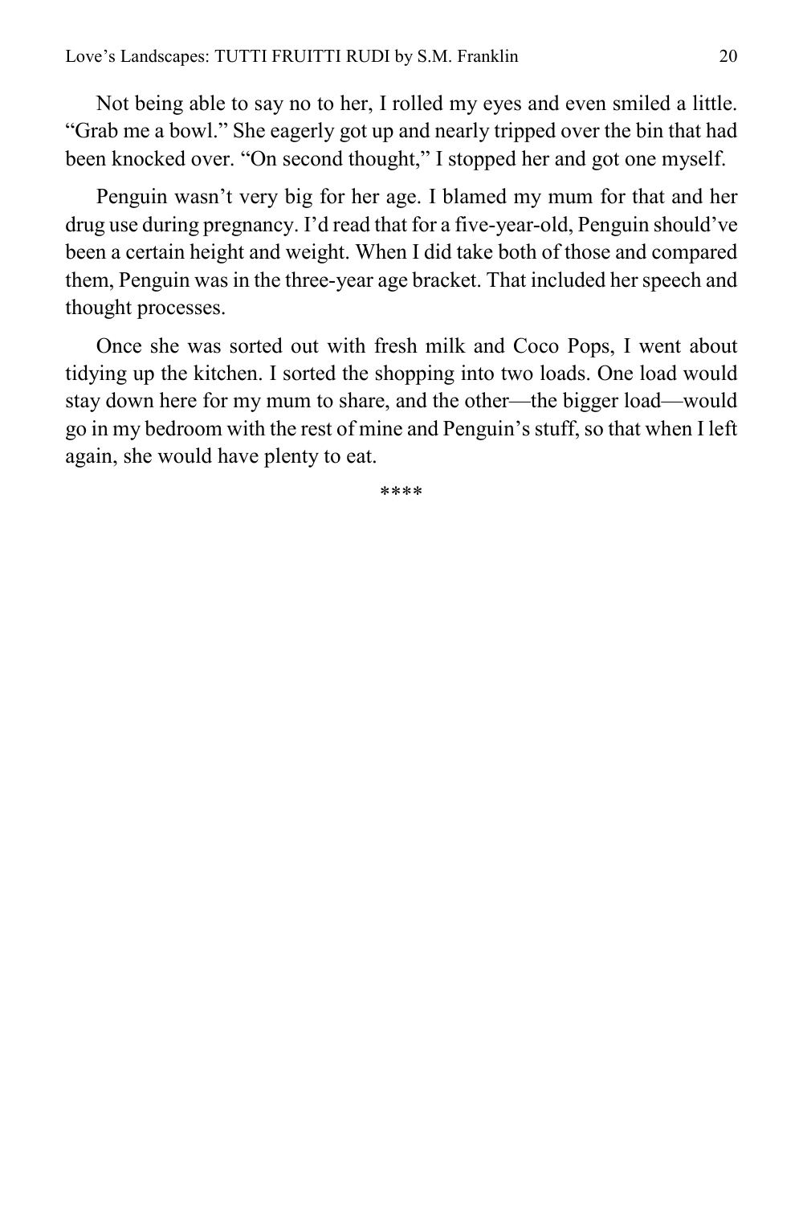Not being able to say no to her, I rolled my eyes and even smiled a little. "Grab me a bowl." She eagerly got up and nearly tripped over the bin that had been knocked over. "On second thought," I stopped her and got one myself.

Penguin wasn't very big for her age. I blamed my mum for that and her drug use during pregnancy. I'd read that for a five-year-old, Penguin should've been a certain height and weight. When I did take both of those and compared them, Penguin was in the three-year age bracket. That included her speech and thought processes.

Once she was sorted out with fresh milk and Coco Pops, I went about tidying up the kitchen. I sorted the shopping into two loads. One load would stay down here for my mum to share, and the other—the bigger load—would go in my bedroom with the rest of mine and Penguin's stuff, so that when I left again, she would have plenty to eat.

****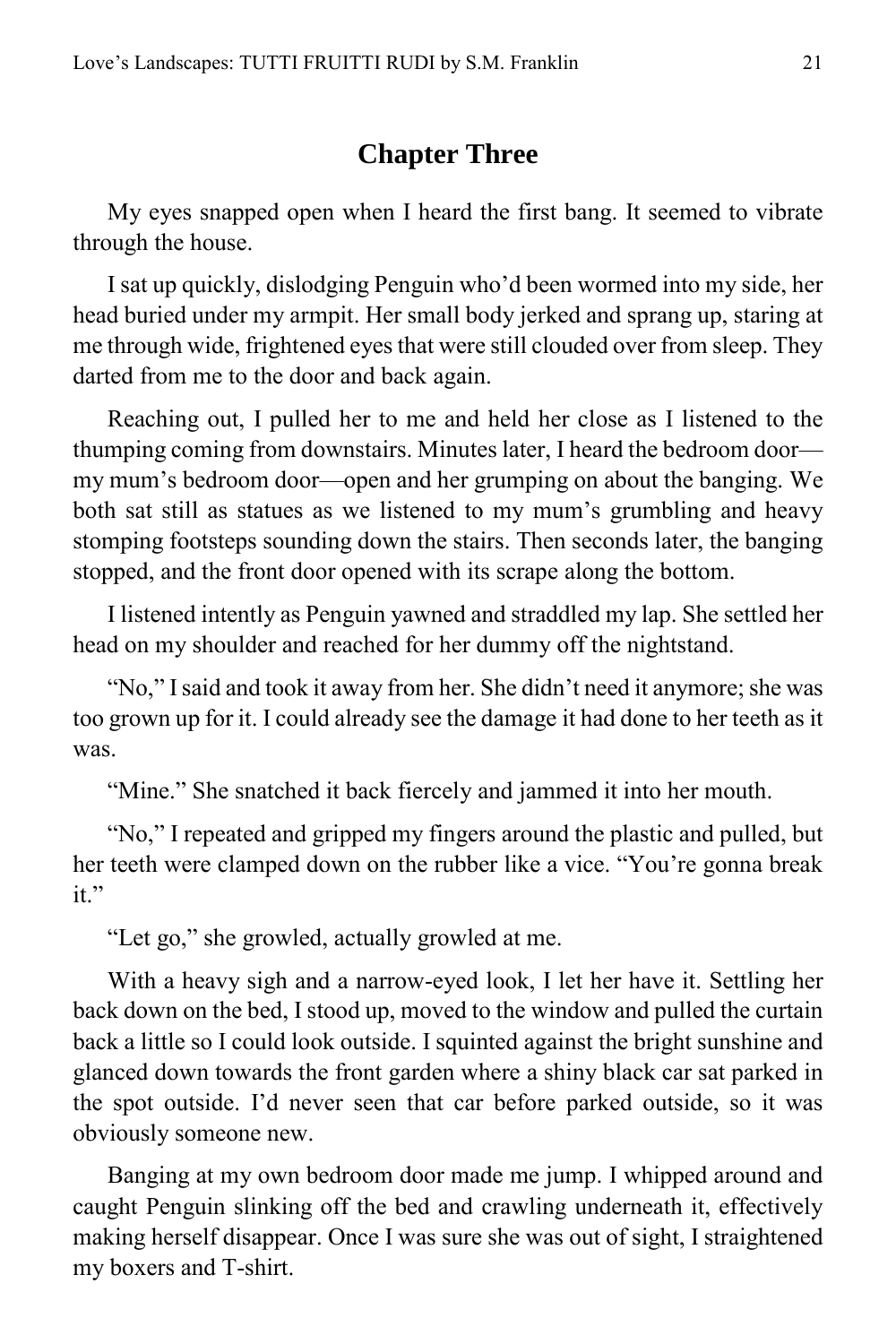## Chapter Three

My eyes snapped open when I heard the first bang. It seemed to vibrate through the house.

I sat up quickly, dislodging Penguin who'd been wormed into my side, her head buried under my armpit. Her small body jerked and sprang up, staring at me through wide, frightened eyes that were still clouded over from sleep. They darted from me to the door and back again.

Reaching out, I pulled her to me and held her close as I listened to the thumping coming from downstairs. Minutes later, I heard the bedroom door—my mum's bedroom door—open and her grumping on about the banging. We both sat still as statues as we listened to my mum's grumbling and heavy stomping footsteps sounding down the stairs. Then seconds later, the banging stopped, and the front door opened with its scrape along the bottom.

I listened intently as Penguin yawned and straddled my lap. She settled her head on my shoulder and reached for her dummy off the nightstand.

"No," I said and took it away from her. She didn't need it anymore; she was too grown up for it. I could already see the damage it had done to her teeth as it was.

"Mine." She snatched it back fiercely and jammed it into her mouth.

"No," I repeated and gripped my fingers around the plastic and pulled, but her teeth were clamped down on the rubber like a vice. "You're gonna break it."

"Let go," she growled, actually growled at me.

With a heavy sigh and a narrow-eyed look, I let her have it. Settling her back down on the bed, I stood up, moved to the window and pulled the curtain back a little so I could look outside. I squinted against the bright sunshine and glanced down towards the front garden where a shiny black car sat parked in the spot outside. I'd never seen that car before parked outside, so it was obviously someone new.

Banging at my own bedroom door made me jump. I whipped around and caught Penguin slinking off the bed and crawling underneath it, effectively making herself disappear. Once I was sure she was out of sight, I straightened my boxers and T-shirt.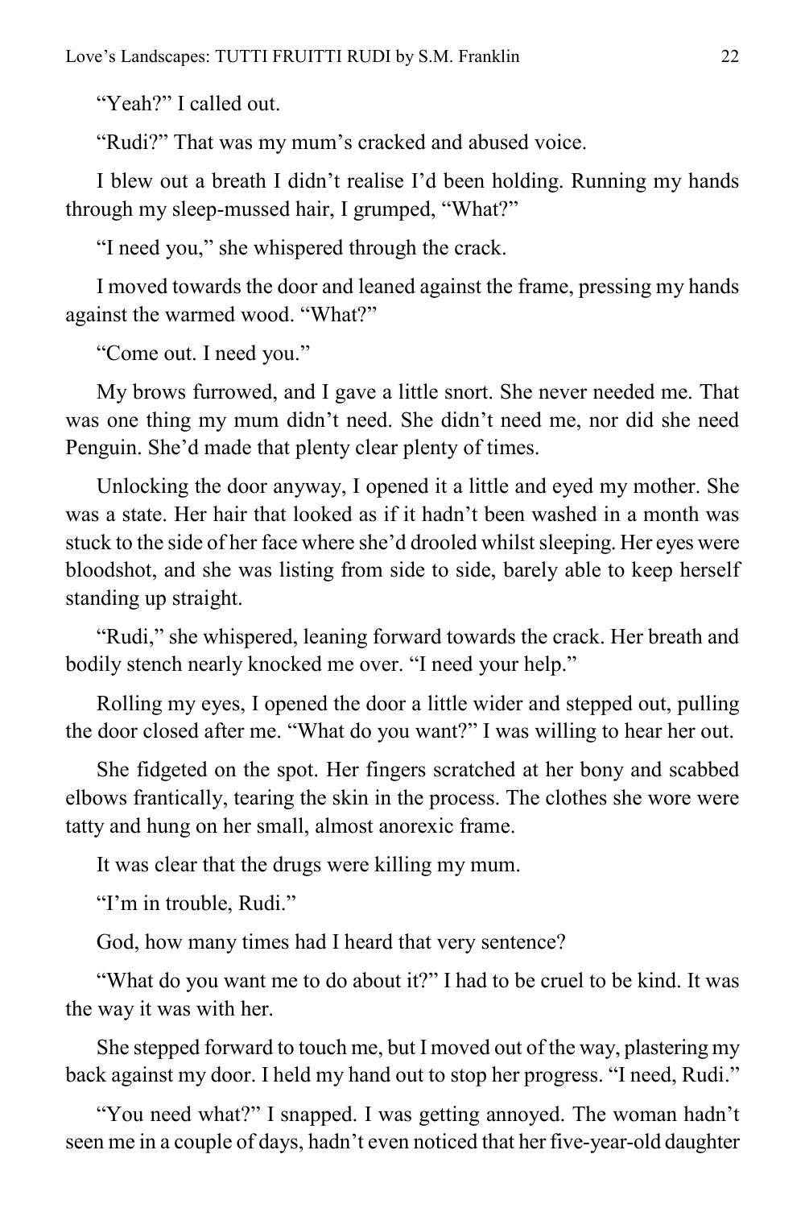"Yeah?" I called out.

"Rudi?" That was my mum's cracked and abused voice.

I blew out a breath I didn't realise I'd been holding. Running my hands through my sleep-mussed hair, I grumped, "What?"

"I need you," she whispered through the crack.

I moved towards the door and leaned against the frame, pressing my hands against the warmed wood. "What?"

"Come out. I need you."

My brows furrowed, and I gave a little snort. She never needed me. That was one thing my mum didn't need. She didn't need me, nor did she need Penguin. She'd made that plenty clear plenty of times.

Unlocking the door anyway, I opened it a little and eyed my mother. She was a state. Her hair that looked as if it hadn't been washed in a month was stuck to the side of her face where she'd drooled whilst sleeping. Her eyes were bloodshot, and she was listing from side to side, barely able to keep herself standing up straight.

"Rudi," she whispered, leaning forward towards the crack. Her breath and bodily stench nearly knocked me over. "I need your help."

Rolling my eyes, I opened the door a little wider and stepped out, pulling the door closed after me. "What do you want?" I was willing to hear her out.

She fidgeted on the spot. Her fingers scratched at her bony and scabbed elbows frantically, tearing the skin in the process. The clothes she wore were tatty and hung on her small, almost anorexic frame.

It was clear that the drugs were killing my mum.

"I'm in trouble, Rudi."

God, how many times had I heard that very sentence?

"What do you want me to do about it?" I had to be cruel to be kind. It was the way it was with her.

She stepped forward to touch me, but I moved out of the way, plastering my back against my door. I held my hand out to stop her progress. "I need, Rudi."

"You need what?" I snapped. I was getting annoyed. The woman hadn't seen me in a couple of days, hadn't even noticed that her five-year-old daughter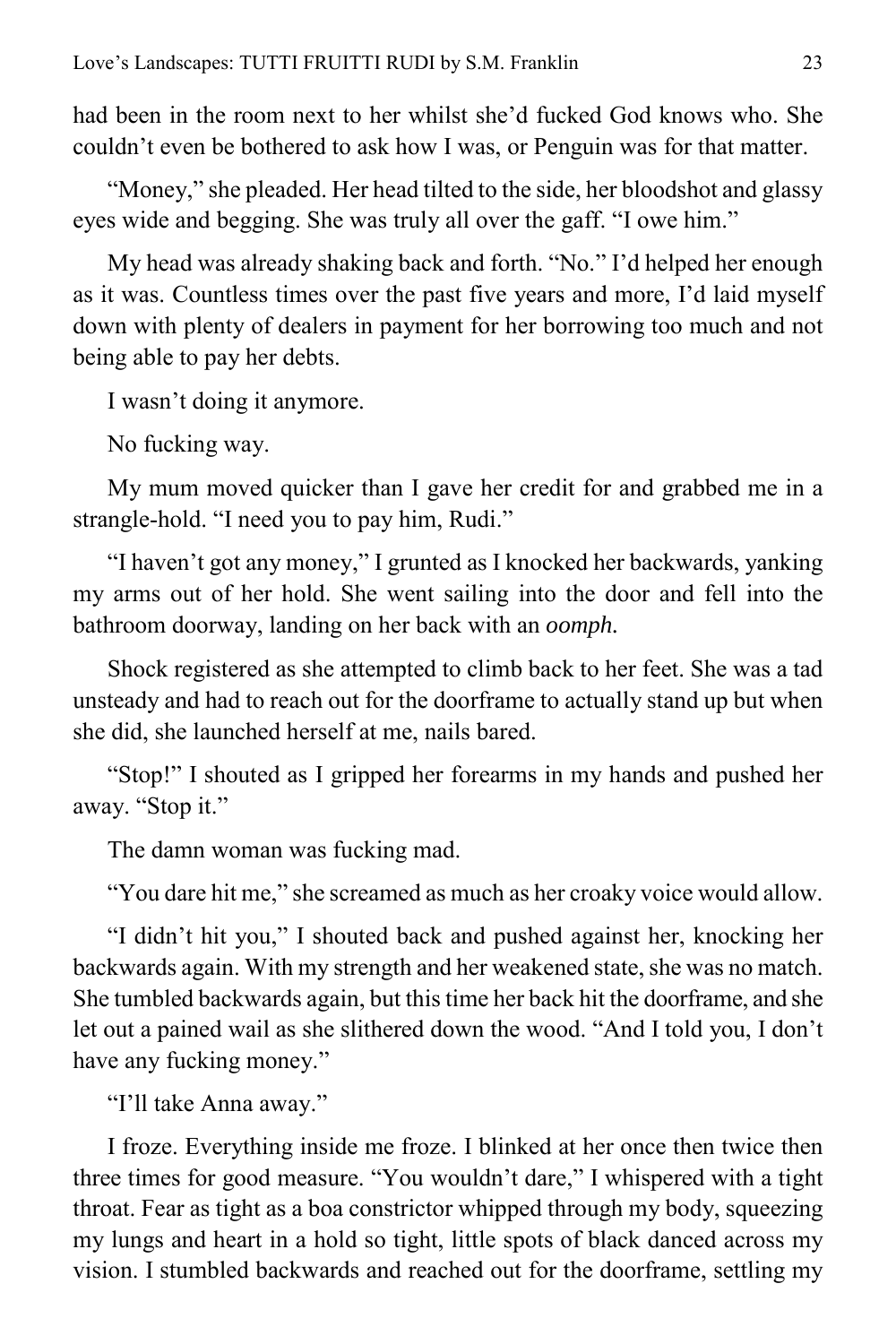had been in the room next to her whilst she'd fucked God knows who. She couldn't even be bothered to ask how I was, or Penguin was for that matter.

"Money," she pleaded. Her head tilted to the side, her bloodshot and glassy eyes wide and begging. She was truly all over the gaff. "I owe him."

My head was already shaking back and forth. "No." I'd helped her enough as it was. Countless times over the past five years and more, I'd laid myself down with plenty of dealers in payment for her borrowing too much and not being able to pay her debts.

I wasn't doing it anymore.

No fucking way.

My mum moved quicker than I gave her credit for and grabbed me in a strangle-hold. "I need you to pay him, Rudi."

"I haven't got any money," I grunted as I knocked her backwards, yanking my arms out of her hold. She went sailing into the door and fell into the bathroom doorway, landing on her back with an *oomph.*

Shock registered as she attempted to climb back to her feet. She was a tad unsteady and had to reach out for the doorframe to actually stand up but when she did, she launched herself at me, nails bared.

"Stop!" I shouted as I gripped her forearms in my hands and pushed her away. "Stop it."

The damn woman was fucking mad.

"You dare hit me," she screamed as much as her croaky voice would allow.

"I didn't hit you," I shouted back and pushed against her, knocking her backwards again. With my strength and her weakened state, she was no match. She tumbled backwards again, but this time her back hit the doorframe, and she let out a pained wail as she slithered down the wood. "And I told you, I don't have any fucking money."

"I'll take Anna away."

I froze. Everything inside me froze. I blinked at her once then twice then three times for good measure. "You wouldn't dare," I whispered with a tight throat. Fear as tight as a boa constrictor whipped through my body, squeezing my lungs and heart in a hold so tight, little spots of black danced across my vision. I stumbled backwards and reached out for the doorframe, settling my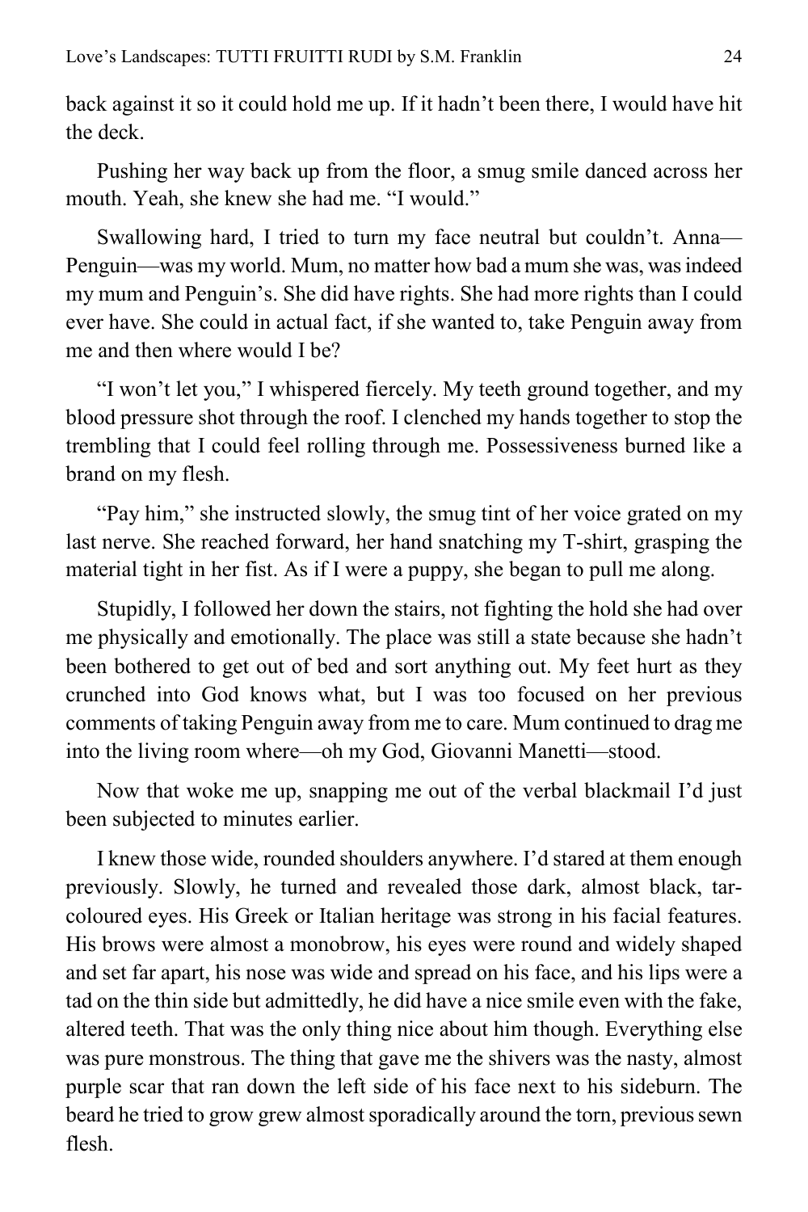back against it so it could hold me up. If it hadn't been there, I would have hit the deck.

Pushing her way back up from the floor, a smug smile danced across her mouth. Yeah, she knew she had me. "I would."

Swallowing hard, I tried to turn my face neutral but couldn't. Anna—Penguin—was my world. Mum, no matter how bad a mum she was, was indeed my mum and Penguin's. She did have rights. She had more rights than I could ever have. She could in actual fact, if she wanted to, take Penguin away from me and then where would I be?

"I won't let you," I whispered fiercely. My teeth ground together, and my blood pressure shot through the roof. I clenched my hands together to stop the trembling that I could feel rolling through me. Possessiveness burned like a brand on my flesh.

"Pay him," she instructed slowly, the smug tint of her voice grated on my last nerve. She reached forward, her hand snatching my T-shirt, grasping the material tight in her fist. As if I were a puppy, she began to pull me along.

Stupidly, I followed her down the stairs, not fighting the hold she had over me physically and emotionally. The place was still a state because she hadn't been bothered to get out of bed and sort anything out. My feet hurt as they crunched into God knows what, but I was too focused on her previous comments of taking Penguin away from me to care. Mum continued to drag me into the living room where—oh my God, Giovanni Manetti—stood.

Now that woke me up, snapping me out of the verbal blackmail I'd just been subjected to minutes earlier.

I knew those wide, rounded shoulders anywhere. I'd stared at them enough previously. Slowly, he turned and revealed those dark, almost black, tar-coloured eyes. His Greek or Italian heritage was strong in his facial features. His brows were almost a monobrow, his eyes were round and widely shaped and set far apart, his nose was wide and spread on his face, and his lips were a tad on the thin side but admittedly, he did have a nice smile even with the fake, altered teeth. That was the only thing nice about him though. Everything else was pure monstrous. The thing that gave me the shivers was the nasty, almost purple scar that ran down the left side of his face next to his sideburn. The beard he tried to grow grew almost sporadically around the torn, previous sewn flesh.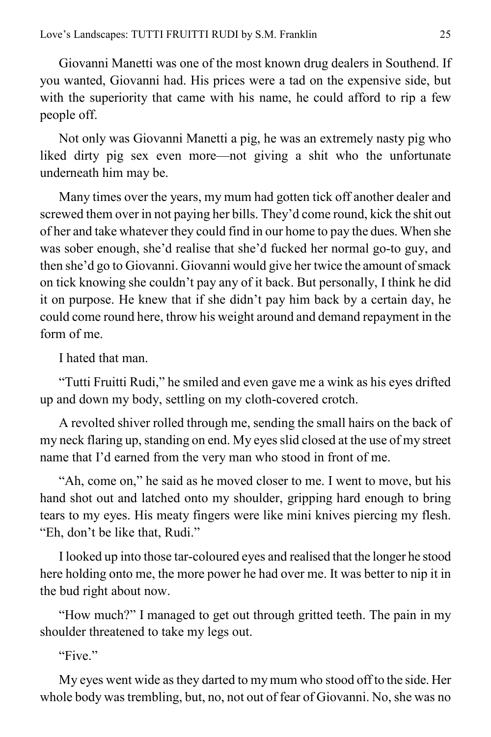Giovanni Manetti was one of the most known drug dealers in Southend. If you wanted, Giovanni had. His prices were a tad on the expensive side, but with the superiority that came with his name, he could afford to rip a few people off.

Not only was Giovanni Manetti a pig, he was an extremely nasty pig who liked dirty pig sex even more—not giving a shit who the unfortunate underneath him may be.

Many times over the years, my mum had gotten tick off another dealer and screwed them over in not paying her bills. They'd come round, kick the shit out of her and take whatever they could find in our home to pay the dues. When she was sober enough, she'd realise that she'd fucked her normal go-to guy, and then she'd go to Giovanni. Giovanni would give her twice the amount of smack on tick knowing she couldn't pay any of it back. But personally, I think he did it on purpose. He knew that if she didn't pay him back by a certain day, he could come round here, throw his weight around and demand repayment in the form of me.

I hated that man.

"Tutti Fruitti Rudi," he smiled and even gave me a wink as his eyes drifted up and down my body, settling on my cloth-covered crotch.

A revolted shiver rolled through me, sending the small hairs on the back of my neck flaring up, standing on end. My eyes slid closed at the use of my street name that I'd earned from the very man who stood in front of me.

"Ah, come on," he said as he moved closer to me. I went to move, but his hand shot out and latched onto my shoulder, gripping hard enough to bring tears to my eyes. His meaty fingers were like mini knives piercing my flesh. "Eh, don't be like that, Rudi."

I looked up into those tar-coloured eyes and realised that the longer he stood here holding onto me, the more power he had over me. It was better to nip it in the bud right about now.

"How much?" I managed to get out through gritted teeth. The pain in my shoulder threatened to take my legs out.

"Five."

My eyes went wide as they darted to my mum who stood off to the side. Her whole body was trembling, but, no, not out of fear of Giovanni. No, she was no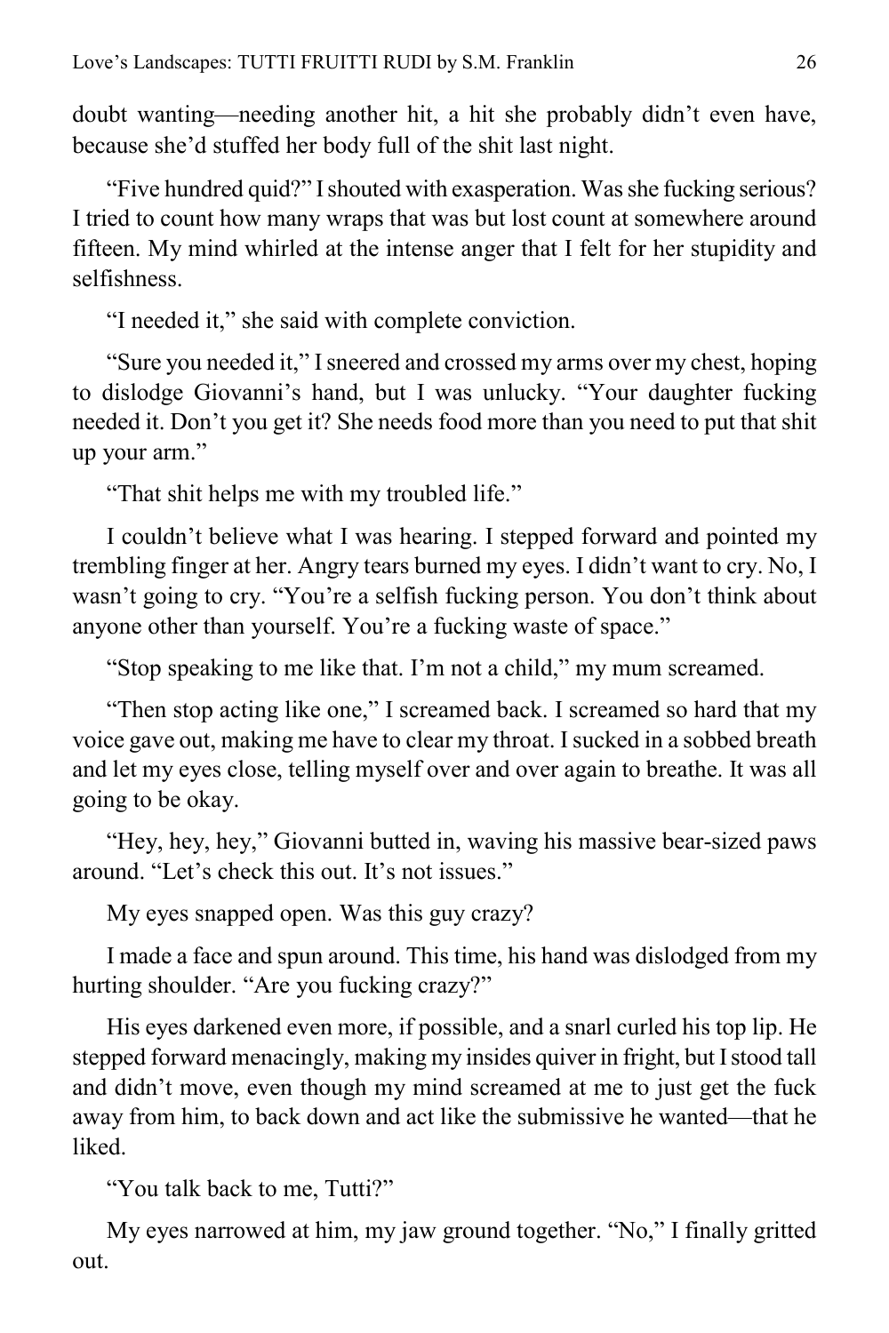doubt wanting—needing another hit, a hit she probably didn't even have, because she'd stuffed her body full of the shit last night.

"Five hundred quid?" I shouted with exasperation. Was she fucking serious? I tried to count how many wraps that was but lost count at somewhere around fifteen. My mind whirled at the intense anger that I felt for her stupidity and selfishness.

"I needed it," she said with complete conviction.

"Sure you needed it," I sneered and crossed my arms over my chest, hoping to dislodge Giovanni's hand, but I was unlucky. "Your daughter fucking needed it. Don't you get it? She needs food more than you need to put that shit up your arm."

"That shit helps me with my troubled life."

I couldn't believe what I was hearing. I stepped forward and pointed my trembling finger at her. Angry tears burned my eyes. I didn't want to cry. No, I wasn't going to cry. "You're a selfish fucking person. You don't think about anyone other than yourself. You're a fucking waste of space."

"Stop speaking to me like that. I'm not a child," my mum screamed.

"Then stop acting like one," I screamed back. I screamed so hard that my voice gave out, making me have to clear my throat. I sucked in a sobbed breath and let my eyes close, telling myself over and over again to breathe. It was all going to be okay.

"Hey, hey, hey," Giovanni butted in, waving his massive bear-sized paws around. "Let's check this out. It's not issues."

My eyes snapped open. Was this guy crazy?

I made a face and spun around. This time, his hand was dislodged from my hurting shoulder. "Are you fucking crazy?"

His eyes darkened even more, if possible, and a snarl curled his top lip. He stepped forward menacingly, making my insides quiver in fright, but I stood tall and didn't move, even though my mind screamed at me to just get the fuck away from him, to back down and act like the submissive he wanted—that he liked.

"You talk back to me, Tutti?"

My eyes narrowed at him, my jaw ground together. "No," I finally gritted out.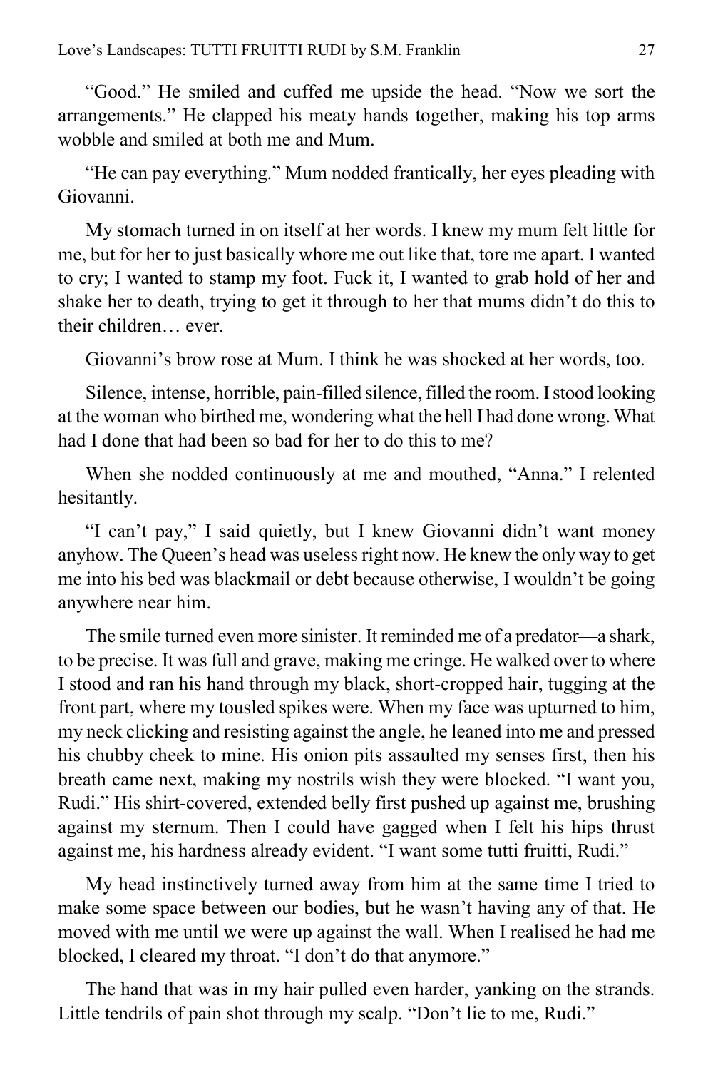"Good." He smiled and cuffed me upside the head. "Now we sort the arrangements." He clapped his meaty hands together, making his top arms wobble and smiled at both me and Mum.

"He can pay everything." Mum nodded frantically, her eyes pleading with Giovanni.

My stomach turned in on itself at her words. I knew my mum felt little for me, but for her to just basically whore me out like that, tore me apart. I wanted to cry; I wanted to stamp my foot. Fuck it, I wanted to grab hold of her and shake her to death, trying to get it through to her that mums didn't do this to their children… ever.

Giovanni's brow rose at Mum. I think he was shocked at her words, too.

Silence, intense, horrible, pain-filled silence, filled the room. I stood looking at the woman who birthed me, wondering what the hell I had done wrong. What had I done that had been so bad for her to do this to me?

When she nodded continuously at me and mouthed, "Anna." I relented hesitantly.

"I can't pay," I said quietly, but I knew Giovanni didn't want money anyhow. The Queen's head was useless right now. He knew the only way to get me into his bed was blackmail or debt because otherwise, I wouldn't be going anywhere near him.

The smile turned even more sinister. It reminded me of a predator—a shark, to be precise. It was full and grave, making me cringe. He walked over to where I stood and ran his hand through my black, short-cropped hair, tugging at the front part, where my tousled spikes were. When my face was upturned to him, my neck clicking and resisting against the angle, he leaned into me and pressed his chubby cheek to mine. His onion pits assaulted my senses first, then his breath came next, making my nostrils wish they were blocked. "I want you, Rudi." His shirt-covered, extended belly first pushed up against me, brushing against my sternum. Then I could have gagged when I felt his hips thrust against me, his hardness already evident. "I want some tutti fruitti, Rudi."

My head instinctively turned away from him at the same time I tried to make some space between our bodies, but he wasn't having any of that. He moved with me until we were up against the wall. When I realised he had me blocked, I cleared my throat. "I don't do that anymore."

The hand that was in my hair pulled even harder, yanking on the strands. Little tendrils of pain shot through my scalp. "Don't lie to me, Rudi."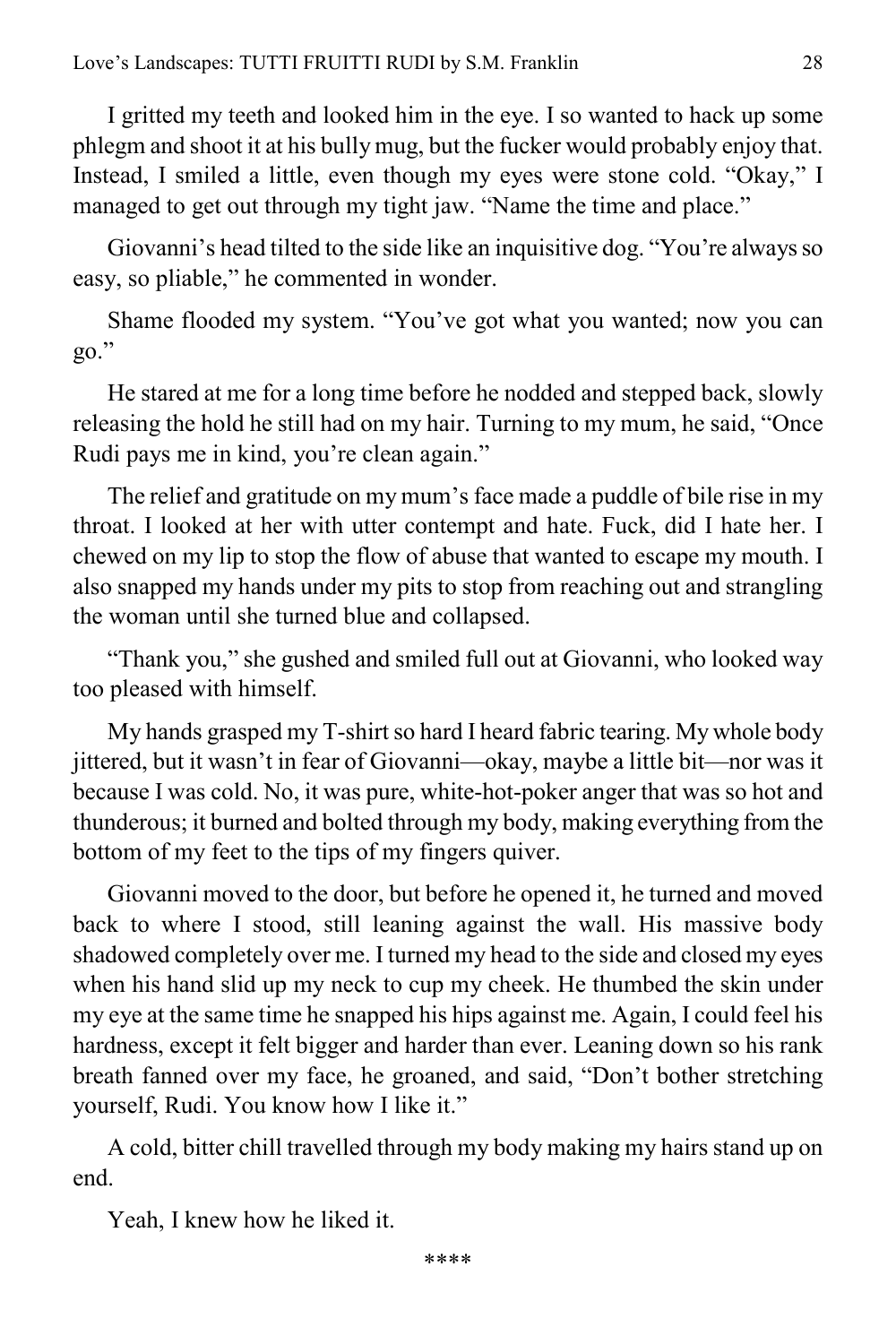I gritted my teeth and looked him in the eye. I so wanted to hack up some phlegm and shoot it at his bully mug, but the fucker would probably enjoy that. Instead, I smiled a little, even though my eyes were stone cold. “Okay,” I managed to get out through my tight jaw. “Name the time and place.”

Giovanni’s head tilted to the side like an inquisitive dog. “You’re always so easy, so pliable,” he commented in wonder.

Shame flooded my system. “You’ve got what you wanted; now you can go.”

He stared at me for a long time before he nodded and stepped back, slowly releasing the hold he still had on my hair. Turning to my mum, he said, “Once Rudi pays me in kind, you’re clean again.”

The relief and gratitude on my mum’s face made a puddle of bile rise in my throat. I looked at her with utter contempt and hate. Fuck, did I hate her. I chewed on my lip to stop the flow of abuse that wanted to escape my mouth. I also snapped my hands under my pits to stop from reaching out and strangling the woman until she turned blue and collapsed.

“Thank you,” she gushed and smiled full out at Giovanni, who looked way too pleased with himself.

My hands grasped my T-shirt so hard I heard fabric tearing. My whole body jittered, but it wasn’t in fear of Giovanni—okay, maybe a little bit—nor was it because I was cold. No, it was pure, white-hot-poker anger that was so hot and thunderous; it burned and bolted through my body, making everything from the bottom of my feet to the tips of my fingers quiver.

Giovanni moved to the door, but before he opened it, he turned and moved back to where I stood, still leaning against the wall. His massive body shadowed completely over me. I turned my head to the side and closed my eyes when his hand slid up my neck to cup my cheek. He thumbed the skin under my eye at the same time he snapped his hips against me. Again, I could feel his hardness, except it felt bigger and harder than ever. Leaning down so his rank breath fanned over my face, he groaned, and said, “Don’t bother stretching yourself, Rudi. You know how I like it.”

A cold, bitter chill travelled through my body making my hairs stand up on end.

Yeah, I knew how he liked it.

****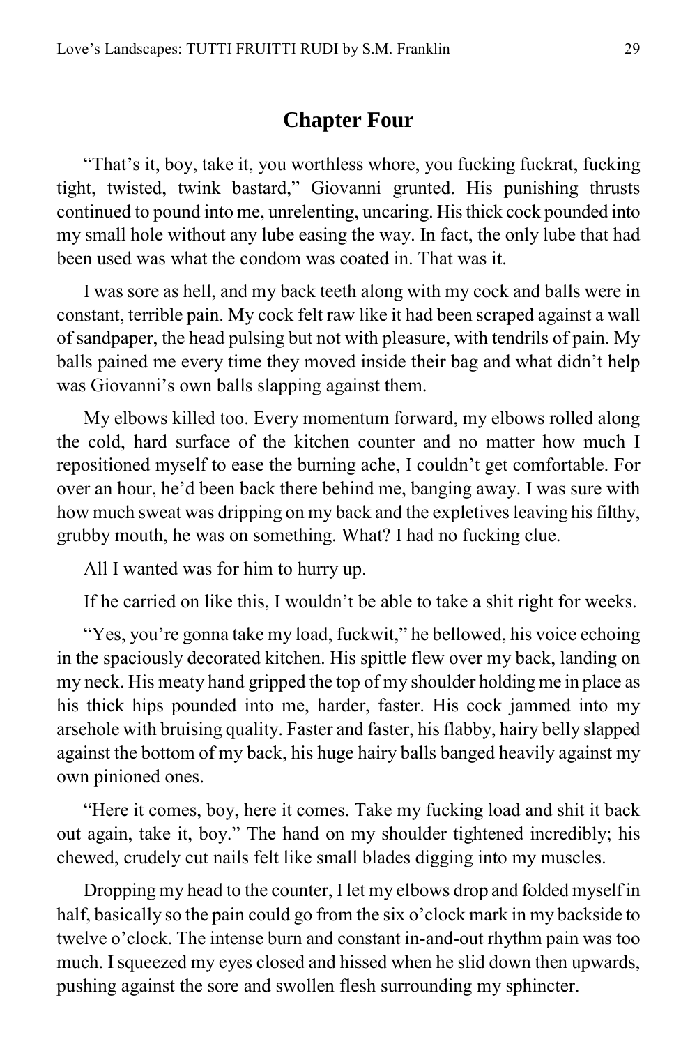## Chapter Four

"That's it, boy, take it, you worthless whore, you fucking fuckrat, fucking tight, twisted, twink bastard," Giovanni grunted. His punishing thrusts continued to pound into me, unrelenting, uncaring. His thick cock pounded into my small hole without any lube easing the way. In fact, the only lube that had been used was what the condom was coated in. That was it.

I was sore as hell, and my back teeth along with my cock and balls were in constant, terrible pain. My cock felt raw like it had been scraped against a wall of sandpaper, the head pulsing but not with pleasure, with tendrils of pain. My balls pained me every time they moved inside their bag and what didn't help was Giovanni's own balls slapping against them.

My elbows killed too. Every momentum forward, my elbows rolled along the cold, hard surface of the kitchen counter and no matter how much I repositioned myself to ease the burning ache, I couldn't get comfortable. For over an hour, he'd been back there behind me, banging away. I was sure with how much sweat was dripping on my back and the expletives leaving his filthy, grubby mouth, he was on something. What? I had no fucking clue.

All I wanted was for him to hurry up.

If he carried on like this, I wouldn't be able to take a shit right for weeks.

"Yes, you're gonna take my load, fuckwit," he bellowed, his voice echoing in the spaciously decorated kitchen. His spittle flew over my back, landing on my neck. His meaty hand gripped the top of my shoulder holding me in place as his thick hips pounded into me, harder, faster. His cock jammed into my arsehole with bruising quality. Faster and faster, his flabby, hairy belly slapped against the bottom of my back, his huge hairy balls banged heavily against my own pinioned ones.

"Here it comes, boy, here it comes. Take my fucking load and shit it back out again, take it, boy." The hand on my shoulder tightened incredibly; his chewed, crudely cut nails felt like small blades digging into my muscles.

Dropping my head to the counter, I let my elbows drop and folded myself in half, basically so the pain could go from the six o'clock mark in my backside to twelve o'clock. The intense burn and constant in-and-out rhythm pain was too much. I squeezed my eyes closed and hissed when he slid down then upwards, pushing against the sore and swollen flesh surrounding my sphincter.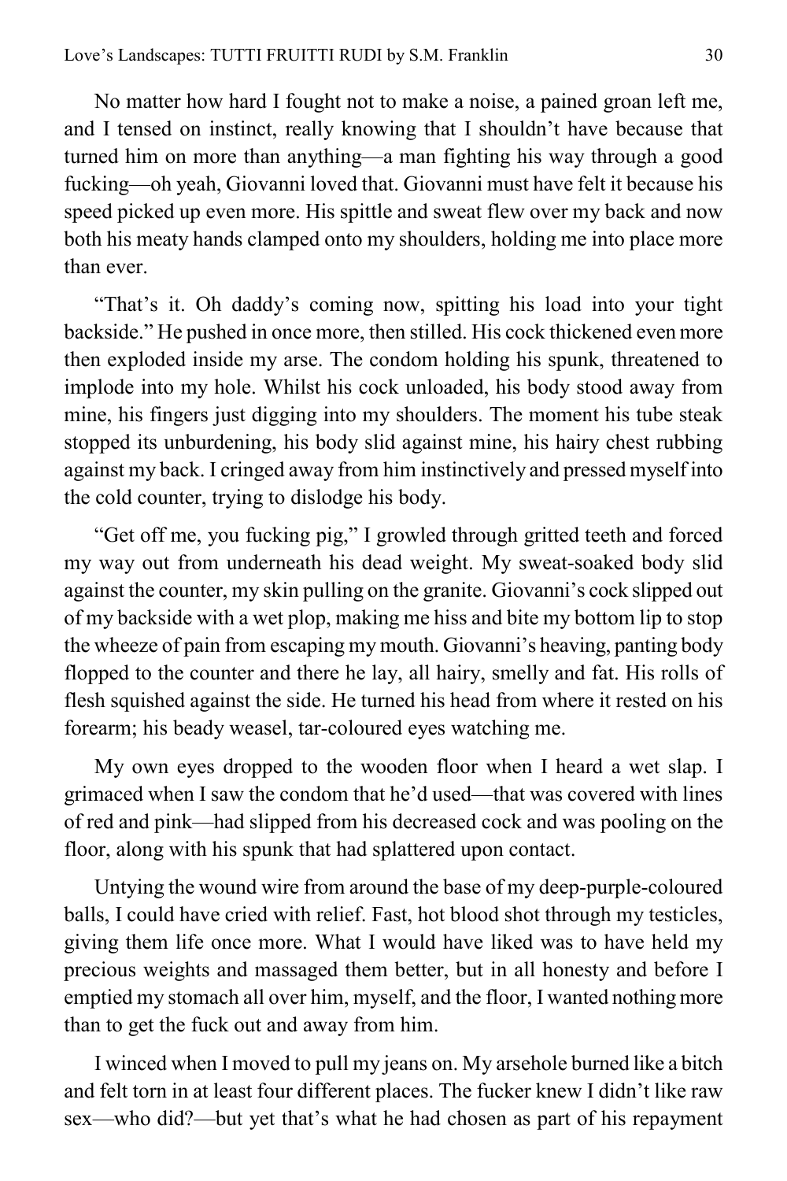No matter how hard I fought not to make a noise, a pained groan left me, and I tensed on instinct, really knowing that I shouldn't have because that turned him on more than anything—a man fighting his way through a good fucking—oh yeah, Giovanni loved that. Giovanni must have felt it because his speed picked up even more. His spittle and sweat flew over my back and now both his meaty hands clamped onto my shoulders, holding me into place more than ever.

"That's it. Oh daddy's coming now, spitting his load into your tight backside." He pushed in once more, then stilled. His cock thickened even more then exploded inside my arse. The condom holding his spunk, threatened to implode into my hole. Whilst his cock unloaded, his body stood away from mine, his fingers just digging into my shoulders. The moment his tube steak stopped its unburdening, his body slid against mine, his hairy chest rubbing against my back. I cringed away from him instinctively and pressed myself into the cold counter, trying to dislodge his body.

"Get off me, you fucking pig," I growled through gritted teeth and forced my way out from underneath his dead weight. My sweat-soaked body slid against the counter, my skin pulling on the granite. Giovanni's cock slipped out of my backside with a wet plop, making me hiss and bite my bottom lip to stop the wheeze of pain from escaping my mouth. Giovanni's heaving, panting body flopped to the counter and there he lay, all hairy, smelly and fat. His rolls of flesh squished against the side. He turned his head from where it rested on his forearm; his beady weasel, tar-coloured eyes watching me.

My own eyes dropped to the wooden floor when I heard a wet slap. I grimaced when I saw the condom that he'd used—that was covered with lines of red and pink—had slipped from his decreased cock and was pooling on the floor, along with his spunk that had splattered upon contact.

Untying the wound wire from around the base of my deep-purple-coloured balls, I could have cried with relief. Fast, hot blood shot through my testicles, giving them life once more. What I would have liked was to have held my precious weights and massaged them better, but in all honesty and before I emptied my stomach all over him, myself, and the floor, I wanted nothing more than to get the fuck out and away from him.

I winced when I moved to pull my jeans on. My arsehole burned like a bitch and felt torn in at least four different places. The fucker knew I didn't like raw sex—who did?—but yet that's what he had chosen as part of his repayment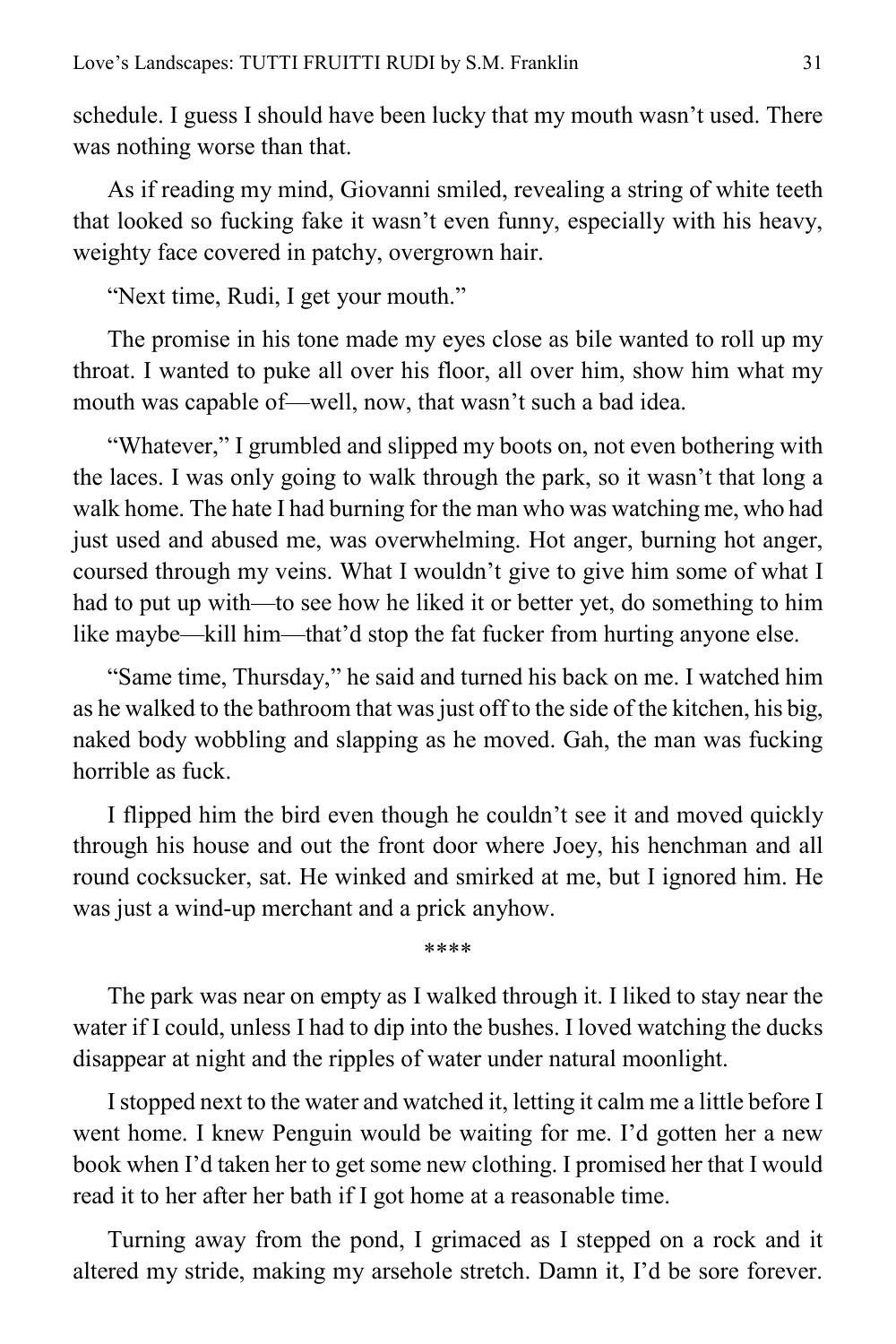schedule. I guess I should have been lucky that my mouth wasn't used. There was nothing worse than that.

As if reading my mind, Giovanni smiled, revealing a string of white teeth that looked so fucking fake it wasn't even funny, especially with his heavy, weighty face covered in patchy, overgrown hair.

"Next time, Rudi, I get your mouth."

The promise in his tone made my eyes close as bile wanted to roll up my throat. I wanted to puke all over his floor, all over him, show him what my mouth was capable of—well, now, that wasn't such a bad idea.

"Whatever," I grumbled and slipped my boots on, not even bothering with the laces. I was only going to walk through the park, so it wasn't that long a walk home. The hate I had burning for the man who was watching me, who had just used and abused me, was overwhelming. Hot anger, burning hot anger, coursed through my veins. What I wouldn't give to give him some of what I had to put up with—to see how he liked it or better yet, do something to him like maybe—kill him—that'd stop the fat fucker from hurting anyone else.

"Same time, Thursday," he said and turned his back on me. I watched him as he walked to the bathroom that was just off to the side of the kitchen, his big, naked body wobbling and slapping as he moved. Gah, the man was fucking horrible as fuck.

I flipped him the bird even though he couldn't see it and moved quickly through his house and out the front door where Joey, his henchman and all round cocksucker, sat. He winked and smirked at me, but I ignored him. He was just a wind-up merchant and a prick anyhow.

****

The park was near on empty as I walked through it. I liked to stay near the water if I could, unless I had to dip into the bushes. I loved watching the ducks disappear at night and the ripples of water under natural moonlight.

I stopped next to the water and watched it, letting it calm me a little before I went home. I knew Penguin would be waiting for me. I'd gotten her a new book when I'd taken her to get some new clothing. I promised her that I would read it to her after her bath if I got home at a reasonable time.

Turning away from the pond, I grimaced as I stepped on a rock and it altered my stride, making my arsehole stretch. Damn it, I'd be sore forever.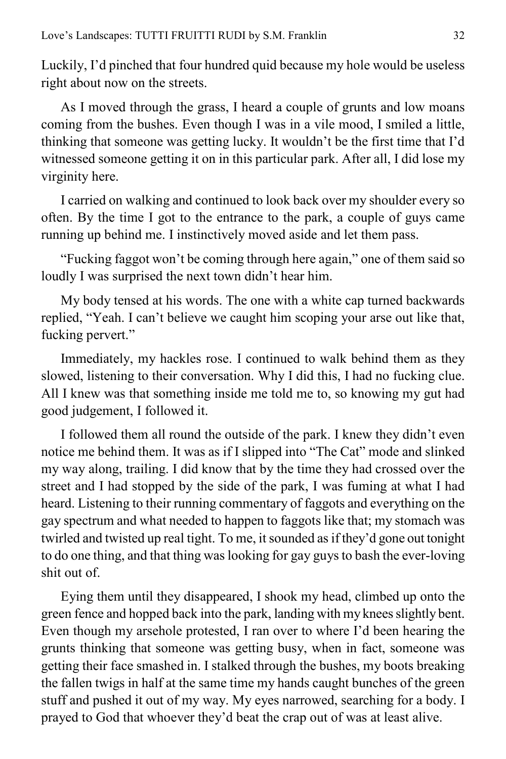Luckily, I'd pinched that four hundred quid because my hole would be useless right about now on the streets.

As I moved through the grass, I heard a couple of grunts and low moans coming from the bushes. Even though I was in a vile mood, I smiled a little, thinking that someone was getting lucky. It wouldn't be the first time that I'd witnessed someone getting it on in this particular park. After all, I did lose my virginity here.

I carried on walking and continued to look back over my shoulder every so often. By the time I got to the entrance to the park, a couple of guys came running up behind me. I instinctively moved aside and let them pass.

"Fucking faggot won't be coming through here again," one of them said so loudly I was surprised the next town didn't hear him.

My body tensed at his words. The one with a white cap turned backwards replied, "Yeah. I can't believe we caught him scoping your arse out like that, fucking pervert."

Immediately, my hackles rose. I continued to walk behind them as they slowed, listening to their conversation. Why I did this, I had no fucking clue. All I knew was that something inside me told me to, so knowing my gut had good judgement, I followed it.

I followed them all round the outside of the park. I knew they didn't even notice me behind them. It was as if I slipped into "The Cat" mode and slinked my way along, trailing. I did know that by the time they had crossed over the street and I had stopped by the side of the park, I was fuming at what I had heard. Listening to their running commentary of faggots and everything on the gay spectrum and what needed to happen to faggots like that; my stomach was twirled and twisted up real tight. To me, it sounded as if they'd gone out tonight to do one thing, and that thing was looking for gay guys to bash the ever-loving shit out of.

Eying them until they disappeared, I shook my head, climbed up onto the green fence and hopped back into the park, landing with my knees slightly bent. Even though my arsehole protested, I ran over to where I'd been hearing the grunts thinking that someone was getting busy, when in fact, someone was getting their face smashed in. I stalked through the bushes, my boots breaking the fallen twigs in half at the same time my hands caught bunches of the green stuff and pushed it out of my way. My eyes narrowed, searching for a body. I prayed to God that whoever they'd beat the crap out of was at least alive.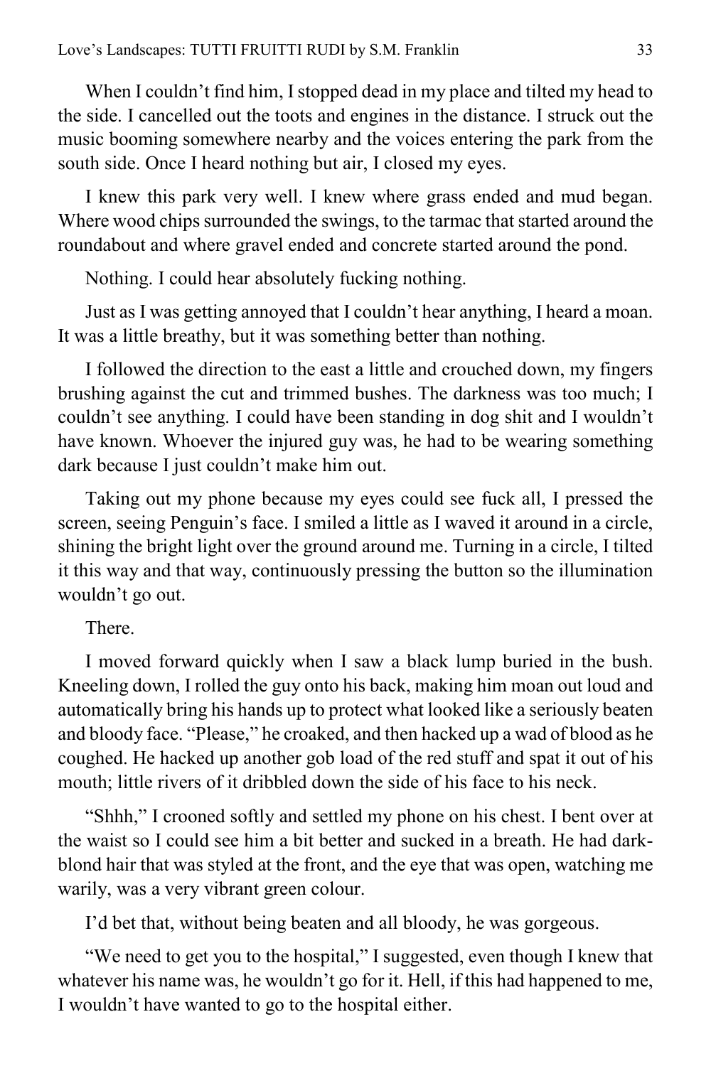When I couldn't find him, I stopped dead in my place and tilted my head to the side. I cancelled out the toots and engines in the distance. I struck out the music booming somewhere nearby and the voices entering the park from the south side. Once I heard nothing but air, I closed my eyes.

I knew this park very well. I knew where grass ended and mud began. Where wood chips surrounded the swings, to the tarmac that started around the roundabout and where gravel ended and concrete started around the pond.

Nothing. I could hear absolutely fucking nothing.

Just as I was getting annoyed that I couldn't hear anything, I heard a moan. It was a little breathy, but it was something better than nothing.

I followed the direction to the east a little and crouched down, my fingers brushing against the cut and trimmed bushes. The darkness was too much; I couldn't see anything. I could have been standing in dog shit and I wouldn't have known. Whoever the injured guy was, he had to be wearing something dark because I just couldn't make him out.

Taking out my phone because my eyes could see fuck all, I pressed the screen, seeing Penguin's face. I smiled a little as I waved it around in a circle, shining the bright light over the ground around me. Turning in a circle, I tilted it this way and that way, continuously pressing the button so the illumination wouldn't go out.

There.

I moved forward quickly when I saw a black lump buried in the bush. Kneeling down, I rolled the guy onto his back, making him moan out loud and automatically bring his hands up to protect what looked like a seriously beaten and bloody face. "Please," he croaked, and then hacked up a wad of blood as he coughed. He hacked up another gob load of the red stuff and spat it out of his mouth; little rivers of it dribbled down the side of his face to his neck.

"Shhh," I crooned softly and settled my phone on his chest. I bent over at the waist so I could see him a bit better and sucked in a breath. He had dark-blond hair that was styled at the front, and the eye that was open, watching me warily, was a very vibrant green colour.

I'd bet that, without being beaten and all bloody, he was gorgeous.

"We need to get you to the hospital," I suggested, even though I knew that whatever his name was, he wouldn't go for it. Hell, if this had happened to me, I wouldn't have wanted to go to the hospital either.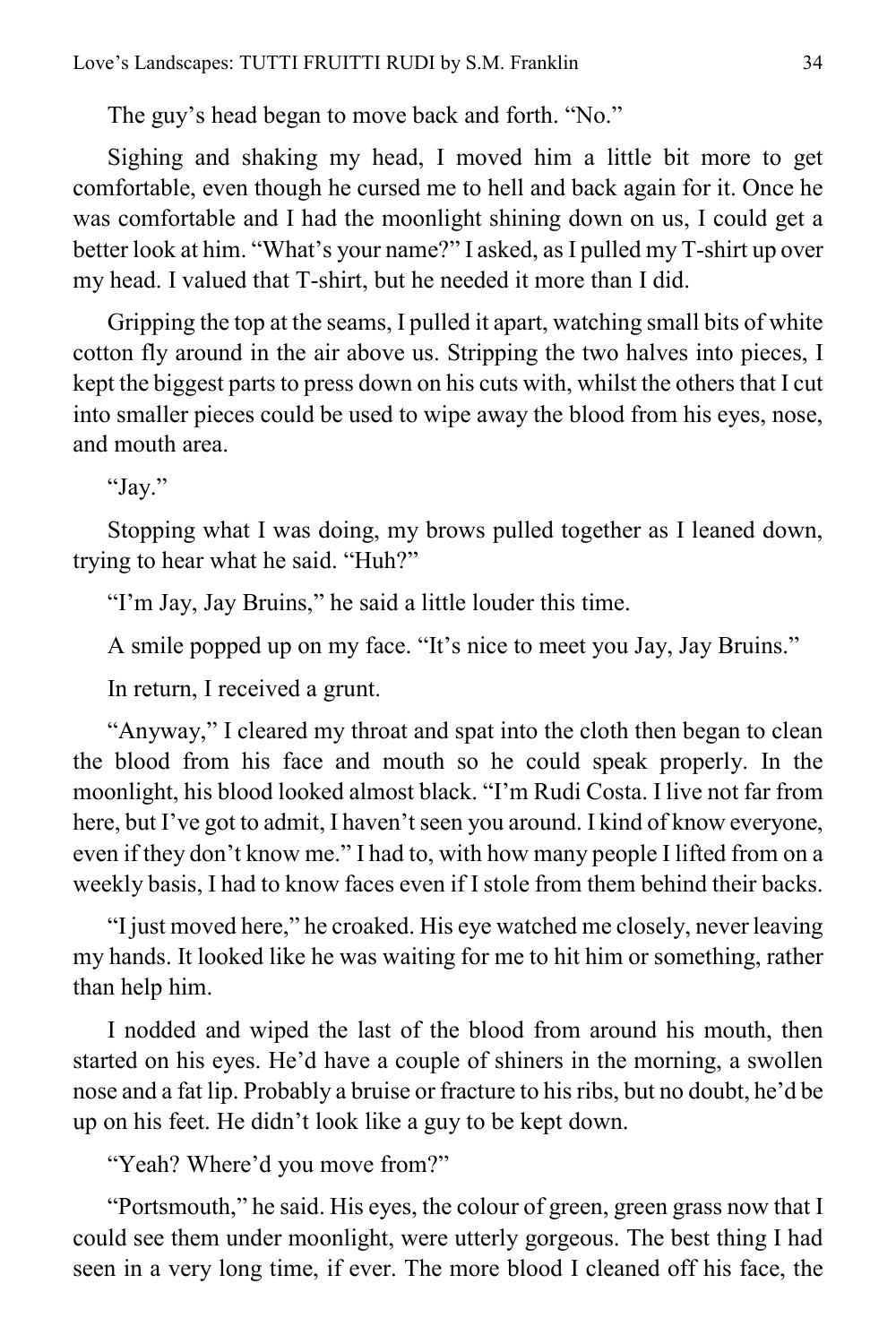The guy's head began to move back and forth. "No."

Sighing and shaking my head, I moved him a little bit more to get comfortable, even though he cursed me to hell and back again for it. Once he was comfortable and I had the moonlight shining down on us, I could get a better look at him. "What's your name?" I asked, as I pulled my T-shirt up over my head. I valued that T-shirt, but he needed it more than I did.

Gripping the top at the seams, I pulled it apart, watching small bits of white cotton fly around in the air above us. Stripping the two halves into pieces, I kept the biggest parts to press down on his cuts with, whilst the others that I cut into smaller pieces could be used to wipe away the blood from his eyes, nose, and mouth area.

"Jay."

Stopping what I was doing, my brows pulled together as I leaned down, trying to hear what he said. "Huh?"

"I'm Jay, Jay Bruins," he said a little louder this time.

A smile popped up on my face. "It's nice to meet you Jay, Jay Bruins."

In return, I received a grunt.

"Anyway," I cleared my throat and spat into the cloth then began to clean the blood from his face and mouth so he could speak properly. In the moonlight, his blood looked almost black. "I'm Rudi Costa. I live not far from here, but I've got to admit, I haven't seen you around. I kind of know everyone, even if they don't know me." I had to, with how many people I lifted from on a weekly basis, I had to know faces even if I stole from them behind their backs.

"I just moved here," he croaked. His eye watched me closely, never leaving my hands. It looked like he was waiting for me to hit him or something, rather than help him.

I nodded and wiped the last of the blood from around his mouth, then started on his eyes. He'd have a couple of shiners in the morning, a swollen nose and a fat lip. Probably a bruise or fracture to his ribs, but no doubt, he'd be up on his feet. He didn't look like a guy to be kept down.

"Yeah? Where'd you move from?"

"Portsmouth," he said. His eyes, the colour of green, green grass now that I could see them under moonlight, were utterly gorgeous. The best thing I had seen in a very long time, if ever. The more blood I cleaned off his face, the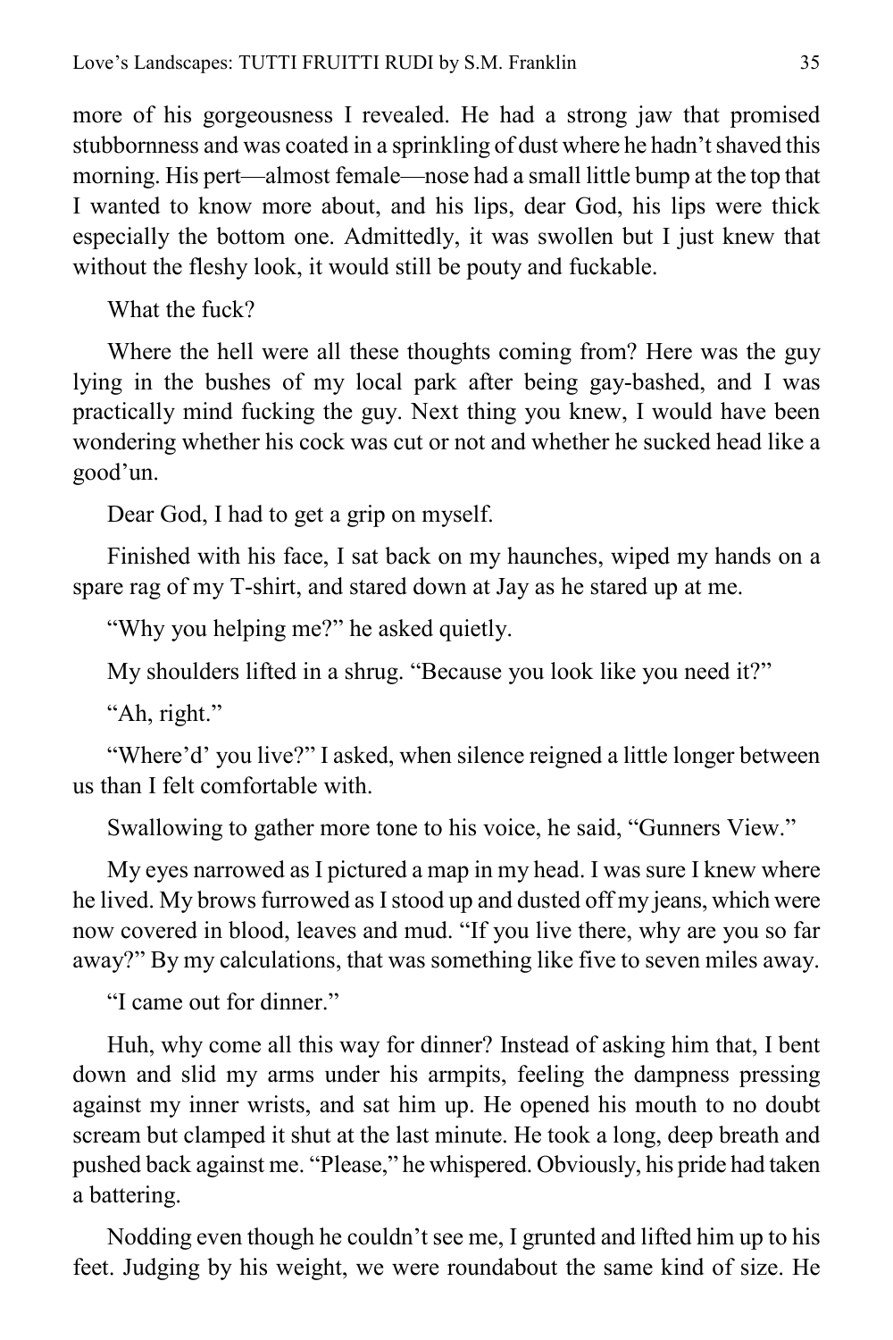more of his gorgeousness I revealed. He had a strong jaw that promised stubbornness and was coated in a sprinkling of dust where he hadn't shaved this morning. His pert—almost female—nose had a small little bump at the top that I wanted to know more about, and his lips, dear God, his lips were thick especially the bottom one. Admittedly, it was swollen but I just knew that without the fleshy look, it would still be pouty and fuckable.

What the fuck?

Where the hell were all these thoughts coming from? Here was the guy lying in the bushes of my local park after being gay-bashed, and I was practically mind fucking the guy. Next thing you knew, I would have been wondering whether his cock was cut or not and whether he sucked head like a good'un.

Dear God, I had to get a grip on myself.

Finished with his face, I sat back on my haunches, wiped my hands on a spare rag of my T-shirt, and stared down at Jay as he stared up at me.

"Why you helping me?" he asked quietly.

My shoulders lifted in a shrug. "Because you look like you need it?"

"Ah, right."

"Where'd' you live?" I asked, when silence reigned a little longer between us than I felt comfortable with.

Swallowing to gather more tone to his voice, he said, "Gunners View."

My eyes narrowed as I pictured a map in my head. I was sure I knew where he lived. My brows furrowed as I stood up and dusted off my jeans, which were now covered in blood, leaves and mud. "If you live there, why are you so far away?" By my calculations, that was something like five to seven miles away.

"I came out for dinner."

Huh, why come all this way for dinner? Instead of asking him that, I bent down and slid my arms under his armpits, feeling the dampness pressing against my inner wrists, and sat him up. He opened his mouth to no doubt scream but clamped it shut at the last minute. He took a long, deep breath and pushed back against me. "Please," he whispered. Obviously, his pride had taken a battering.

Nodding even though he couldn't see me, I grunted and lifted him up to his feet. Judging by his weight, we were roundabout the same kind of size. He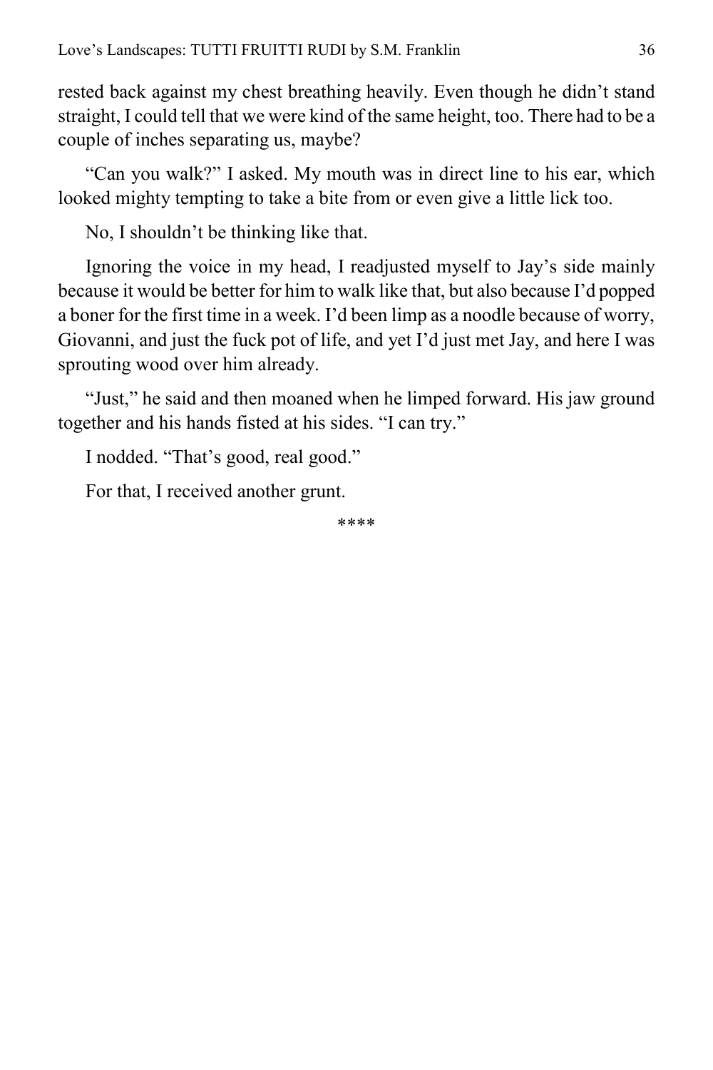rested back against my chest breathing heavily. Even though he didn't stand straight, I could tell that we were kind of the same height, too. There had to be a couple of inches separating us, maybe?

"Can you walk?" I asked. My mouth was in direct line to his ear, which looked mighty tempting to take a bite from or even give a little lick too.

No, I shouldn't be thinking like that.

Ignoring the voice in my head, I readjusted myself to Jay's side mainly because it would be better for him to walk like that, but also because I'd popped a boner for the first time in a week. I'd been limp as a noodle because of worry, Giovanni, and just the fuck pot of life, and yet I'd just met Jay, and here I was sprouting wood over him already.

"Just," he said and then moaned when he limped forward. His jaw ground together and his hands fisted at his sides. "I can try."

I nodded. "That's good, real good."

For that, I received another grunt.

****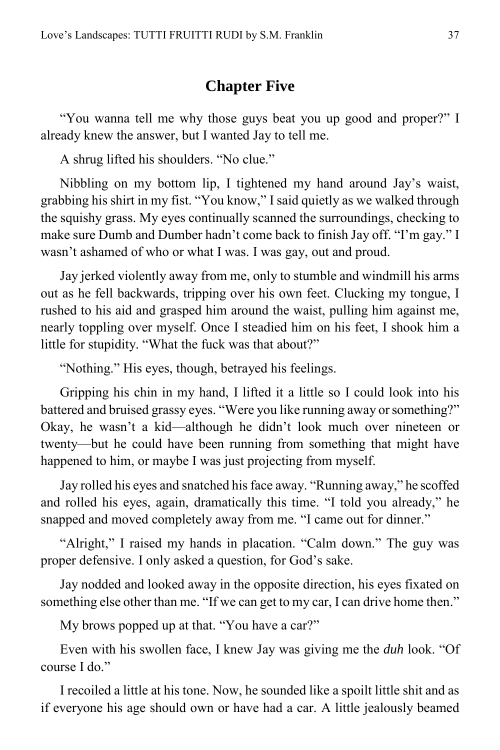## Chapter Five

"You wanna tell me why those guys beat you up good and proper?" I already knew the answer, but I wanted Jay to tell me.

A shrug lifted his shoulders. "No clue."

Nibbling on my bottom lip, I tightened my hand around Jay's waist, grabbing his shirt in my fist. "You know," I said quietly as we walked through the squishy grass. My eyes continually scanned the surroundings, checking to make sure Dumb and Dumber hadn't come back to finish Jay off. "I'm gay." I wasn't ashamed of who or what I was. I was gay, out and proud.

Jay jerked violently away from me, only to stumble and windmill his arms out as he fell backwards, tripping over his own feet. Clucking my tongue, I rushed to his aid and grasped him around the waist, pulling him against me, nearly toppling over myself. Once I steadied him on his feet, I shook him a little for stupidity. "What the fuck was that about?"

"Nothing." His eyes, though, betrayed his feelings.

Gripping his chin in my hand, I lifted it a little so I could look into his battered and bruised grassy eyes. "Were you like running away or something?" Okay, he wasn't a kid—although he didn't look much over nineteen or twenty—but he could have been running from something that might have happened to him, or maybe I was just projecting from myself.

Jay rolled his eyes and snatched his face away. "Running away," he scoffed and rolled his eyes, again, dramatically this time. "I told you already," he snapped and moved completely away from me. "I came out for dinner."

"Alright," I raised my hands in placation. "Calm down." The guy was proper defensive. I only asked a question, for God's sake.

Jay nodded and looked away in the opposite direction, his eyes fixated on something else other than me. "If we can get to my car, I can drive home then."

My brows popped up at that. "You have a car?"

Even with his swollen face, I knew Jay was giving me the *duh* look. "Of course I do."

I recoiled a little at his tone. Now, he sounded like a spoilt little shit and as if everyone his age should own or have had a car. A little jealously beamed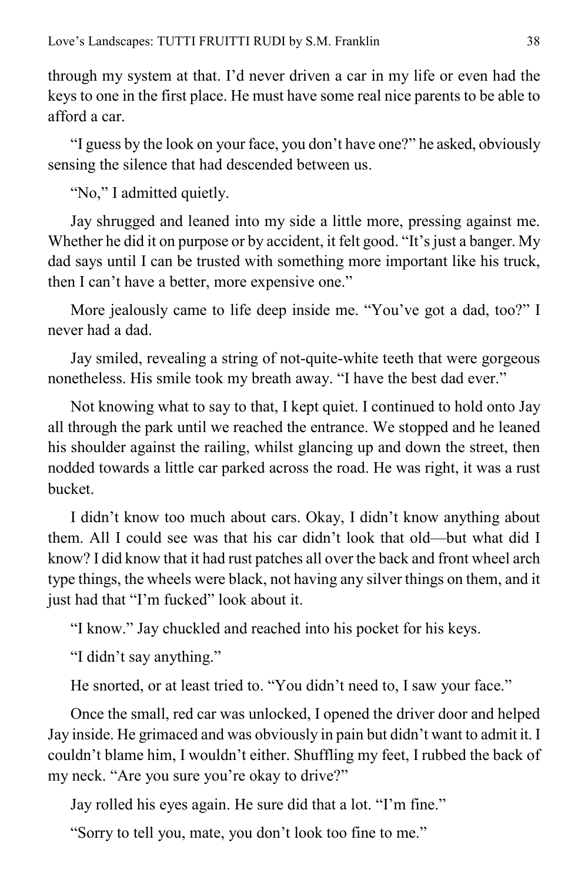through my system at that. I'd never driven a car in my life or even had the keys to one in the first place. He must have some real nice parents to be able to afford a car.

"I guess by the look on your face, you don't have one?" he asked, obviously sensing the silence that had descended between us.

"No," I admitted quietly.

Jay shrugged and leaned into my side a little more, pressing against me. Whether he did it on purpose or by accident, it felt good. "It's just a banger. My dad says until I can be trusted with something more important like his truck, then I can't have a better, more expensive one."

More jealously came to life deep inside me. "You've got a dad, too?" I never had a dad.

Jay smiled, revealing a string of not-quite-white teeth that were gorgeous nonetheless. His smile took my breath away. "I have the best dad ever."

Not knowing what to say to that, I kept quiet. I continued to hold onto Jay all through the park until we reached the entrance. We stopped and he leaned his shoulder against the railing, whilst glancing up and down the street, then nodded towards a little car parked across the road. He was right, it was a rust bucket.

I didn't know too much about cars. Okay, I didn't know anything about them. All I could see was that his car didn't look that old—but what did I know? I did know that it had rust patches all over the back and front wheel arch type things, the wheels were black, not having any silver things on them, and it just had that "I'm fucked" look about it.

"I know." Jay chuckled and reached into his pocket for his keys.

"I didn't say anything."

He snorted, or at least tried to. "You didn't need to, I saw your face."

Once the small, red car was unlocked, I opened the driver door and helped Jay inside. He grimaced and was obviously in pain but didn't want to admit it. I couldn't blame him, I wouldn't either. Shuffling my feet, I rubbed the back of my neck. "Are you sure you're okay to drive?"

Jay rolled his eyes again. He sure did that a lot. "I'm fine."

"Sorry to tell you, mate, you don't look too fine to me."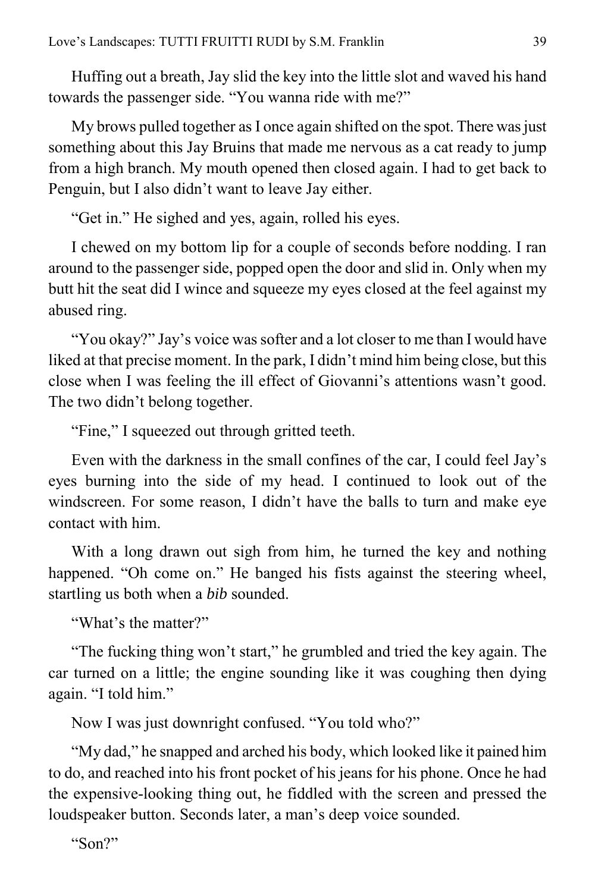Huffing out a breath, Jay slid the key into the little slot and waved his hand towards the passenger side. “You wanna ride with me?”

My brows pulled together as I once again shifted on the spot. There was just something about this Jay Bruins that made me nervous as a cat ready to jump from a high branch. My mouth opened then closed again. I had to get back to Penguin, but I also didn’t want to leave Jay either.

“Get in.” He sighed and yes, again, rolled his eyes.

I chewed on my bottom lip for a couple of seconds before nodding. I ran around to the passenger side, popped open the door and slid in. Only when my butt hit the seat did I wince and squeeze my eyes closed at the feel against my abused ring.

“You okay?” Jay’s voice was softer and a lot closer to me than I would have liked at that precise moment. In the park, I didn’t mind him being close, but this close when I was feeling the ill effect of Giovanni’s attentions wasn’t good. The two didn’t belong together.

“Fine,” I squeezed out through gritted teeth.

Even with the darkness in the small confines of the car, I could feel Jay’s eyes burning into the side of my head. I continued to look out of the windscreen. For some reason, I didn’t have the balls to turn and make eye contact with him.

With a long drawn out sigh from him, he turned the key and nothing happened. “Oh come on.” He banged his fists against the steering wheel, startling us both when a *bib* sounded.

“What’s the matter?”

“The fucking thing won’t start,” he grumbled and tried the key again. The car turned on a little; the engine sounding like it was coughing then dying again. “I told him.”

Now I was just downright confused. “You told who?”

“My dad,” he snapped and arched his body, which looked like it pained him to do, and reached into his front pocket of his jeans for his phone. Once he had the expensive-looking thing out, he fiddled with the screen and pressed the loudspeaker button. Seconds later, a man’s deep voice sounded.

“Son?”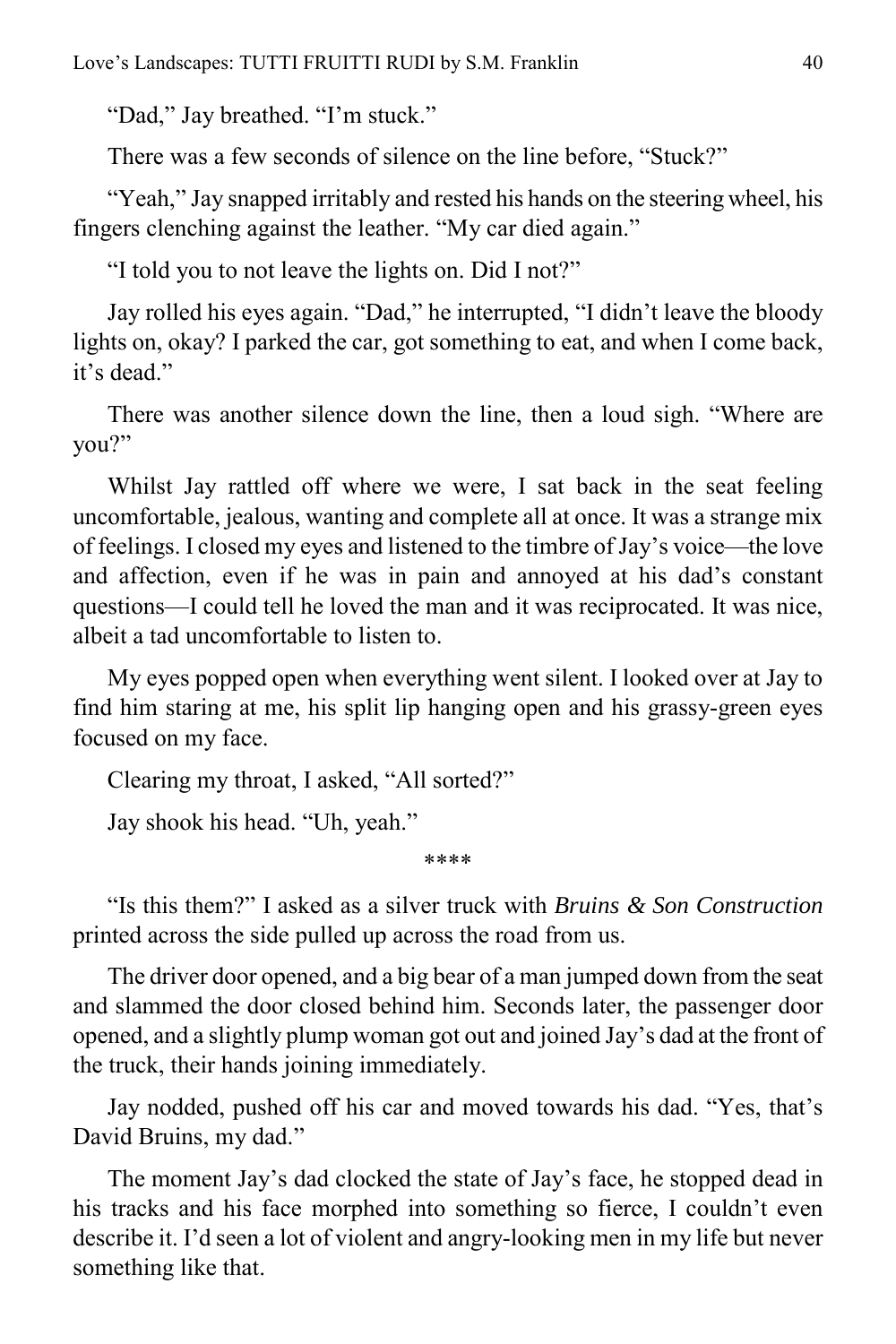"Dad," Jay breathed. "I'm stuck."

There was a few seconds of silence on the line before, "Stuck?"

"Yeah," Jay snapped irritably and rested his hands on the steering wheel, his fingers clenching against the leather. "My car died again."

"I told you to not leave the lights on. Did I not?"

Jay rolled his eyes again. "Dad," he interrupted, "I didn't leave the bloody lights on, okay? I parked the car, got something to eat, and when I come back, it's dead."

There was another silence down the line, then a loud sigh. "Where are you?"

Whilst Jay rattled off where we were, I sat back in the seat feeling uncomfortable, jealous, wanting and complete all at once. It was a strange mix of feelings. I closed my eyes and listened to the timbre of Jay's voice—the love and affection, even if he was in pain and annoyed at his dad's constant questions—I could tell he loved the man and it was reciprocated. It was nice, albeit a tad uncomfortable to listen to.

My eyes popped open when everything went silent. I looked over at Jay to find him staring at me, his split lip hanging open and his grassy-green eyes focused on my face.

Clearing my throat, I asked, "All sorted?"

Jay shook his head. "Uh, yeah."

****

"Is this them?" I asked as a silver truck with *Bruins & Son Construction* printed across the side pulled up across the road from us.

The driver door opened, and a big bear of a man jumped down from the seat and slammed the door closed behind him. Seconds later, the passenger door opened, and a slightly plump woman got out and joined Jay's dad at the front of the truck, their hands joining immediately.

Jay nodded, pushed off his car and moved towards his dad. "Yes, that's David Bruins, my dad."

The moment Jay's dad clocked the state of Jay's face, he stopped dead in his tracks and his face morphed into something so fierce, I couldn't even describe it. I'd seen a lot of violent and angry-looking men in my life but never something like that.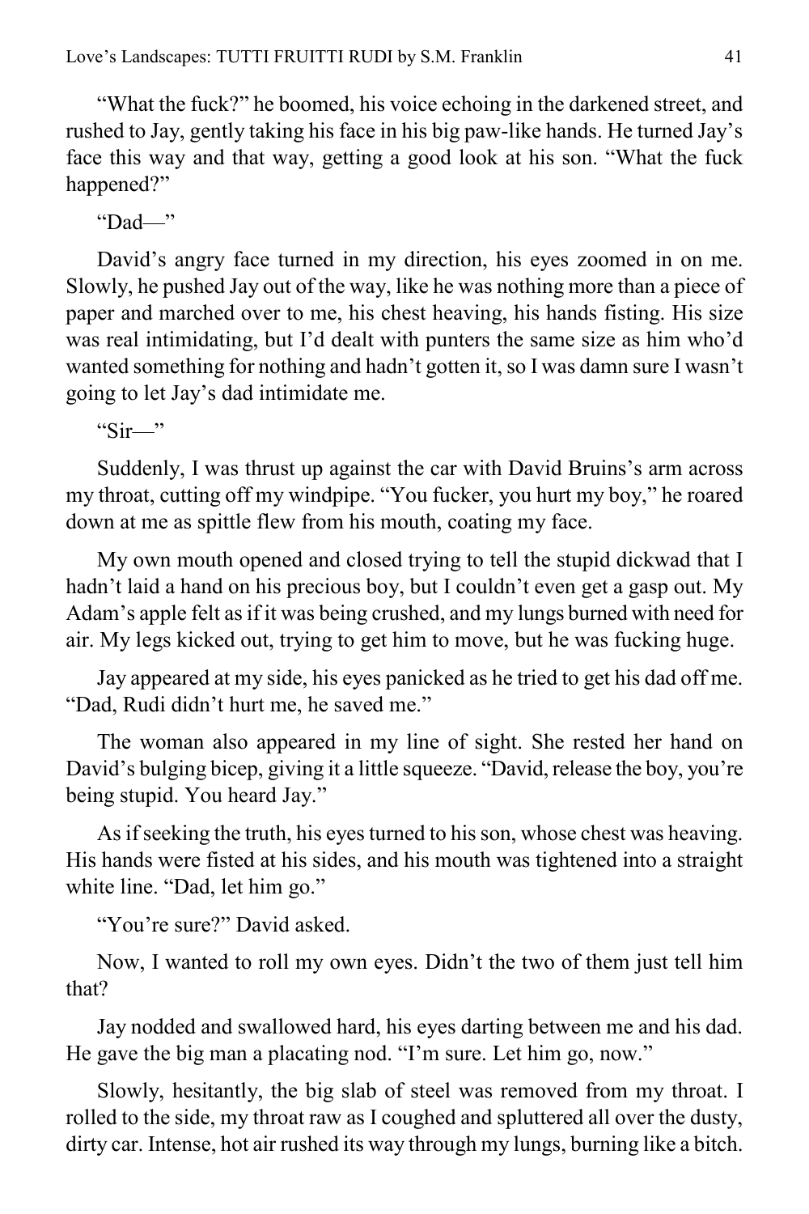"What the fuck?" he boomed, his voice echoing in the darkened street, and rushed to Jay, gently taking his face in his big paw-like hands. He turned Jay's face this way and that way, getting a good look at his son. "What the fuck happened?"

"Dad—"

David's angry face turned in my direction, his eyes zoomed in on me. Slowly, he pushed Jay out of the way, like he was nothing more than a piece of paper and marched over to me, his chest heaving, his hands fisting. His size was real intimidating, but I'd dealt with punters the same size as him who'd wanted something for nothing and hadn't gotten it, so I was damn sure I wasn't going to let Jay's dad intimidate me.

"Sir—"

Suddenly, I was thrust up against the car with David Bruins's arm across my throat, cutting off my windpipe. "You fucker, you hurt my boy," he roared down at me as spittle flew from his mouth, coating my face.

My own mouth opened and closed trying to tell the stupid dickwad that I hadn't laid a hand on his precious boy, but I couldn't even get a gasp out. My Adam's apple felt as if it was being crushed, and my lungs burned with need for air. My legs kicked out, trying to get him to move, but he was fucking huge.

Jay appeared at my side, his eyes panicked as he tried to get his dad off me. "Dad, Rudi didn't hurt me, he saved me."

The woman also appeared in my line of sight. She rested her hand on David's bulging bicep, giving it a little squeeze. "David, release the boy, you're being stupid. You heard Jay."

As if seeking the truth, his eyes turned to his son, whose chest was heaving. His hands were fisted at his sides, and his mouth was tightened into a straight white line. "Dad, let him go."

"You're sure?" David asked.

Now, I wanted to roll my own eyes. Didn't the two of them just tell him that?

Jay nodded and swallowed hard, his eyes darting between me and his dad. He gave the big man a placating nod. "I'm sure. Let him go, now."

Slowly, hesitantly, the big slab of steel was removed from my throat. I rolled to the side, my throat raw as I coughed and spluttered all over the dusty, dirty car. Intense, hot air rushed its way through my lungs, burning like a bitch.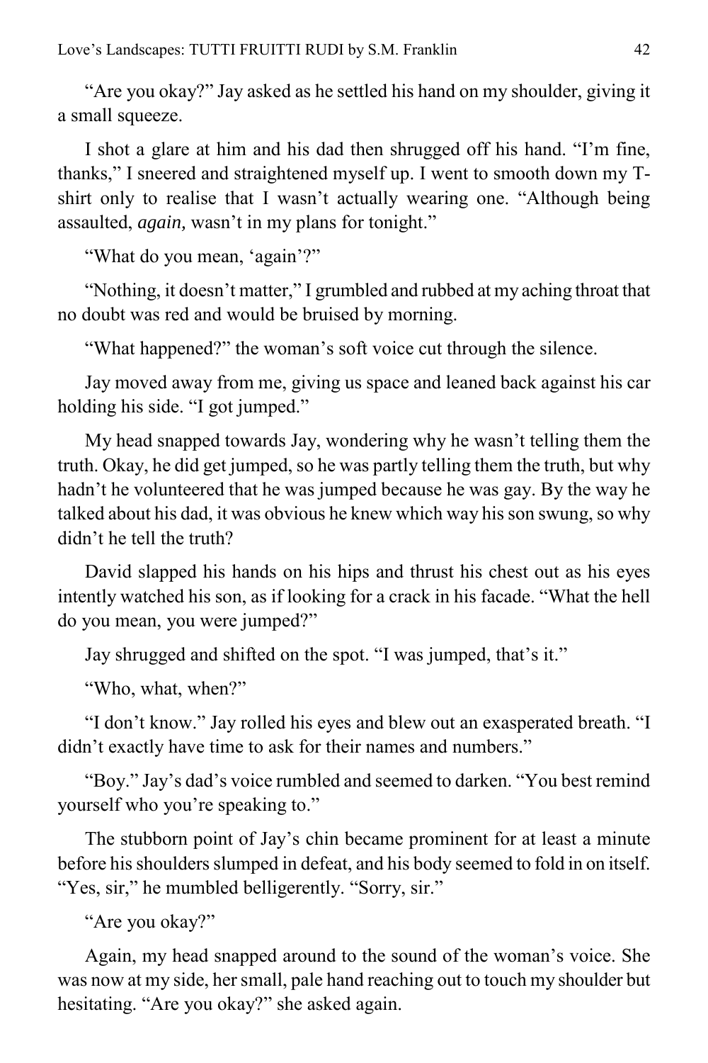"Are you okay?" Jay asked as he settled his hand on my shoulder, giving it a small squeeze.

I shot a glare at him and his dad then shrugged off his hand. "I'm fine, thanks," I sneered and straightened myself up. I went to smooth down my T-shirt only to realise that I wasn't actually wearing one. "Although being assaulted, *again,* wasn't in my plans for tonight."

"What do you mean, 'again'?"

"Nothing, it doesn't matter," I grumbled and rubbed at my aching throat that no doubt was red and would be bruised by morning.

"What happened?" the woman's soft voice cut through the silence.

Jay moved away from me, giving us space and leaned back against his car holding his side. "I got jumped."

My head snapped towards Jay, wondering why he wasn't telling them the truth. Okay, he did get jumped, so he was partly telling them the truth, but why hadn't he volunteered that he was jumped because he was gay. By the way he talked about his dad, it was obvious he knew which way his son swung, so why didn't he tell the truth?

David slapped his hands on his hips and thrust his chest out as his eyes intently watched his son, as if looking for a crack in his facade. "What the hell do you mean, you were jumped?"

Jay shrugged and shifted on the spot. "I was jumped, that's it."

"Who, what, when?"

"I don't know." Jay rolled his eyes and blew out an exasperated breath. "I didn't exactly have time to ask for their names and numbers."

"Boy." Jay's dad's voice rumbled and seemed to darken. "You best remind yourself who you're speaking to."

The stubborn point of Jay's chin became prominent for at least a minute before his shoulders slumped in defeat, and his body seemed to fold in on itself. "Yes, sir," he mumbled belligerently. "Sorry, sir."

"Are you okay?"

Again, my head snapped around to the sound of the woman's voice. She was now at my side, her small, pale hand reaching out to touch my shoulder but hesitating. "Are you okay?" she asked again.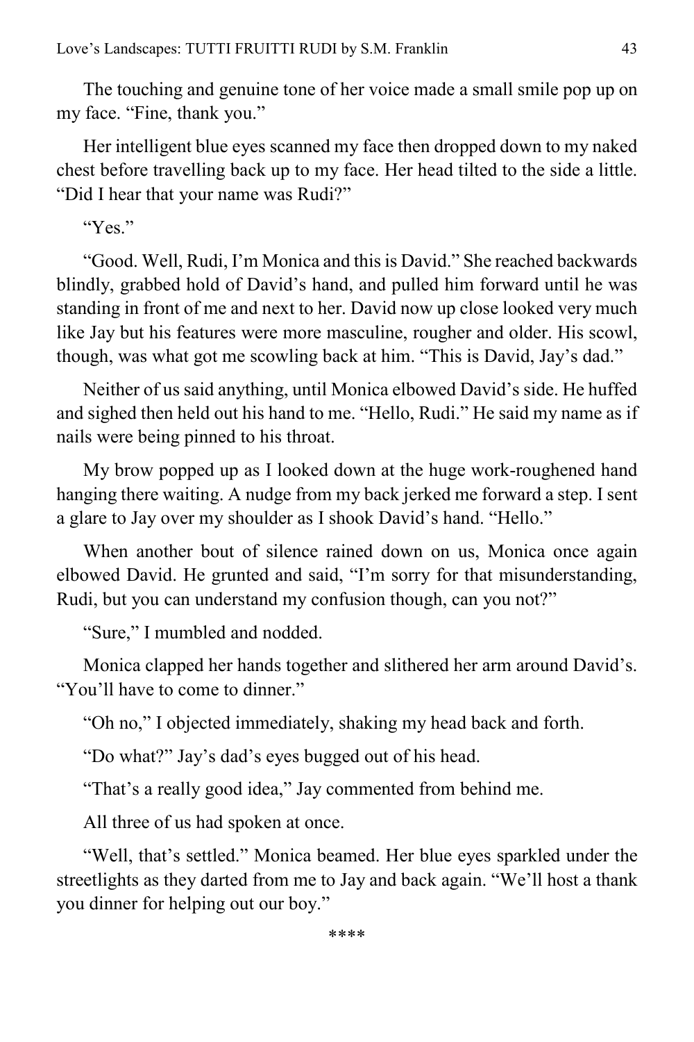The touching and genuine tone of her voice made a small smile pop up on my face. “Fine, thank you.”

Her intelligent blue eyes scanned my face then dropped down to my naked chest before travelling back up to my face. Her head tilted to the side a little. “Did I hear that your name was Rudi?”

“Yes.”

“Good. Well, Rudi, I’m Monica and this is David.” She reached backwards blindly, grabbed hold of David’s hand, and pulled him forward until he was standing in front of me and next to her. David now up close looked very much like Jay but his features were more masculine, rougher and older. His scowl, though, was what got me scowling back at him. “This is David, Jay’s dad.”

Neither of us said anything, until Monica elbowed David’s side. He huffed and sighed then held out his hand to me. “Hello, Rudi.” He said my name as if nails were being pinned to his throat.

My brow popped up as I looked down at the huge work-roughened hand hanging there waiting. A nudge from my back jerked me forward a step. I sent a glare to Jay over my shoulder as I shook David’s hand. “Hello.”

When another bout of silence rained down on us, Monica once again elbowed David. He grunted and said, “I’m sorry for that misunderstanding, Rudi, but you can understand my confusion though, can you not?”

“Sure,” I mumbled and nodded.

Monica clapped her hands together and slithered her arm around David’s. “You’ll have to come to dinner.”

“Oh no,” I objected immediately, shaking my head back and forth.

“Do what?” Jay’s dad’s eyes bugged out of his head.

“That’s a really good idea,” Jay commented from behind me.

All three of us had spoken at once.

“Well, that’s settled.” Monica beamed. Her blue eyes sparkled under the streetlights as they darted from me to Jay and back again. “We’ll host a thank you dinner for helping out our boy.”

****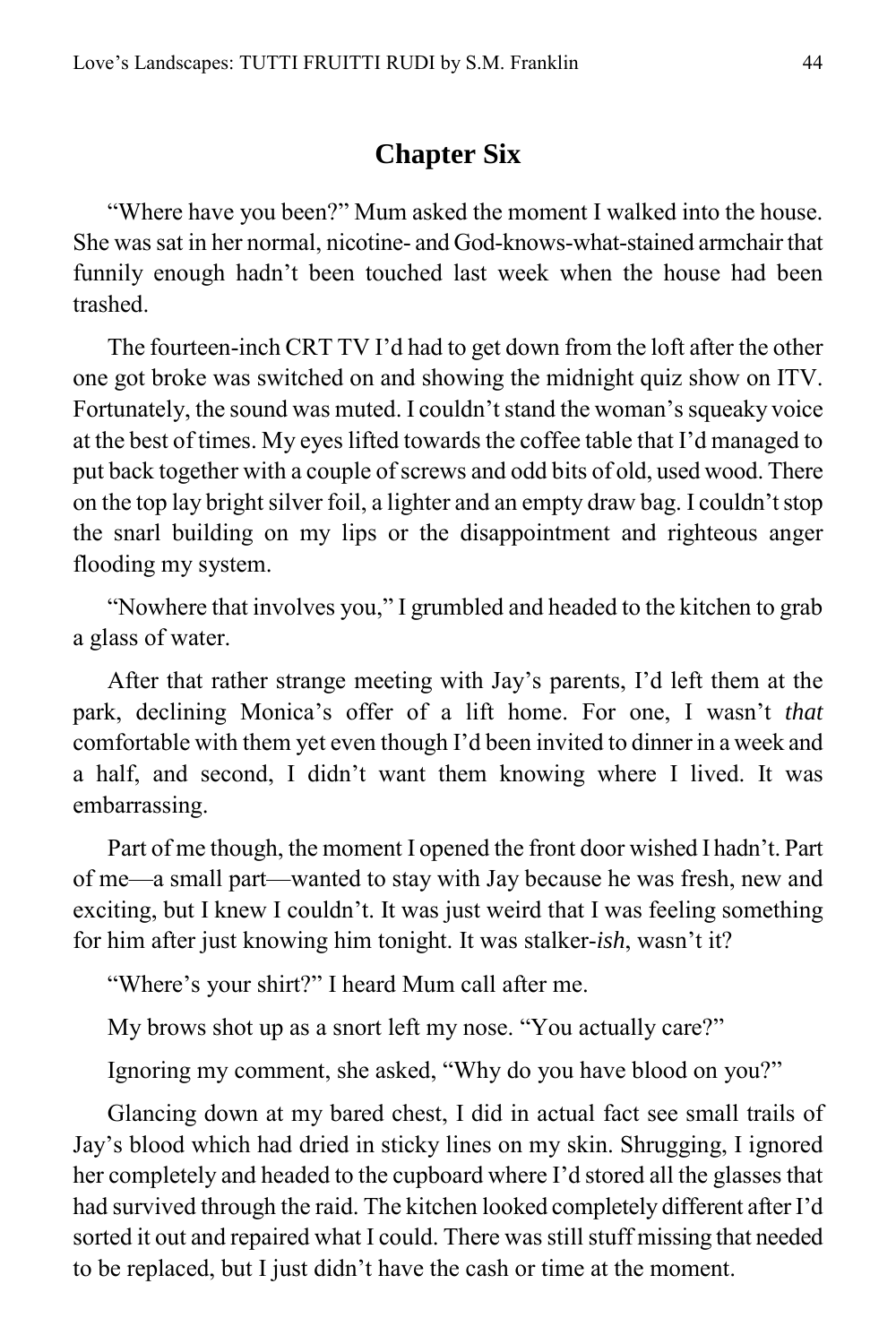## Chapter Six

"Where have you been?" Mum asked the moment I walked into the house. She was sat in her normal, nicotine- and God-knows-what-stained armchair that funnily enough hadn't been touched last week when the house had been trashed.

The fourteen-inch CRT TV I'd had to get down from the loft after the other one got broke was switched on and showing the midnight quiz show on ITV. Fortunately, the sound was muted. I couldn't stand the woman's squeaky voice at the best of times. My eyes lifted towards the coffee table that I'd managed to put back together with a couple of screws and odd bits of old, used wood. There on the top lay bright silver foil, a lighter and an empty draw bag. I couldn't stop the snarl building on my lips or the disappointment and righteous anger flooding my system.

"Nowhere that involves you," I grumbled and headed to the kitchen to grab a glass of water.

After that rather strange meeting with Jay's parents, I'd left them at the park, declining Monica's offer of a lift home. For one, I wasn't *that* comfortable with them yet even though I'd been invited to dinner in a week and a half, and second, I didn't want them knowing where I lived. It was embarrassing.

Part of me though, the moment I opened the front door wished I hadn't. Part of me—a small part—wanted to stay with Jay because he was fresh, new and exciting, but I knew I couldn't. It was just weird that I was feeling something for him after just knowing him tonight. It was stalker-*ish*, wasn't it?

"Where's your shirt?" I heard Mum call after me.

My brows shot up as a snort left my nose. "You actually care?"

Ignoring my comment, she asked, "Why do you have blood on you?"

Glancing down at my bared chest, I did in actual fact see small trails of Jay's blood which had dried in sticky lines on my skin. Shrugging, I ignored her completely and headed to the cupboard where I'd stored all the glasses that had survived through the raid. The kitchen looked completely different after I'd sorted it out and repaired what I could. There was still stuff missing that needed to be replaced, but I just didn't have the cash or time at the moment.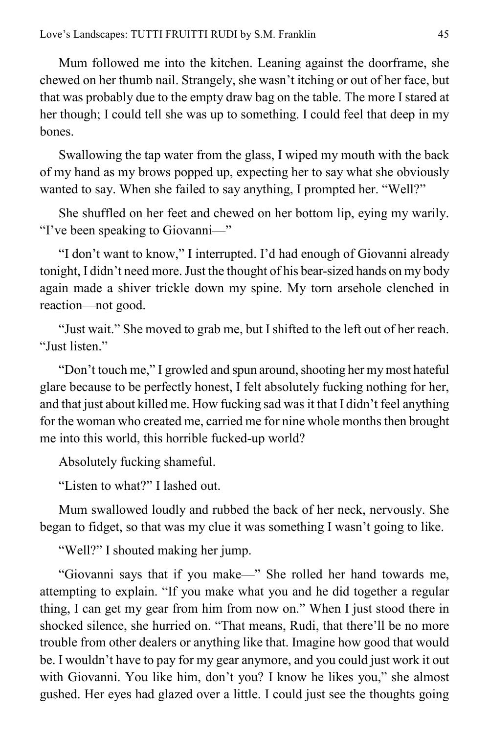Mum followed me into the kitchen. Leaning against the doorframe, she chewed on her thumb nail. Strangely, she wasn't itching or out of her face, but that was probably due to the empty draw bag on the table. The more I stared at her though; I could tell she was up to something. I could feel that deep in my bones.

Swallowing the tap water from the glass, I wiped my mouth with the back of my hand as my brows popped up, expecting her to say what she obviously wanted to say. When she failed to say anything, I prompted her. "Well?"

She shuffled on her feet and chewed on her bottom lip, eying my warily. "I've been speaking to Giovanni—"

"I don't want to know," I interrupted. I'd had enough of Giovanni already tonight, I didn't need more. Just the thought of his bear-sized hands on my body again made a shiver trickle down my spine. My torn arsehole clenched in reaction—not good.

"Just wait." She moved to grab me, but I shifted to the left out of her reach. "Just listen."

"Don't touch me," I growled and spun around, shooting her my most hateful glare because to be perfectly honest, I felt absolutely fucking nothing for her, and that just about killed me. How fucking sad was it that I didn't feel anything for the woman who created me, carried me for nine whole months then brought me into this world, this horrible fucked-up world?

Absolutely fucking shameful.

"Listen to what?" I lashed out.

Mum swallowed loudly and rubbed the back of her neck, nervously. She began to fidget, so that was my clue it was something I wasn't going to like.

"Well?" I shouted making her jump.

"Giovanni says that if you make—" She rolled her hand towards me, attempting to explain. "If you make what you and he did together a regular thing, I can get my gear from him from now on." When I just stood there in shocked silence, she hurried on. "That means, Rudi, that there'll be no more trouble from other dealers or anything like that. Imagine how good that would be. I wouldn't have to pay for my gear anymore, and you could just work it out with Giovanni. You like him, don't you? I know he likes you," she almost gushed. Her eyes had glazed over a little. I could just see the thoughts going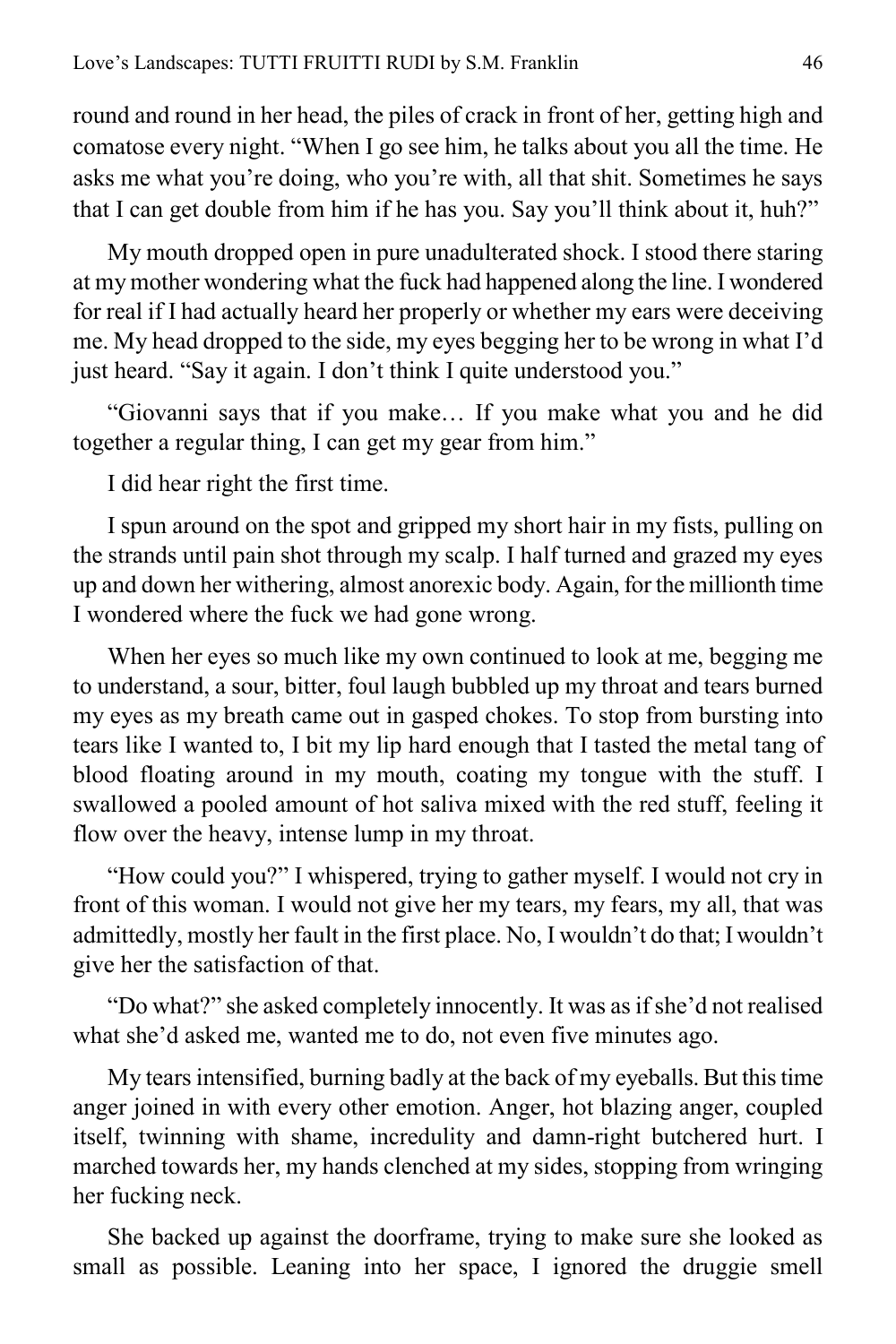round and round in her head, the piles of crack in front of her, getting high and comatose every night. "When I go see him, he talks about you all the time. He asks me what you're doing, who you're with, all that shit. Sometimes he says that I can get double from him if he has you. Say you'll think about it, huh?"

My mouth dropped open in pure unadulterated shock. I stood there staring at my mother wondering what the fuck had happened along the line. I wondered for real if I had actually heard her properly or whether my ears were deceiving me. My head dropped to the side, my eyes begging her to be wrong in what I'd just heard. "Say it again. I don't think I quite understood you."

"Giovanni says that if you make… If you make what you and he did together a regular thing, I can get my gear from him."

I did hear right the first time.

I spun around on the spot and gripped my short hair in my fists, pulling on the strands until pain shot through my scalp. I half turned and grazed my eyes up and down her withering, almost anorexic body. Again, for the millionth time I wondered where the fuck we had gone wrong.

When her eyes so much like my own continued to look at me, begging me to understand, a sour, bitter, foul laugh bubbled up my throat and tears burned my eyes as my breath came out in gasped chokes. To stop from bursting into tears like I wanted to, I bit my lip hard enough that I tasted the metal tang of blood floating around in my mouth, coating my tongue with the stuff. I swallowed a pooled amount of hot saliva mixed with the red stuff, feeling it flow over the heavy, intense lump in my throat.

"How could you?" I whispered, trying to gather myself. I would not cry in front of this woman. I would not give her my tears, my fears, my all, that was admittedly, mostly her fault in the first place. No, I wouldn't do that; I wouldn't give her the satisfaction of that.

"Do what?" she asked completely innocently. It was as if she'd not realised what she'd asked me, wanted me to do, not even five minutes ago.

My tears intensified, burning badly at the back of my eyeballs. But this time anger joined in with every other emotion. Anger, hot blazing anger, coupled itself, twinning with shame, incredulity and damn-right butchered hurt. I marched towards her, my hands clenched at my sides, stopping from wringing her fucking neck.

She backed up against the doorframe, trying to make sure she looked as small as possible. Leaning into her space, I ignored the druggie smell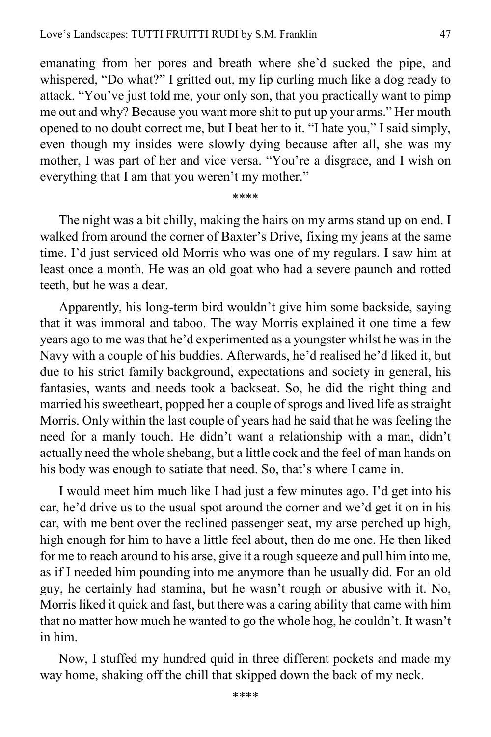emanating from her pores and breath where she'd sucked the pipe, and whispered, "Do what?" I gritted out, my lip curling much like a dog ready to attack. "You've just told me, your only son, that you practically want to pimp me out and why? Because you want more shit to put up your arms." Her mouth opened to no doubt correct me, but I beat her to it. "I hate you," I said simply, even though my insides were slowly dying because after all, she was my mother, I was part of her and vice versa. "You're a disgrace, and I wish on everything that I am that you weren't my mother."

\*\*\*\*

The night was a bit chilly, making the hairs on my arms stand up on end. I walked from around the corner of Baxter's Drive, fixing my jeans at the same time. I'd just serviced old Morris who was one of my regulars. I saw him at least once a month. He was an old goat who had a severe paunch and rotted teeth, but he was a dear.

Apparently, his long-term bird wouldn't give him some backside, saying that it was immoral and taboo. The way Morris explained it one time a few years ago to me was that he'd experimented as a youngster whilst he was in the Navy with a couple of his buddies. Afterwards, he'd realised he'd liked it, but due to his strict family background, expectations and society in general, his fantasies, wants and needs took a backseat. So, he did the right thing and married his sweetheart, popped her a couple of sprogs and lived life as straight Morris. Only within the last couple of years had he said that he was feeling the need for a manly touch. He didn't want a relationship with a man, didn't actually need the whole shebang, but a little cock and the feel of man hands on his body was enough to satiate that need. So, that's where I came in.

I would meet him much like I had just a few minutes ago. I'd get into his car, he'd drive us to the usual spot around the corner and we'd get it on in his car, with me bent over the reclined passenger seat, my arse perched up high, high enough for him to have a little feel about, then do me one. He then liked for me to reach around to his arse, give it a rough squeeze and pull him into me, as if I needed him pounding into me anymore than he usually did. For an old guy, he certainly had stamina, but he wasn't rough or abusive with it. No, Morris liked it quick and fast, but there was a caring ability that came with him that no matter how much he wanted to go the whole hog, he couldn't. It wasn't in him.

Now, I stuffed my hundred quid in three different pockets and made my way home, shaking off the chill that skipped down the back of my neck.

\*\*\*\*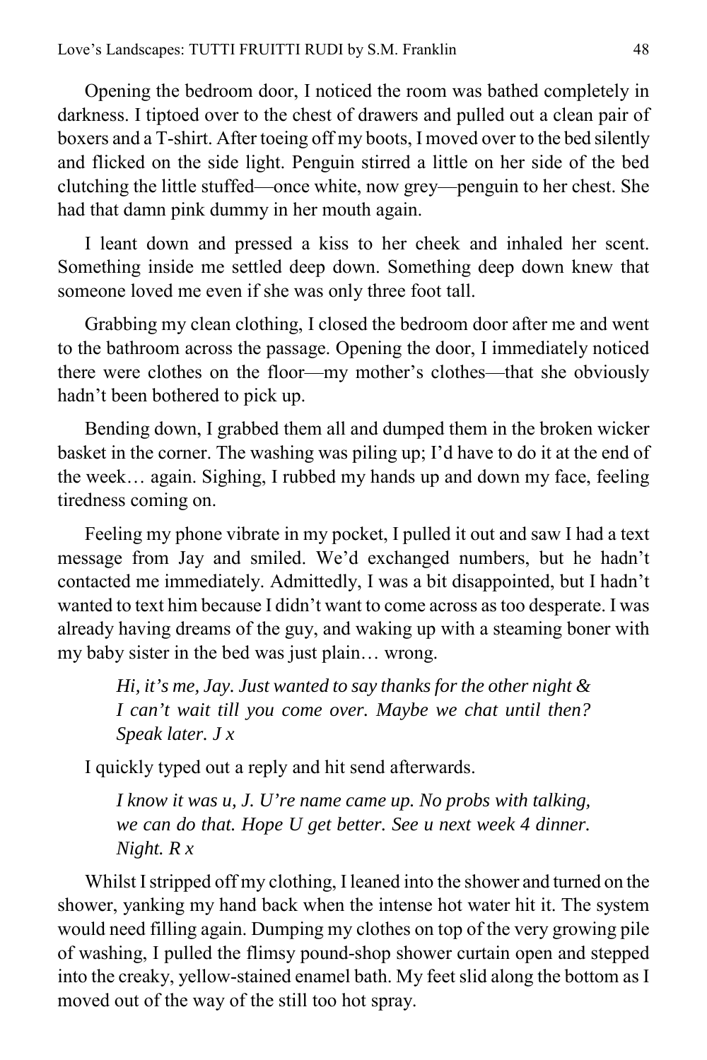Opening the bedroom door, I noticed the room was bathed completely in darkness. I tiptoed over to the chest of drawers and pulled out a clean pair of boxers and a T-shirt. After toeing off my boots, I moved over to the bed silently and flicked on the side light. Penguin stirred a little on her side of the bed clutching the little stuffed—once white, now grey—penguin to her chest. She had that damn pink dummy in her mouth again.

I leant down and pressed a kiss to her cheek and inhaled her scent. Something inside me settled deep down. Something deep down knew that someone loved me even if she was only three foot tall.

Grabbing my clean clothing, I closed the bedroom door after me and went to the bathroom across the passage. Opening the door, I immediately noticed there were clothes on the floor—my mother's clothes—that she obviously hadn't been bothered to pick up.

Bending down, I grabbed them all and dumped them in the broken wicker basket in the corner. The washing was piling up; I'd have to do it at the end of the week… again. Sighing, I rubbed my hands up and down my face, feeling tiredness coming on.

Feeling my phone vibrate in my pocket, I pulled it out and saw I had a text message from Jay and smiled. We'd exchanged numbers, but he hadn't contacted me immediately. Admittedly, I was a bit disappointed, but I hadn't wanted to text him because I didn't want to come across as too desperate. I was already having dreams of the guy, and waking up with a steaming boner with my baby sister in the bed was just plain… wrong.

> *Hi, it's me, Jay. Just wanted to say thanks for the other night & I can't wait till you come over. Maybe we chat until then? Speak later. J x*

I quickly typed out a reply and hit send afterwards.

> *I know it was u, J. U're name came up. No probs with talking, we can do that. Hope U get better. See u next week 4 dinner. Night. R x*

Whilst I stripped off my clothing, I leaned into the shower and turned on the shower, yanking my hand back when the intense hot water hit it. The system would need filling again. Dumping my clothes on top of the very growing pile of washing, I pulled the flimsy pound-shop shower curtain open and stepped into the creaky, yellow-stained enamel bath. My feet slid along the bottom as I moved out of the way of the still too hot spray.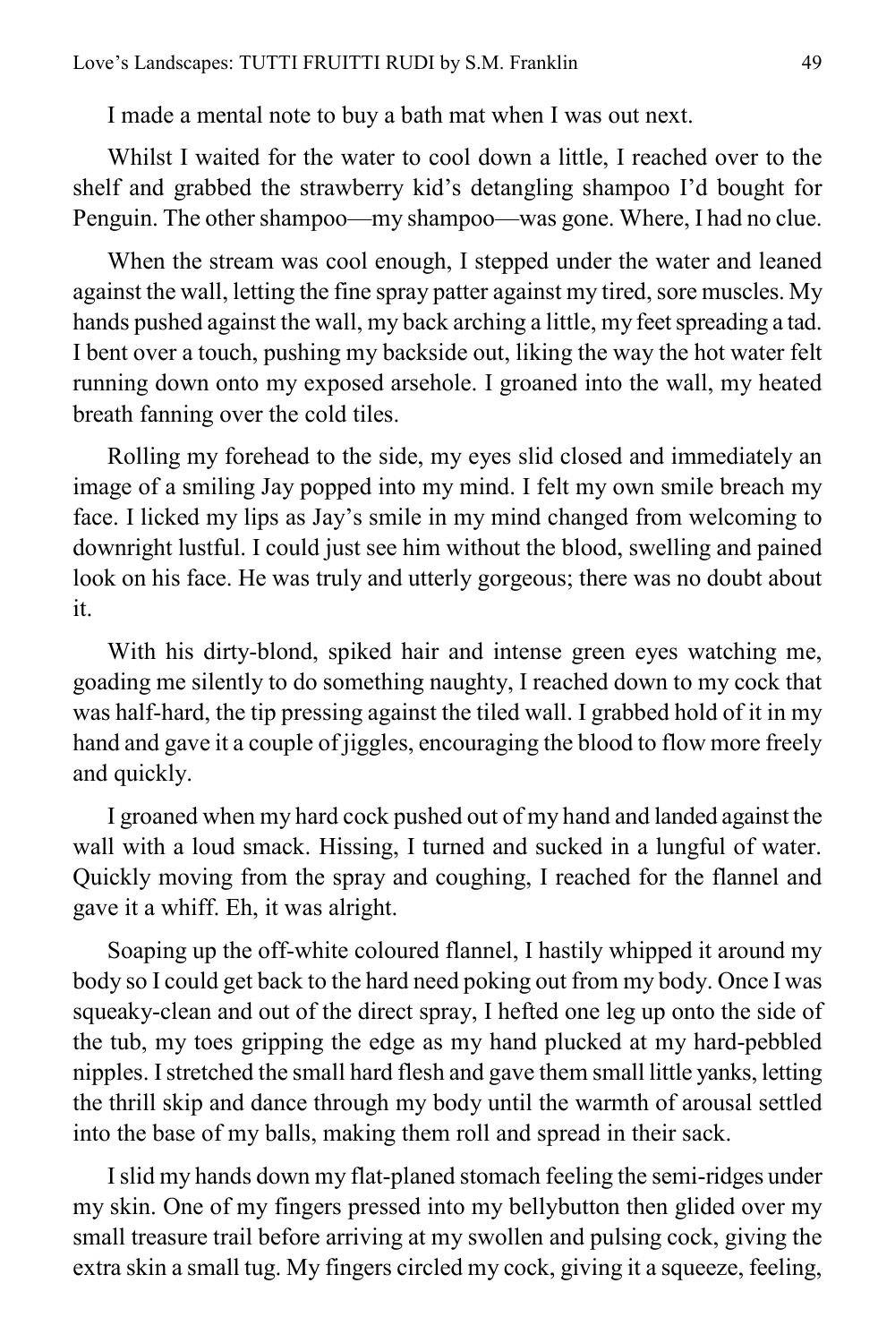I made a mental note to buy a bath mat when I was out next.

Whilst I waited for the water to cool down a little, I reached over to the shelf and grabbed the strawberry kid's detangling shampoo I'd bought for Penguin. The other shampoo—my shampoo—was gone. Where, I had no clue.

When the stream was cool enough, I stepped under the water and leaned against the wall, letting the fine spray patter against my tired, sore muscles. My hands pushed against the wall, my back arching a little, my feet spreading a tad. I bent over a touch, pushing my backside out, liking the way the hot water felt running down onto my exposed arsehole. I groaned into the wall, my heated breath fanning over the cold tiles.

Rolling my forehead to the side, my eyes slid closed and immediately an image of a smiling Jay popped into my mind. I felt my own smile breach my face. I licked my lips as Jay's smile in my mind changed from welcoming to downright lustful. I could just see him without the blood, swelling and pained look on his face. He was truly and utterly gorgeous; there was no doubt about it.

With his dirty-blond, spiked hair and intense green eyes watching me, goading me silently to do something naughty, I reached down to my cock that was half-hard, the tip pressing against the tiled wall. I grabbed hold of it in my hand and gave it a couple of jiggles, encouraging the blood to flow more freely and quickly.

I groaned when my hard cock pushed out of my hand and landed against the wall with a loud smack. Hissing, I turned and sucked in a lungful of water. Quickly moving from the spray and coughing, I reached for the flannel and gave it a whiff. Eh, it was alright.

Soaping up the off-white coloured flannel, I hastily whipped it around my body so I could get back to the hard need poking out from my body. Once I was squeaky-clean and out of the direct spray, I hefted one leg up onto the side of the tub, my toes gripping the edge as my hand plucked at my hard-pebbled nipples. I stretched the small hard flesh and gave them small little yanks, letting the thrill skip and dance through my body until the warmth of arousal settled into the base of my balls, making them roll and spread in their sack.

I slid my hands down my flat-planed stomach feeling the semi-ridges under my skin. One of my fingers pressed into my bellybutton then glided over my small treasure trail before arriving at my swollen and pulsing cock, giving the extra skin a small tug. My fingers circled my cock, giving it a squeeze, feeling,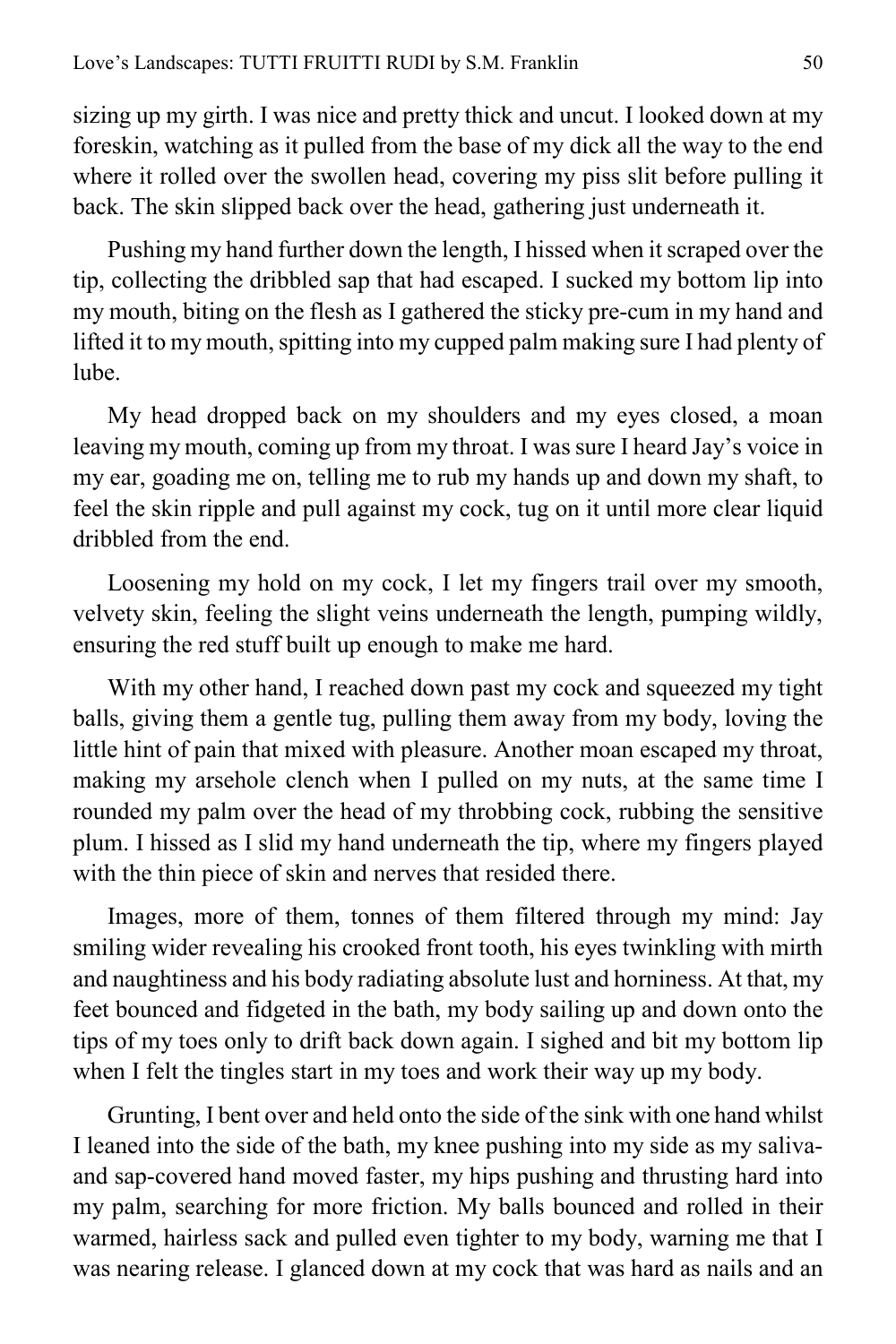sizing up my girth. I was nice and pretty thick and uncut. I looked down at my foreskin, watching as it pulled from the base of my dick all the way to the end where it rolled over the swollen head, covering my piss slit before pulling it back. The skin slipped back over the head, gathering just underneath it.

Pushing my hand further down the length, I hissed when it scraped over the tip, collecting the dribbled sap that had escaped. I sucked my bottom lip into my mouth, biting on the flesh as I gathered the sticky pre-cum in my hand and lifted it to my mouth, spitting into my cupped palm making sure I had plenty of lube.

My head dropped back on my shoulders and my eyes closed, a moan leaving my mouth, coming up from my throat. I was sure I heard Jay's voice in my ear, goading me on, telling me to rub my hands up and down my shaft, to feel the skin ripple and pull against my cock, tug on it until more clear liquid dribbled from the end.

Loosening my hold on my cock, I let my fingers trail over my smooth, velvety skin, feeling the slight veins underneath the length, pumping wildly, ensuring the red stuff built up enough to make me hard.

With my other hand, I reached down past my cock and squeezed my tight balls, giving them a gentle tug, pulling them away from my body, loving the little hint of pain that mixed with pleasure. Another moan escaped my throat, making my arsehole clench when I pulled on my nuts, at the same time I rounded my palm over the head of my throbbing cock, rubbing the sensitive plum. I hissed as I slid my hand underneath the tip, where my fingers played with the thin piece of skin and nerves that resided there.

Images, more of them, tonnes of them filtered through my mind: Jay smiling wider revealing his crooked front tooth, his eyes twinkling with mirth and naughtiness and his body radiating absolute lust and horniness. At that, my feet bounced and fidgeted in the bath, my body sailing up and down onto the tips of my toes only to drift back down again. I sighed and bit my bottom lip when I felt the tingles start in my toes and work their way up my body.

Grunting, I bent over and held onto the side of the sink with one hand whilst I leaned into the side of the bath, my knee pushing into my side as my saliva- and sap-covered hand moved faster, my hips pushing and thrusting hard into my palm, searching for more friction. My balls bounced and rolled in their warmed, hairless sack and pulled even tighter to my body, warning me that I was nearing release. I glanced down at my cock that was hard as nails and an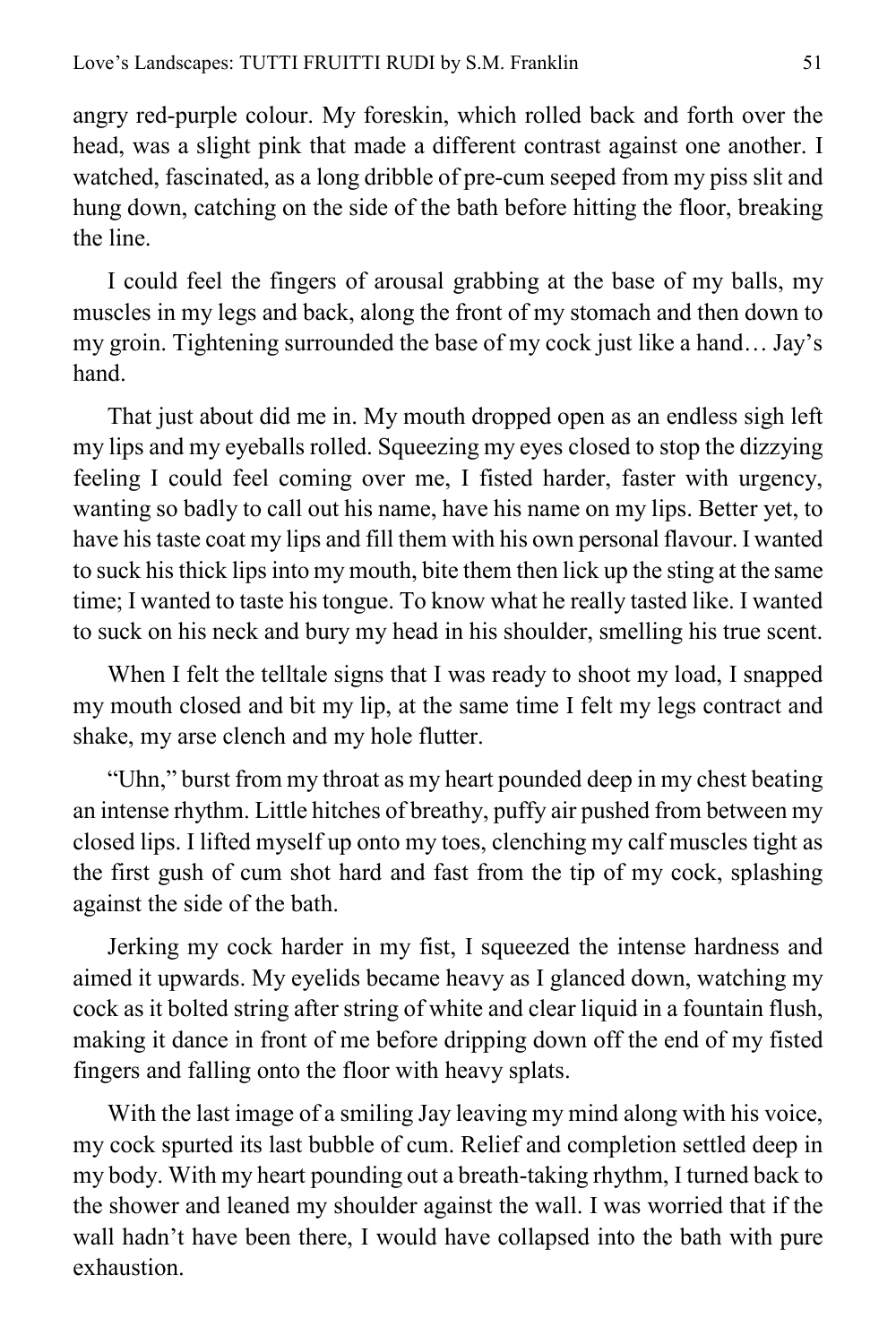angry red-purple colour. My foreskin, which rolled back and forth over the head, was a slight pink that made a different contrast against one another. I watched, fascinated, as a long dribble of pre-cum seeped from my piss slit and hung down, catching on the side of the bath before hitting the floor, breaking the line.

I could feel the fingers of arousal grabbing at the base of my balls, my muscles in my legs and back, along the front of my stomach and then down to my groin. Tightening surrounded the base of my cock just like a hand… Jay's hand.

That just about did me in. My mouth dropped open as an endless sigh left my lips and my eyeballs rolled. Squeezing my eyes closed to stop the dizzying feeling I could feel coming over me, I fisted harder, faster with urgency, wanting so badly to call out his name, have his name on my lips. Better yet, to have his taste coat my lips and fill them with his own personal flavour. I wanted to suck his thick lips into my mouth, bite them then lick up the sting at the same time; I wanted to taste his tongue. To know what he really tasted like. I wanted to suck on his neck and bury my head in his shoulder, smelling his true scent.

When I felt the telltale signs that I was ready to shoot my load, I snapped my mouth closed and bit my lip, at the same time I felt my legs contract and shake, my arse clench and my hole flutter.

"Uhn," burst from my throat as my heart pounded deep in my chest beating an intense rhythm. Little hitches of breathy, puffy air pushed from between my closed lips. I lifted myself up onto my toes, clenching my calf muscles tight as the first gush of cum shot hard and fast from the tip of my cock, splashing against the side of the bath.

Jerking my cock harder in my fist, I squeezed the intense hardness and aimed it upwards. My eyelids became heavy as I glanced down, watching my cock as it bolted string after string of white and clear liquid in a fountain flush, making it dance in front of me before dripping down off the end of my fisted fingers and falling onto the floor with heavy splats.

With the last image of a smiling Jay leaving my mind along with his voice, my cock spurted its last bubble of cum. Relief and completion settled deep in my body. With my heart pounding out a breath-taking rhythm, I turned back to the shower and leaned my shoulder against the wall. I was worried that if the wall hadn't have been there, I would have collapsed into the bath with pure exhaustion.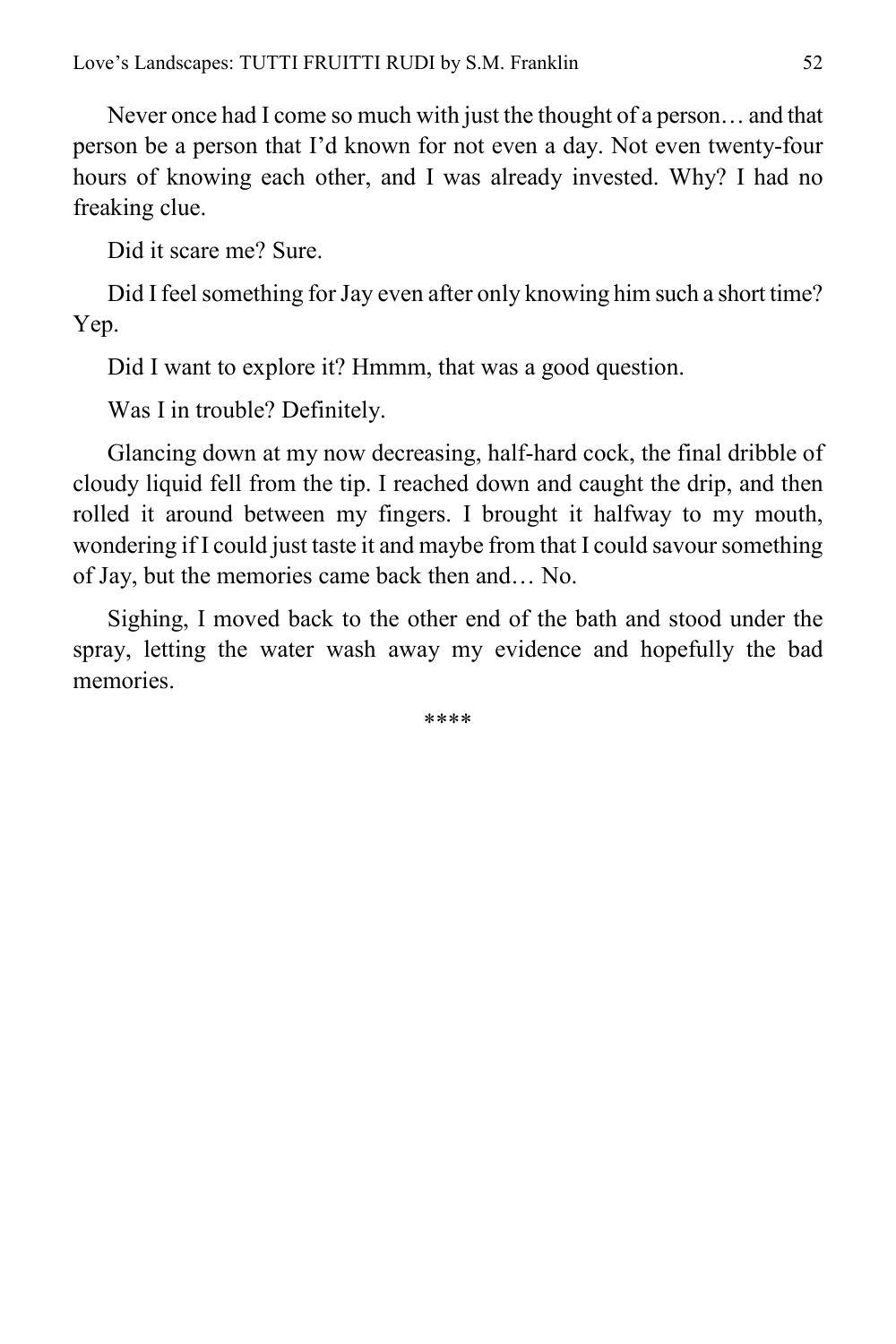Never once had I come so much with just the thought of a person… and that person be a person that I'd known for not even a day. Not even twenty-four hours of knowing each other, and I was already invested. Why? I had no freaking clue.

Did it scare me? Sure.

Did I feel something for Jay even after only knowing him such a short time? Yep.

Did I want to explore it? Hmmm, that was a good question.

Was I in trouble? Definitely.

Glancing down at my now decreasing, half-hard cock, the final dribble of cloudy liquid fell from the tip. I reached down and caught the drip, and then rolled it around between my fingers. I brought it halfway to my mouth, wondering if I could just taste it and maybe from that I could savour something of Jay, but the memories came back then and… No.

Sighing, I moved back to the other end of the bath and stood under the spray, letting the water wash away my evidence and hopefully the bad memories.

****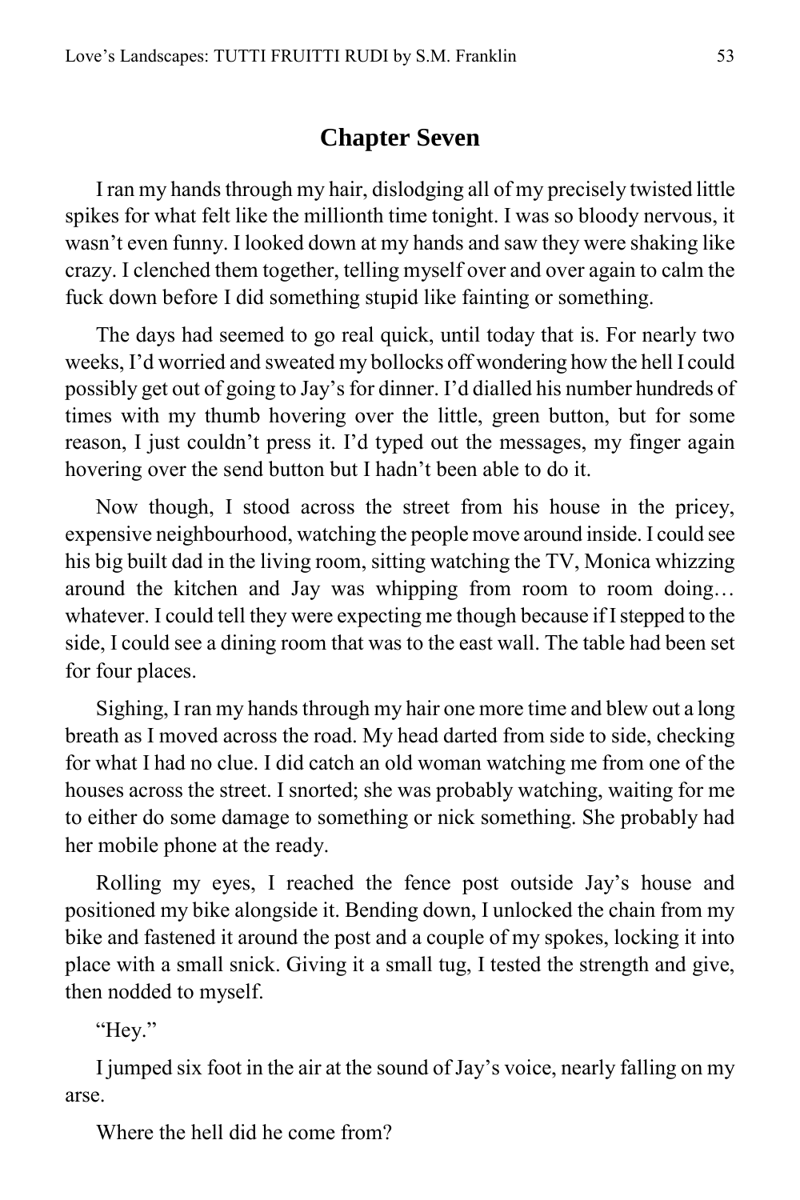## Chapter Seven

I ran my hands through my hair, dislodging all of my precisely twisted little spikes for what felt like the millionth time tonight. I was so bloody nervous, it wasn't even funny. I looked down at my hands and saw they were shaking like crazy. I clenched them together, telling myself over and over again to calm the fuck down before I did something stupid like fainting or something.

The days had seemed to go real quick, until today that is. For nearly two weeks, I'd worried and sweated my bollocks off wondering how the hell I could possibly get out of going to Jay's for dinner. I'd dialled his number hundreds of times with my thumb hovering over the little, green button, but for some reason, I just couldn't press it. I'd typed out the messages, my finger again hovering over the send button but I hadn't been able to do it.

Now though, I stood across the street from his house in the pricey, expensive neighbourhood, watching the people move around inside. I could see his big built dad in the living room, sitting watching the TV, Monica whizzing around the kitchen and Jay was whipping from room to room doing… whatever. I could tell they were expecting me though because if I stepped to the side, I could see a dining room that was to the east wall. The table had been set for four places.

Sighing, I ran my hands through my hair one more time and blew out a long breath as I moved across the road. My head darted from side to side, checking for what I had no clue. I did catch an old woman watching me from one of the houses across the street. I snorted; she was probably watching, waiting for me to either do some damage to something or nick something. She probably had her mobile phone at the ready.

Rolling my eyes, I reached the fence post outside Jay's house and positioned my bike alongside it. Bending down, I unlocked the chain from my bike and fastened it around the post and a couple of my spokes, locking it into place with a small snick. Giving it a small tug, I tested the strength and give, then nodded to myself.

"Hey."

I jumped six foot in the air at the sound of Jay's voice, nearly falling on my arse.

Where the hell did he come from?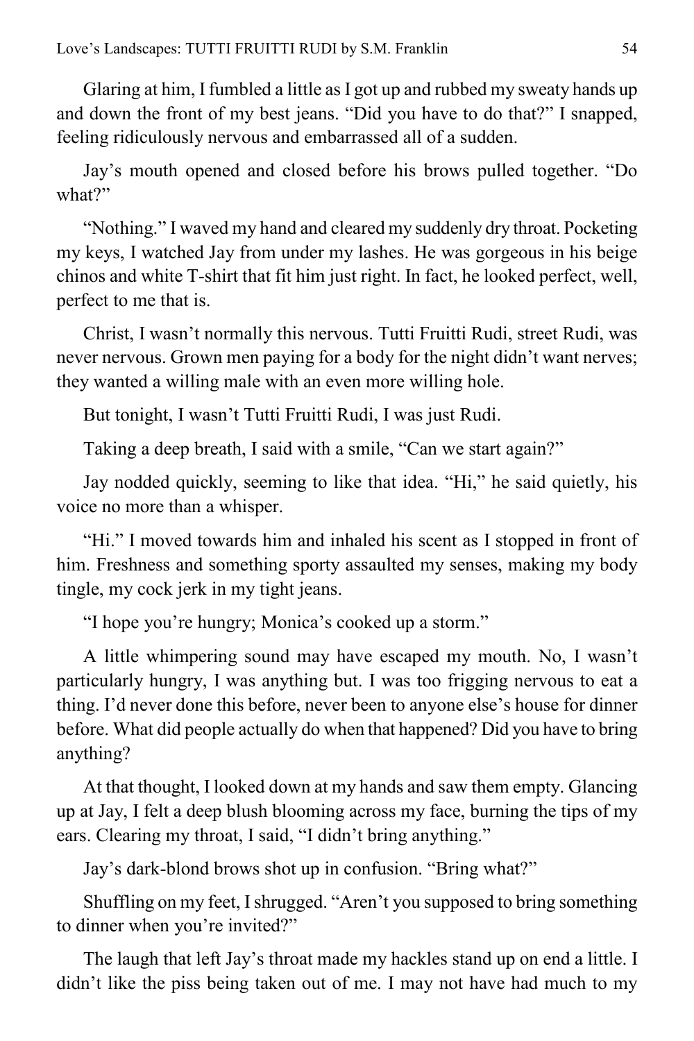Glaring at him, I fumbled a little as I got up and rubbed my sweaty hands up and down the front of my best jeans. "Did you have to do that?" I snapped, feeling ridiculously nervous and embarrassed all of a sudden.

Jay's mouth opened and closed before his brows pulled together. "Do what?"

"Nothing." I waved my hand and cleared my suddenly dry throat. Pocketing my keys, I watched Jay from under my lashes. He was gorgeous in his beige chinos and white T-shirt that fit him just right. In fact, he looked perfect, well, perfect to me that is.

Christ, I wasn't normally this nervous. Tutti Fruitti Rudi, street Rudi, was never nervous. Grown men paying for a body for the night didn't want nerves; they wanted a willing male with an even more willing hole.

But tonight, I wasn't Tutti Fruitti Rudi, I was just Rudi.

Taking a deep breath, I said with a smile, "Can we start again?"

Jay nodded quickly, seeming to like that idea. "Hi," he said quietly, his voice no more than a whisper.

"Hi." I moved towards him and inhaled his scent as I stopped in front of him. Freshness and something sporty assaulted my senses, making my body tingle, my cock jerk in my tight jeans.

"I hope you're hungry; Monica's cooked up a storm."

A little whimpering sound may have escaped my mouth. No, I wasn't particularly hungry, I was anything but. I was too frigging nervous to eat a thing. I'd never done this before, never been to anyone else's house for dinner before. What did people actually do when that happened? Did you have to bring anything?

At that thought, I looked down at my hands and saw them empty. Glancing up at Jay, I felt a deep blush blooming across my face, burning the tips of my ears. Clearing my throat, I said, "I didn't bring anything."

Jay's dark-blond brows shot up in confusion. "Bring what?"

Shuffling on my feet, I shrugged. "Aren't you supposed to bring something to dinner when you're invited?"

The laugh that left Jay's throat made my hackles stand up on end a little. I didn't like the piss being taken out of me. I may not have had much to my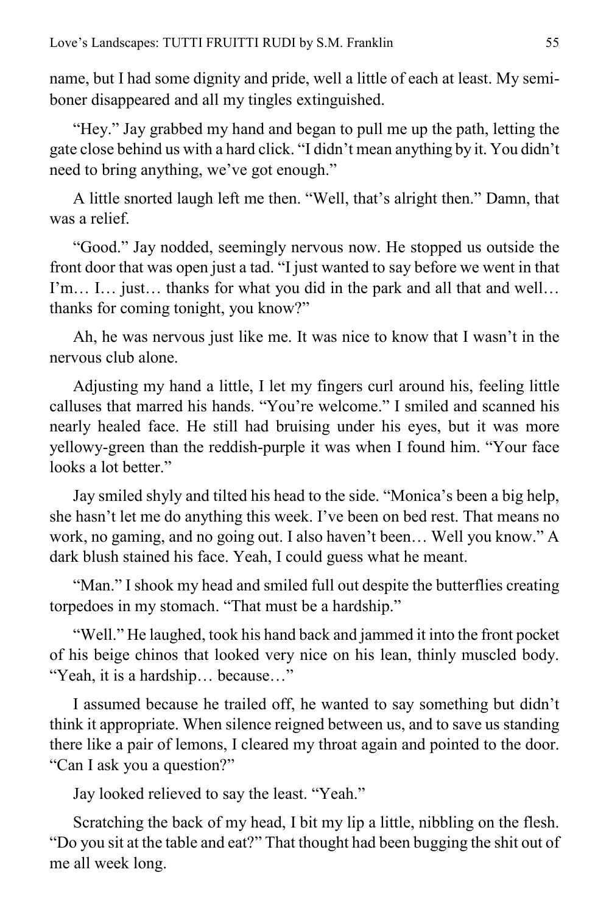name, but I had some dignity and pride, well a little of each at least. My semi-boner disappeared and all my tingles extinguished.

"Hey." Jay grabbed my hand and began to pull me up the path, letting the gate close behind us with a hard click. "I didn't mean anything by it. You didn't need to bring anything, we've got enough."

A little snorted laugh left me then. "Well, that's alright then." Damn, that was a relief.

"Good." Jay nodded, seemingly nervous now. He stopped us outside the front door that was open just a tad. "I just wanted to say before we went in that I'm… I… just… thanks for what you did in the park and all that and well… thanks for coming tonight, you know?"

Ah, he was nervous just like me. It was nice to know that I wasn't in the nervous club alone.

Adjusting my hand a little, I let my fingers curl around his, feeling little calluses that marred his hands. "You're welcome." I smiled and scanned his nearly healed face. He still had bruising under his eyes, but it was more yellowy-green than the reddish-purple it was when I found him. "Your face looks a lot better."

Jay smiled shyly and tilted his head to the side. "Monica's been a big help, she hasn't let me do anything this week. I've been on bed rest. That means no work, no gaming, and no going out. I also haven't been… Well you know." A dark blush stained his face. Yeah, I could guess what he meant.

"Man." I shook my head and smiled full out despite the butterflies creating torpedoes in my stomach. "That must be a hardship."

"Well." He laughed, took his hand back and jammed it into the front pocket of his beige chinos that looked very nice on his lean, thinly muscled body. "Yeah, it is a hardship… because…"

I assumed because he trailed off, he wanted to say something but didn't think it appropriate. When silence reigned between us, and to save us standing there like a pair of lemons, I cleared my throat again and pointed to the door. "Can I ask you a question?"

Jay looked relieved to say the least. "Yeah."

Scratching the back of my head, I bit my lip a little, nibbling on the flesh. "Do you sit at the table and eat?" That thought had been bugging the shit out of me all week long.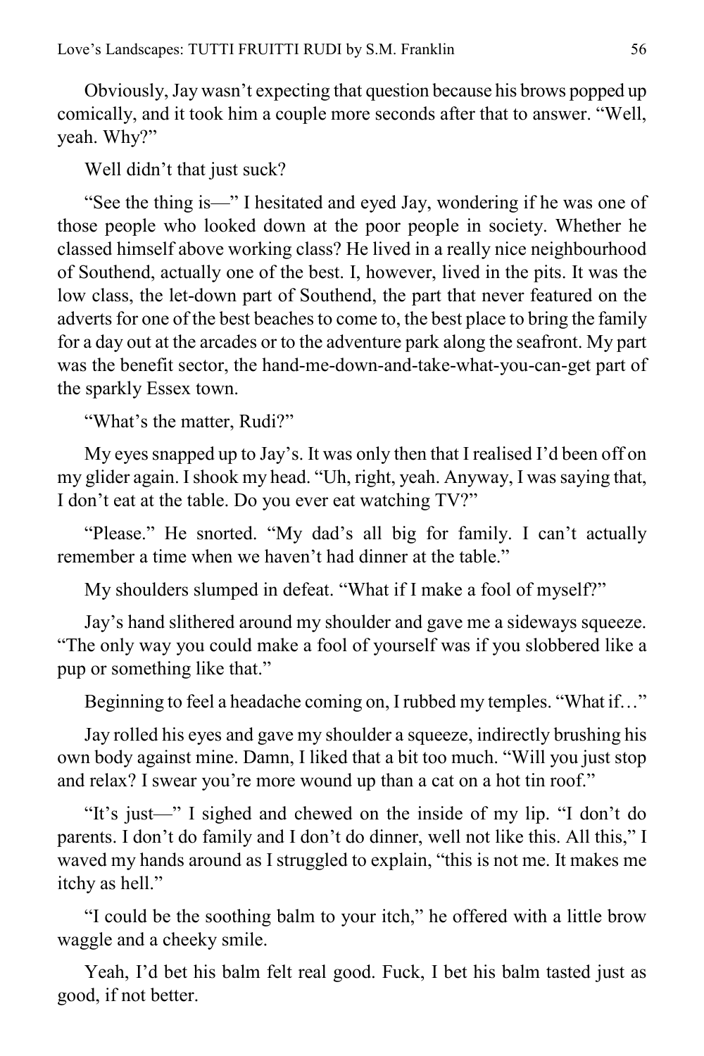Obviously, Jay wasn't expecting that question because his brows popped up comically, and it took him a couple more seconds after that to answer. "Well, yeah. Why?"

Well didn't that just suck?

"See the thing is—" I hesitated and eyed Jay, wondering if he was one of those people who looked down at the poor people in society. Whether he classed himself above working class? He lived in a really nice neighbourhood of Southend, actually one of the best. I, however, lived in the pits. It was the low class, the let-down part of Southend, the part that never featured on the adverts for one of the best beaches to come to, the best place to bring the family for a day out at the arcades or to the adventure park along the seafront. My part was the benefit sector, the hand-me-down-and-take-what-you-can-get part of the sparkly Essex town.

"What's the matter, Rudi?"

My eyes snapped up to Jay's. It was only then that I realised I'd been off on my glider again. I shook my head. "Uh, right, yeah. Anyway, I was saying that, I don't eat at the table. Do you ever eat watching TV?"

"Please." He snorted. "My dad's all big for family. I can't actually remember a time when we haven't had dinner at the table."

My shoulders slumped in defeat. "What if I make a fool of myself?"

Jay's hand slithered around my shoulder and gave me a sideways squeeze. "The only way you could make a fool of yourself was if you slobbered like a pup or something like that."

Beginning to feel a headache coming on, I rubbed my temples. "What if…"

Jay rolled his eyes and gave my shoulder a squeeze, indirectly brushing his own body against mine. Damn, I liked that a bit too much. "Will you just stop and relax? I swear you're more wound up than a cat on a hot tin roof."

"It's just—" I sighed and chewed on the inside of my lip. "I don't do parents. I don't do family and I don't do dinner, well not like this. All this," I waved my hands around as I struggled to explain, "this is not me. It makes me itchy as hell."

"I could be the soothing balm to your itch," he offered with a little brow waggle and a cheeky smile.

Yeah, I'd bet his balm felt real good. Fuck, I bet his balm tasted just as good, if not better.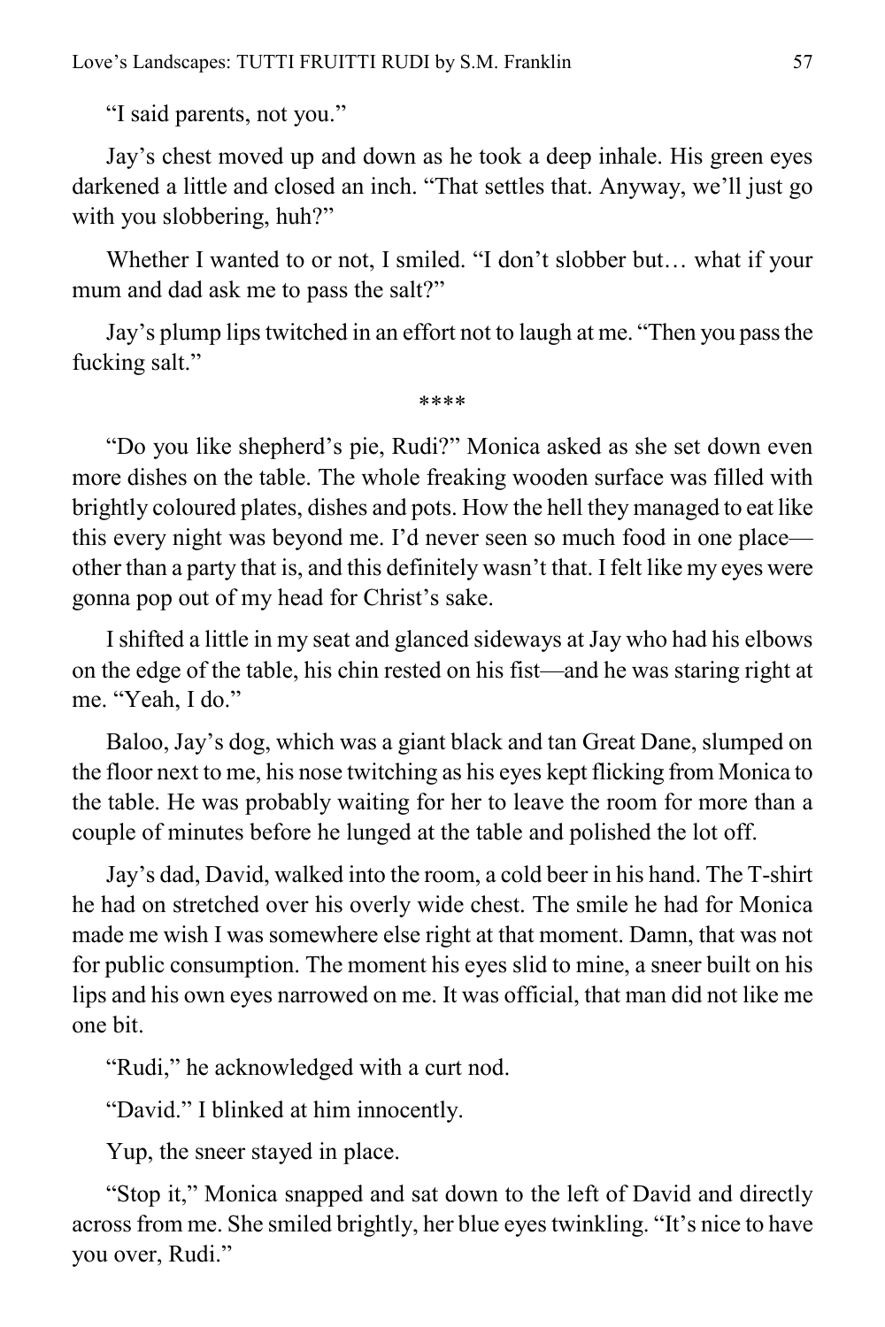"I said parents, not you."

Jay's chest moved up and down as he took a deep inhale. His green eyes darkened a little and closed an inch. "That settles that. Anyway, we'll just go with you slobbering, huh?"

Whether I wanted to or not, I smiled. "I don't slobber but… what if your mum and dad ask me to pass the salt?"

Jay's plump lips twitched in an effort not to laugh at me. "Then you pass the fucking salt."

****

"Do you like shepherd's pie, Rudi?" Monica asked as she set down even more dishes on the table. The whole freaking wooden surface was filled with brightly coloured plates, dishes and pots. How the hell they managed to eat like this every night was beyond me. I'd never seen so much food in one place—other than a party that is, and this definitely wasn't that. I felt like my eyes were gonna pop out of my head for Christ's sake.

I shifted a little in my seat and glanced sideways at Jay who had his elbows on the edge of the table, his chin rested on his fist—and he was staring right at me. "Yeah, I do."

Baloo, Jay's dog, which was a giant black and tan Great Dane, slumped on the floor next to me, his nose twitching as his eyes kept flicking from Monica to the table. He was probably waiting for her to leave the room for more than a couple of minutes before he lunged at the table and polished the lot off.

Jay's dad, David, walked into the room, a cold beer in his hand. The T-shirt he had on stretched over his overly wide chest. The smile he had for Monica made me wish I was somewhere else right at that moment. Damn, that was not for public consumption. The moment his eyes slid to mine, a sneer built on his lips and his own eyes narrowed on me. It was official, that man did not like me one bit.

"Rudi," he acknowledged with a curt nod.

"David." I blinked at him innocently.

Yup, the sneer stayed in place.

"Stop it," Monica snapped and sat down to the left of David and directly across from me. She smiled brightly, her blue eyes twinkling. "It's nice to have you over, Rudi."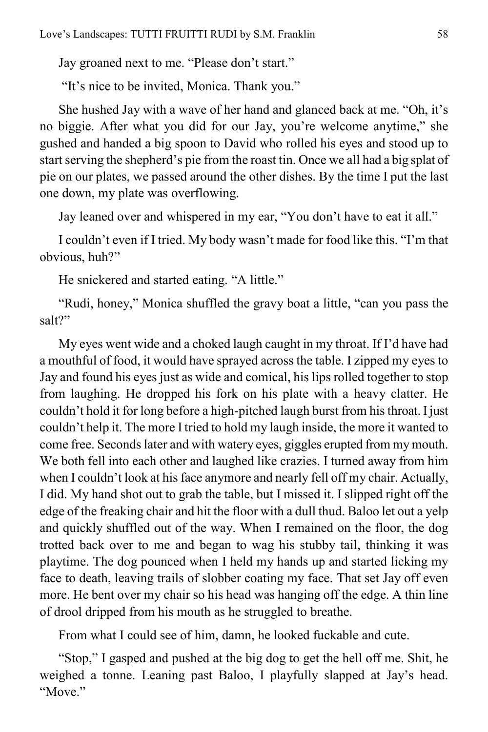Jay groaned next to me. "Please don't start."

"It's nice to be invited, Monica. Thank you."

She hushed Jay with a wave of her hand and glanced back at me. "Oh, it's no biggie. After what you did for our Jay, you're welcome anytime," she gushed and handed a big spoon to David who rolled his eyes and stood up to start serving the shepherd's pie from the roast tin. Once we all had a big splat of pie on our plates, we passed around the other dishes. By the time I put the last one down, my plate was overflowing.

Jay leaned over and whispered in my ear, "You don't have to eat it all."

I couldn't even if I tried. My body wasn't made for food like this. "I'm that obvious, huh?"

He snickered and started eating. "A little."

"Rudi, honey," Monica shuffled the gravy boat a little, "can you pass the salt?"

My eyes went wide and a choked laugh caught in my throat. If I'd have had a mouthful of food, it would have sprayed across the table. I zipped my eyes to Jay and found his eyes just as wide and comical, his lips rolled together to stop from laughing. He dropped his fork on his plate with a heavy clatter. He couldn't hold it for long before a high-pitched laugh burst from his throat. I just couldn't help it. The more I tried to hold my laugh inside, the more it wanted to come free. Seconds later and with watery eyes, giggles erupted from my mouth. We both fell into each other and laughed like crazies. I turned away from him when I couldn't look at his face anymore and nearly fell off my chair. Actually, I did. My hand shot out to grab the table, but I missed it. I slipped right off the edge of the freaking chair and hit the floor with a dull thud. Baloo let out a yelp and quickly shuffled out of the way. When I remained on the floor, the dog trotted back over to me and began to wag his stubby tail, thinking it was playtime. The dog pounced when I held my hands up and started licking my face to death, leaving trails of slobber coating my face. That set Jay off even more. He bent over my chair so his head was hanging off the edge. A thin line of drool dripped from his mouth as he struggled to breathe.

From what I could see of him, damn, he looked fuckable and cute.

"Stop," I gasped and pushed at the big dog to get the hell off me. Shit, he weighed a tonne. Leaning past Baloo, I playfully slapped at Jay's head. "Move."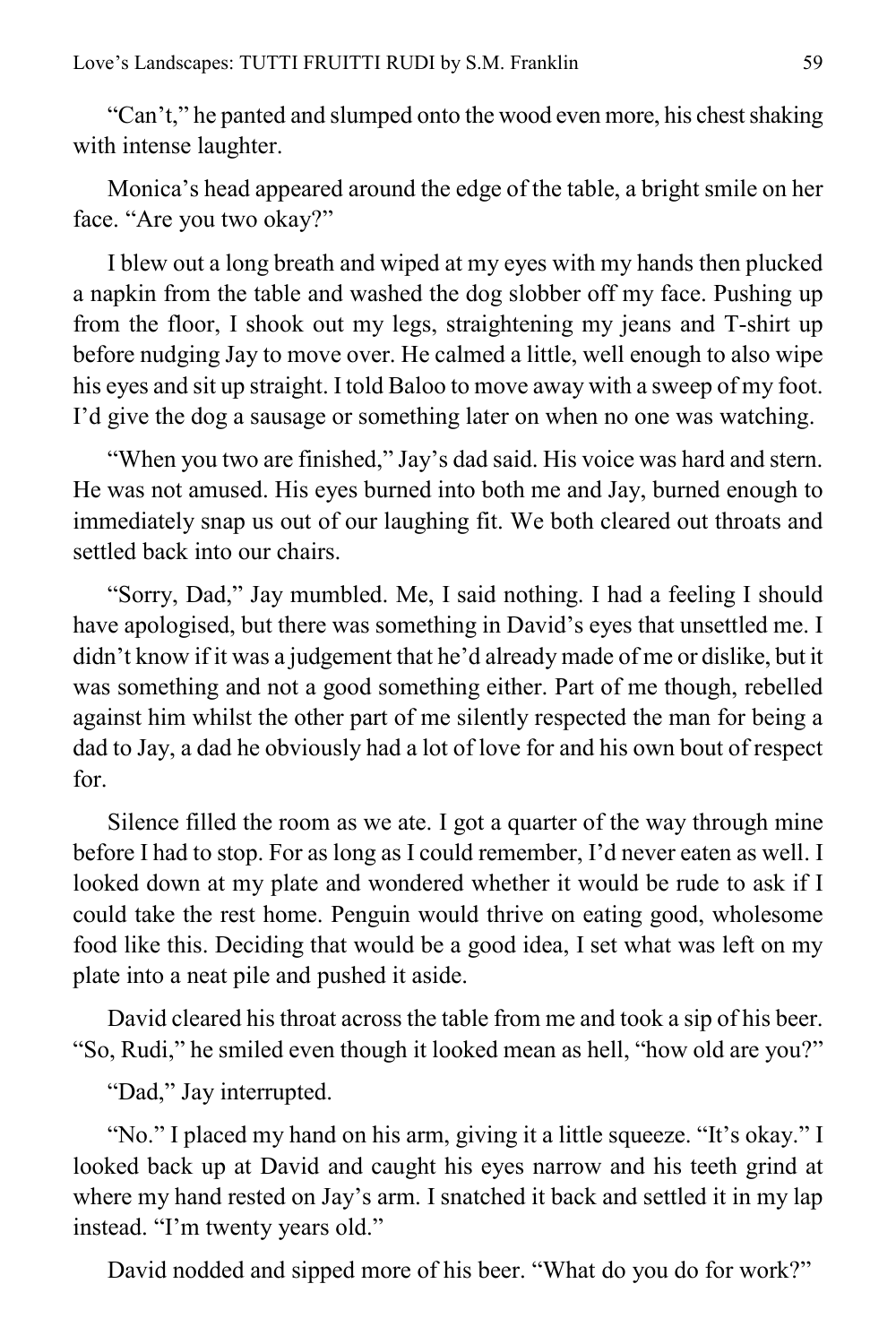"Can't," he panted and slumped onto the wood even more, his chest shaking with intense laughter.

Monica's head appeared around the edge of the table, a bright smile on her face. "Are you two okay?"

I blew out a long breath and wiped at my eyes with my hands then plucked a napkin from the table and washed the dog slobber off my face. Pushing up from the floor, I shook out my legs, straightening my jeans and T-shirt up before nudging Jay to move over. He calmed a little, well enough to also wipe his eyes and sit up straight. I told Baloo to move away with a sweep of my foot. I'd give the dog a sausage or something later on when no one was watching.

"When you two are finished," Jay's dad said. His voice was hard and stern. He was not amused. His eyes burned into both me and Jay, burned enough to immediately snap us out of our laughing fit. We both cleared out throats and settled back into our chairs.

"Sorry, Dad," Jay mumbled. Me, I said nothing. I had a feeling I should have apologised, but there was something in David's eyes that unsettled me. I didn't know if it was a judgement that he'd already made of me or dislike, but it was something and not a good something either. Part of me though, rebelled against him whilst the other part of me silently respected the man for being a dad to Jay, a dad he obviously had a lot of love for and his own bout of respect for.

Silence filled the room as we ate. I got a quarter of the way through mine before I had to stop. For as long as I could remember, I'd never eaten as well. I looked down at my plate and wondered whether it would be rude to ask if I could take the rest home. Penguin would thrive on eating good, wholesome food like this. Deciding that would be a good idea, I set what was left on my plate into a neat pile and pushed it aside.

David cleared his throat across the table from me and took a sip of his beer. "So, Rudi," he smiled even though it looked mean as hell, "how old are you?"

"Dad," Jay interrupted.

"No." I placed my hand on his arm, giving it a little squeeze. "It's okay." I looked back up at David and caught his eyes narrow and his teeth grind at where my hand rested on Jay's arm. I snatched it back and settled it in my lap instead. "I'm twenty years old."

David nodded and sipped more of his beer. "What do you do for work?"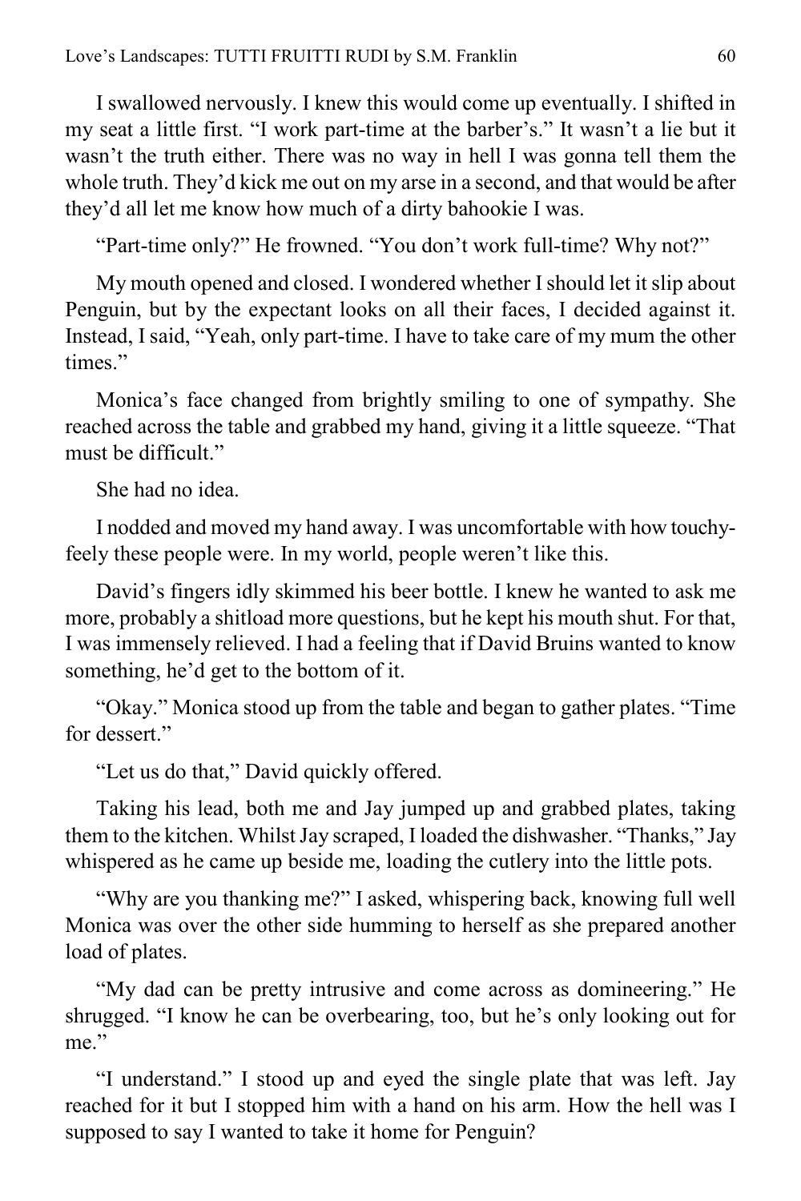I swallowed nervously. I knew this would come up eventually. I shifted in my seat a little first. "I work part-time at the barber's." It wasn't a lie but it wasn't the truth either. There was no way in hell I was gonna tell them the whole truth. They'd kick me out on my arse in a second, and that would be after they'd all let me know how much of a dirty bahookie I was.

"Part-time only?" He frowned. "You don't work full-time? Why not?"

My mouth opened and closed. I wondered whether I should let it slip about Penguin, but by the expectant looks on all their faces, I decided against it. Instead, I said, "Yeah, only part-time. I have to take care of my mum the other times."

Monica's face changed from brightly smiling to one of sympathy. She reached across the table and grabbed my hand, giving it a little squeeze. "That must be difficult."

She had no idea.

I nodded and moved my hand away. I was uncomfortable with how touchy-feely these people were. In my world, people weren't like this.

David's fingers idly skimmed his beer bottle. I knew he wanted to ask me more, probably a shitload more questions, but he kept his mouth shut. For that, I was immensely relieved. I had a feeling that if David Bruins wanted to know something, he'd get to the bottom of it.

"Okay." Monica stood up from the table and began to gather plates. "Time for dessert."

"Let us do that," David quickly offered.

Taking his lead, both me and Jay jumped up and grabbed plates, taking them to the kitchen. Whilst Jay scraped, I loaded the dishwasher. "Thanks," Jay whispered as he came up beside me, loading the cutlery into the little pots.

"Why are you thanking me?" I asked, whispering back, knowing full well Monica was over the other side humming to herself as she prepared another load of plates.

"My dad can be pretty intrusive and come across as domineering." He shrugged. "I know he can be overbearing, too, but he's only looking out for me."

"I understand." I stood up and eyed the single plate that was left. Jay reached for it but I stopped him with a hand on his arm. How the hell was I supposed to say I wanted to take it home for Penguin?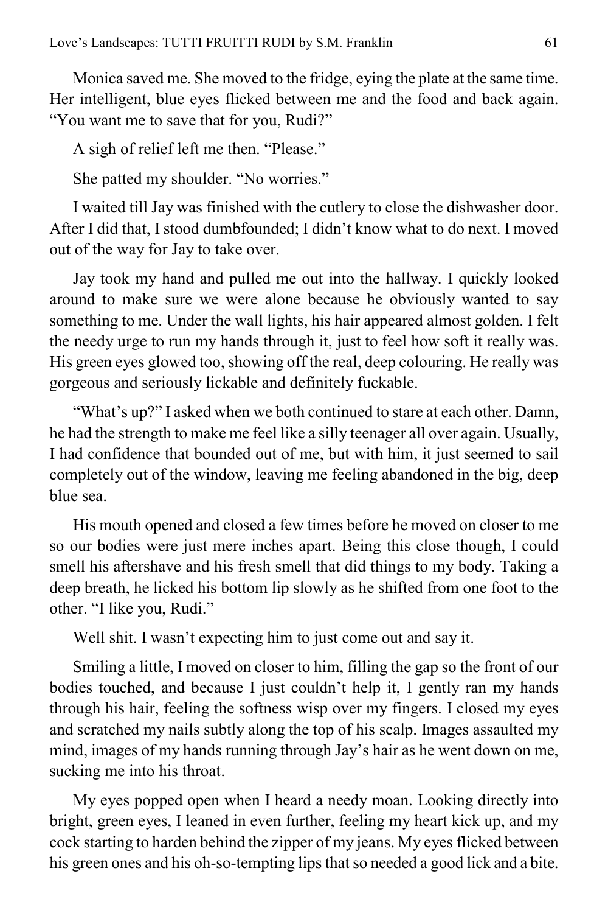Monica saved me. She moved to the fridge, eying the plate at the same time. Her intelligent, blue eyes flicked between me and the food and back again. "You want me to save that for you, Rudi?"

A sigh of relief left me then. "Please."

She patted my shoulder. "No worries."

I waited till Jay was finished with the cutlery to close the dishwasher door. After I did that, I stood dumbfounded; I didn't know what to do next. I moved out of the way for Jay to take over.

Jay took my hand and pulled me out into the hallway. I quickly looked around to make sure we were alone because he obviously wanted to say something to me. Under the wall lights, his hair appeared almost golden. I felt the needy urge to run my hands through it, just to feel how soft it really was. His green eyes glowed too, showing off the real, deep colouring. He really was gorgeous and seriously lickable and definitely fuckable.

"What's up?" I asked when we both continued to stare at each other. Damn, he had the strength to make me feel like a silly teenager all over again. Usually, I had confidence that bounded out of me, but with him, it just seemed to sail completely out of the window, leaving me feeling abandoned in the big, deep blue sea.

His mouth opened and closed a few times before he moved on closer to me so our bodies were just mere inches apart. Being this close though, I could smell his aftershave and his fresh smell that did things to my body. Taking a deep breath, he licked his bottom lip slowly as he shifted from one foot to the other. "I like you, Rudi."

Well shit. I wasn't expecting him to just come out and say it.

Smiling a little, I moved on closer to him, filling the gap so the front of our bodies touched, and because I just couldn't help it, I gently ran my hands through his hair, feeling the softness wisp over my fingers. I closed my eyes and scratched my nails subtly along the top of his scalp. Images assaulted my mind, images of my hands running through Jay's hair as he went down on me, sucking me into his throat.

My eyes popped open when I heard a needy moan. Looking directly into bright, green eyes, I leaned in even further, feeling my heart kick up, and my cock starting to harden behind the zipper of my jeans. My eyes flicked between his green ones and his oh-so-tempting lips that so needed a good lick and a bite.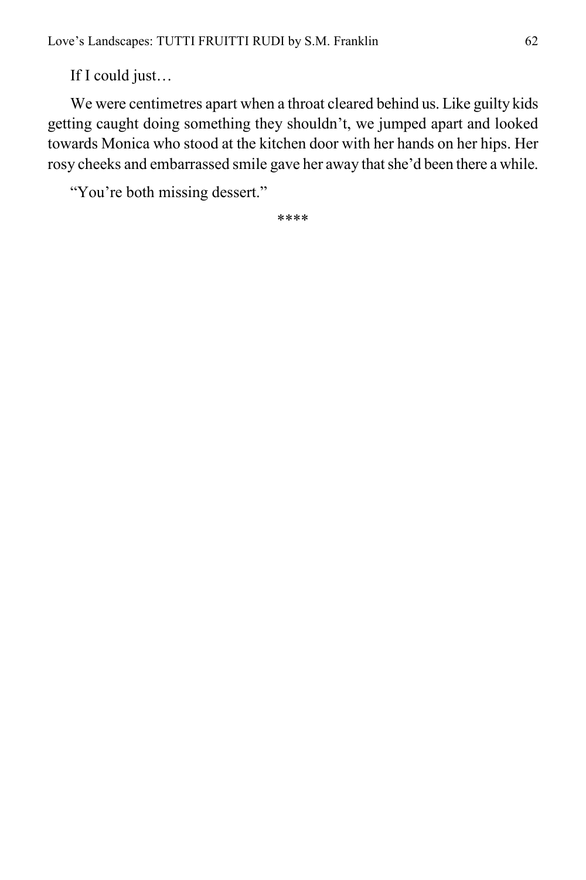If I could just…

We were centimetres apart when a throat cleared behind us. Like guilty kids getting caught doing something they shouldn't, we jumped apart and looked towards Monica who stood at the kitchen door with her hands on her hips. Her rosy cheeks and embarrassed smile gave her away that she'd been there a while.

"You're both missing dessert."

****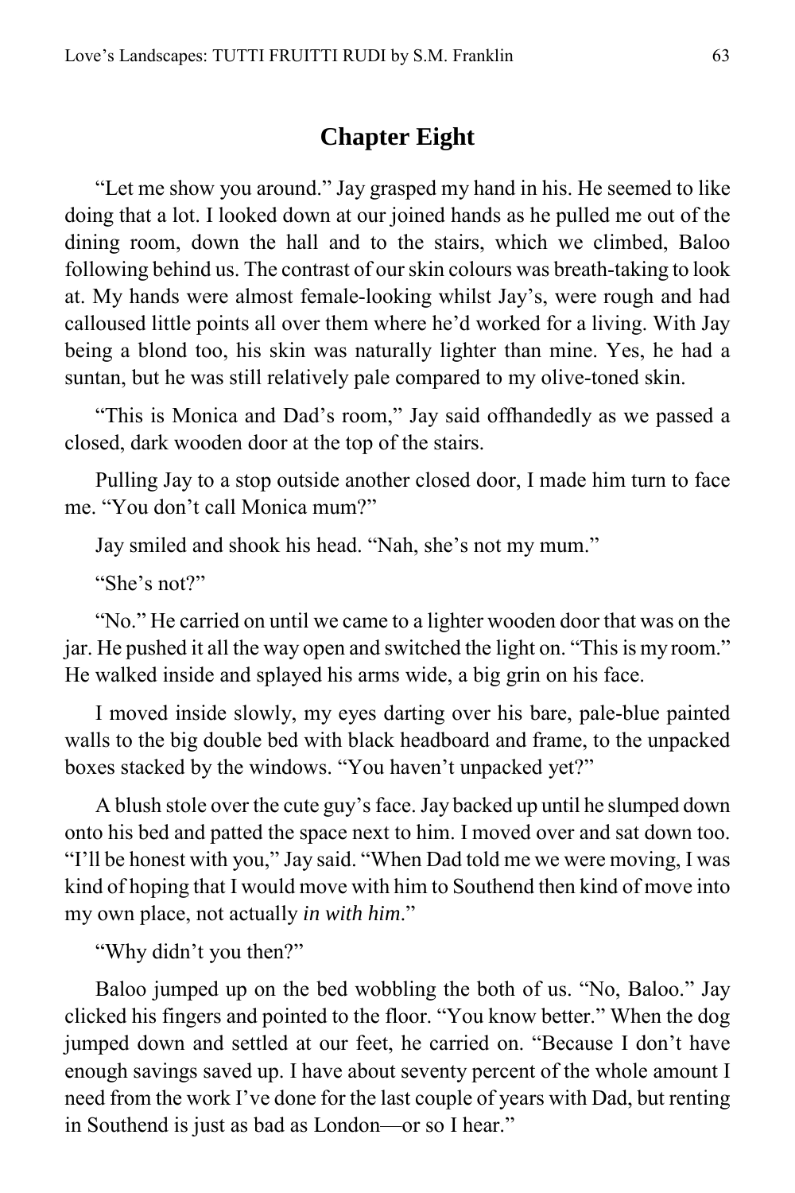## Chapter Eight

"Let me show you around." Jay grasped my hand in his. He seemed to like doing that a lot. I looked down at our joined hands as he pulled me out of the dining room, down the hall and to the stairs, which we climbed, Baloo following behind us. The contrast of our skin colours was breath-taking to look at. My hands were almost female-looking whilst Jay's, were rough and had calloused little points all over them where he'd worked for a living. With Jay being a blond too, his skin was naturally lighter than mine. Yes, he had a suntan, but he was still relatively pale compared to my olive-toned skin.

"This is Monica and Dad's room," Jay said offhandedly as we passed a closed, dark wooden door at the top of the stairs.

Pulling Jay to a stop outside another closed door, I made him turn to face me. "You don't call Monica mum?"

Jay smiled and shook his head. "Nah, she's not my mum."

"She's not?"

"No." He carried on until we came to a lighter wooden door that was on the jar. He pushed it all the way open and switched the light on. "This is my room." He walked inside and splayed his arms wide, a big grin on his face.

I moved inside slowly, my eyes darting over his bare, pale-blue painted walls to the big double bed with black headboard and frame, to the unpacked boxes stacked by the windows. "You haven't unpacked yet?"

A blush stole over the cute guy's face. Jay backed up until he slumped down onto his bed and patted the space next to him. I moved over and sat down too. "I'll be honest with you," Jay said. "When Dad told me we were moving, I was kind of hoping that I would move with him to Southend then kind of move into my own place, not actually *in with him*."

"Why didn't you then?"

Baloo jumped up on the bed wobbling the both of us. "No, Baloo." Jay clicked his fingers and pointed to the floor. "You know better." When the dog jumped down and settled at our feet, he carried on. "Because I don't have enough savings saved up. I have about seventy percent of the whole amount I need from the work I've done for the last couple of years with Dad, but renting in Southend is just as bad as London—or so I hear."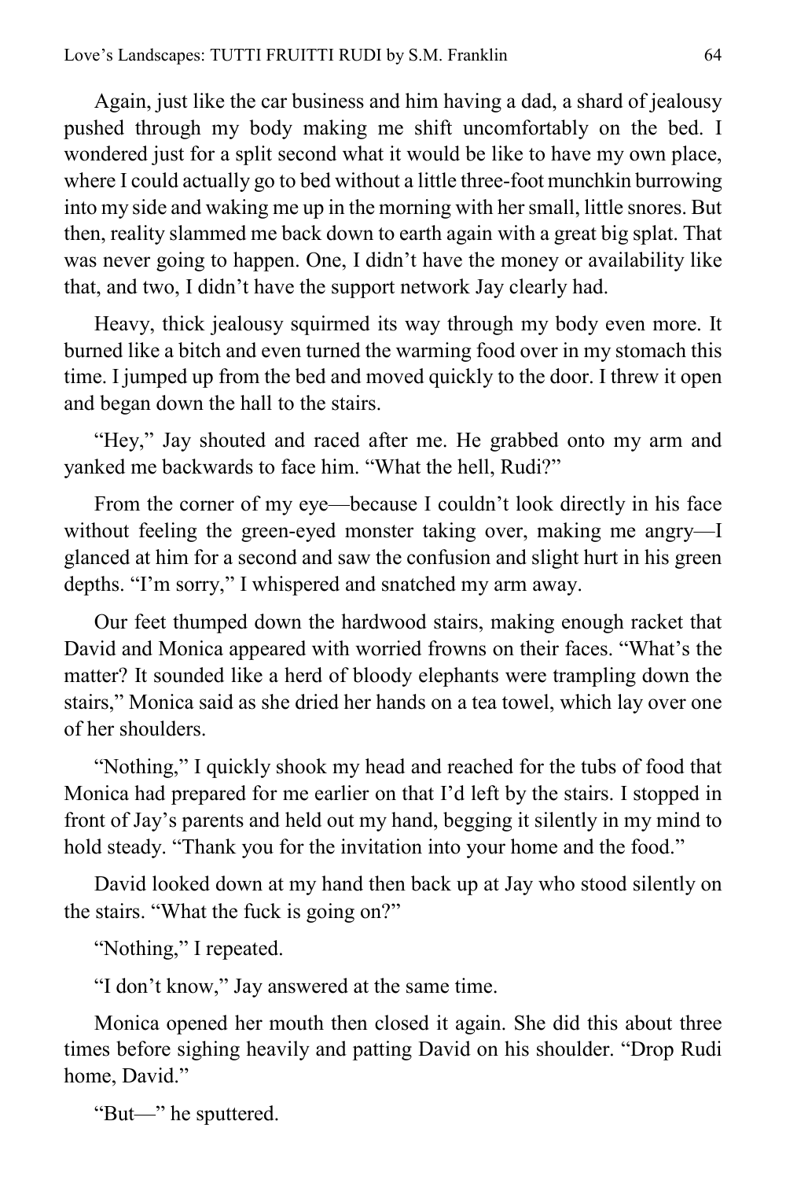Again, just like the car business and him having a dad, a shard of jealousy pushed through my body making me shift uncomfortably on the bed. I wondered just for a split second what it would be like to have my own place, where I could actually go to bed without a little three-foot munchkin burrowing into my side and waking me up in the morning with her small, little snores. But then, reality slammed me back down to earth again with a great big splat. That was never going to happen. One, I didn't have the money or availability like that, and two, I didn't have the support network Jay clearly had.

Heavy, thick jealousy squirmed its way through my body even more. It burned like a bitch and even turned the warming food over in my stomach this time. I jumped up from the bed and moved quickly to the door. I threw it open and began down the hall to the stairs.

"Hey," Jay shouted and raced after me. He grabbed onto my arm and yanked me backwards to face him. "What the hell, Rudi?"

From the corner of my eye—because I couldn't look directly in his face without feeling the green-eyed monster taking over, making me angry—I glanced at him for a second and saw the confusion and slight hurt in his green depths. "I'm sorry," I whispered and snatched my arm away.

Our feet thumped down the hardwood stairs, making enough racket that David and Monica appeared with worried frowns on their faces. "What's the matter? It sounded like a herd of bloody elephants were trampling down the stairs," Monica said as she dried her hands on a tea towel, which lay over one of her shoulders.

"Nothing," I quickly shook my head and reached for the tubs of food that Monica had prepared for me earlier on that I'd left by the stairs. I stopped in front of Jay's parents and held out my hand, begging it silently in my mind to hold steady. "Thank you for the invitation into your home and the food."

David looked down at my hand then back up at Jay who stood silently on the stairs. "What the fuck is going on?"

"Nothing," I repeated.

"I don't know," Jay answered at the same time.

Monica opened her mouth then closed it again. She did this about three times before sighing heavily and patting David on his shoulder. "Drop Rudi home, David."

"But—" he sputtered.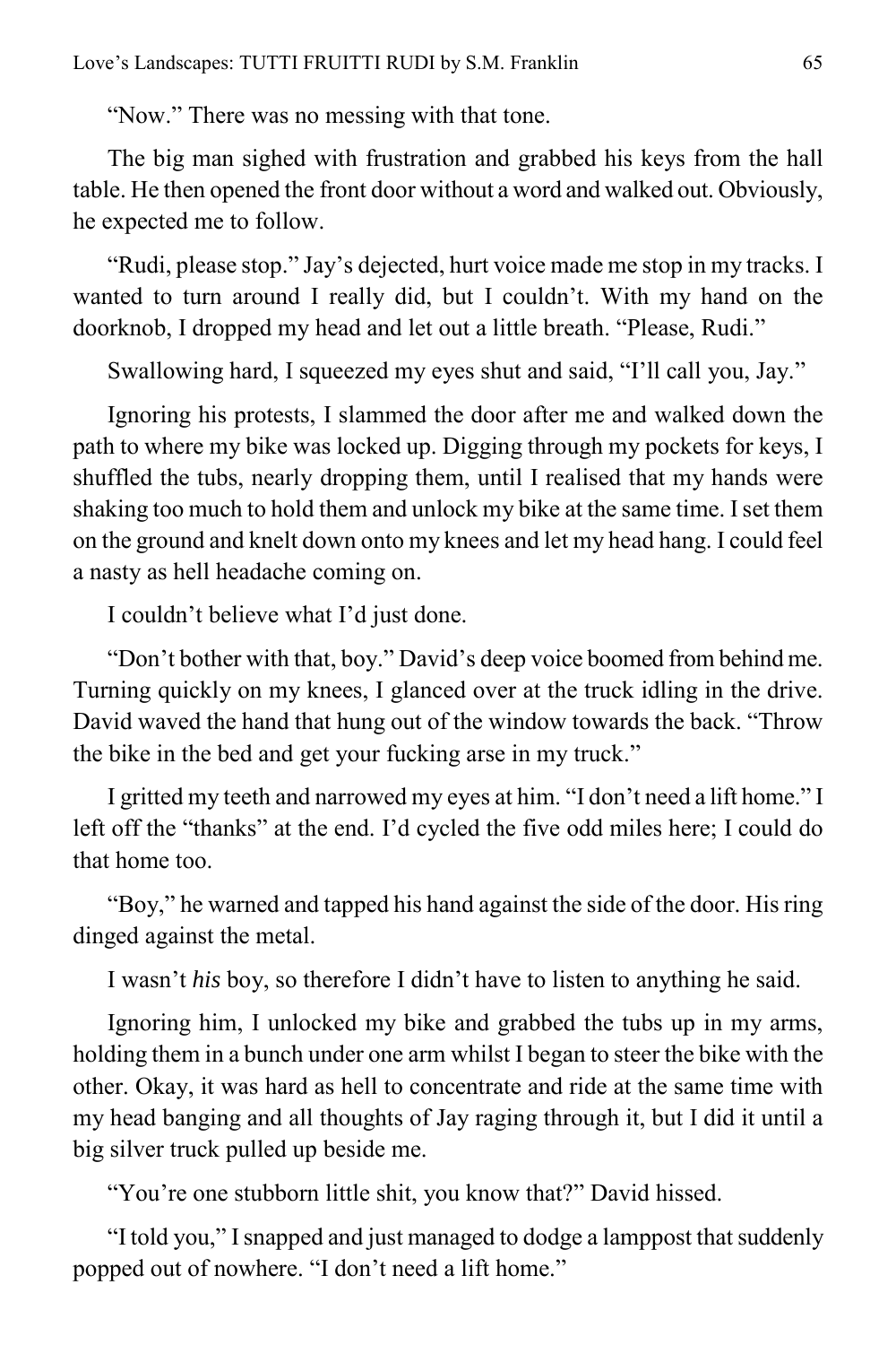"Now." There was no messing with that tone.

The big man sighed with frustration and grabbed his keys from the hall table. He then opened the front door without a word and walked out. Obviously, he expected me to follow.

"Rudi, please stop." Jay's dejected, hurt voice made me stop in my tracks. I wanted to turn around I really did, but I couldn't. With my hand on the doorknob, I dropped my head and let out a little breath. "Please, Rudi."

Swallowing hard, I squeezed my eyes shut and said, "I'll call you, Jay."

Ignoring his protests, I slammed the door after me and walked down the path to where my bike was locked up. Digging through my pockets for keys, I shuffled the tubs, nearly dropping them, until I realised that my hands were shaking too much to hold them and unlock my bike at the same time. I set them on the ground and knelt down onto my knees and let my head hang. I could feel a nasty as hell headache coming on.

I couldn't believe what I'd just done.

"Don't bother with that, boy." David's deep voice boomed from behind me. Turning quickly on my knees, I glanced over at the truck idling in the drive. David waved the hand that hung out of the window towards the back. "Throw the bike in the bed and get your fucking arse in my truck."

I gritted my teeth and narrowed my eyes at him. "I don't need a lift home." I left off the "thanks" at the end. I'd cycled the five odd miles here; I could do that home too.

"Boy," he warned and tapped his hand against the side of the door. His ring dinged against the metal.

I wasn't *his* boy, so therefore I didn't have to listen to anything he said.

Ignoring him, I unlocked my bike and grabbed the tubs up in my arms, holding them in a bunch under one arm whilst I began to steer the bike with the other. Okay, it was hard as hell to concentrate and ride at the same time with my head banging and all thoughts of Jay raging through it, but I did it until a big silver truck pulled up beside me.

"You're one stubborn little shit, you know that?" David hissed.

"I told you," I snapped and just managed to dodge a lamppost that suddenly popped out of nowhere. "I don't need a lift home."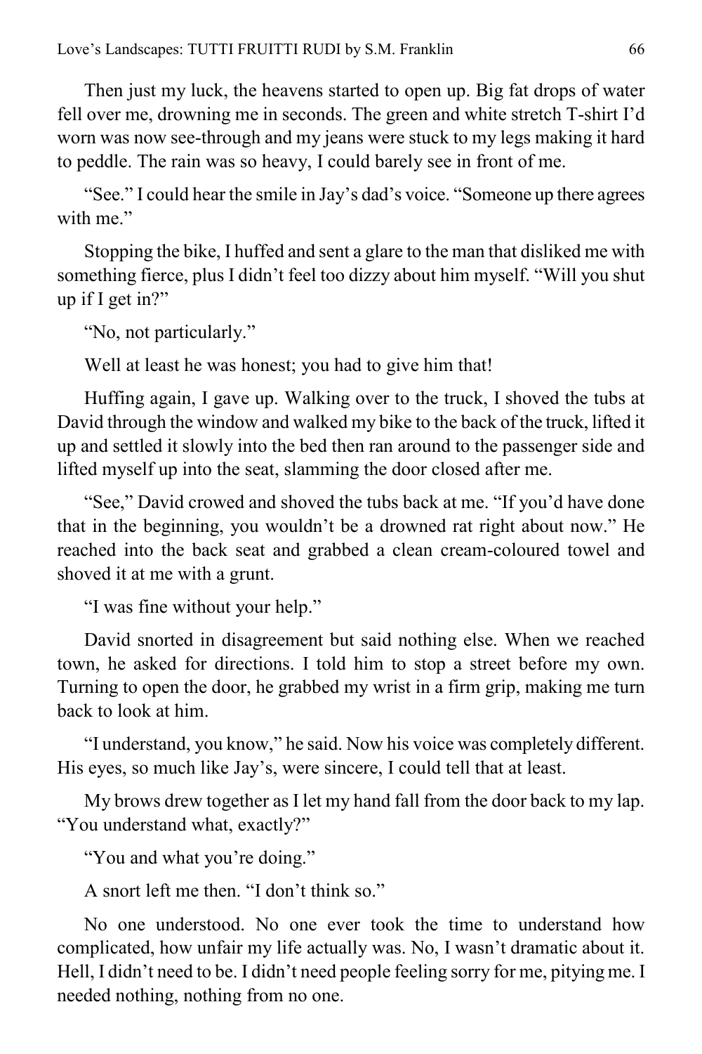Then just my luck, the heavens started to open up. Big fat drops of water fell over me, drowning me in seconds. The green and white stretch T-shirt I'd worn was now see-through and my jeans were stuck to my legs making it hard to peddle. The rain was so heavy, I could barely see in front of me.

"See." I could hear the smile in Jay's dad's voice. "Someone up there agrees with me."

Stopping the bike, I huffed and sent a glare to the man that disliked me with something fierce, plus I didn't feel too dizzy about him myself. "Will you shut up if I get in?"

"No, not particularly."

Well at least he was honest; you had to give him that!

Huffing again, I gave up. Walking over to the truck, I shoved the tubs at David through the window and walked my bike to the back of the truck, lifted it up and settled it slowly into the bed then ran around to the passenger side and lifted myself up into the seat, slamming the door closed after me.

"See," David crowed and shoved the tubs back at me. "If you'd have done that in the beginning, you wouldn't be a drowned rat right about now." He reached into the back seat and grabbed a clean cream-coloured towel and shoved it at me with a grunt.

"I was fine without your help."

David snorted in disagreement but said nothing else. When we reached town, he asked for directions. I told him to stop a street before my own. Turning to open the door, he grabbed my wrist in a firm grip, making me turn back to look at him.

"I understand, you know," he said. Now his voice was completely different. His eyes, so much like Jay's, were sincere, I could tell that at least.

My brows drew together as I let my hand fall from the door back to my lap. "You understand what, exactly?"

"You and what you're doing."

A snort left me then. "I don't think so."

No one understood. No one ever took the time to understand how complicated, how unfair my life actually was. No, I wasn't dramatic about it. Hell, I didn't need to be. I didn't need people feeling sorry for me, pitying me. I needed nothing, nothing from no one.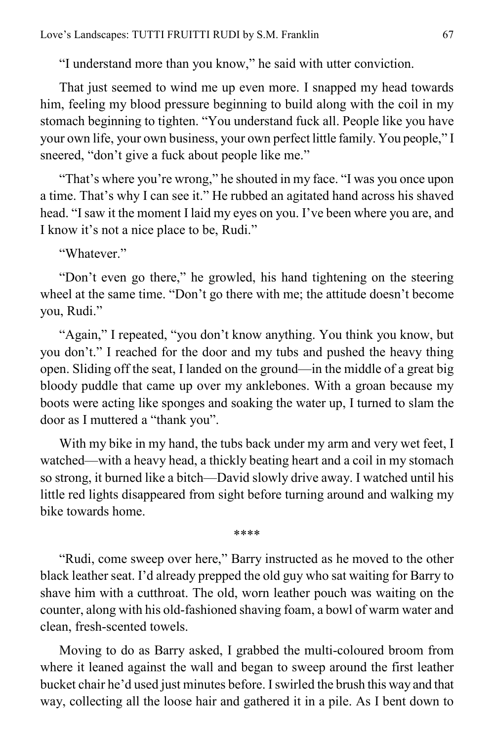"I understand more than you know," he said with utter conviction.

That just seemed to wind me up even more. I snapped my head towards him, feeling my blood pressure beginning to build along with the coil in my stomach beginning to tighten. "You understand fuck all. People like you have your own life, your own business, your own perfect little family. You people," I sneered, "don't give a fuck about people like me."

"That's where you're wrong," he shouted in my face. "I was you once upon a time. That's why I can see it." He rubbed an agitated hand across his shaved head. "I saw it the moment I laid my eyes on you. I've been where you are, and I know it's not a nice place to be, Rudi."

"Whatever."

"Don't even go there," he growled, his hand tightening on the steering wheel at the same time. "Don't go there with me; the attitude doesn't become you, Rudi."

"Again," I repeated, "you don't know anything. You think you know, but you don't." I reached for the door and my tubs and pushed the heavy thing open. Sliding off the seat, I landed on the ground—in the middle of a great big bloody puddle that came up over my anklebones. With a groan because my boots were acting like sponges and soaking the water up, I turned to slam the door as I muttered a "thank you".

With my bike in my hand, the tubs back under my arm and very wet feet, I watched—with a heavy head, a thickly beating heart and a coil in my stomach so strong, it burned like a bitch—David slowly drive away. I watched until his little red lights disappeared from sight before turning around and walking my bike towards home.

****

"Rudi, come sweep over here," Barry instructed as he moved to the other black leather seat. I'd already prepped the old guy who sat waiting for Barry to shave him with a cutthroat. The old, worn leather pouch was waiting on the counter, along with his old-fashioned shaving foam, a bowl of warm water and clean, fresh-scented towels.

Moving to do as Barry asked, I grabbed the multi-coloured broom from where it leaned against the wall and began to sweep around the first leather bucket chair he'd used just minutes before. I swirled the brush this way and that way, collecting all the loose hair and gathered it in a pile. As I bent down to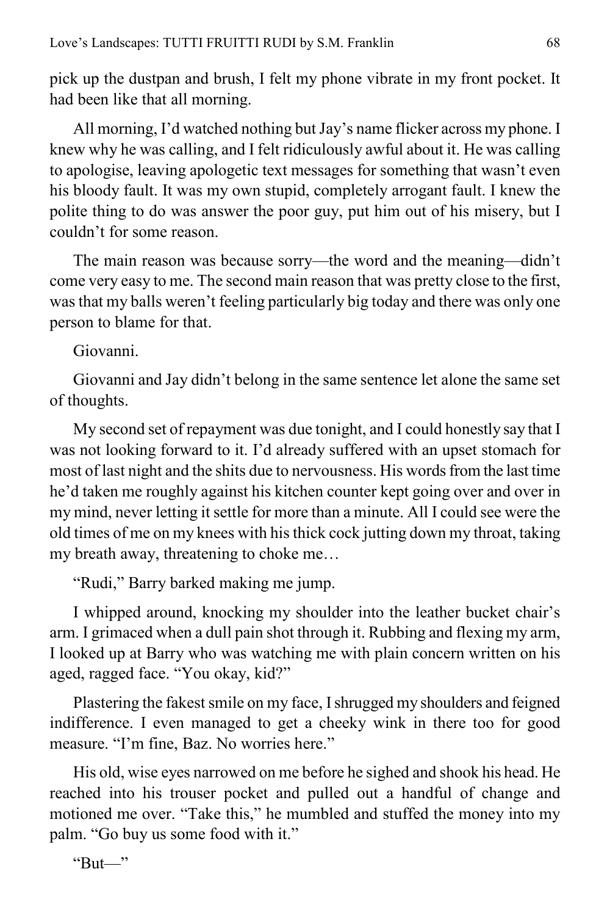pick up the dustpan and brush, I felt my phone vibrate in my front pocket. It had been like that all morning.

All morning, I'd watched nothing but Jay's name flicker across my phone. I knew why he was calling, and I felt ridiculously awful about it. He was calling to apologise, leaving apologetic text messages for something that wasn't even his bloody fault. It was my own stupid, completely arrogant fault. I knew the polite thing to do was answer the poor guy, put him out of his misery, but I couldn't for some reason.

The main reason was because sorry—the word and the meaning—didn't come very easy to me. The second main reason that was pretty close to the first, was that my balls weren't feeling particularly big today and there was only one person to blame for that.

Giovanni.

Giovanni and Jay didn't belong in the same sentence let alone the same set of thoughts.

My second set of repayment was due tonight, and I could honestly say that I was not looking forward to it. I'd already suffered with an upset stomach for most of last night and the shits due to nervousness. His words from the last time he'd taken me roughly against his kitchen counter kept going over and over in my mind, never letting it settle for more than a minute. All I could see were the old times of me on my knees with his thick cock jutting down my throat, taking my breath away, threatening to choke me…

"Rudi," Barry barked making me jump.

I whipped around, knocking my shoulder into the leather bucket chair's arm. I grimaced when a dull pain shot through it. Rubbing and flexing my arm, I looked up at Barry who was watching me with plain concern written on his aged, ragged face. "You okay, kid?"

Plastering the fakest smile on my face, I shrugged my shoulders and feigned indifference. I even managed to get a cheeky wink in there too for good measure. "I'm fine, Baz. No worries here."

His old, wise eyes narrowed on me before he sighed and shook his head. He reached into his trouser pocket and pulled out a handful of change and motioned me over. "Take this," he mumbled and stuffed the money into my palm. "Go buy us some food with it."

"But—"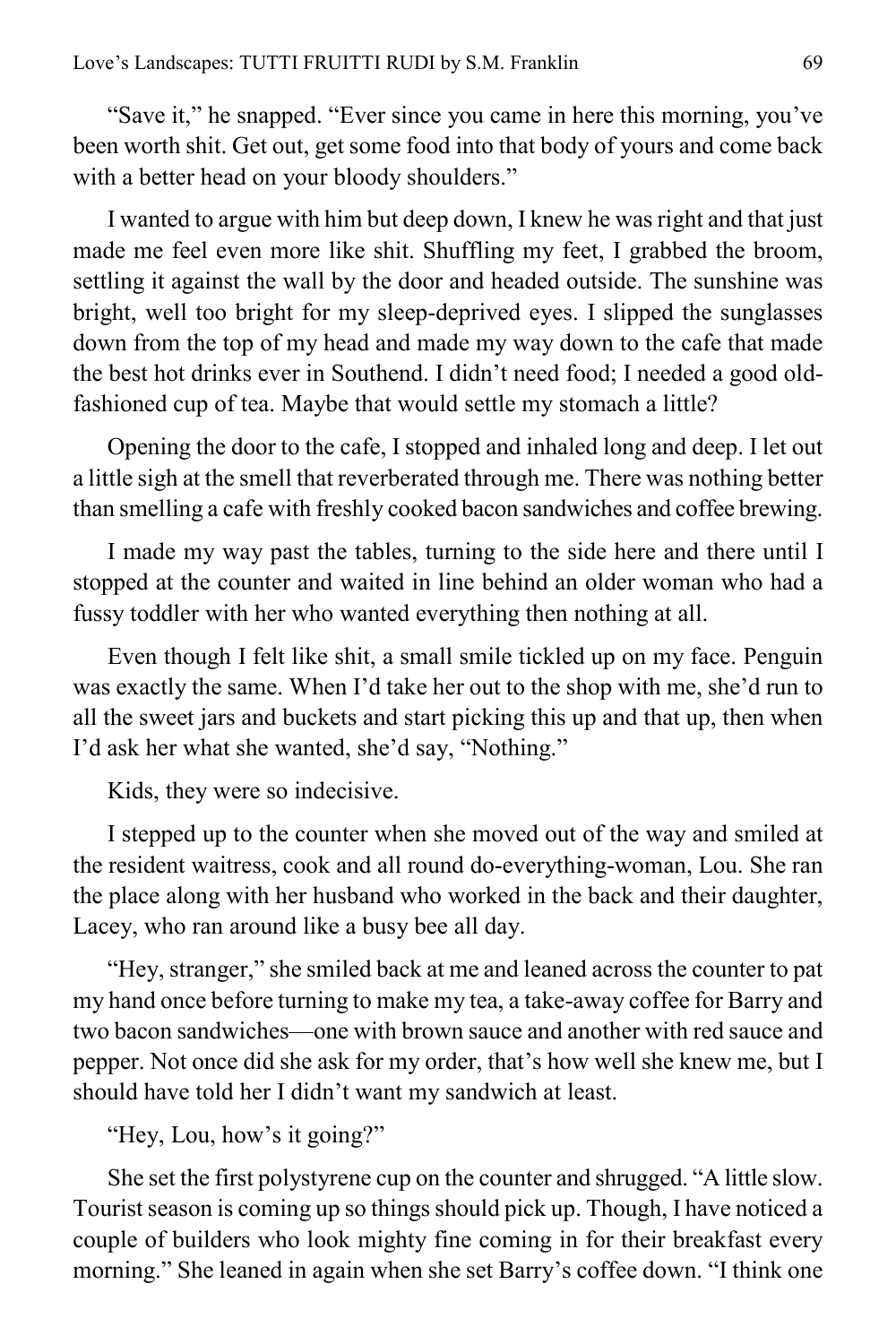"Save it," he snapped. "Ever since you came in here this morning, you've been worth shit. Get out, get some food into that body of yours and come back with a better head on your bloody shoulders."

I wanted to argue with him but deep down, I knew he was right and that just made me feel even more like shit. Shuffling my feet, I grabbed the broom, settling it against the wall by the door and headed outside. The sunshine was bright, well too bright for my sleep-deprived eyes. I slipped the sunglasses down from the top of my head and made my way down to the cafe that made the best hot drinks ever in Southend. I didn't need food; I needed a good old-fashioned cup of tea. Maybe that would settle my stomach a little?

Opening the door to the cafe, I stopped and inhaled long and deep. I let out a little sigh at the smell that reverberated through me. There was nothing better than smelling a cafe with freshly cooked bacon sandwiches and coffee brewing.

I made my way past the tables, turning to the side here and there until I stopped at the counter and waited in line behind an older woman who had a fussy toddler with her who wanted everything then nothing at all.

Even though I felt like shit, a small smile tickled up on my face. Penguin was exactly the same. When I'd take her out to the shop with me, she'd run to all the sweet jars and buckets and start picking this up and that up, then when I'd ask her what she wanted, she'd say, "Nothing."

Kids, they were so indecisive.

I stepped up to the counter when she moved out of the way and smiled at the resident waitress, cook and all round do-everything-woman, Lou. She ran the place along with her husband who worked in the back and their daughter, Lacey, who ran around like a busy bee all day.

"Hey, stranger," she smiled back at me and leaned across the counter to pat my hand once before turning to make my tea, a take-away coffee for Barry and two bacon sandwiches—one with brown sauce and another with red sauce and pepper. Not once did she ask for my order, that's how well she knew me, but I should have told her I didn't want my sandwich at least.

"Hey, Lou, how's it going?"

She set the first polystyrene cup on the counter and shrugged. "A little slow. Tourist season is coming up so things should pick up. Though, I have noticed a couple of builders who look mighty fine coming in for their breakfast every morning." She leaned in again when she set Barry's coffee down. "I think one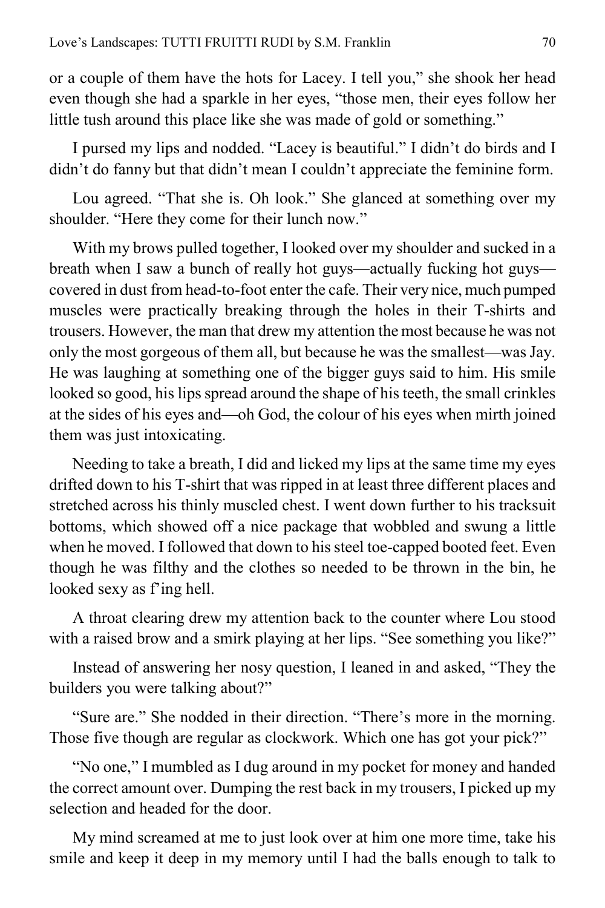or a couple of them have the hots for Lacey. I tell you," she shook her head even though she had a sparkle in her eyes, "those men, their eyes follow her little tush around this place like she was made of gold or something."

I pursed my lips and nodded. "Lacey is beautiful." I didn't do birds and I didn't do fanny but that didn't mean I couldn't appreciate the feminine form.

Lou agreed. "That she is. Oh look." She glanced at something over my shoulder. "Here they come for their lunch now."

With my brows pulled together, I looked over my shoulder and sucked in a breath when I saw a bunch of really hot guys—actually fucking hot guys—covered in dust from head-to-foot enter the cafe. Their very nice, much pumped muscles were practically breaking through the holes in their T-shirts and trousers. However, the man that drew my attention the most because he was not only the most gorgeous of them all, but because he was the smallest—was Jay. He was laughing at something one of the bigger guys said to him. His smile looked so good, his lips spread around the shape of his teeth, the small crinkles at the sides of his eyes and—oh God, the colour of his eyes when mirth joined them was just intoxicating.

Needing to take a breath, I did and licked my lips at the same time my eyes drifted down to his T-shirt that was ripped in at least three different places and stretched across his thinly muscled chest. I went down further to his tracksuit bottoms, which showed off a nice package that wobbled and swung a little when he moved. I followed that down to his steel toe-capped booted feet. Even though he was filthy and the clothes so needed to be thrown in the bin, he looked sexy as f'ing hell.

A throat clearing drew my attention back to the counter where Lou stood with a raised brow and a smirk playing at her lips. "See something you like?"

Instead of answering her nosy question, I leaned in and asked, "They the builders you were talking about?"

"Sure are." She nodded in their direction. "There's more in the morning. Those five though are regular as clockwork. Which one has got your pick?"

"No one," I mumbled as I dug around in my pocket for money and handed the correct amount over. Dumping the rest back in my trousers, I picked up my selection and headed for the door.

My mind screamed at me to just look over at him one more time, take his smile and keep it deep in my memory until I had the balls enough to talk to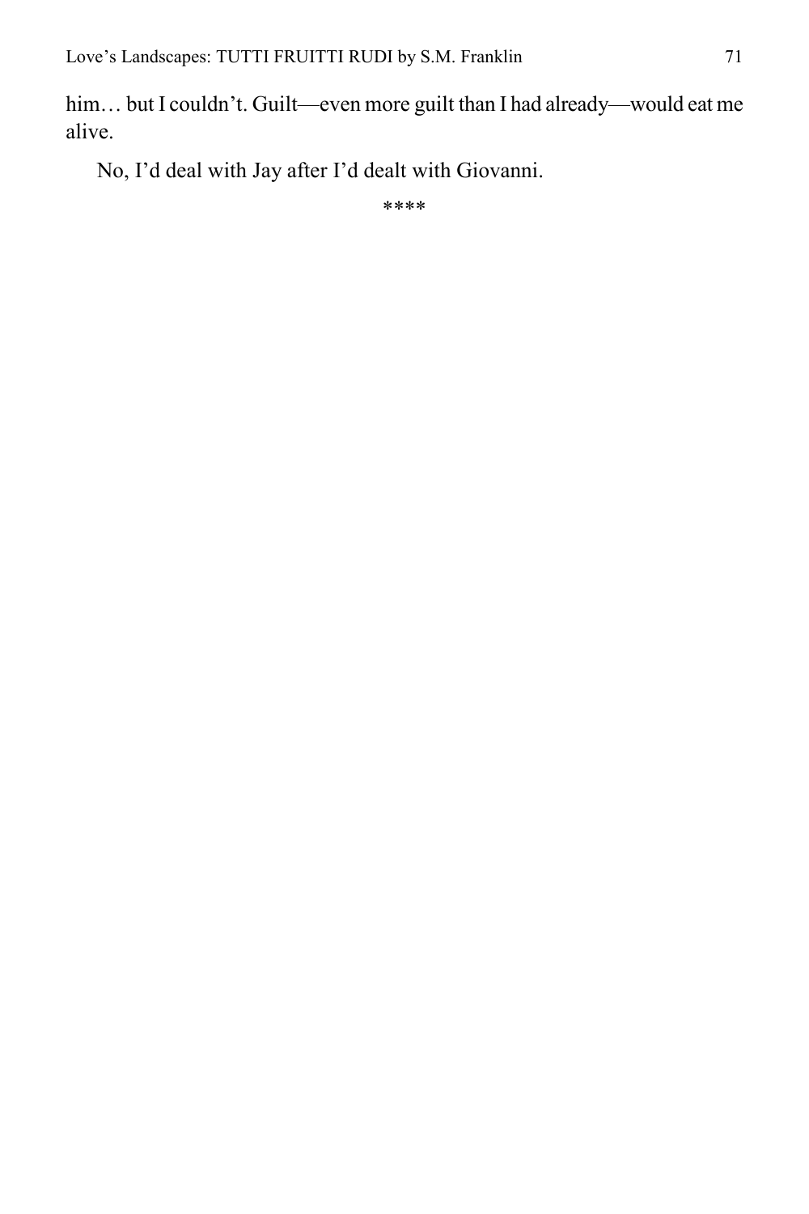him… but I couldn't. Guilt—even more guilt than I had already—would eat me alive.

No, I'd deal with Jay after I'd dealt with Giovanni.

****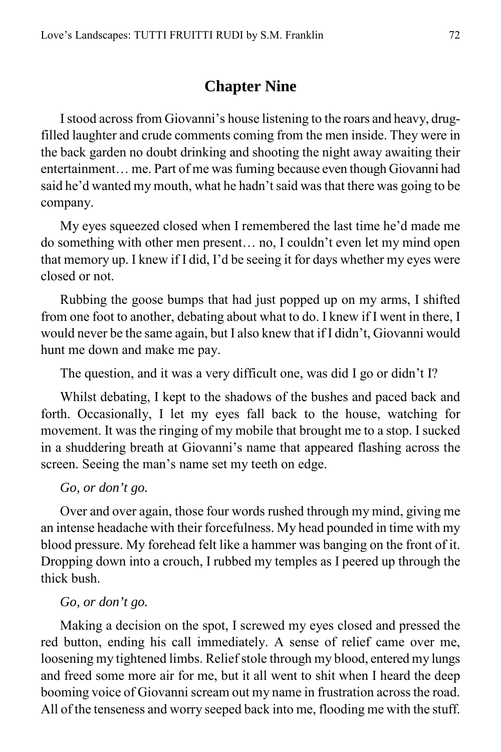## Chapter Nine

I stood across from Giovanni's house listening to the roars and heavy, drug-filled laughter and crude comments coming from the men inside. They were in the back garden no doubt drinking and shooting the night away awaiting their entertainment… me. Part of me was fuming because even though Giovanni had said he'd wanted my mouth, what he hadn't said was that there was going to be company.

My eyes squeezed closed when I remembered the last time he'd made me do something with other men present… no, I couldn't even let my mind open that memory up. I knew if I did, I'd be seeing it for days whether my eyes were closed or not.

Rubbing the goose bumps that had just popped up on my arms, I shifted from one foot to another, debating about what to do. I knew if I went in there, I would never be the same again, but I also knew that if I didn't, Giovanni would hunt me down and make me pay.

The question, and it was a very difficult one, was did I go or didn't I?

Whilst debating, I kept to the shadows of the bushes and paced back and forth. Occasionally, I let my eyes fall back to the house, watching for movement. It was the ringing of my mobile that brought me to a stop. I sucked in a shuddering breath at Giovanni's name that appeared flashing across the screen. Seeing the man's name set my teeth on edge.

*Go, or don't go.*

Over and over again, those four words rushed through my mind, giving me an intense headache with their forcefulness. My head pounded in time with my blood pressure. My forehead felt like a hammer was banging on the front of it. Dropping down into a crouch, I rubbed my temples as I peered up through the thick bush.

*Go, or don't go.*

Making a decision on the spot, I screwed my eyes closed and pressed the red button, ending his call immediately. A sense of relief came over me, loosening my tightened limbs. Relief stole through my blood, entered my lungs and freed some more air for me, but it all went to shit when I heard the deep booming voice of Giovanni scream out my name in frustration across the road. All of the tenseness and worry seeped back into me, flooding me with the stuff.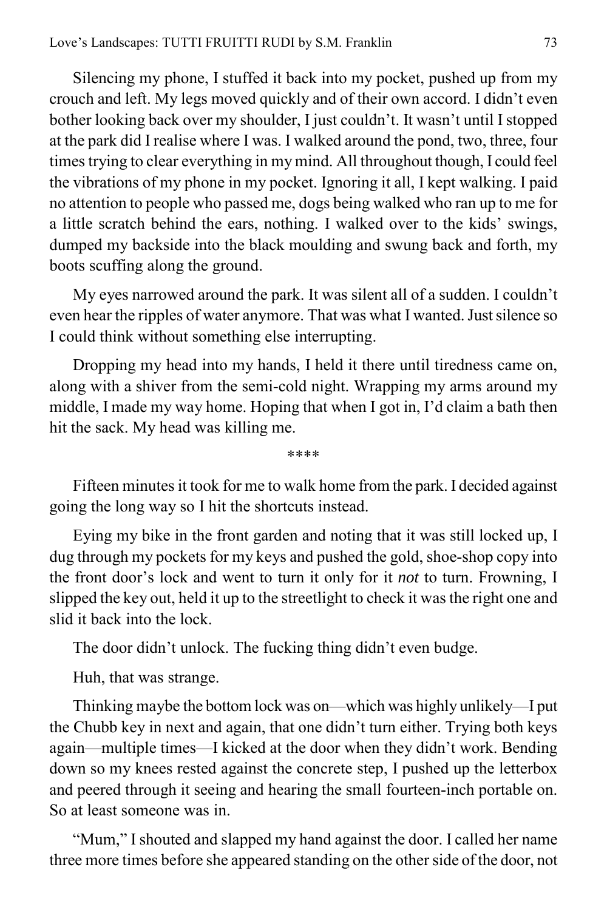Silencing my phone, I stuffed it back into my pocket, pushed up from my crouch and left. My legs moved quickly and of their own accord. I didn't even bother looking back over my shoulder, I just couldn't. It wasn't until I stopped at the park did I realise where I was. I walked around the pond, two, three, four times trying to clear everything in my mind. All throughout though, I could feel the vibrations of my phone in my pocket. Ignoring it all, I kept walking. I paid no attention to people who passed me, dogs being walked who ran up to me for a little scratch behind the ears, nothing. I walked over to the kids' swings, dumped my backside into the black moulding and swung back and forth, my boots scuffing along the ground.

My eyes narrowed around the park. It was silent all of a sudden. I couldn't even hear the ripples of water anymore. That was what I wanted. Just silence so I could think without something else interrupting.

Dropping my head into my hands, I held it there until tiredness came on, along with a shiver from the semi-cold night. Wrapping my arms around my middle, I made my way home. Hoping that when I got in, I'd claim a bath then hit the sack. My head was killing me.

****

Fifteen minutes it took for me to walk home from the park. I decided against going the long way so I hit the shortcuts instead.

Eying my bike in the front garden and noting that it was still locked up, I dug through my pockets for my keys and pushed the gold, shoe-shop copy into the front door's lock and went to turn it only for it *not* to turn. Frowning, I slipped the key out, held it up to the streetlight to check it was the right one and slid it back into the lock.

The door didn't unlock. The fucking thing didn't even budge.

Huh, that was strange.

Thinking maybe the bottom lock was on—which was highly unlikely—I put the Chubb key in next and again, that one didn't turn either. Trying both keys again—multiple times—I kicked at the door when they didn't work. Bending down so my knees rested against the concrete step, I pushed up the letterbox and peered through it seeing and hearing the small fourteen-inch portable on. So at least someone was in.

"Mum," I shouted and slapped my hand against the door. I called her name three more times before she appeared standing on the other side of the door, not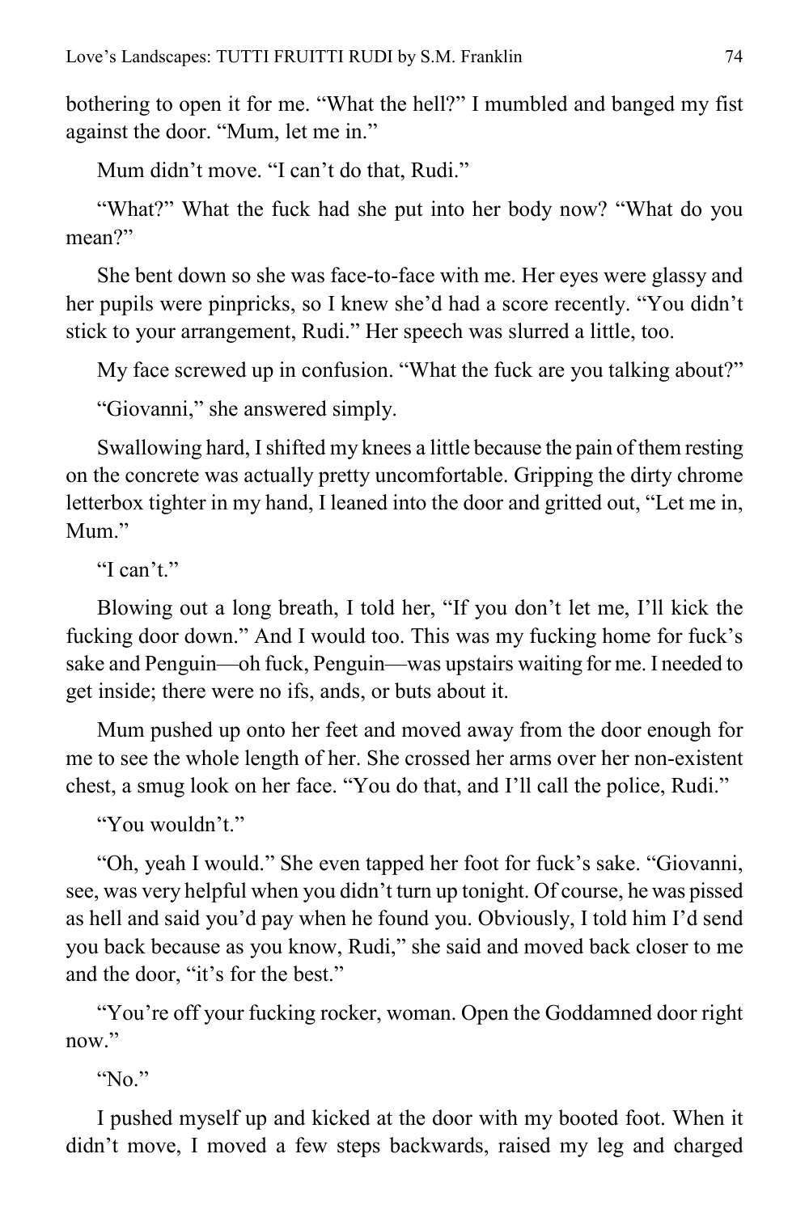bothering to open it for me. "What the hell?" I mumbled and banged my fist against the door. "Mum, let me in."

Mum didn't move. "I can't do that, Rudi."

"What?" What the fuck had she put into her body now? "What do you mean?"

She bent down so she was face-to-face with me. Her eyes were glassy and her pupils were pinpricks, so I knew she'd had a score recently. "You didn't stick to your arrangement, Rudi." Her speech was slurred a little, too.

My face screwed up in confusion. "What the fuck are you talking about?"

"Giovanni," she answered simply.

Swallowing hard, I shifted my knees a little because the pain of them resting on the concrete was actually pretty uncomfortable. Gripping the dirty chrome letterbox tighter in my hand, I leaned into the door and gritted out, "Let me in, Mum."

"I can't."

Blowing out a long breath, I told her, "If you don't let me, I'll kick the fucking door down." And I would too. This was my fucking home for fuck's sake and Penguin—oh fuck, Penguin—was upstairs waiting for me. I needed to get inside; there were no ifs, ands, or buts about it.

Mum pushed up onto her feet and moved away from the door enough for me to see the whole length of her. She crossed her arms over her non-existent chest, a smug look on her face. "You do that, and I'll call the police, Rudi."

"You wouldn't."

"Oh, yeah I would." She even tapped her foot for fuck's sake. "Giovanni, see, was very helpful when you didn't turn up tonight. Of course, he was pissed as hell and said you'd pay when he found you. Obviously, I told him I'd send you back because as you know, Rudi," she said and moved back closer to me and the door, "it's for the best."

"You're off your fucking rocker, woman. Open the Goddamned door right now."

"No."

I pushed myself up and kicked at the door with my booted foot. When it didn't move, I moved a few steps backwards, raised my leg and charged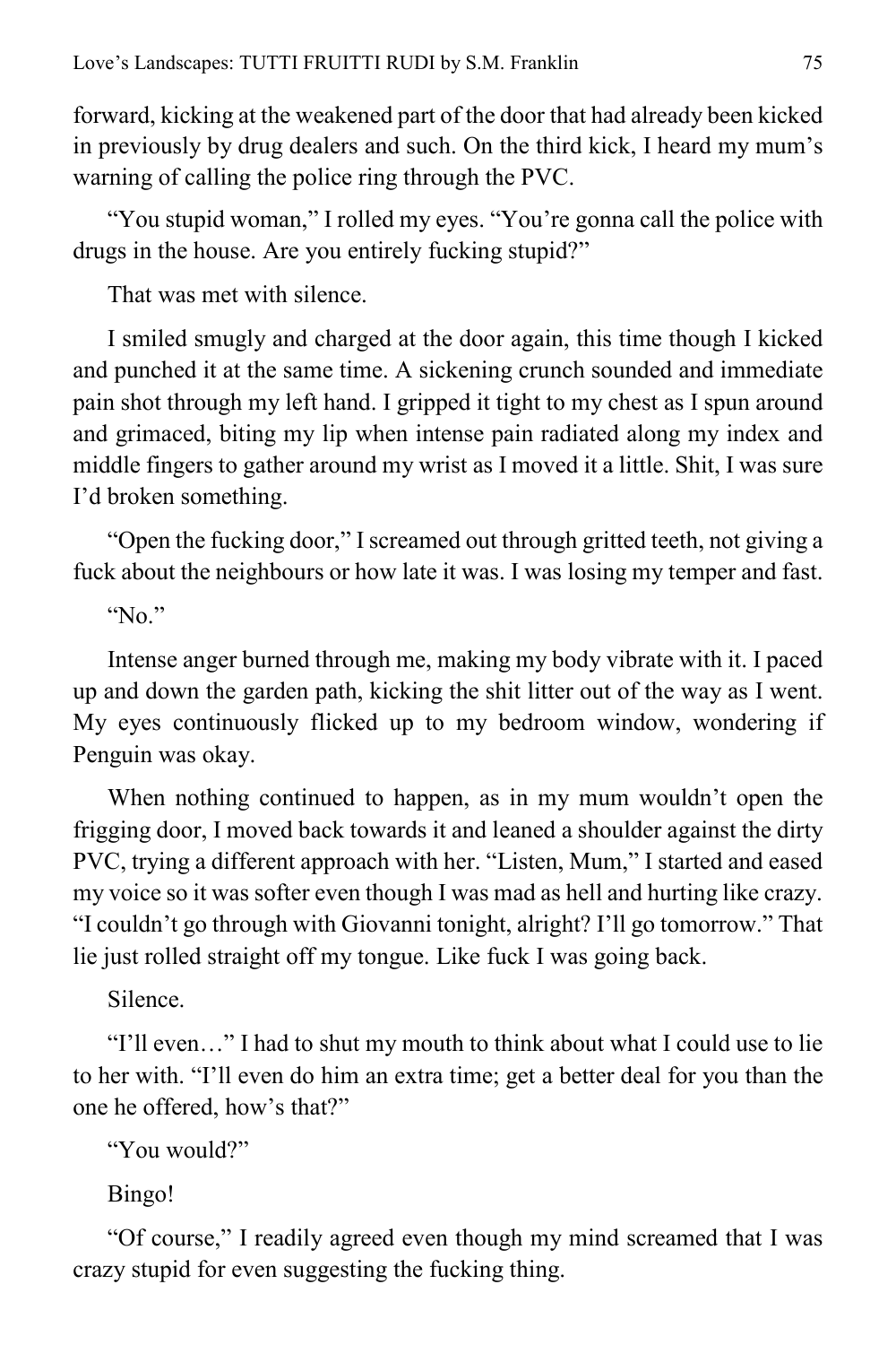forward, kicking at the weakened part of the door that had already been kicked in previously by drug dealers and such. On the third kick, I heard my mum's warning of calling the police ring through the PVC.

"You stupid woman," I rolled my eyes. "You're gonna call the police with drugs in the house. Are you entirely fucking stupid?"

That was met with silence.

I smiled smugly and charged at the door again, this time though I kicked and punched it at the same time. A sickening crunch sounded and immediate pain shot through my left hand. I gripped it tight to my chest as I spun around and grimaced, biting my lip when intense pain radiated along my index and middle fingers to gather around my wrist as I moved it a little. Shit, I was sure I'd broken something.

"Open the fucking door," I screamed out through gritted teeth, not giving a fuck about the neighbours or how late it was. I was losing my temper and fast.

"No."

Intense anger burned through me, making my body vibrate with it. I paced up and down the garden path, kicking the shit litter out of the way as I went. My eyes continuously flicked up to my bedroom window, wondering if Penguin was okay.

When nothing continued to happen, as in my mum wouldn't open the frigging door, I moved back towards it and leaned a shoulder against the dirty PVC, trying a different approach with her. "Listen, Mum," I started and eased my voice so it was softer even though I was mad as hell and hurting like crazy. "I couldn't go through with Giovanni tonight, alright? I'll go tomorrow." That lie just rolled straight off my tongue. Like fuck I was going back.

Silence.

"I'll even…" I had to shut my mouth to think about what I could use to lie to her with. "I'll even do him an extra time; get a better deal for you than the one he offered, how's that?"

"You would?"

Bingo!

"Of course," I readily agreed even though my mind screamed that I was crazy stupid for even suggesting the fucking thing.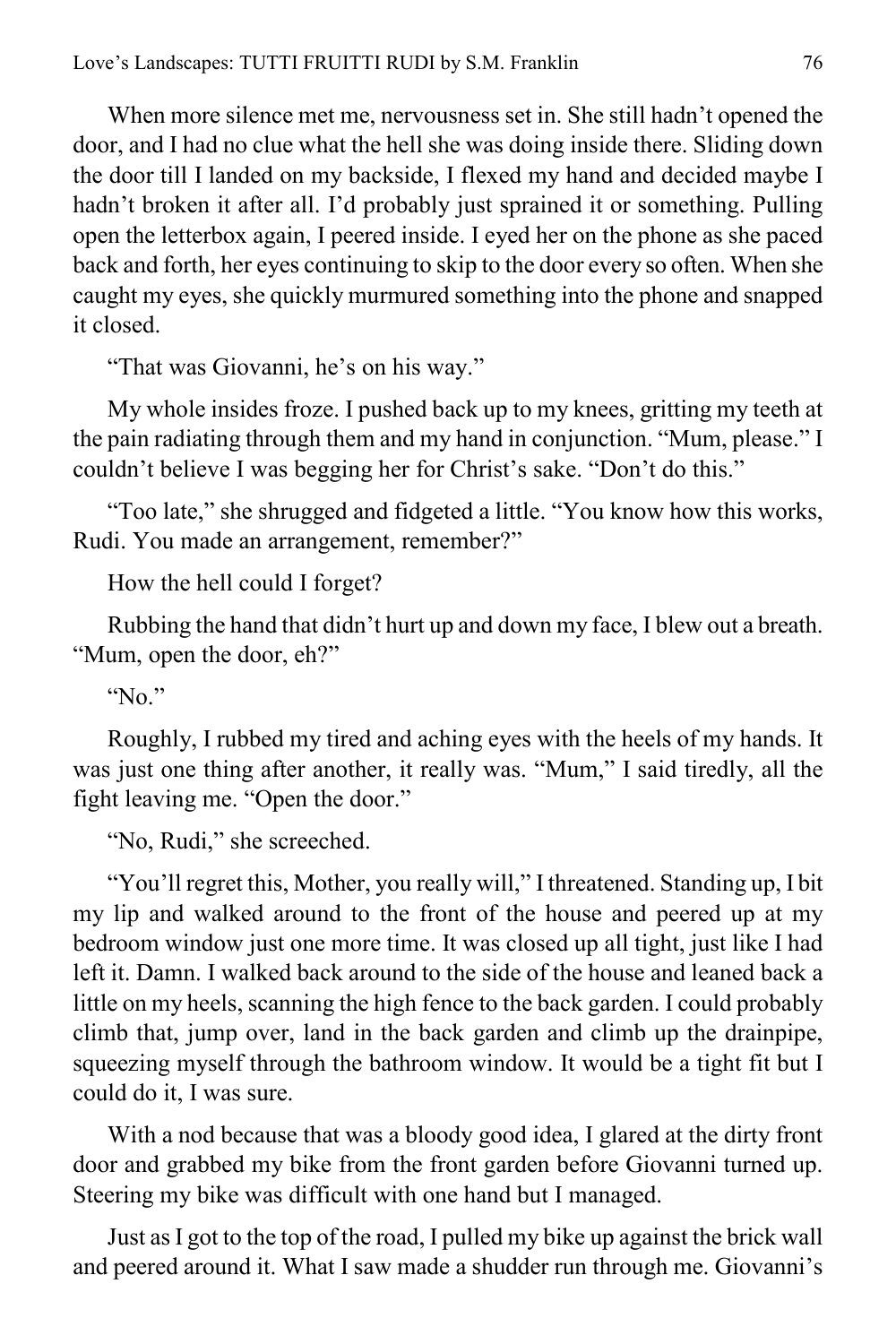When more silence met me, nervousness set in. She still hadn't opened the door, and I had no clue what the hell she was doing inside there. Sliding down the door till I landed on my backside, I flexed my hand and decided maybe I hadn't broken it after all. I'd probably just sprained it or something. Pulling open the letterbox again, I peered inside. I eyed her on the phone as she paced back and forth, her eyes continuing to skip to the door every so often. When she caught my eyes, she quickly murmured something into the phone and snapped it closed.

"That was Giovanni, he's on his way."

My whole insides froze. I pushed back up to my knees, gritting my teeth at the pain radiating through them and my hand in conjunction. "Mum, please." I couldn't believe I was begging her for Christ's sake. "Don't do this."

"Too late," she shrugged and fidgeted a little. "You know how this works, Rudi. You made an arrangement, remember?"

How the hell could I forget?

Rubbing the hand that didn't hurt up and down my face, I blew out a breath. "Mum, open the door, eh?"

"No."

Roughly, I rubbed my tired and aching eyes with the heels of my hands. It was just one thing after another, it really was. "Mum," I said tiredly, all the fight leaving me. "Open the door."

"No, Rudi," she screeched.

"You'll regret this, Mother, you really will," I threatened. Standing up, I bit my lip and walked around to the front of the house and peered up at my bedroom window just one more time. It was closed up all tight, just like I had left it. Damn. I walked back around to the side of the house and leaned back a little on my heels, scanning the high fence to the back garden. I could probably climb that, jump over, land in the back garden and climb up the drainpipe, squeezing myself through the bathroom window. It would be a tight fit but I could do it, I was sure.

With a nod because that was a bloody good idea, I glared at the dirty front door and grabbed my bike from the front garden before Giovanni turned up. Steering my bike was difficult with one hand but I managed.

Just as I got to the top of the road, I pulled my bike up against the brick wall and peered around it. What I saw made a shudder run through me. Giovanni's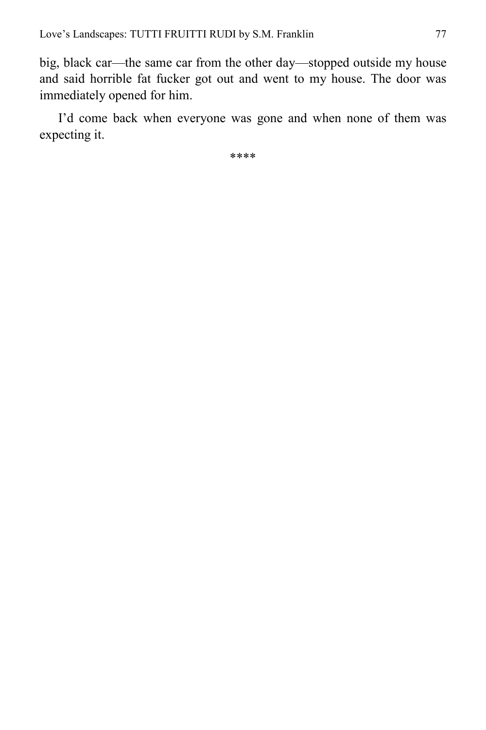big, black car—the same car from the other day—stopped outside my house and said horrible fat fucker got out and went to my house. The door was immediately opened for him.

I'd come back when everyone was gone and when none of them was expecting it.

****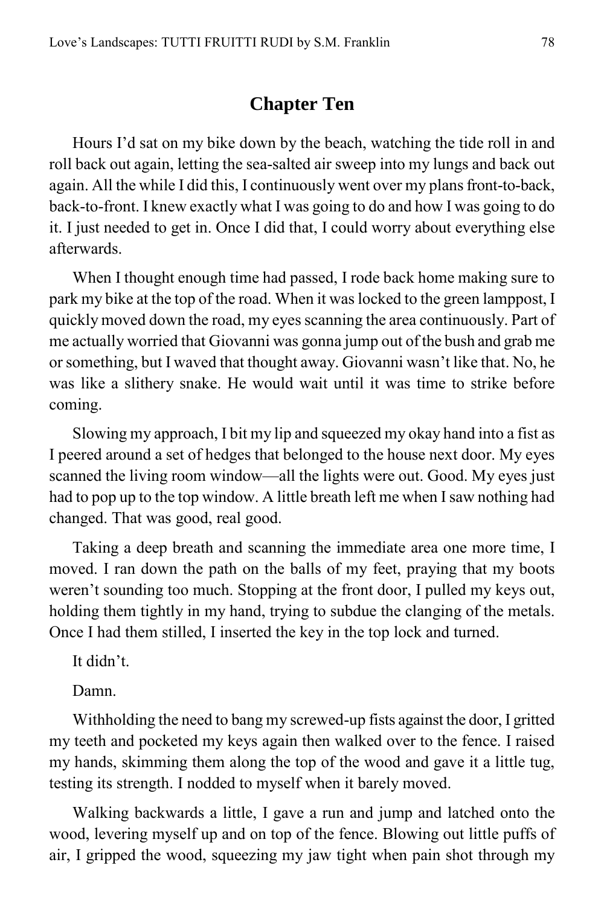## Chapter Ten

Hours I'd sat on my bike down by the beach, watching the tide roll in and roll back out again, letting the sea-salted air sweep into my lungs and back out again. All the while I did this, I continuously went over my plans front-to-back, back-to-front. I knew exactly what I was going to do and how I was going to do it. I just needed to get in. Once I did that, I could worry about everything else afterwards.

When I thought enough time had passed, I rode back home making sure to park my bike at the top of the road. When it was locked to the green lamppost, I quickly moved down the road, my eyes scanning the area continuously. Part of me actually worried that Giovanni was gonna jump out of the bush and grab me or something, but I waved that thought away. Giovanni wasn't like that. No, he was like a slithery snake. He would wait until it was time to strike before coming.

Slowing my approach, I bit my lip and squeezed my okay hand into a fist as I peered around a set of hedges that belonged to the house next door. My eyes scanned the living room window—all the lights were out. Good. My eyes just had to pop up to the top window. A little breath left me when I saw nothing had changed. That was good, real good.

Taking a deep breath and scanning the immediate area one more time, I moved. I ran down the path on the balls of my feet, praying that my boots weren't sounding too much. Stopping at the front door, I pulled my keys out, holding them tightly in my hand, trying to subdue the clanging of the metals. Once I had them stilled, I inserted the key in the top lock and turned.

It didn't.

Damn.

Withholding the need to bang my screwed-up fists against the door, I gritted my teeth and pocketed my keys again then walked over to the fence. I raised my hands, skimming them along the top of the wood and gave it a little tug, testing its strength. I nodded to myself when it barely moved.

Walking backwards a little, I gave a run and jump and latched onto the wood, levering myself up and on top of the fence. Blowing out little puffs of air, I gripped the wood, squeezing my jaw tight when pain shot through my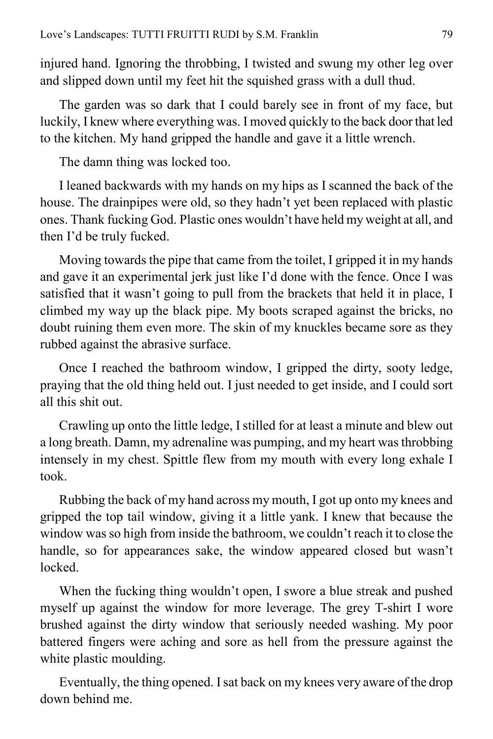injured hand. Ignoring the throbbing, I twisted and swung my other leg over and slipped down until my feet hit the squished grass with a dull thud.

The garden was so dark that I could barely see in front of my face, but luckily, I knew where everything was. I moved quickly to the back door that led to the kitchen. My hand gripped the handle and gave it a little wrench.

The damn thing was locked too.

I leaned backwards with my hands on my hips as I scanned the back of the house. The drainpipes were old, so they hadn't yet been replaced with plastic ones. Thank fucking God. Plastic ones wouldn't have held my weight at all, and then I'd be truly fucked.

Moving towards the pipe that came from the toilet, I gripped it in my hands and gave it an experimental jerk just like I'd done with the fence. Once I was satisfied that it wasn't going to pull from the brackets that held it in place, I climbed my way up the black pipe. My boots scraped against the bricks, no doubt ruining them even more. The skin of my knuckles became sore as they rubbed against the abrasive surface.

Once I reached the bathroom window, I gripped the dirty, sooty ledge, praying that the old thing held out. I just needed to get inside, and I could sort all this shit out.

Crawling up onto the little ledge, I stilled for at least a minute and blew out a long breath. Damn, my adrenaline was pumping, and my heart was throbbing intensely in my chest. Spittle flew from my mouth with every long exhale I took.

Rubbing the back of my hand across my mouth, I got up onto my knees and gripped the top tail window, giving it a little yank. I knew that because the window was so high from inside the bathroom, we couldn't reach it to close the handle, so for appearances sake, the window appeared closed but wasn't locked.

When the fucking thing wouldn't open, I swore a blue streak and pushed myself up against the window for more leverage. The grey T-shirt I wore brushed against the dirty window that seriously needed washing. My poor battered fingers were aching and sore as hell from the pressure against the white plastic moulding.

Eventually, the thing opened. I sat back on my knees very aware of the drop down behind me.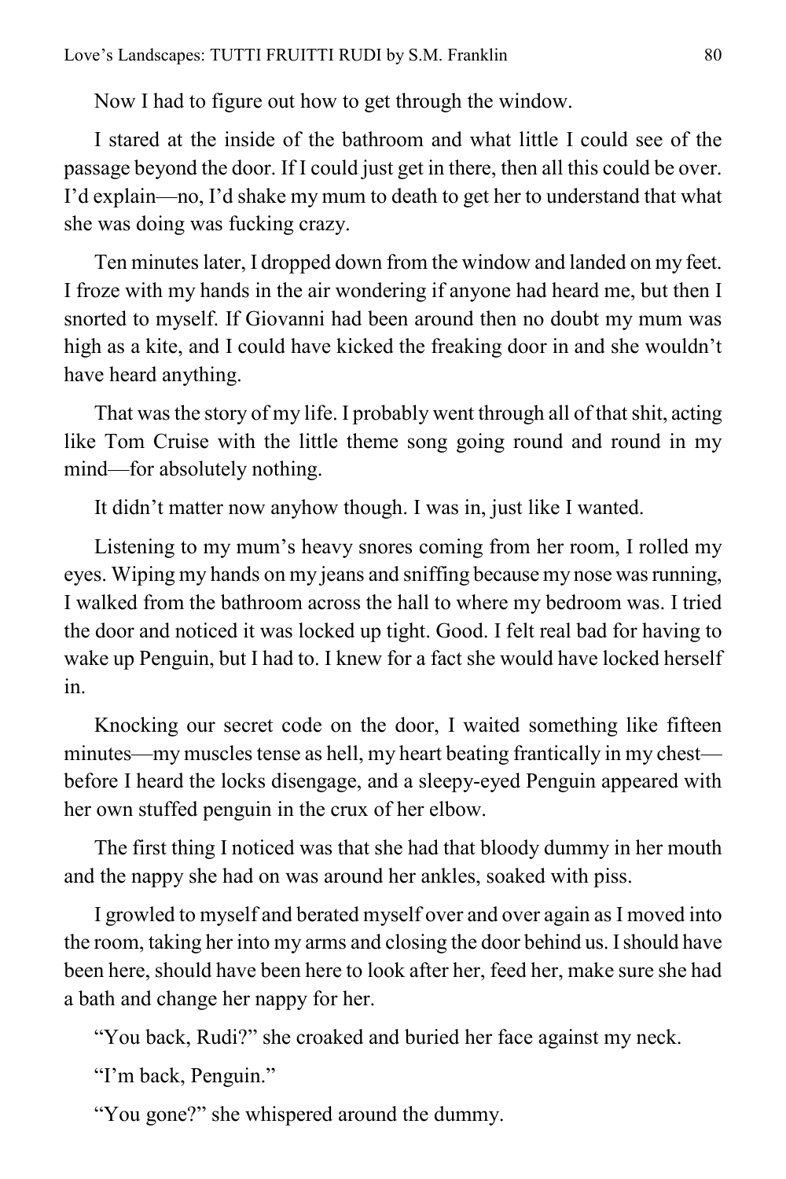Now I had to figure out how to get through the window.

I stared at the inside of the bathroom and what little I could see of the passage beyond the door. If I could just get in there, then all this could be over. I'd explain—no, I'd shake my mum to death to get her to understand that what she was doing was fucking crazy.

Ten minutes later, I dropped down from the window and landed on my feet. I froze with my hands in the air wondering if anyone had heard me, but then I snorted to myself. If Giovanni had been around then no doubt my mum was high as a kite, and I could have kicked the freaking door in and she wouldn't have heard anything.

That was the story of my life. I probably went through all of that shit, acting like Tom Cruise with the little theme song going round and round in my mind—for absolutely nothing.

It didn't matter now anyhow though. I was in, just like I wanted.

Listening to my mum's heavy snores coming from her room, I rolled my eyes. Wiping my hands on my jeans and sniffing because my nose was running, I walked from the bathroom across the hall to where my bedroom was. I tried the door and noticed it was locked up tight. Good. I felt real bad for having to wake up Penguin, but I had to. I knew for a fact she would have locked herself in.

Knocking our secret code on the door, I waited something like fifteen minutes—my muscles tense as hell, my heart beating frantically in my chest—before I heard the locks disengage, and a sleepy-eyed Penguin appeared with her own stuffed penguin in the crux of her elbow.

The first thing I noticed was that she had that bloody dummy in her mouth and the nappy she had on was around her ankles, soaked with piss.

I growled to myself and berated myself over and over again as I moved into the room, taking her into my arms and closing the door behind us. I should have been here, should have been here to look after her, feed her, make sure she had a bath and change her nappy for her.

"You back, Rudi?" she croaked and buried her face against my neck.

"I'm back, Penguin."

"You gone?" she whispered around the dummy.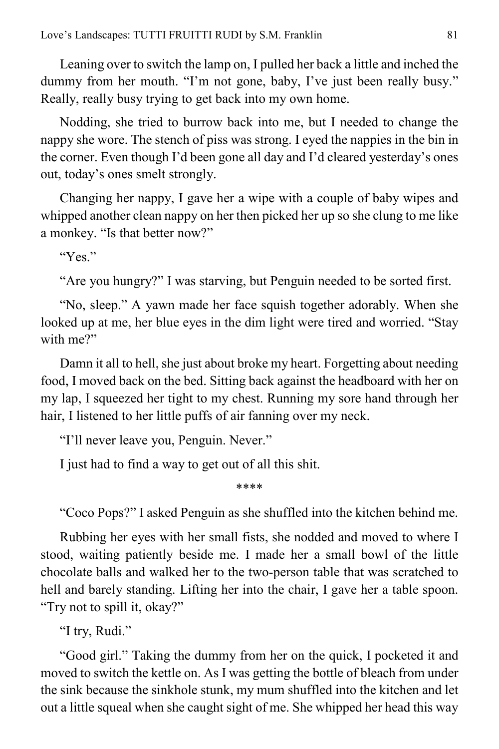Leaning over to switch the lamp on, I pulled her back a little and inched the dummy from her mouth. "I'm not gone, baby, I've just been really busy." Really, really busy trying to get back into my own home.

Nodding, she tried to burrow back into me, but I needed to change the nappy she wore. The stench of piss was strong. I eyed the nappies in the bin in the corner. Even though I'd been gone all day and I'd cleared yesterday's ones out, today's ones smelt strongly.

Changing her nappy, I gave her a wipe with a couple of baby wipes and whipped another clean nappy on her then picked her up so she clung to me like a monkey. "Is that better now?"

"Yes."

"Are you hungry?" I was starving, but Penguin needed to be sorted first.

"No, sleep." A yawn made her face squish together adorably. When she looked up at me, her blue eyes in the dim light were tired and worried. "Stay with me?"

Damn it all to hell, she just about broke my heart. Forgetting about needing food, I moved back on the bed. Sitting back against the headboard with her on my lap, I squeezed her tight to my chest. Running my sore hand through her hair, I listened to her little puffs of air fanning over my neck.

"I'll never leave you, Penguin. Never."

I just had to find a way to get out of all this shit.

****

"Coco Pops?" I asked Penguin as she shuffled into the kitchen behind me.

Rubbing her eyes with her small fists, she nodded and moved to where I stood, waiting patiently beside me. I made her a small bowl of the little chocolate balls and walked her to the two-person table that was scratched to hell and barely standing. Lifting her into the chair, I gave her a table spoon. "Try not to spill it, okay?"

"I try, Rudi."

"Good girl." Taking the dummy from her on the quick, I pocketed it and moved to switch the kettle on. As I was getting the bottle of bleach from under the sink because the sinkhole stunk, my mum shuffled into the kitchen and let out a little squeal when she caught sight of me. She whipped her head this way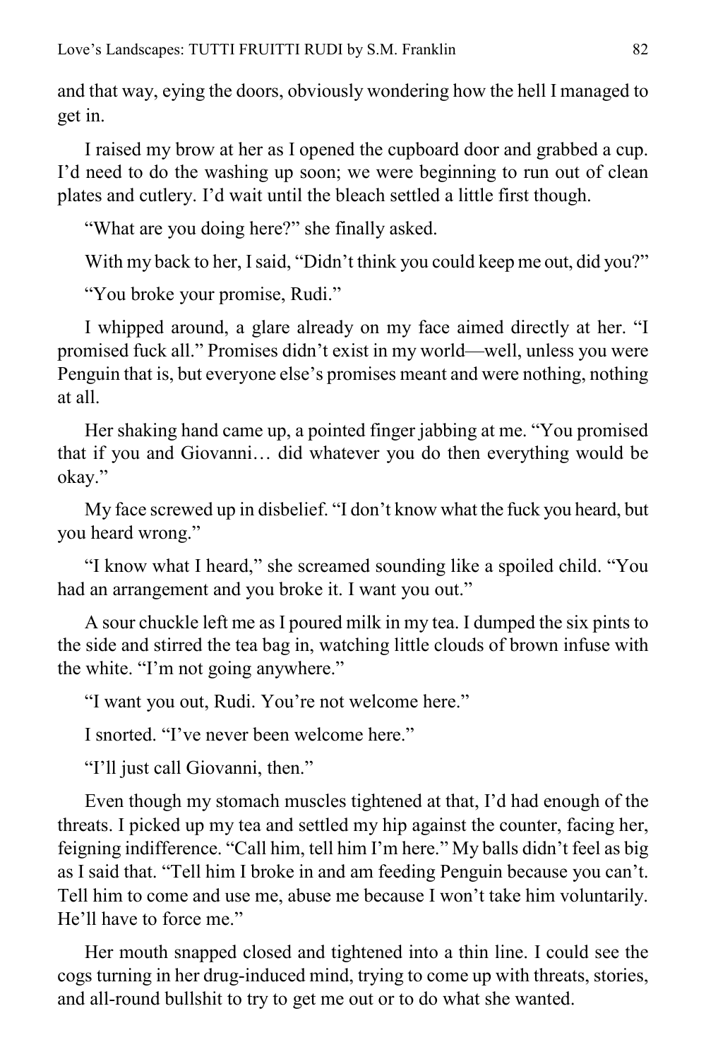and that way, eying the doors, obviously wondering how the hell I managed to get in.

I raised my brow at her as I opened the cupboard door and grabbed a cup. I'd need to do the washing up soon; we were beginning to run out of clean plates and cutlery. I'd wait until the bleach settled a little first though.

"What are you doing here?" she finally asked.

With my back to her, I said, "Didn't think you could keep me out, did you?"

"You broke your promise, Rudi."

I whipped around, a glare already on my face aimed directly at her. "I promised fuck all." Promises didn't exist in my world—well, unless you were Penguin that is, but everyone else's promises meant and were nothing, nothing at all.

Her shaking hand came up, a pointed finger jabbing at me. "You promised that if you and Giovanni… did whatever you do then everything would be okay."

My face screwed up in disbelief. "I don't know what the fuck you heard, but you heard wrong."

"I know what I heard," she screamed sounding like a spoiled child. "You had an arrangement and you broke it. I want you out."

A sour chuckle left me as I poured milk in my tea. I dumped the six pints to the side and stirred the tea bag in, watching little clouds of brown infuse with the white. "I'm not going anywhere."

"I want you out, Rudi. You're not welcome here."

I snorted. "I've never been welcome here."

"I'll just call Giovanni, then."

Even though my stomach muscles tightened at that, I'd had enough of the threats. I picked up my tea and settled my hip against the counter, facing her, feigning indifference. "Call him, tell him I'm here." My balls didn't feel as big as I said that. "Tell him I broke in and am feeding Penguin because you can't. Tell him to come and use me, abuse me because I won't take him voluntarily. He'll have to force me."

Her mouth snapped closed and tightened into a thin line. I could see the cogs turning in her drug-induced mind, trying to come up with threats, stories, and all-round bullshit to try to get me out or to do what she wanted.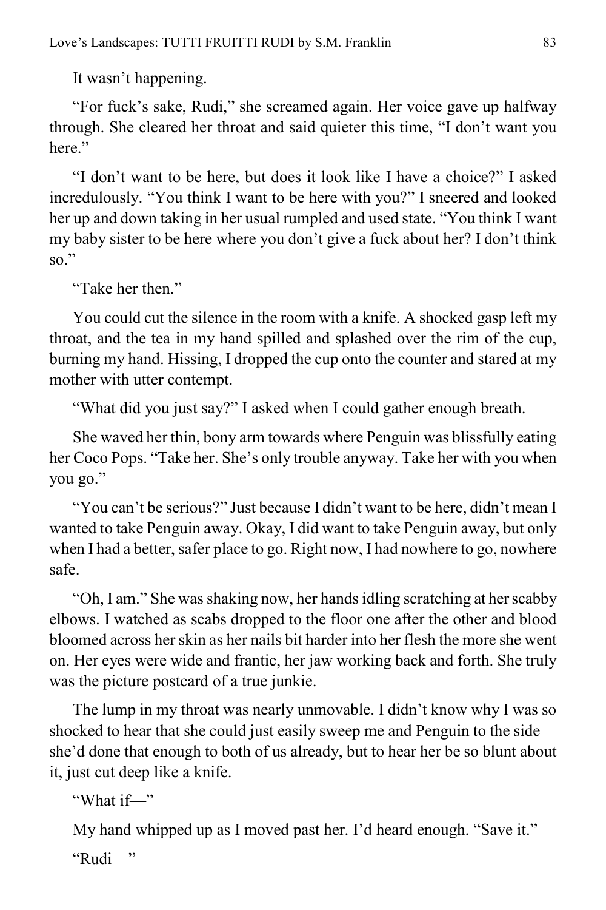It wasn't happening.

"For fuck's sake, Rudi," she screamed again. Her voice gave up halfway through. She cleared her throat and said quieter this time, "I don't want you here."

"I don't want to be here, but does it look like I have a choice?" I asked incredulously. "You think I want to be here with you?" I sneered and looked her up and down taking in her usual rumpled and used state. "You think I want my baby sister to be here where you don't give a fuck about her? I don't think so."

"Take her then."

You could cut the silence in the room with a knife. A shocked gasp left my throat, and the tea in my hand spilled and splashed over the rim of the cup, burning my hand. Hissing, I dropped the cup onto the counter and stared at my mother with utter contempt.

"What did you just say?" I asked when I could gather enough breath.

She waved her thin, bony arm towards where Penguin was blissfully eating her Coco Pops. "Take her. She's only trouble anyway. Take her with you when you go."

"You can't be serious?" Just because I didn't want to be here, didn't mean I wanted to take Penguin away. Okay, I did want to take Penguin away, but only when I had a better, safer place to go. Right now, I had nowhere to go, nowhere safe.

"Oh, I am." She was shaking now, her hands idling scratching at her scabby elbows. I watched as scabs dropped to the floor one after the other and blood bloomed across her skin as her nails bit harder into her flesh the more she went on. Her eyes were wide and frantic, her jaw working back and forth. She truly was the picture postcard of a true junkie.

The lump in my throat was nearly unmovable. I didn't know why I was so shocked to hear that she could just easily sweep me and Penguin to the side—she'd done that enough to both of us already, but to hear her be so blunt about it, just cut deep like a knife.

"What if—"

My hand whipped up as I moved past her. I'd heard enough. "Save it."

"Rudi—"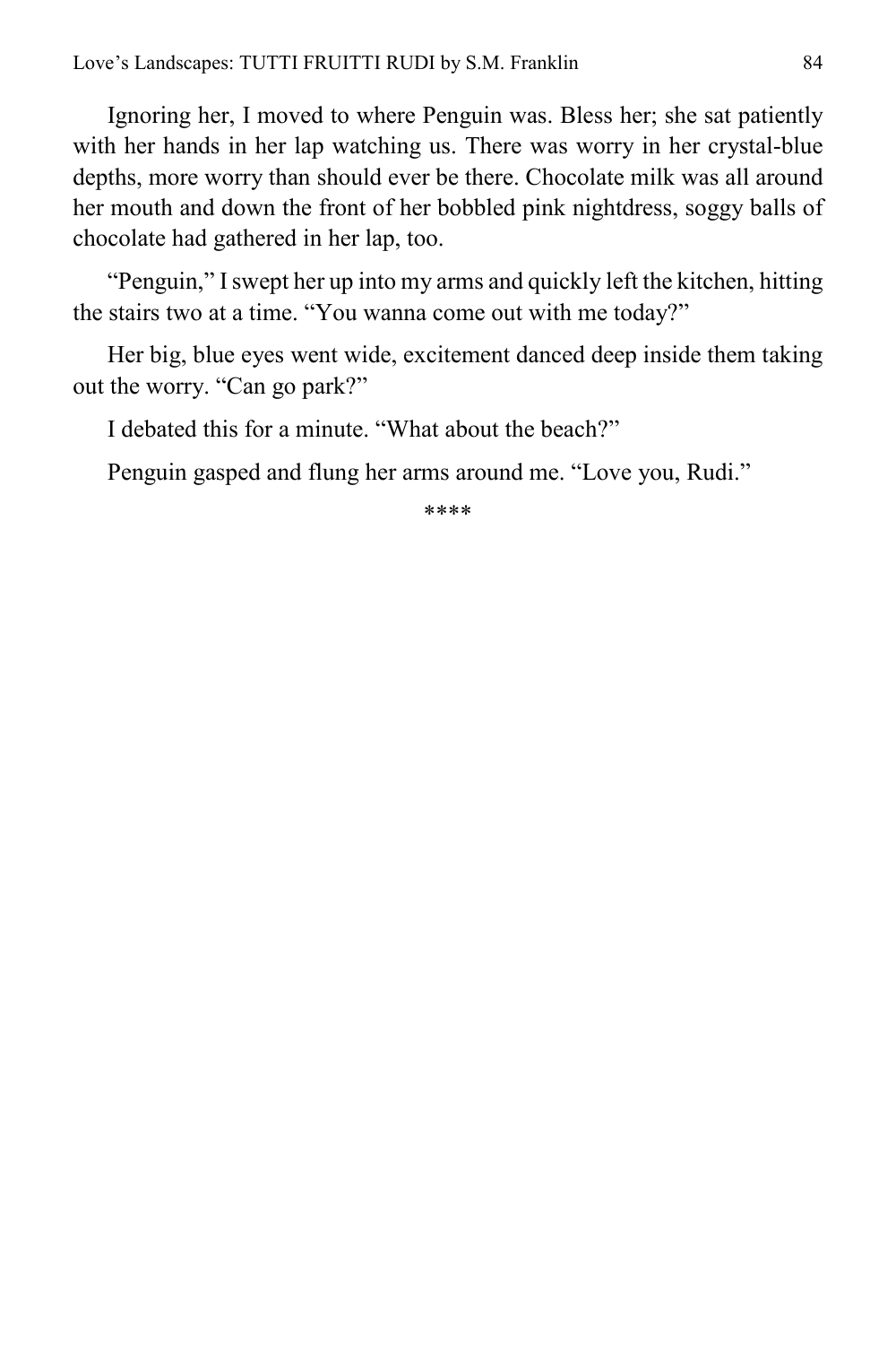Ignoring her, I moved to where Penguin was. Bless her; she sat patiently with her hands in her lap watching us. There was worry in her crystal-blue depths, more worry than should ever be there. Chocolate milk was all around her mouth and down the front of her bobbled pink nightdress, soggy balls of chocolate had gathered in her lap, too.

"Penguin," I swept her up into my arms and quickly left the kitchen, hitting the stairs two at a time. "You wanna come out with me today?"

Her big, blue eyes went wide, excitement danced deep inside them taking out the worry. "Can go park?"

I debated this for a minute. "What about the beach?"

Penguin gasped and flung her arms around me. "Love you, Rudi."

****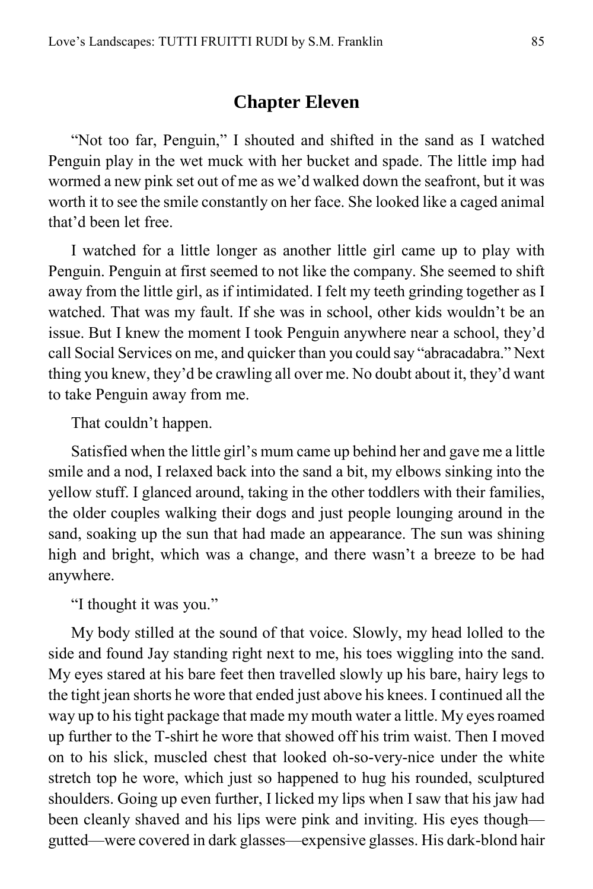## Chapter Eleven

"Not too far, Penguin," I shouted and shifted in the sand as I watched Penguin play in the wet muck with her bucket and spade. The little imp had wormed a new pink set out of me as we'd walked down the seafront, but it was worth it to see the smile constantly on her face. She looked like a caged animal that'd been let free.

I watched for a little longer as another little girl came up to play with Penguin. Penguin at first seemed to not like the company. She seemed to shift away from the little girl, as if intimidated. I felt my teeth grinding together as I watched. That was my fault. If she was in school, other kids wouldn't be an issue. But I knew the moment I took Penguin anywhere near a school, they'd call Social Services on me, and quicker than you could say "abracadabra." Next thing you knew, they'd be crawling all over me. No doubt about it, they'd want to take Penguin away from me.

That couldn't happen.

Satisfied when the little girl's mum came up behind her and gave me a little smile and a nod, I relaxed back into the sand a bit, my elbows sinking into the yellow stuff. I glanced around, taking in the other toddlers with their families, the older couples walking their dogs and just people lounging around in the sand, soaking up the sun that had made an appearance. The sun was shining high and bright, which was a change, and there wasn't a breeze to be had anywhere.

"I thought it was you."

My body stilled at the sound of that voice. Slowly, my head lolled to the side and found Jay standing right next to me, his toes wiggling into the sand. My eyes stared at his bare feet then travelled slowly up his bare, hairy legs to the tight jean shorts he wore that ended just above his knees. I continued all the way up to his tight package that made my mouth water a little. My eyes roamed up further to the T-shirt he wore that showed off his trim waist. Then I moved on to his slick, muscled chest that looked oh-so-very-nice under the white stretch top he wore, which just so happened to hug his rounded, sculptured shoulders. Going up even further, I licked my lips when I saw that his jaw had been cleanly shaved and his lips were pink and inviting. His eyes though—gutted—were covered in dark glasses—expensive glasses. His dark-blond hair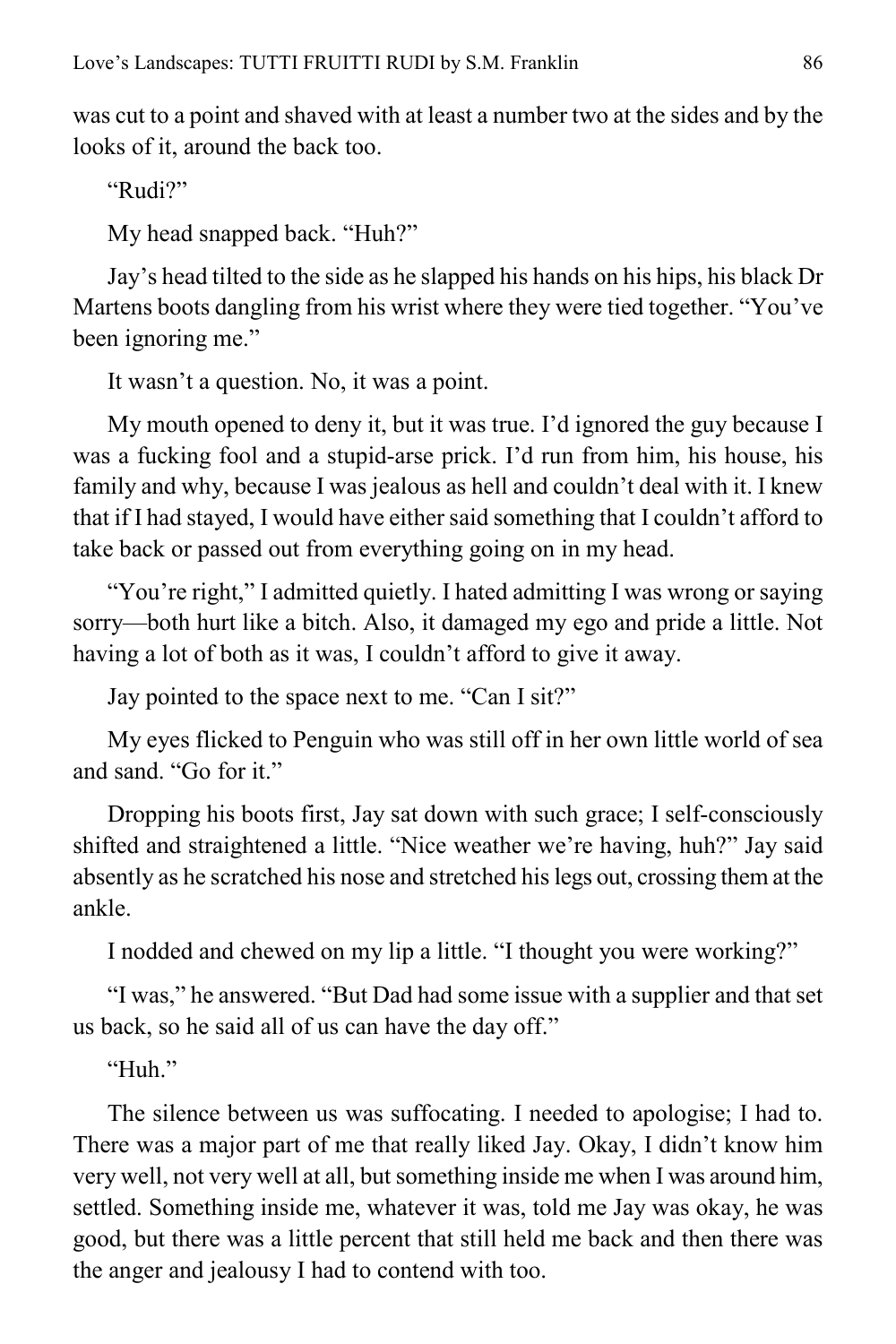was cut to a point and shaved with at least a number two at the sides and by the looks of it, around the back too.

"Rudi?"

My head snapped back. "Huh?"

Jay's head tilted to the side as he slapped his hands on his hips, his black Dr Martens boots dangling from his wrist where they were tied together. "You've been ignoring me."

It wasn't a question. No, it was a point.

My mouth opened to deny it, but it was true. I'd ignored the guy because I was a fucking fool and a stupid-arse prick. I'd run from him, his house, his family and why, because I was jealous as hell and couldn't deal with it. I knew that if I had stayed, I would have either said something that I couldn't afford to take back or passed out from everything going on in my head.

"You're right," I admitted quietly. I hated admitting I was wrong or saying sorry—both hurt like a bitch. Also, it damaged my ego and pride a little. Not having a lot of both as it was, I couldn't afford to give it away.

Jay pointed to the space next to me. "Can I sit?"

My eyes flicked to Penguin who was still off in her own little world of sea and sand. "Go for it."

Dropping his boots first, Jay sat down with such grace; I self-consciously shifted and straightened a little. "Nice weather we're having, huh?" Jay said absently as he scratched his nose and stretched his legs out, crossing them at the ankle.

I nodded and chewed on my lip a little. "I thought you were working?"

"I was," he answered. "But Dad had some issue with a supplier and that set us back, so he said all of us can have the day off."

"Huh."

The silence between us was suffocating. I needed to apologise; I had to. There was a major part of me that really liked Jay. Okay, I didn't know him very well, not very well at all, but something inside me when I was around him, settled. Something inside me, whatever it was, told me Jay was okay, he was good, but there was a little percent that still held me back and then there was the anger and jealousy I had to contend with too.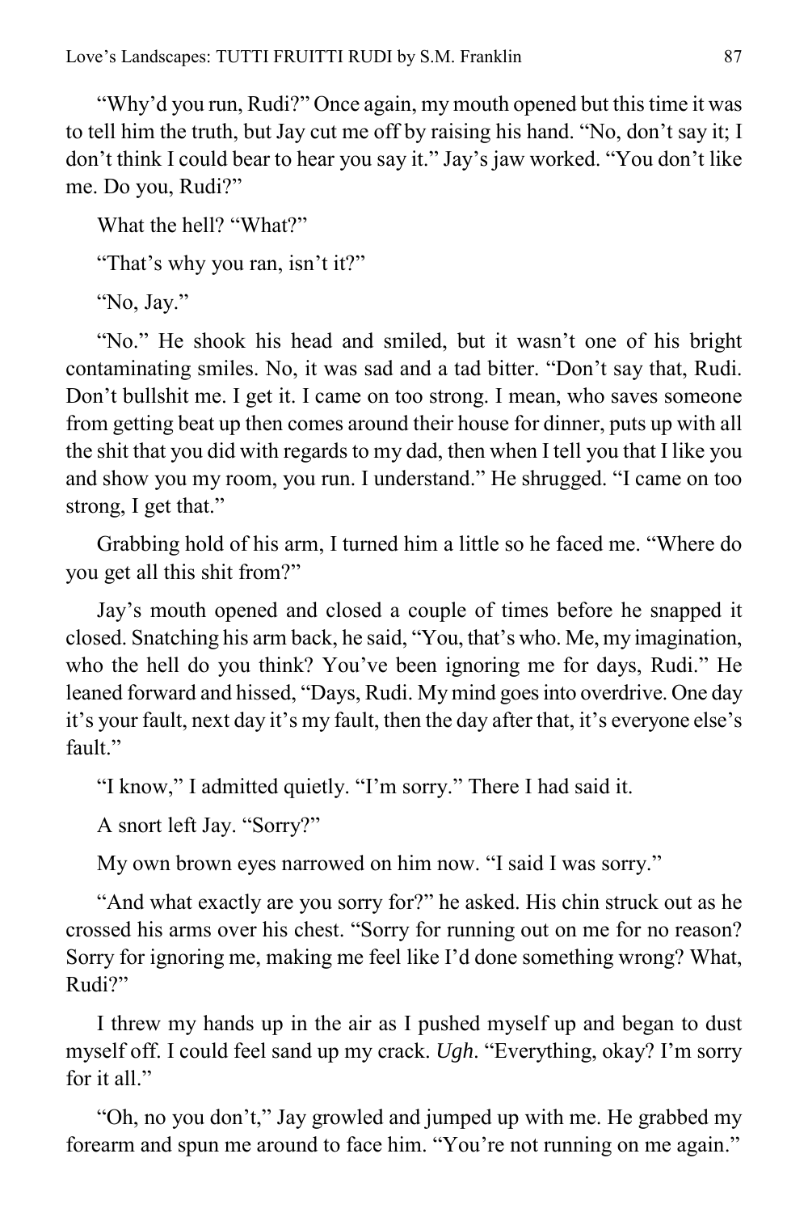"Why'd you run, Rudi?" Once again, my mouth opened but this time it was to tell him the truth, but Jay cut me off by raising his hand. "No, don't say it; I don't think I could bear to hear you say it." Jay's jaw worked. "You don't like me. Do you, Rudi?"

What the hell? "What?"

"That's why you ran, isn't it?"

"No, Jay."

"No." He shook his head and smiled, but it wasn't one of his bright contaminating smiles. No, it was sad and a tad bitter. "Don't say that, Rudi. Don't bullshit me. I get it. I came on too strong. I mean, who saves someone from getting beat up then comes around their house for dinner, puts up with all the shit that you did with regards to my dad, then when I tell you that I like you and show you my room, you run. I understand." He shrugged. "I came on too strong, I get that."

Grabbing hold of his arm, I turned him a little so he faced me. "Where do you get all this shit from?"

Jay's mouth opened and closed a couple of times before he snapped it closed. Snatching his arm back, he said, "You, that's who. Me, my imagination, who the hell do you think? You've been ignoring me for days, Rudi." He leaned forward and hissed, "Days, Rudi. My mind goes into overdrive. One day it's your fault, next day it's my fault, then the day after that, it's everyone else's fault."

"I know," I admitted quietly. "I'm sorry." There I had said it.

A snort left Jay. "Sorry?"

My own brown eyes narrowed on him now. "I said I was sorry."

"And what exactly are you sorry for?" he asked. His chin struck out as he crossed his arms over his chest. "Sorry for running out on me for no reason? Sorry for ignoring me, making me feel like I'd done something wrong? What, Rudi?"

I threw my hands up in the air as I pushed myself up and began to dust myself off. I could feel sand up my crack. *Ugh.* "Everything, okay? I'm sorry for it all."

"Oh, no you don't," Jay growled and jumped up with me. He grabbed my forearm and spun me around to face him. "You're not running on me again."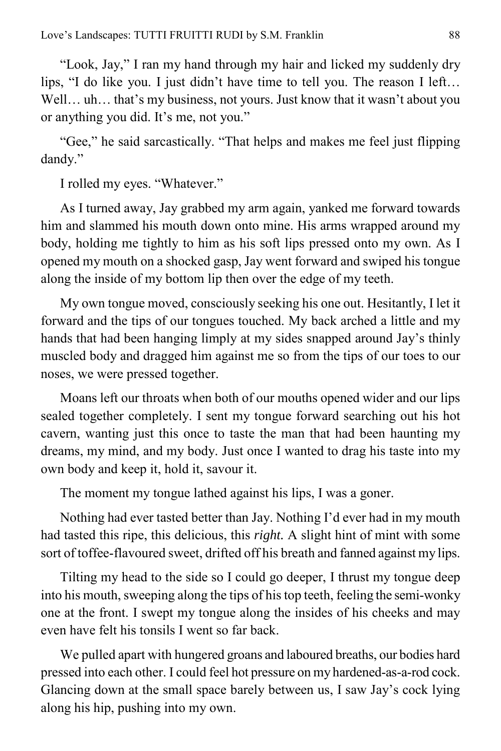"Look, Jay," I ran my hand through my hair and licked my suddenly dry lips, "I do like you. I just didn't have time to tell you. The reason I left… Well… uh… that's my business, not yours. Just know that it wasn't about you or anything you did. It's me, not you."

"Gee," he said sarcastically. "That helps and makes me feel just flipping dandy."

I rolled my eyes. "Whatever."

As I turned away, Jay grabbed my arm again, yanked me forward towards him and slammed his mouth down onto mine. His arms wrapped around my body, holding me tightly to him as his soft lips pressed onto my own. As I opened my mouth on a shocked gasp, Jay went forward and swiped his tongue along the inside of my bottom lip then over the edge of my teeth.

My own tongue moved, consciously seeking his one out. Hesitantly, I let it forward and the tips of our tongues touched. My back arched a little and my hands that had been hanging limply at my sides snapped around Jay's thinly muscled body and dragged him against me so from the tips of our toes to our noses, we were pressed together.

Moans left our throats when both of our mouths opened wider and our lips sealed together completely. I sent my tongue forward searching out his hot cavern, wanting just this once to taste the man that had been haunting my dreams, my mind, and my body. Just once I wanted to drag his taste into my own body and keep it, hold it, savour it.

The moment my tongue lathed against his lips, I was a goner.

Nothing had ever tasted better than Jay. Nothing I'd ever had in my mouth had tasted this ripe, this delicious, this *right.* A slight hint of mint with some sort of toffee-flavoured sweet, drifted off his breath and fanned against my lips.

Tilting my head to the side so I could go deeper, I thrust my tongue deep into his mouth, sweeping along the tips of his top teeth, feeling the semi-wonky one at the front. I swept my tongue along the insides of his cheeks and may even have felt his tonsils I went so far back.

We pulled apart with hungered groans and laboured breaths, our bodies hard pressed into each other. I could feel hot pressure on my hardened-as-a-rod cock. Glancing down at the small space barely between us, I saw Jay's cock lying along his hip, pushing into my own.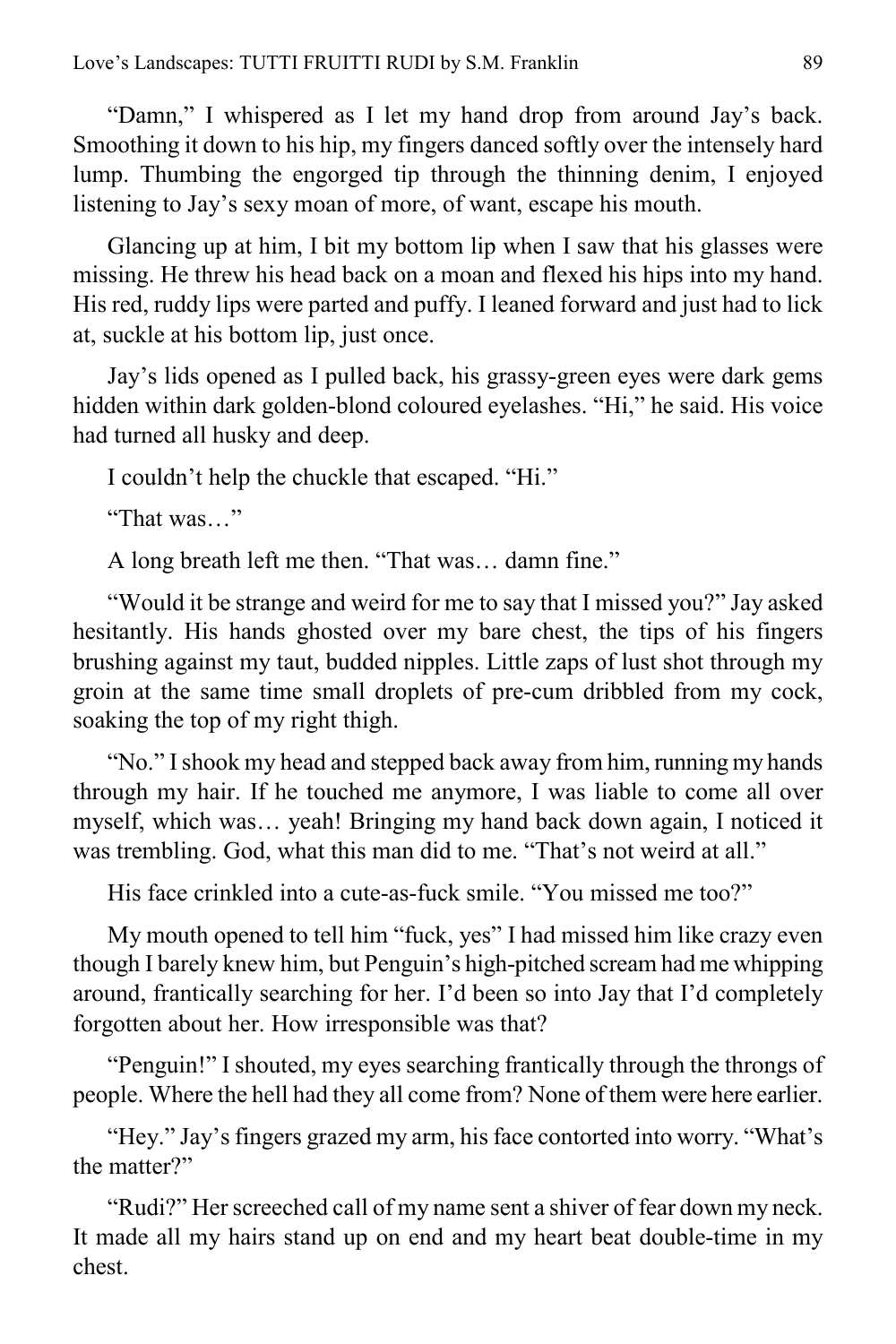"Damn," I whispered as I let my hand drop from around Jay's back. Smoothing it down to his hip, my fingers danced softly over the intensely hard lump. Thumbing the engorged tip through the thinning denim, I enjoyed listening to Jay's sexy moan of more, of want, escape his mouth.

Glancing up at him, I bit my bottom lip when I saw that his glasses were missing. He threw his head back on a moan and flexed his hips into my hand. His red, ruddy lips were parted and puffy. I leaned forward and just had to lick at, suckle at his bottom lip, just once.

Jay's lids opened as I pulled back, his grassy-green eyes were dark gems hidden within dark golden-blond coloured eyelashes. "Hi," he said. His voice had turned all husky and deep.

I couldn't help the chuckle that escaped. "Hi."

"That was…"

A long breath left me then. "That was… damn fine."

"Would it be strange and weird for me to say that I missed you?" Jay asked hesitantly. His hands ghosted over my bare chest, the tips of his fingers brushing against my taut, budded nipples. Little zaps of lust shot through my groin at the same time small droplets of pre-cum dribbled from my cock, soaking the top of my right thigh.

"No." I shook my head and stepped back away from him, running my hands through my hair. If he touched me anymore, I was liable to come all over myself, which was… yeah! Bringing my hand back down again, I noticed it was trembling. God, what this man did to me. "That's not weird at all."

His face crinkled into a cute-as-fuck smile. "You missed me too?"

My mouth opened to tell him "fuck, yes" I had missed him like crazy even though I barely knew him, but Penguin's high-pitched scream had me whipping around, frantically searching for her. I'd been so into Jay that I'd completely forgotten about her. How irresponsible was that?

"Penguin!" I shouted, my eyes searching frantically through the throngs of people. Where the hell had they all come from? None of them were here earlier.

"Hey." Jay's fingers grazed my arm, his face contorted into worry. "What's the matter?"

"Rudi?" Her screeched call of my name sent a shiver of fear down my neck. It made all my hairs stand up on end and my heart beat double-time in my chest.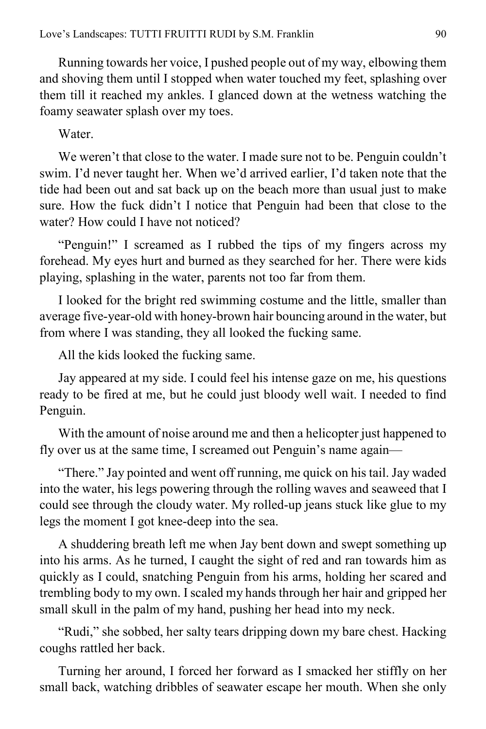Running towards her voice, I pushed people out of my way, elbowing them and shoving them until I stopped when water touched my feet, splashing over them till it reached my ankles. I glanced down at the wetness watching the foamy seawater splash over my toes.

Water.

We weren't that close to the water. I made sure not to be. Penguin couldn't swim. I'd never taught her. When we'd arrived earlier, I'd taken note that the tide had been out and sat back up on the beach more than usual just to make sure. How the fuck didn't I notice that Penguin had been that close to the water? How could I have not noticed?

"Penguin!" I screamed as I rubbed the tips of my fingers across my forehead. My eyes hurt and burned as they searched for her. There were kids playing, splashing in the water, parents not too far from them.

I looked for the bright red swimming costume and the little, smaller than average five-year-old with honey-brown hair bouncing around in the water, but from where I was standing, they all looked the fucking same.

All the kids looked the fucking same.

Jay appeared at my side. I could feel his intense gaze on me, his questions ready to be fired at me, but he could just bloody well wait. I needed to find Penguin.

With the amount of noise around me and then a helicopter just happened to fly over us at the same time, I screamed out Penguin's name again—

"There." Jay pointed and went off running, me quick on his tail. Jay waded into the water, his legs powering through the rolling waves and seaweed that I could see through the cloudy water. My rolled-up jeans stuck like glue to my legs the moment I got knee-deep into the sea.

A shuddering breath left me when Jay bent down and swept something up into his arms. As he turned, I caught the sight of red and ran towards him as quickly as I could, snatching Penguin from his arms, holding her scared and trembling body to my own. I scaled my hands through her hair and gripped her small skull in the palm of my hand, pushing her head into my neck.

"Rudi," she sobbed, her salty tears dripping down my bare chest. Hacking coughs rattled her back.

Turning her around, I forced her forward as I smacked her stiffly on her small back, watching dribbles of seawater escape her mouth. When she only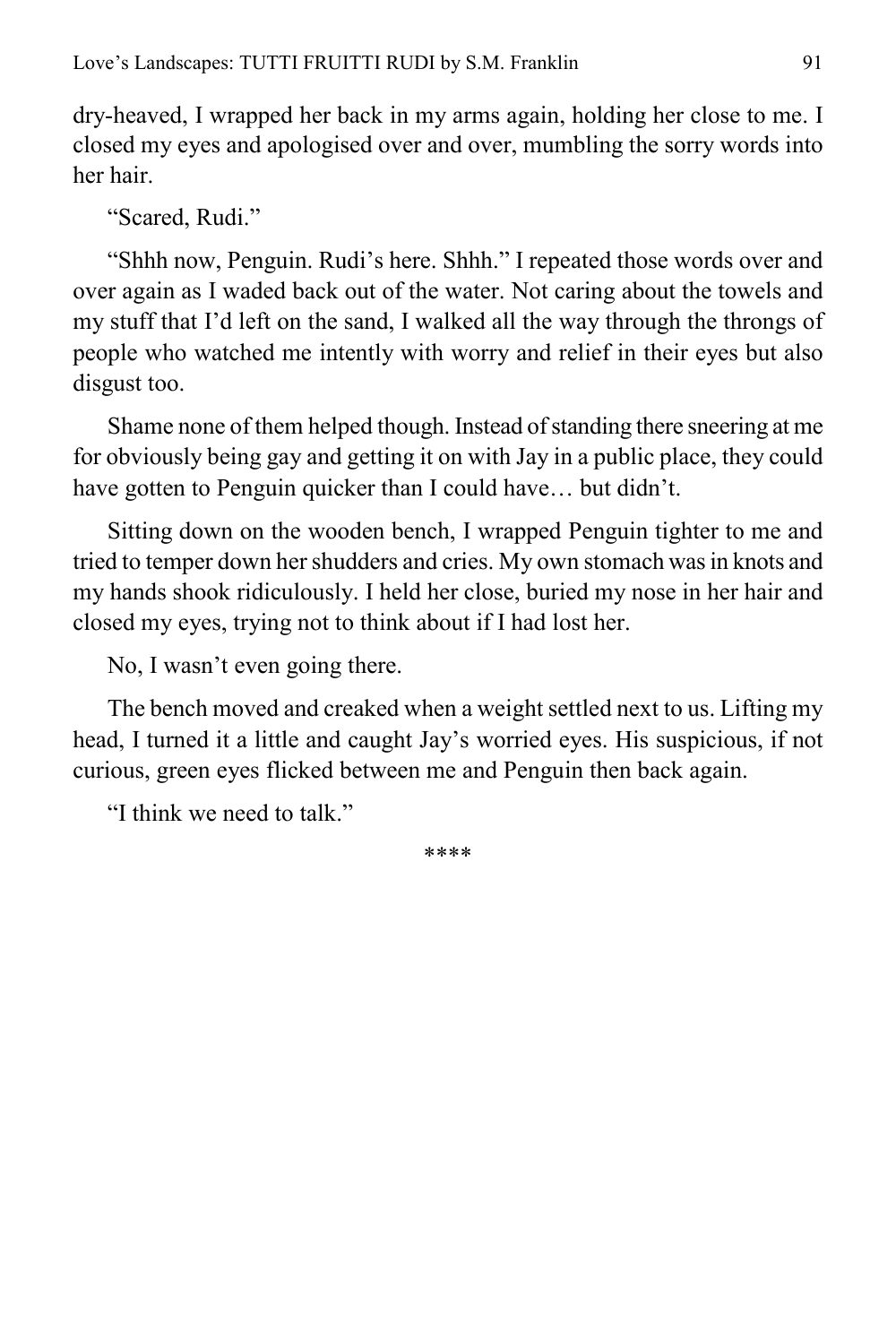dry-heaved, I wrapped her back in my arms again, holding her close to me. I closed my eyes and apologised over and over, mumbling the sorry words into her hair.

"Scared, Rudi."

"Shhh now, Penguin. Rudi's here. Shhh." I repeated those words over and over again as I waded back out of the water. Not caring about the towels and my stuff that I'd left on the sand, I walked all the way through the throngs of people who watched me intently with worry and relief in their eyes but also disgust too.

Shame none of them helped though. Instead of standing there sneering at me for obviously being gay and getting it on with Jay in a public place, they could have gotten to Penguin quicker than I could have… but didn't.

Sitting down on the wooden bench, I wrapped Penguin tighter to me and tried to temper down her shudders and cries. My own stomach was in knots and my hands shook ridiculously. I held her close, buried my nose in her hair and closed my eyes, trying not to think about if I had lost her.

No, I wasn't even going there.

The bench moved and creaked when a weight settled next to us. Lifting my head, I turned it a little and caught Jay's worried eyes. His suspicious, if not curious, green eyes flicked between me and Penguin then back again.

"I think we need to talk."

****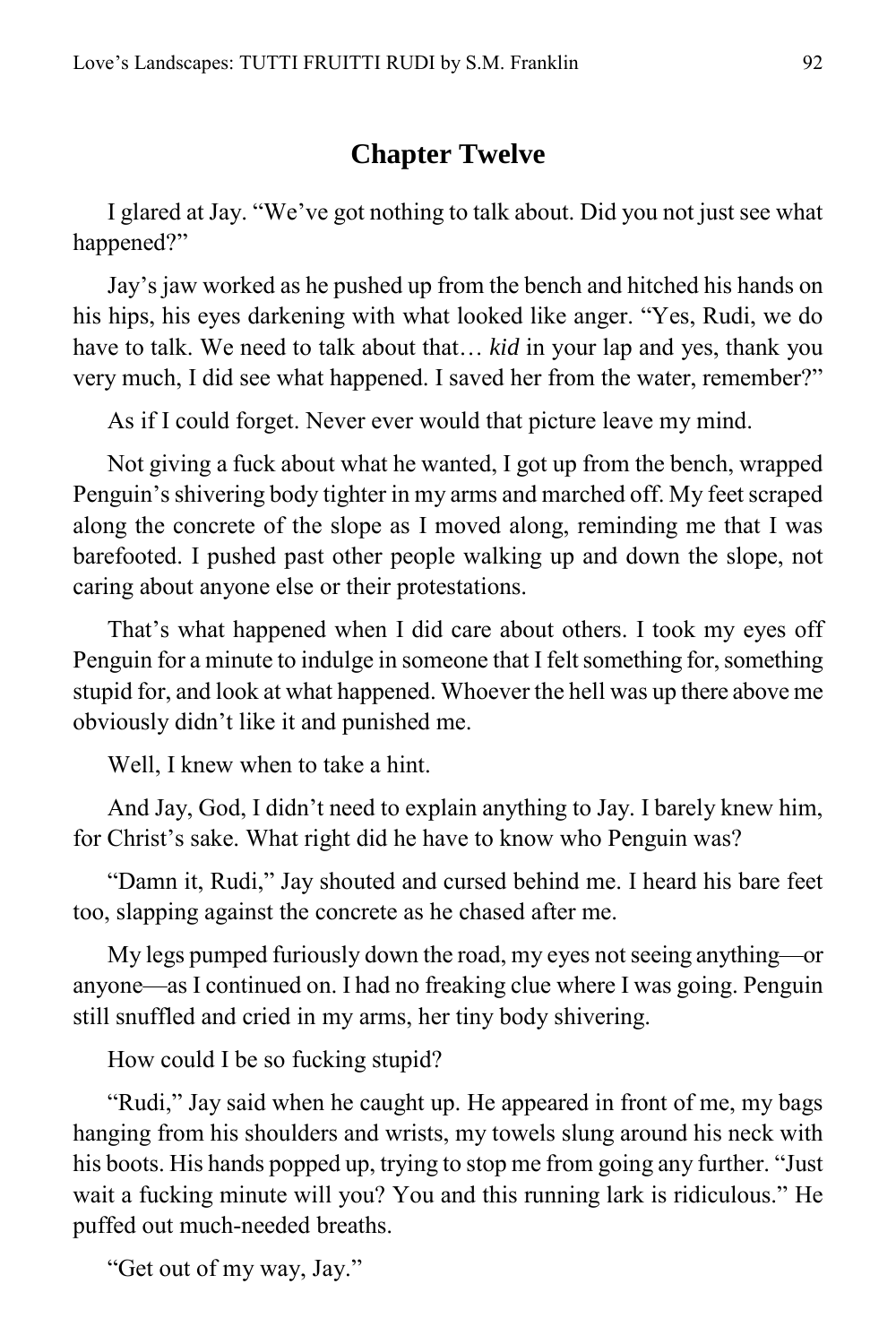## Chapter Twelve

I glared at Jay. "We've got nothing to talk about. Did you not just see what happened?"

Jay's jaw worked as he pushed up from the bench and hitched his hands on his hips, his eyes darkening with what looked like anger. "Yes, Rudi, we do have to talk. We need to talk about that… *kid* in your lap and yes, thank you very much, I did see what happened. I saved her from the water, remember?"

As if I could forget. Never ever would that picture leave my mind.

Not giving a fuck about what he wanted, I got up from the bench, wrapped Penguin's shivering body tighter in my arms and marched off. My feet scraped along the concrete of the slope as I moved along, reminding me that I was barefooted. I pushed past other people walking up and down the slope, not caring about anyone else or their protestations.

That's what happened when I did care about others. I took my eyes off Penguin for a minute to indulge in someone that I felt something for, something stupid for, and look at what happened. Whoever the hell was up there above me obviously didn't like it and punished me.

Well, I knew when to take a hint.

And Jay, God, I didn't need to explain anything to Jay. I barely knew him, for Christ's sake. What right did he have to know who Penguin was?

"Damn it, Rudi," Jay shouted and cursed behind me. I heard his bare feet too, slapping against the concrete as he chased after me.

My legs pumped furiously down the road, my eyes not seeing anything—or anyone—as I continued on. I had no freaking clue where I was going. Penguin still snuffled and cried in my arms, her tiny body shivering.

How could I be so fucking stupid?

"Rudi," Jay said when he caught up. He appeared in front of me, my bags hanging from his shoulders and wrists, my towels slung around his neck with his boots. His hands popped up, trying to stop me from going any further. "Just wait a fucking minute will you? You and this running lark is ridiculous." He puffed out much-needed breaths.

"Get out of my way, Jay."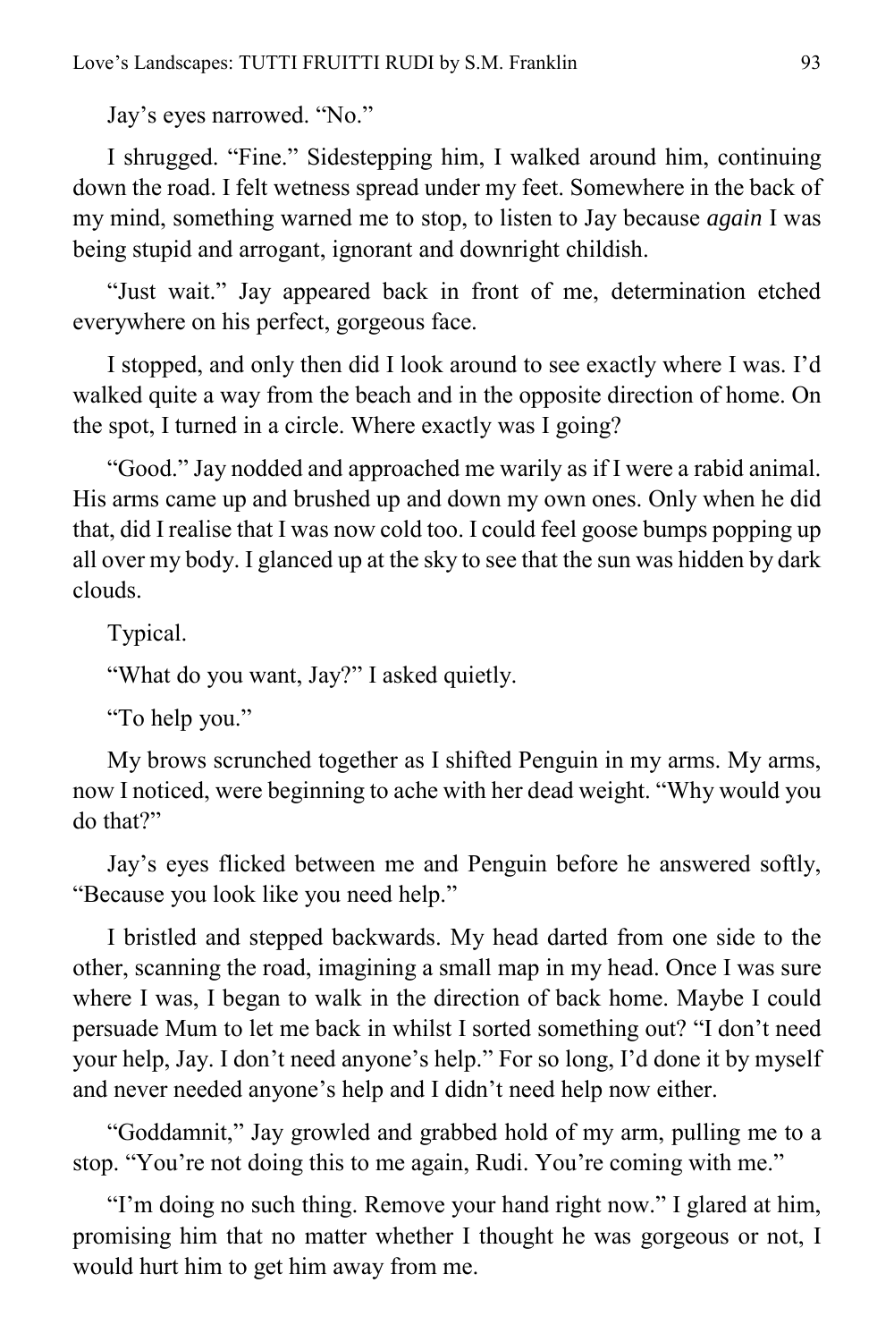Jay's eyes narrowed. "No."

I shrugged. "Fine." Sidestepping him, I walked around him, continuing down the road. I felt wetness spread under my feet. Somewhere in the back of my mind, something warned me to stop, to listen to Jay because *again* I was being stupid and arrogant, ignorant and downright childish.

"Just wait." Jay appeared back in front of me, determination etched everywhere on his perfect, gorgeous face.

I stopped, and only then did I look around to see exactly where I was. I'd walked quite a way from the beach and in the opposite direction of home. On the spot, I turned in a circle. Where exactly was I going?

"Good." Jay nodded and approached me warily as if I were a rabid animal. His arms came up and brushed up and down my own ones. Only when he did that, did I realise that I was now cold too. I could feel goose bumps popping up all over my body. I glanced up at the sky to see that the sun was hidden by dark clouds.

Typical.

"What do you want, Jay?" I asked quietly.

"To help you."

My brows scrunched together as I shifted Penguin in my arms. My arms, now I noticed, were beginning to ache with her dead weight. "Why would you do that?"

Jay's eyes flicked between me and Penguin before he answered softly, "Because you look like you need help."

I bristled and stepped backwards. My head darted from one side to the other, scanning the road, imagining a small map in my head. Once I was sure where I was, I began to walk in the direction of back home. Maybe I could persuade Mum to let me back in whilst I sorted something out? "I don't need your help, Jay. I don't need anyone's help." For so long, I'd done it by myself and never needed anyone's help and I didn't need help now either.

"Goddamnit," Jay growled and grabbed hold of my arm, pulling me to a stop. "You're not doing this to me again, Rudi. You're coming with me."

"I'm doing no such thing. Remove your hand right now." I glared at him, promising him that no matter whether I thought he was gorgeous or not, I would hurt him to get him away from me.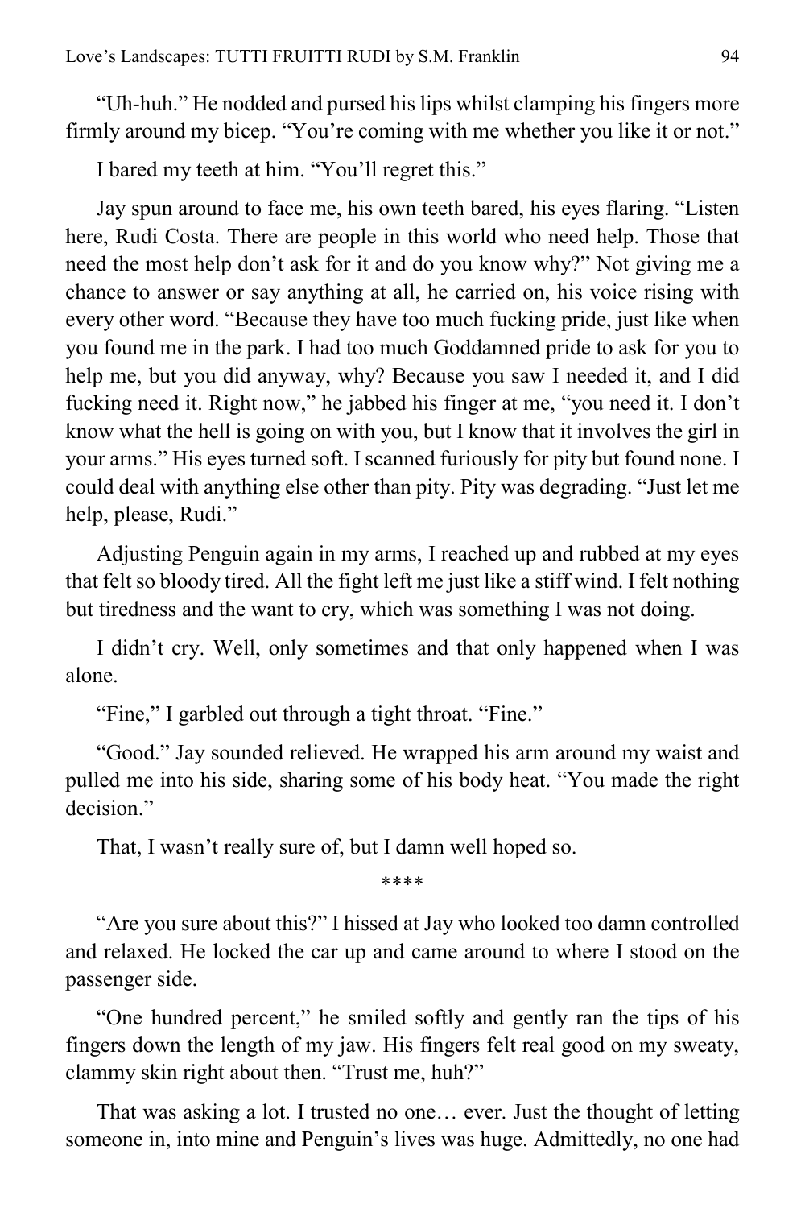"Uh-huh." He nodded and pursed his lips whilst clamping his fingers more firmly around my bicep. "You're coming with me whether you like it or not."

I bared my teeth at him. "You'll regret this."

Jay spun around to face me, his own teeth bared, his eyes flaring. "Listen here, Rudi Costa. There are people in this world who need help. Those that need the most help don't ask for it and do you know why?" Not giving me a chance to answer or say anything at all, he carried on, his voice rising with every other word. "Because they have too much fucking pride, just like when you found me in the park. I had too much Goddamned pride to ask for you to help me, but you did anyway, why? Because you saw I needed it, and I did fucking need it. Right now," he jabbed his finger at me, "you need it. I don't know what the hell is going on with you, but I know that it involves the girl in your arms." His eyes turned soft. I scanned furiously for pity but found none. I could deal with anything else other than pity. Pity was degrading. "Just let me help, please, Rudi."

Adjusting Penguin again in my arms, I reached up and rubbed at my eyes that felt so bloody tired. All the fight left me just like a stiff wind. I felt nothing but tiredness and the want to cry, which was something I was not doing.

I didn't cry. Well, only sometimes and that only happened when I was alone.

"Fine," I garbled out through a tight throat. "Fine."

"Good." Jay sounded relieved. He wrapped his arm around my waist and pulled me into his side, sharing some of his body heat. "You made the right decision."

That, I wasn't really sure of, but I damn well hoped so.

****

"Are you sure about this?" I hissed at Jay who looked too damn controlled and relaxed. He locked the car up and came around to where I stood on the passenger side.

"One hundred percent," he smiled softly and gently ran the tips of his fingers down the length of my jaw. His fingers felt real good on my sweaty, clammy skin right about then. "Trust me, huh?"

That was asking a lot. I trusted no one… ever. Just the thought of letting someone in, into mine and Penguin's lives was huge. Admittedly, no one had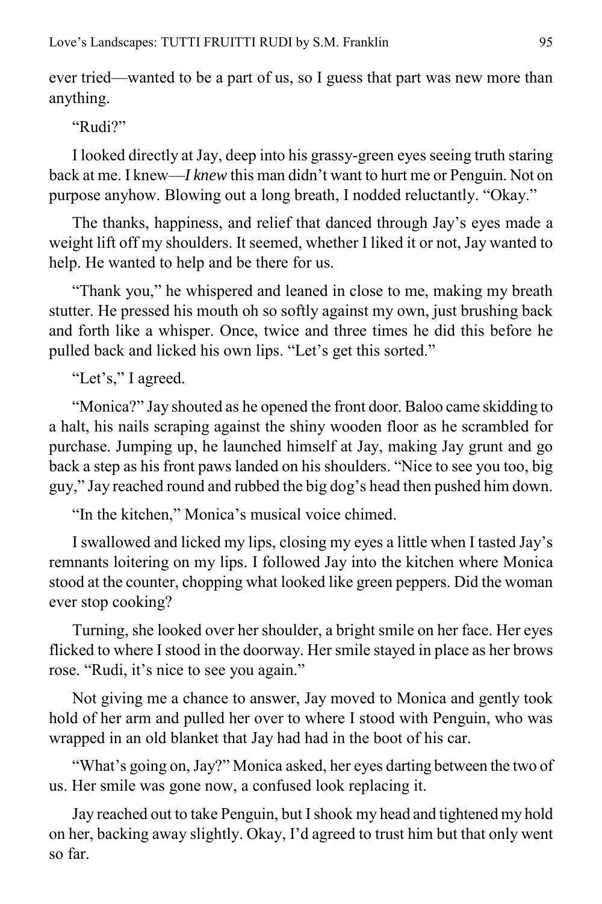ever tried—wanted to be a part of us, so I guess that part was new more than anything.

"Rudi?"

I looked directly at Jay, deep into his grassy-green eyes seeing truth staring back at me. I knew—*I knew* this man didn't want to hurt me or Penguin. Not on purpose anyhow. Blowing out a long breath, I nodded reluctantly. "Okay."

The thanks, happiness, and relief that danced through Jay's eyes made a weight lift off my shoulders. It seemed, whether I liked it or not, Jay wanted to help. He wanted to help and be there for us.

"Thank you," he whispered and leaned in close to me, making my breath stutter. He pressed his mouth oh so softly against my own, just brushing back and forth like a whisper. Once, twice and three times he did this before he pulled back and licked his own lips. "Let's get this sorted."

"Let's," I agreed.

"Monica?" Jay shouted as he opened the front door. Baloo came skidding to a halt, his nails scraping against the shiny wooden floor as he scrambled for purchase. Jumping up, he launched himself at Jay, making Jay grunt and go back a step as his front paws landed on his shoulders. "Nice to see you too, big guy," Jay reached round and rubbed the big dog's head then pushed him down.

"In the kitchen," Monica's musical voice chimed.

I swallowed and licked my lips, closing my eyes a little when I tasted Jay's remnants loitering on my lips. I followed Jay into the kitchen where Monica stood at the counter, chopping what looked like green peppers. Did the woman ever stop cooking?

Turning, she looked over her shoulder, a bright smile on her face. Her eyes flicked to where I stood in the doorway. Her smile stayed in place as her brows rose. "Rudi, it's nice to see you again."

Not giving me a chance to answer, Jay moved to Monica and gently took hold of her arm and pulled her over to where I stood with Penguin, who was wrapped in an old blanket that Jay had had in the boot of his car.

"What's going on, Jay?" Monica asked, her eyes darting between the two of us. Her smile was gone now, a confused look replacing it.

Jay reached out to take Penguin, but I shook my head and tightened my hold on her, backing away slightly. Okay, I'd agreed to trust him but that only went so far.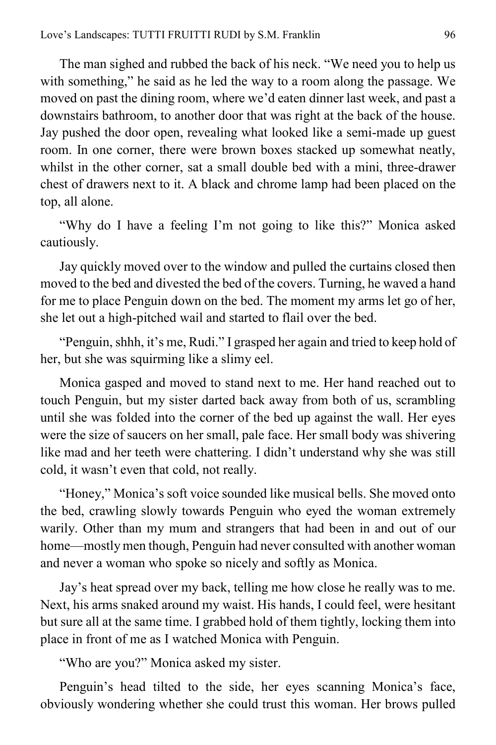The man sighed and rubbed the back of his neck. “We need you to help us with something,” he said as he led the way to a room along the passage. We moved on past the dining room, where we’d eaten dinner last week, and past a downstairs bathroom, to another door that was right at the back of the house. Jay pushed the door open, revealing what looked like a semi-made up guest room. In one corner, there were brown boxes stacked up somewhat neatly, whilst in the other corner, sat a small double bed with a mini, three-drawer chest of drawers next to it. A black and chrome lamp had been placed on the top, all alone.

“Why do I have a feeling I’m not going to like this?” Monica asked cautiously.

Jay quickly moved over to the window and pulled the curtains closed then moved to the bed and divested the bed of the covers. Turning, he waved a hand for me to place Penguin down on the bed. The moment my arms let go of her, she let out a high-pitched wail and started to flail over the bed.

“Penguin, shhh, it’s me, Rudi.” I grasped her again and tried to keep hold of her, but she was squirming like a slimy eel.

Monica gasped and moved to stand next to me. Her hand reached out to touch Penguin, but my sister darted back away from both of us, scrambling until she was folded into the corner of the bed up against the wall. Her eyes were the size of saucers on her small, pale face. Her small body was shivering like mad and her teeth were chattering. I didn’t understand why she was still cold, it wasn’t even that cold, not really.

“Honey,” Monica’s soft voice sounded like musical bells. She moved onto the bed, crawling slowly towards Penguin who eyed the woman extremely warily. Other than my mum and strangers that had been in and out of our home—mostly men though, Penguin had never consulted with another woman and never a woman who spoke so nicely and softly as Monica.

Jay’s heat spread over my back, telling me how close he really was to me. Next, his arms snaked around my waist. His hands, I could feel, were hesitant but sure all at the same time. I grabbed hold of them tightly, locking them into place in front of me as I watched Monica with Penguin.

“Who are you?” Monica asked my sister.

Penguin’s head tilted to the side, her eyes scanning Monica’s face, obviously wondering whether she could trust this woman. Her brows pulled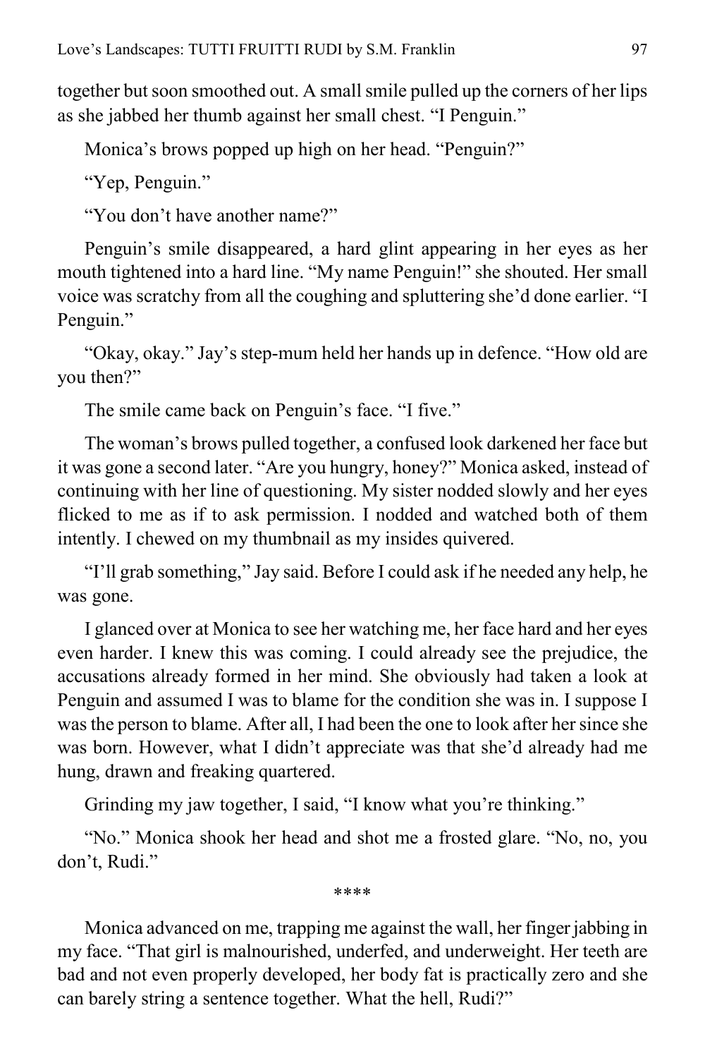together but soon smoothed out. A small smile pulled up the corners of her lips as she jabbed her thumb against her small chest. "I Penguin."

Monica's brows popped up high on her head. "Penguin?"

"Yep, Penguin."

"You don't have another name?"

Penguin's smile disappeared, a hard glint appearing in her eyes as her mouth tightened into a hard line. "My name Penguin!" she shouted. Her small voice was scratchy from all the coughing and spluttering she'd done earlier. "I Penguin."

"Okay, okay." Jay's step-mum held her hands up in defence. "How old are you then?"

The smile came back on Penguin's face. "I five."

The woman's brows pulled together, a confused look darkened her face but it was gone a second later. "Are you hungry, honey?" Monica asked, instead of continuing with her line of questioning. My sister nodded slowly and her eyes flicked to me as if to ask permission. I nodded and watched both of them intently. I chewed on my thumbnail as my insides quivered.

"I'll grab something," Jay said. Before I could ask if he needed any help, he was gone.

I glanced over at Monica to see her watching me, her face hard and her eyes even harder. I knew this was coming. I could already see the prejudice, the accusations already formed in her mind. She obviously had taken a look at Penguin and assumed I was to blame for the condition she was in. I suppose I was the person to blame. After all, I had been the one to look after her since she was born. However, what I didn't appreciate was that she'd already had me hung, drawn and freaking quartered.

Grinding my jaw together, I said, "I know what you're thinking."

"No." Monica shook her head and shot me a frosted glare. "No, no, you don't, Rudi."

****

Monica advanced on me, trapping me against the wall, her finger jabbing in my face. "That girl is malnourished, underfed, and underweight. Her teeth are bad and not even properly developed, her body fat is practically zero and she can barely string a sentence together. What the hell, Rudi?"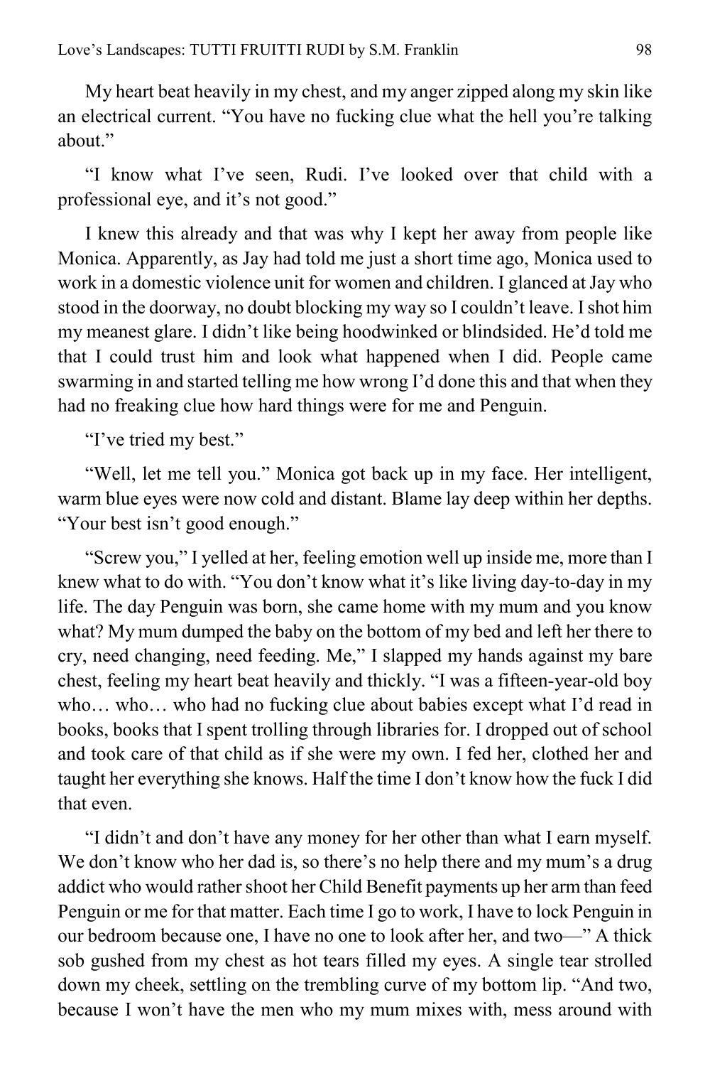My heart beat heavily in my chest, and my anger zipped along my skin like an electrical current. "You have no fucking clue what the hell you're talking about."

"I know what I've seen, Rudi. I've looked over that child with a professional eye, and it's not good."

I knew this already and that was why I kept her away from people like Monica. Apparently, as Jay had told me just a short time ago, Monica used to work in a domestic violence unit for women and children. I glanced at Jay who stood in the doorway, no doubt blocking my way so I couldn't leave. I shot him my meanest glare. I didn't like being hoodwinked or blindsided. He'd told me that I could trust him and look what happened when I did. People came swarming in and started telling me how wrong I'd done this and that when they had no freaking clue how hard things were for me and Penguin.

"I've tried my best."

"Well, let me tell you." Monica got back up in my face. Her intelligent, warm blue eyes were now cold and distant. Blame lay deep within her depths. "Your best isn't good enough."

"Screw you," I yelled at her, feeling emotion well up inside me, more than I knew what to do with. "You don't know what it's like living day-to-day in my life. The day Penguin was born, she came home with my mum and you know what? My mum dumped the baby on the bottom of my bed and left her there to cry, need changing, need feeding. Me," I slapped my hands against my bare chest, feeling my heart beat heavily and thickly. "I was a fifteen-year-old boy who… who… who had no fucking clue about babies except what I'd read in books, books that I spent trolling through libraries for. I dropped out of school and took care of that child as if she were my own. I fed her, clothed her and taught her everything she knows. Half the time I don't know how the fuck I did that even.

"I didn't and don't have any money for her other than what I earn myself. We don't know who her dad is, so there's no help there and my mum's a drug addict who would rather shoot her Child Benefit payments up her arm than feed Penguin or me for that matter. Each time I go to work, I have to lock Penguin in our bedroom because one, I have no one to look after her, and two—" A thick sob gushed from my chest as hot tears filled my eyes. A single tear strolled down my cheek, settling on the trembling curve of my bottom lip. "And two, because I won't have the men who my mum mixes with, mess around with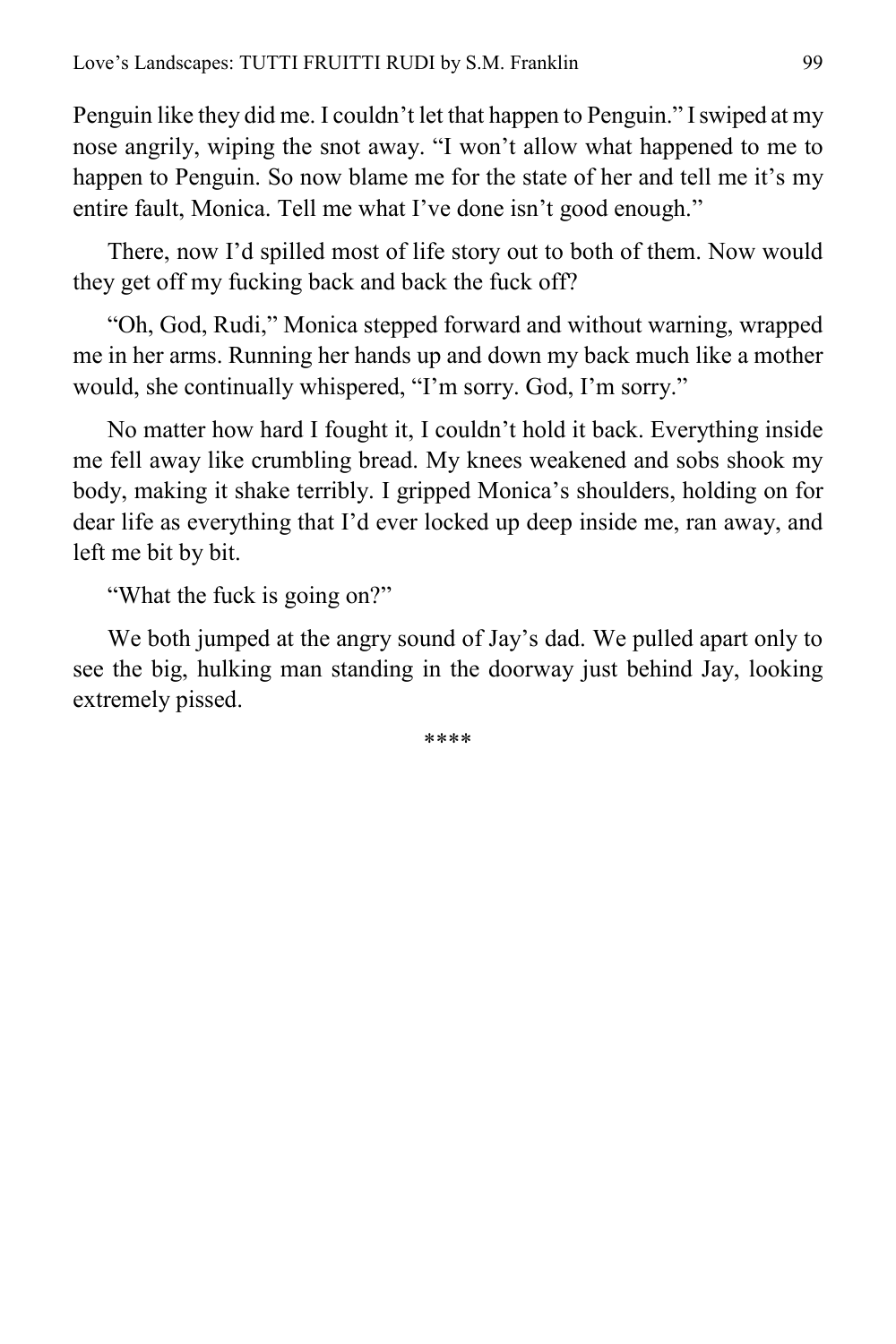Penguin like they did me. I couldn't let that happen to Penguin." I swiped at my nose angrily, wiping the snot away. "I won't allow what happened to me to happen to Penguin. So now blame me for the state of her and tell me it's my entire fault, Monica. Tell me what I've done isn't good enough."

There, now I'd spilled most of life story out to both of them. Now would they get off my fucking back and back the fuck off?

"Oh, God, Rudi," Monica stepped forward and without warning, wrapped me in her arms. Running her hands up and down my back much like a mother would, she continually whispered, "I'm sorry. God, I'm sorry."

No matter how hard I fought it, I couldn't hold it back. Everything inside me fell away like crumbling bread. My knees weakened and sobs shook my body, making it shake terribly. I gripped Monica's shoulders, holding on for dear life as everything that I'd ever locked up deep inside me, ran away, and left me bit by bit.

"What the fuck is going on?"

We both jumped at the angry sound of Jay's dad. We pulled apart only to see the big, hulking man standing in the doorway just behind Jay, looking extremely pissed.

****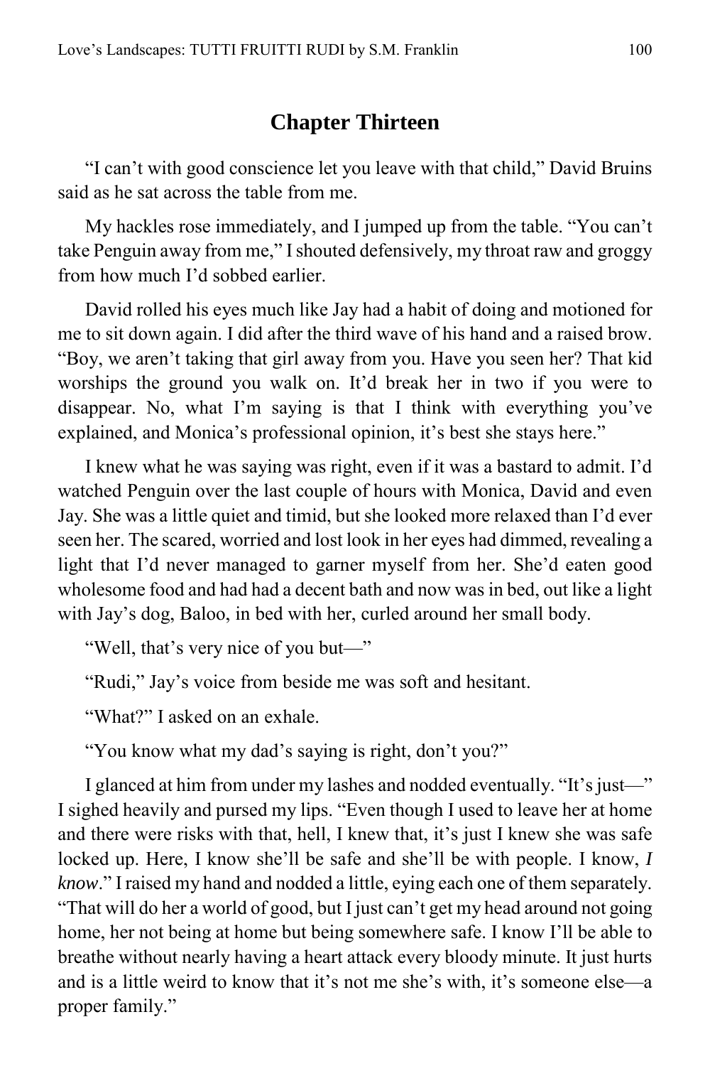## Chapter Thirteen

"I can't with good conscience let you leave with that child," David Bruins said as he sat across the table from me.

My hackles rose immediately, and I jumped up from the table. "You can't take Penguin away from me," I shouted defensively, my throat raw and groggy from how much I'd sobbed earlier.

David rolled his eyes much like Jay had a habit of doing and motioned for me to sit down again. I did after the third wave of his hand and a raised brow. "Boy, we aren't taking that girl away from you. Have you seen her? That kid worships the ground you walk on. It'd break her in two if you were to disappear. No, what I'm saying is that I think with everything you've explained, and Monica's professional opinion, it's best she stays here."

I knew what he was saying was right, even if it was a bastard to admit. I'd watched Penguin over the last couple of hours with Monica, David and even Jay. She was a little quiet and timid, but she looked more relaxed than I'd ever seen her. The scared, worried and lost look in her eyes had dimmed, revealing a light that I'd never managed to garner myself from her. She'd eaten good wholesome food and had had a decent bath and now was in bed, out like a light with Jay's dog, Baloo, in bed with her, curled around her small body.

"Well, that's very nice of you but—"

"Rudi," Jay's voice from beside me was soft and hesitant.

"What?" I asked on an exhale.

"You know what my dad's saying is right, don't you?"

I glanced at him from under my lashes and nodded eventually. "It's just—" I sighed heavily and pursed my lips. "Even though I used to leave her at home and there were risks with that, hell, I knew that, it's just I knew she was safe locked up. Here, I know she'll be safe and she'll be with people. I know, *I know*." I raised my hand and nodded a little, eying each one of them separately. "That will do her a world of good, but I just can't get my head around not going home, her not being at home but being somewhere safe. I know I'll be able to breathe without nearly having a heart attack every bloody minute. It just hurts and is a little weird to know that it's not me she's with, it's someone else—a proper family."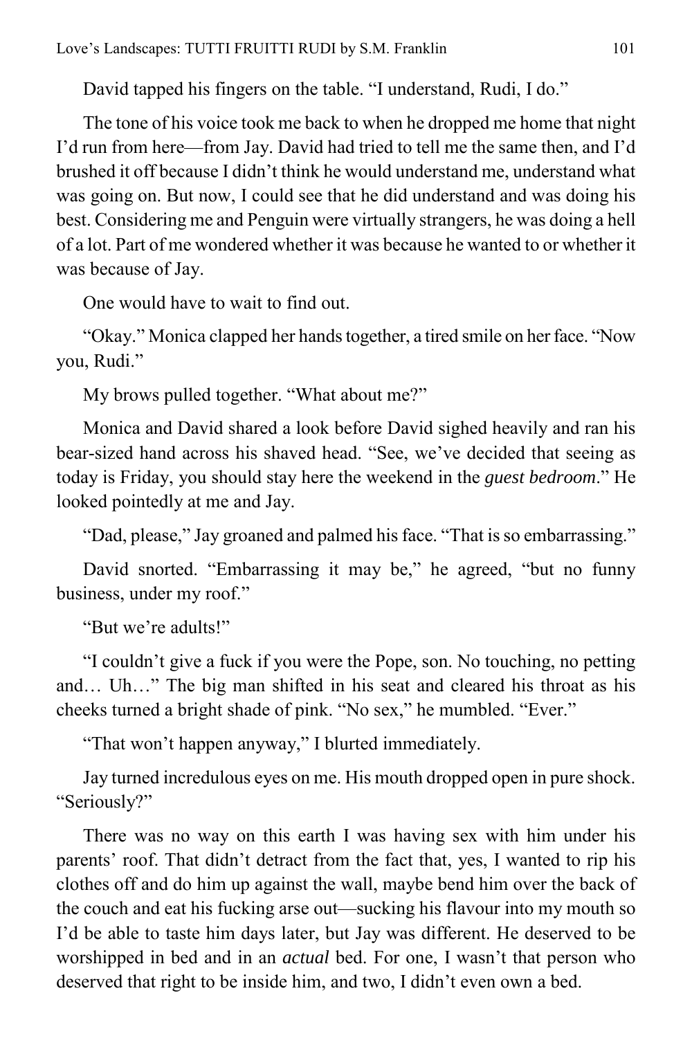David tapped his fingers on the table. "I understand, Rudi, I do."

The tone of his voice took me back to when he dropped me home that night I'd run from here—from Jay. David had tried to tell me the same then, and I'd brushed it off because I didn't think he would understand me, understand what was going on. But now, I could see that he did understand and was doing his best. Considering me and Penguin were virtually strangers, he was doing a hell of a lot. Part of me wondered whether it was because he wanted to or whether it was because of Jay.

One would have to wait to find out.

"Okay." Monica clapped her hands together, a tired smile on her face. "Now you, Rudi."

My brows pulled together. "What about me?"

Monica and David shared a look before David sighed heavily and ran his bear-sized hand across his shaved head. "See, we've decided that seeing as today is Friday, you should stay here the weekend in the *guest bedroom*." He looked pointedly at me and Jay.

"Dad, please," Jay groaned and palmed his face. "That is so embarrassing."

David snorted. "Embarrassing it may be," he agreed, "but no funny business, under my roof."

"But we're adults!"

"I couldn't give a fuck if you were the Pope, son. No touching, no petting and… Uh…" The big man shifted in his seat and cleared his throat as his cheeks turned a bright shade of pink. "No sex," he mumbled. "Ever."

"That won't happen anyway," I blurted immediately.

Jay turned incredulous eyes on me. His mouth dropped open in pure shock. "Seriously?"

There was no way on this earth I was having sex with him under his parents' roof. That didn't detract from the fact that, yes, I wanted to rip his clothes off and do him up against the wall, maybe bend him over the back of the couch and eat his fucking arse out—sucking his flavour into my mouth so I'd be able to taste him days later, but Jay was different. He deserved to be worshipped in bed and in an *actual* bed. For one, I wasn't that person who deserved that right to be inside him, and two, I didn't even own a bed.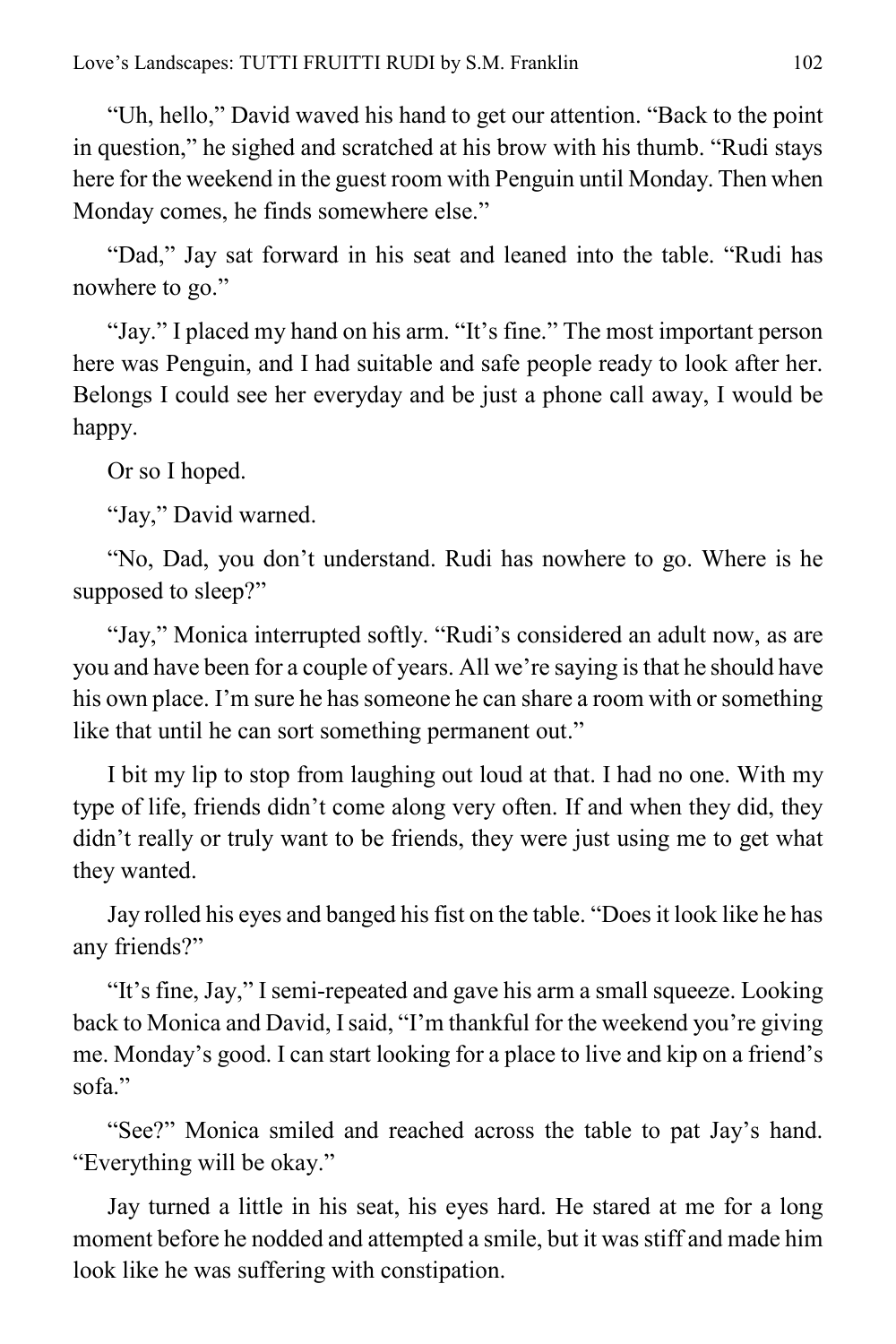"Uh, hello," David waved his hand to get our attention. "Back to the point in question," he sighed and scratched at his brow with his thumb. "Rudi stays here for the weekend in the guest room with Penguin until Monday. Then when Monday comes, he finds somewhere else."

"Dad," Jay sat forward in his seat and leaned into the table. "Rudi has nowhere to go."

"Jay." I placed my hand on his arm. "It's fine." The most important person here was Penguin, and I had suitable and safe people ready to look after her. Belongs I could see her everyday and be just a phone call away, I would be happy.

Or so I hoped.

"Jay," David warned.

"No, Dad, you don't understand. Rudi has nowhere to go. Where is he supposed to sleep?"

"Jay," Monica interrupted softly. "Rudi's considered an adult now, as are you and have been for a couple of years. All we're saying is that he should have his own place. I'm sure he has someone he can share a room with or something like that until he can sort something permanent out."

I bit my lip to stop from laughing out loud at that. I had no one. With my type of life, friends didn't come along very often. If and when they did, they didn't really or truly want to be friends, they were just using me to get what they wanted.

Jay rolled his eyes and banged his fist on the table. "Does it look like he has any friends?"

"It's fine, Jay," I semi-repeated and gave his arm a small squeeze. Looking back to Monica and David, I said, "I'm thankful for the weekend you're giving me. Monday's good. I can start looking for a place to live and kip on a friend's sofa."

"See?" Monica smiled and reached across the table to pat Jay's hand. "Everything will be okay."

Jay turned a little in his seat, his eyes hard. He stared at me for a long moment before he nodded and attempted a smile, but it was stiff and made him look like he was suffering with constipation.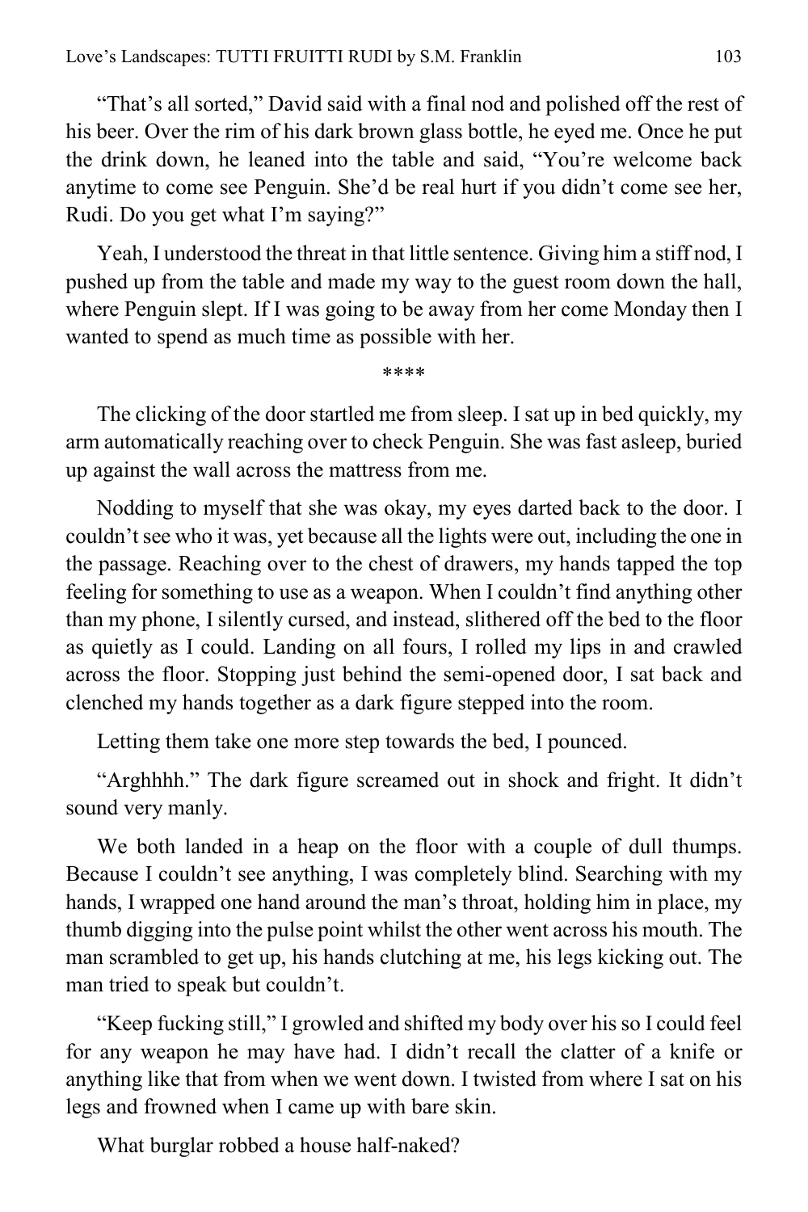“That’s all sorted,” David said with a final nod and polished off the rest of his beer. Over the rim of his dark brown glass bottle, he eyed me. Once he put the drink down, he leaned into the table and said, “You’re welcome back anytime to come see Penguin. She’d be real hurt if you didn’t come see her, Rudi. Do you get what I’m saying?”

Yeah, I understood the threat in that little sentence. Giving him a stiff nod, I pushed up from the table and made my way to the guest room down the hall, where Penguin slept. If I was going to be away from her come Monday then I wanted to spend as much time as possible with her.

****

The clicking of the door startled me from sleep. I sat up in bed quickly, my arm automatically reaching over to check Penguin. She was fast asleep, buried up against the wall across the mattress from me.

Nodding to myself that she was okay, my eyes darted back to the door. I couldn’t see who it was, yet because all the lights were out, including the one in the passage. Reaching over to the chest of drawers, my hands tapped the top feeling for something to use as a weapon. When I couldn’t find anything other than my phone, I silently cursed, and instead, slithered off the bed to the floor as quietly as I could. Landing on all fours, I rolled my lips in and crawled across the floor. Stopping just behind the semi-opened door, I sat back and clenched my hands together as a dark figure stepped into the room.

Letting them take one more step towards the bed, I pounced.

“Arghhhh.” The dark figure screamed out in shock and fright. It didn’t sound very manly.

We both landed in a heap on the floor with a couple of dull thumps. Because I couldn’t see anything, I was completely blind. Searching with my hands, I wrapped one hand around the man’s throat, holding him in place, my thumb digging into the pulse point whilst the other went across his mouth. The man scrambled to get up, his hands clutching at me, his legs kicking out. The man tried to speak but couldn’t.

“Keep fucking still,” I growled and shifted my body over his so I could feel for any weapon he may have had. I didn’t recall the clatter of a knife or anything like that from when we went down. I twisted from where I sat on his legs and frowned when I came up with bare skin.

What burglar robbed a house half-naked?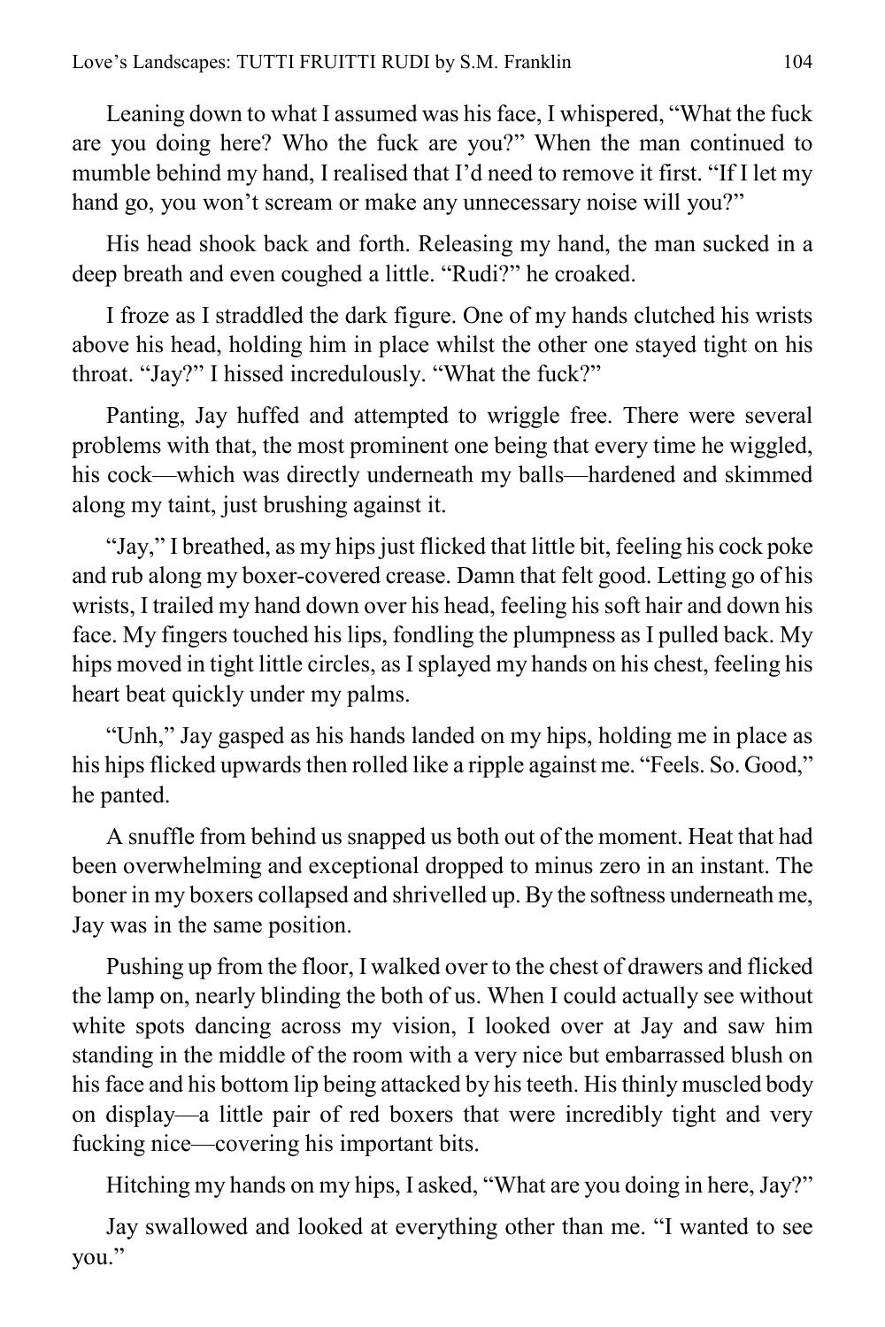Leaning down to what I assumed was his face, I whispered, "What the fuck are you doing here? Who the fuck are you?" When the man continued to mumble behind my hand, I realised that I'd need to remove it first. "If I let my hand go, you won't scream or make any unnecessary noise will you?"

His head shook back and forth. Releasing my hand, the man sucked in a deep breath and even coughed a little. "Rudi?" he croaked.

I froze as I straddled the dark figure. One of my hands clutched his wrists above his head, holding him in place whilst the other one stayed tight on his throat. "Jay?" I hissed incredulously. "What the fuck?"

Panting, Jay huffed and attempted to wriggle free. There were several problems with that, the most prominent one being that every time he wiggled, his cock—which was directly underneath my balls—hardened and skimmed along my taint, just brushing against it.

"Jay," I breathed, as my hips just flicked that little bit, feeling his cock poke and rub along my boxer-covered crease. Damn that felt good. Letting go of his wrists, I trailed my hand down over his head, feeling his soft hair and down his face. My fingers touched his lips, fondling the plumpness as I pulled back. My hips moved in tight little circles, as I splayed my hands on his chest, feeling his heart beat quickly under my palms.

"Unh," Jay gasped as his hands landed on my hips, holding me in place as his hips flicked upwards then rolled like a ripple against me. "Feels. So. Good," he panted.

A snuffle from behind us snapped us both out of the moment. Heat that had been overwhelming and exceptional dropped to minus zero in an instant. The boner in my boxers collapsed and shrivelled up. By the softness underneath me, Jay was in the same position.

Pushing up from the floor, I walked over to the chest of drawers and flicked the lamp on, nearly blinding the both of us. When I could actually see without white spots dancing across my vision, I looked over at Jay and saw him standing in the middle of the room with a very nice but embarrassed blush on his face and his bottom lip being attacked by his teeth. His thinly muscled body on display—a little pair of red boxers that were incredibly tight and very fucking nice—covering his important bits.

Hitching my hands on my hips, I asked, "What are you doing in here, Jay?"

Jay swallowed and looked at everything other than me. "I wanted to see you."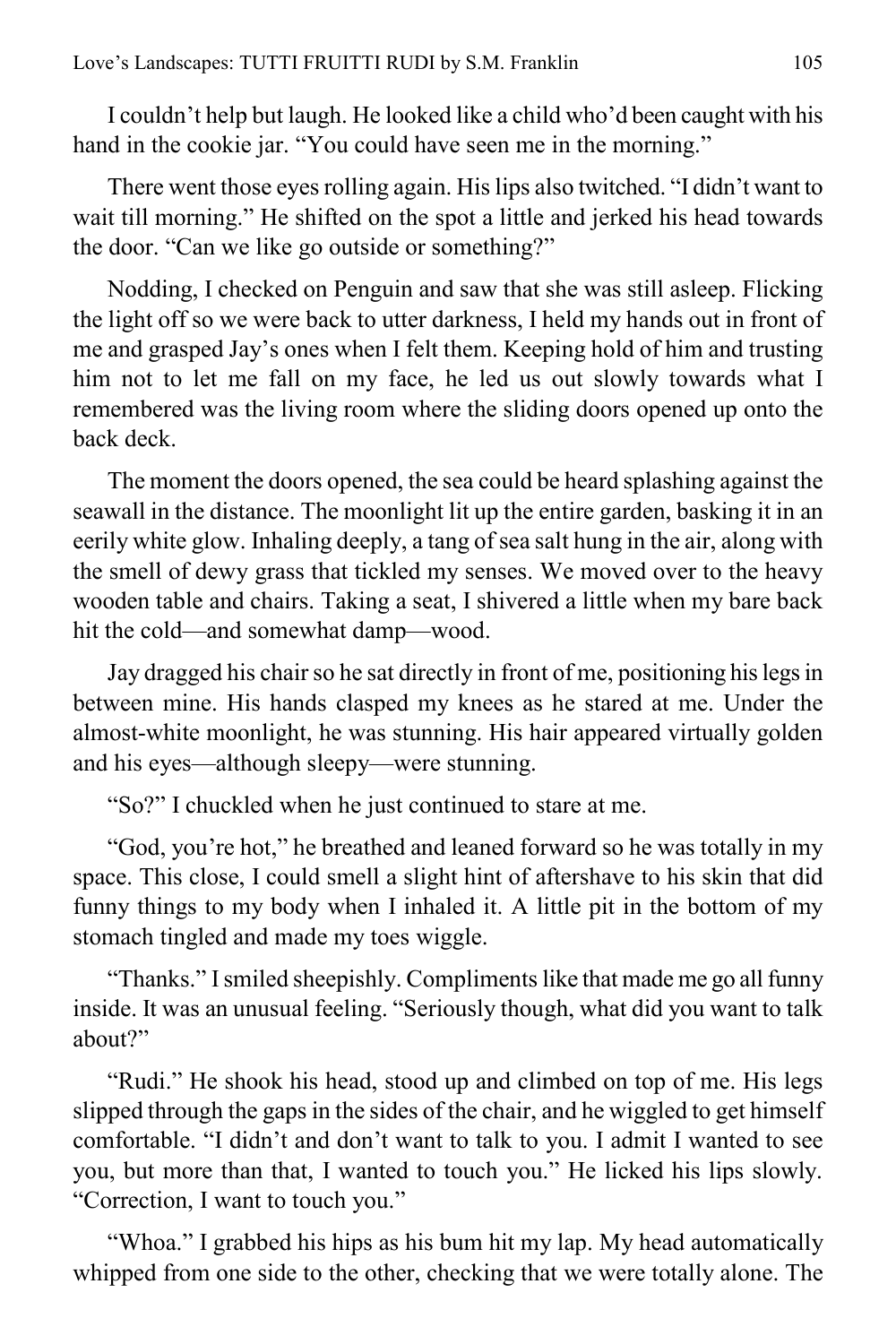I couldn't help but laugh. He looked like a child who'd been caught with his hand in the cookie jar. "You could have seen me in the morning."

There went those eyes rolling again. His lips also twitched. "I didn't want to wait till morning." He shifted on the spot a little and jerked his head towards the door. "Can we like go outside or something?"

Nodding, I checked on Penguin and saw that she was still asleep. Flicking the light off so we were back to utter darkness, I held my hands out in front of me and grasped Jay's ones when I felt them. Keeping hold of him and trusting him not to let me fall on my face, he led us out slowly towards what I remembered was the living room where the sliding doors opened up onto the back deck.

The moment the doors opened, the sea could be heard splashing against the seawall in the distance. The moonlight lit up the entire garden, basking it in an eerily white glow. Inhaling deeply, a tang of sea salt hung in the air, along with the smell of dewy grass that tickled my senses. We moved over to the heavy wooden table and chairs. Taking a seat, I shivered a little when my bare back hit the cold—and somewhat damp—wood.

Jay dragged his chair so he sat directly in front of me, positioning his legs in between mine. His hands clasped my knees as he stared at me. Under the almost-white moonlight, he was stunning. His hair appeared virtually golden and his eyes—although sleepy—were stunning.

"So?" I chuckled when he just continued to stare at me.

"God, you're hot," he breathed and leaned forward so he was totally in my space. This close, I could smell a slight hint of aftershave to his skin that did funny things to my body when I inhaled it. A little pit in the bottom of my stomach tingled and made my toes wiggle.

"Thanks." I smiled sheepishly. Compliments like that made me go all funny inside. It was an unusual feeling. "Seriously though, what did you want to talk about?"

"Rudi." He shook his head, stood up and climbed on top of me. His legs slipped through the gaps in the sides of the chair, and he wiggled to get himself comfortable. "I didn't and don't want to talk to you. I admit I wanted to see you, but more than that, I wanted to touch you." He licked his lips slowly. "Correction, I want to touch you."

"Whoa." I grabbed his hips as his bum hit my lap. My head automatically whipped from one side to the other, checking that we were totally alone. The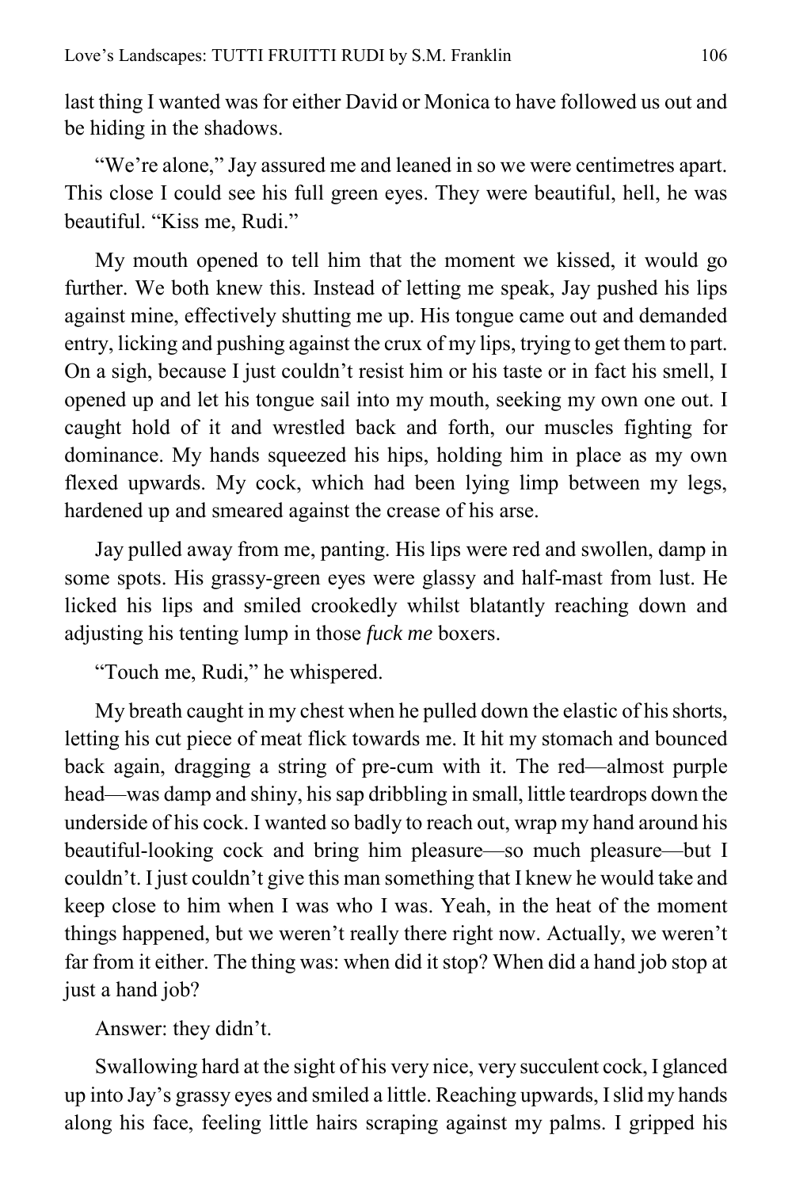last thing I wanted was for either David or Monica to have followed us out and be hiding in the shadows.

"We're alone," Jay assured me and leaned in so we were centimetres apart. This close I could see his full green eyes. They were beautiful, hell, he was beautiful. "Kiss me, Rudi."

My mouth opened to tell him that the moment we kissed, it would go further. We both knew this. Instead of letting me speak, Jay pushed his lips against mine, effectively shutting me up. His tongue came out and demanded entry, licking and pushing against the crux of my lips, trying to get them to part. On a sigh, because I just couldn't resist him or his taste or in fact his smell, I opened up and let his tongue sail into my mouth, seeking my own one out. I caught hold of it and wrestled back and forth, our muscles fighting for dominance. My hands squeezed his hips, holding him in place as my own flexed upwards. My cock, which had been lying limp between my legs, hardened up and smeared against the crease of his arse.

Jay pulled away from me, panting. His lips were red and swollen, damp in some spots. His grassy-green eyes were glassy and half-mast from lust. He licked his lips and smiled crookedly whilst blatantly reaching down and adjusting his tenting lump in those *fuck me* boxers.

"Touch me, Rudi," he whispered.

My breath caught in my chest when he pulled down the elastic of his shorts, letting his cut piece of meat flick towards me. It hit my stomach and bounced back again, dragging a string of pre-cum with it. The red—almost purple head—was damp and shiny, his sap dribbling in small, little teardrops down the underside of his cock. I wanted so badly to reach out, wrap my hand around his beautiful-looking cock and bring him pleasure—so much pleasure—but I couldn't. I just couldn't give this man something that I knew he would take and keep close to him when I was who I was. Yeah, in the heat of the moment things happened, but we weren't really there right now. Actually, we weren't far from it either. The thing was: when did it stop? When did a hand job stop at just a hand job?

Answer: they didn't.

Swallowing hard at the sight of his very nice, very succulent cock, I glanced up into Jay's grassy eyes and smiled a little. Reaching upwards, I slid my hands along his face, feeling little hairs scraping against my palms. I gripped his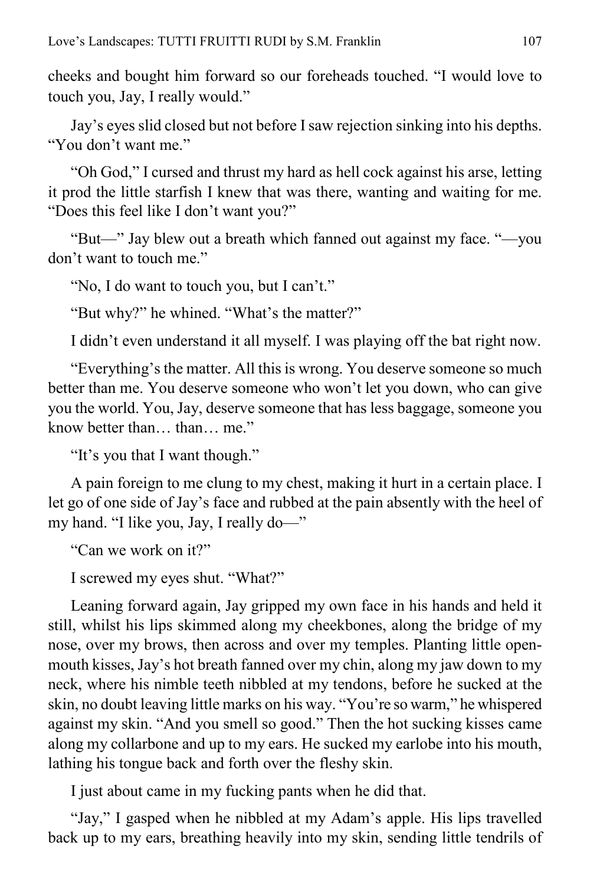cheeks and bought him forward so our foreheads touched. "I would love to touch you, Jay, I really would."

Jay's eyes slid closed but not before I saw rejection sinking into his depths. "You don't want me."

"Oh God," I cursed and thrust my hard as hell cock against his arse, letting it prod the little starfish I knew that was there, wanting and waiting for me. "Does this feel like I don't want you?"

"But—" Jay blew out a breath which fanned out against my face. "—you don't want to touch me."

"No, I do want to touch you, but I can't."

"But why?" he whined. "What's the matter?"

I didn't even understand it all myself. I was playing off the bat right now.

"Everything's the matter. All this is wrong. You deserve someone so much better than me. You deserve someone who won't let you down, who can give you the world. You, Jay, deserve someone that has less baggage, someone you know better than… than… me."

"It's you that I want though."

A pain foreign to me clung to my chest, making it hurt in a certain place. I let go of one side of Jay's face and rubbed at the pain absently with the heel of my hand. "I like you, Jay, I really do—"

"Can we work on it?"

I screwed my eyes shut. "What?"

Leaning forward again, Jay gripped my own face in his hands and held it still, whilst his lips skimmed along my cheekbones, along the bridge of my nose, over my brows, then across and over my temples. Planting little open-mouth kisses, Jay's hot breath fanned over my chin, along my jaw down to my neck, where his nimble teeth nibbled at my tendons, before he sucked at the skin, no doubt leaving little marks on his way. "You're so warm," he whispered against my skin. "And you smell so good." Then the hot sucking kisses came along my collarbone and up to my ears. He sucked my earlobe into his mouth, lathing his tongue back and forth over the fleshy skin.

I just about came in my fucking pants when he did that.

"Jay," I gasped when he nibbled at my Adam's apple. His lips travelled back up to my ears, breathing heavily into my skin, sending little tendrils of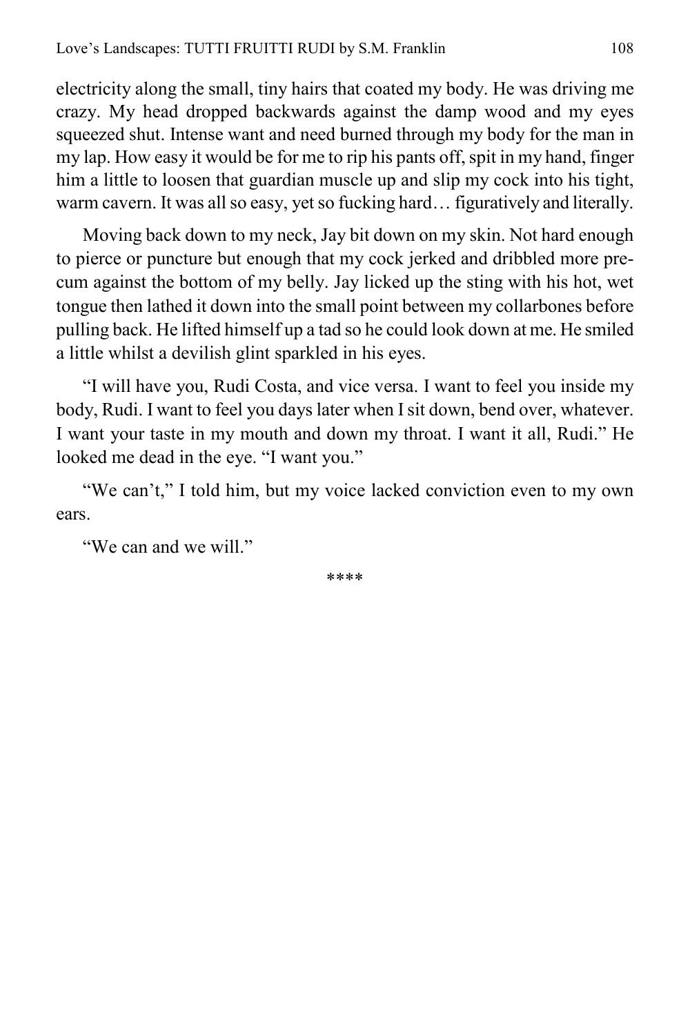electricity along the small, tiny hairs that coated my body. He was driving me crazy. My head dropped backwards against the damp wood and my eyes squeezed shut. Intense want and need burned through my body for the man in my lap. How easy it would be for me to rip his pants off, spit in my hand, finger him a little to loosen that guardian muscle up and slip my cock into his tight, warm cavern. It was all so easy, yet so fucking hard… figuratively and literally.

Moving back down to my neck, Jay bit down on my skin. Not hard enough to pierce or puncture but enough that my cock jerked and dribbled more pre-cum against the bottom of my belly. Jay licked up the sting with his hot, wet tongue then lathed it down into the small point between my collarbones before pulling back. He lifted himself up a tad so he could look down at me. He smiled a little whilst a devilish glint sparkled in his eyes.

"I will have you, Rudi Costa, and vice versa. I want to feel you inside my body, Rudi. I want to feel you days later when I sit down, bend over, whatever. I want your taste in my mouth and down my throat. I want it all, Rudi." He looked me dead in the eye. "I want you."

"We can't," I told him, but my voice lacked conviction even to my own ears.

"We can and we will."

****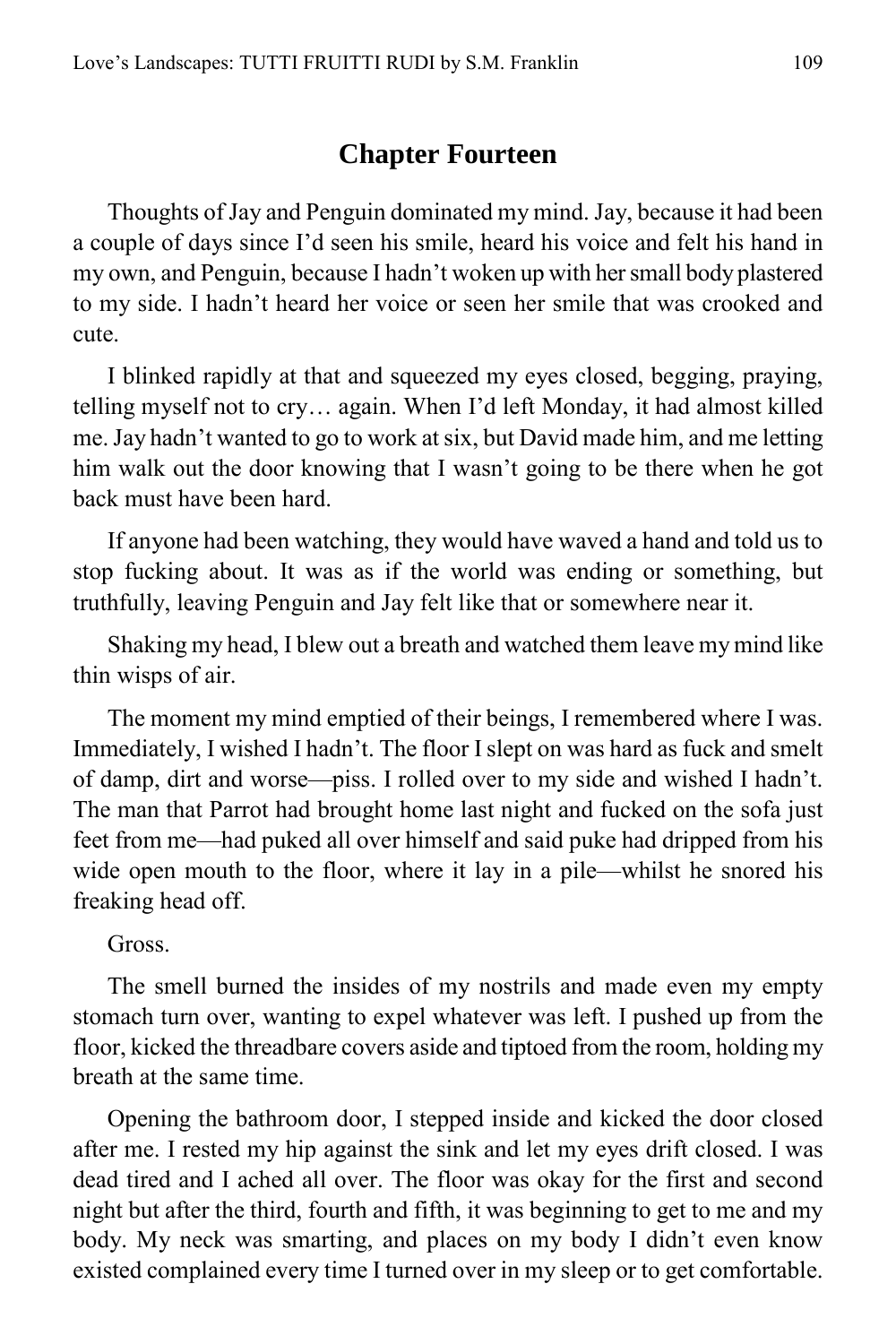## Chapter Fourteen

Thoughts of Jay and Penguin dominated my mind. Jay, because it had been a couple of days since I'd seen his smile, heard his voice and felt his hand in my own, and Penguin, because I hadn't woken up with her small body plastered to my side. I hadn't heard her voice or seen her smile that was crooked and cute.

I blinked rapidly at that and squeezed my eyes closed, begging, praying, telling myself not to cry… again. When I'd left Monday, it had almost killed me. Jay hadn't wanted to go to work at six, but David made him, and me letting him walk out the door knowing that I wasn't going to be there when he got back must have been hard.

If anyone had been watching, they would have waved a hand and told us to stop fucking about. It was as if the world was ending or something, but truthfully, leaving Penguin and Jay felt like that or somewhere near it.

Shaking my head, I blew out a breath and watched them leave my mind like thin wisps of air.

The moment my mind emptied of their beings, I remembered where I was. Immediately, I wished I hadn't. The floor I slept on was hard as fuck and smelt of damp, dirt and worse—piss. I rolled over to my side and wished I hadn't. The man that Parrot had brought home last night and fucked on the sofa just feet from me—had puked all over himself and said puke had dripped from his wide open mouth to the floor, where it lay in a pile—whilst he snored his freaking head off.

Gross.

The smell burned the insides of my nostrils and made even my empty stomach turn over, wanting to expel whatever was left. I pushed up from the floor, kicked the threadbare covers aside and tiptoed from the room, holding my breath at the same time.

Opening the bathroom door, I stepped inside and kicked the door closed after me. I rested my hip against the sink and let my eyes drift closed. I was dead tired and I ached all over. The floor was okay for the first and second night but after the third, fourth and fifth, it was beginning to get to me and my body. My neck was smarting, and places on my body I didn't even know existed complained every time I turned over in my sleep or to get comfortable.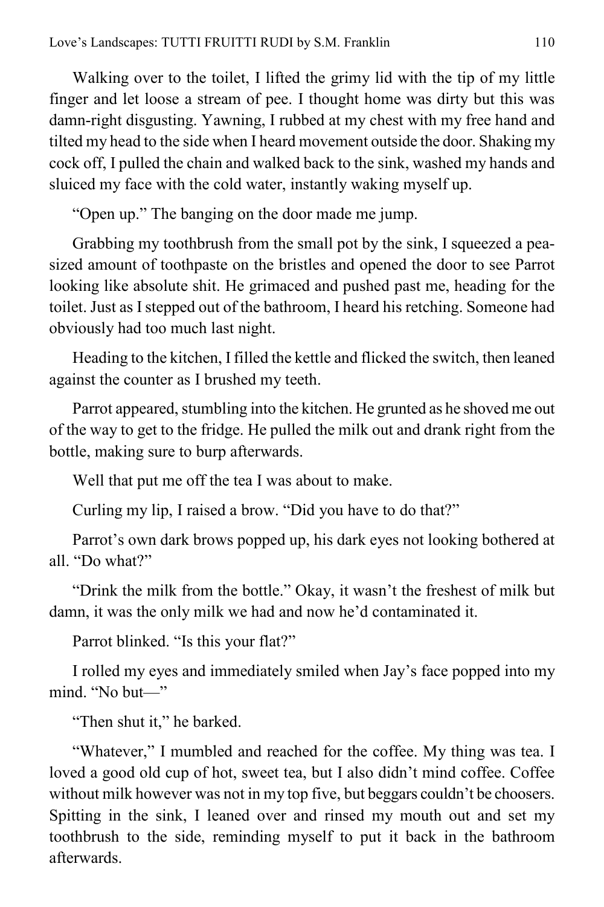Walking over to the toilet, I lifted the grimy lid with the tip of my little finger and let loose a stream of pee. I thought home was dirty but this was damn-right disgusting. Yawning, I rubbed at my chest with my free hand and tilted my head to the side when I heard movement outside the door. Shaking my cock off, I pulled the chain and walked back to the sink, washed my hands and sluiced my face with the cold water, instantly waking myself up.

"Open up." The banging on the door made me jump.

Grabbing my toothbrush from the small pot by the sink, I squeezed a pea-sized amount of toothpaste on the bristles and opened the door to see Parrot looking like absolute shit. He grimaced and pushed past me, heading for the toilet. Just as I stepped out of the bathroom, I heard his retching. Someone had obviously had too much last night.

Heading to the kitchen, I filled the kettle and flicked the switch, then leaned against the counter as I brushed my teeth.

Parrot appeared, stumbling into the kitchen. He grunted as he shoved me out of the way to get to the fridge. He pulled the milk out and drank right from the bottle, making sure to burp afterwards.

Well that put me off the tea I was about to make.

Curling my lip, I raised a brow. "Did you have to do that?"

Parrot's own dark brows popped up, his dark eyes not looking bothered at all. "Do what?"

"Drink the milk from the bottle." Okay, it wasn't the freshest of milk but damn, it was the only milk we had and now he'd contaminated it.

Parrot blinked. "Is this your flat?"

I rolled my eyes and immediately smiled when Jay's face popped into my mind. "No but—"

"Then shut it," he barked.

"Whatever," I mumbled and reached for the coffee. My thing was tea. I loved a good old cup of hot, sweet tea, but I also didn't mind coffee. Coffee without milk however was not in my top five, but beggars couldn't be choosers. Spitting in the sink, I leaned over and rinsed my mouth out and set my toothbrush to the side, reminding myself to put it back in the bathroom afterwards.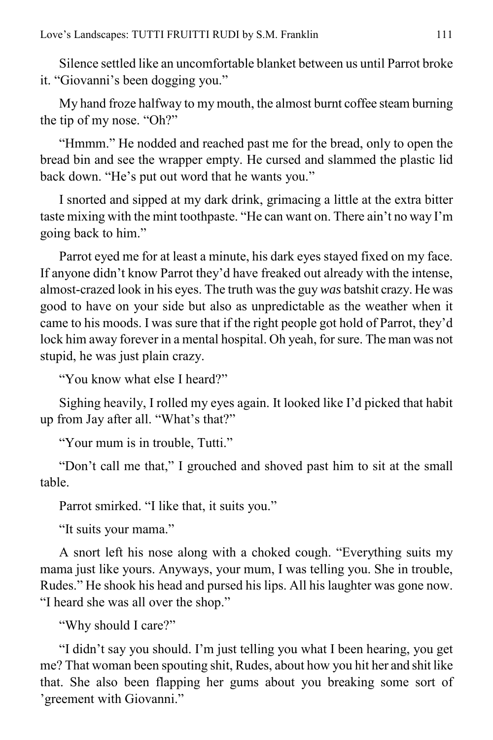Silence settled like an uncomfortable blanket between us until Parrot broke it. “Giovanni’s been dogging you.”

My hand froze halfway to my mouth, the almost burnt coffee steam burning the tip of my nose. “Oh?”

“Hmmm.” He nodded and reached past me for the bread, only to open the bread bin and see the wrapper empty. He cursed and slammed the plastic lid back down. “He’s put out word that he wants you.”

I snorted and sipped at my dark drink, grimacing a little at the extra bitter taste mixing with the mint toothpaste. “He can want on. There ain’t no way I’m going back to him.”

Parrot eyed me for at least a minute, his dark eyes stayed fixed on my face. If anyone didn’t know Parrot they’d have freaked out already with the intense, almost-crazed look in his eyes. The truth was the guy *was* batshit crazy. He was good to have on your side but also as unpredictable as the weather when it came to his moods. I was sure that if the right people got hold of Parrot, they’d lock him away forever in a mental hospital. Oh yeah, for sure. The man was not stupid, he was just plain crazy.

“You know what else I heard?”

Sighing heavily, I rolled my eyes again. It looked like I’d picked that habit up from Jay after all. “What’s that?”

“Your mum is in trouble, Tutti.”

“Don’t call me that,” I grouched and shoved past him to sit at the small table.

Parrot smirked. “I like that, it suits you.”

“It suits your mama.”

A snort left his nose along with a choked cough. “Everything suits my mama just like yours. Anyways, your mum, I was telling you. She in trouble, Rudes.” He shook his head and pursed his lips. All his laughter was gone now. “I heard she was all over the shop.”

“Why should I care?”

“I didn’t say you should. I’m just telling you what I been hearing, you get me? That woman been spouting shit, Rudes, about how you hit her and shit like that. She also been flapping her gums about you breaking some sort of ’greement with Giovanni.”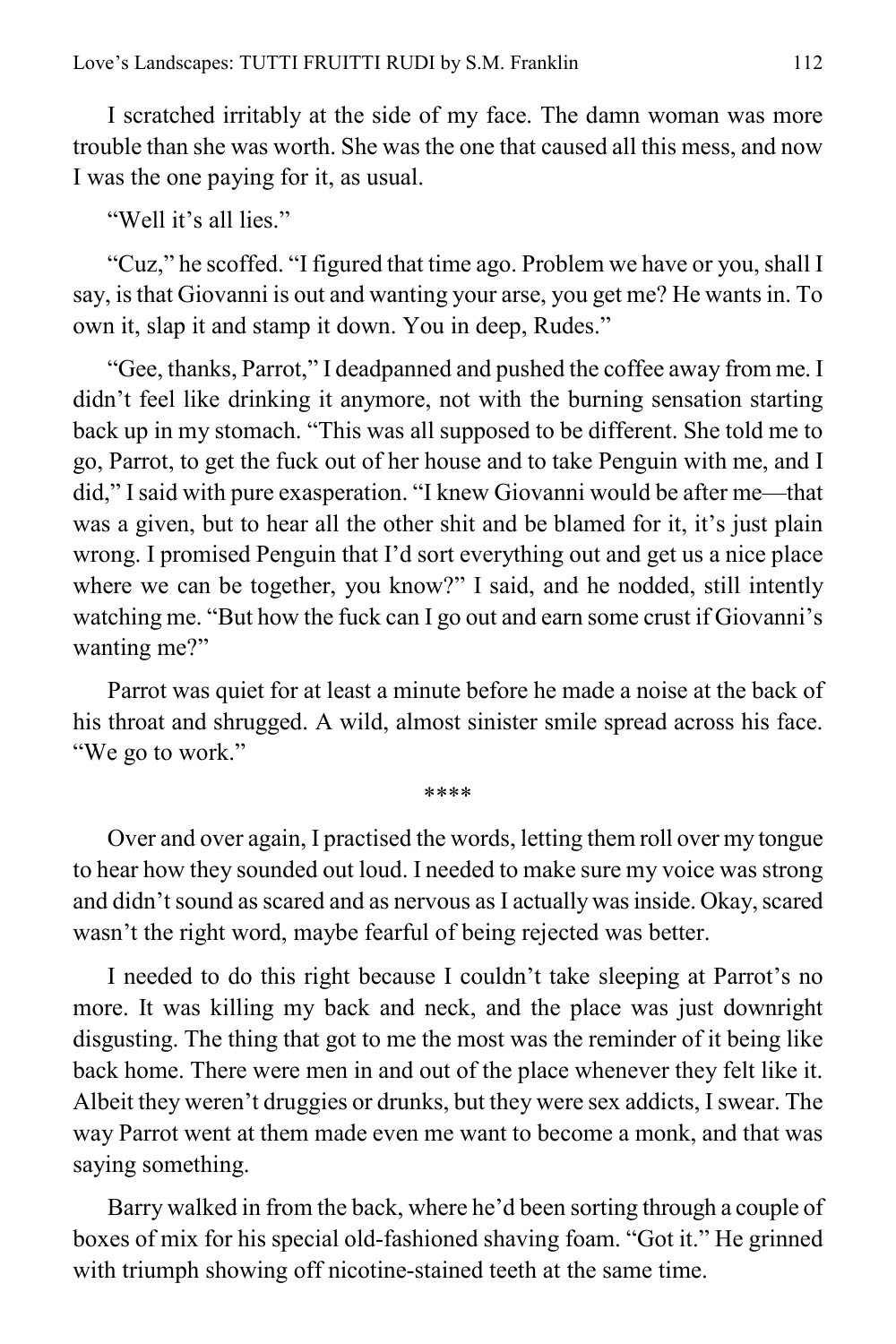I scratched irritably at the side of my face. The damn woman was more trouble than she was worth. She was the one that caused all this mess, and now I was the one paying for it, as usual.

"Well it's all lies."

"Cuz," he scoffed. "I figured that time ago. Problem we have or you, shall I say, is that Giovanni is out and wanting your arse, you get me? He wants in. To own it, slap it and stamp it down. You in deep, Rudes."

"Gee, thanks, Parrot," I deadpanned and pushed the coffee away from me. I didn't feel like drinking it anymore, not with the burning sensation starting back up in my stomach. "This was all supposed to be different. She told me to go, Parrot, to get the fuck out of her house and to take Penguin with me, and I did," I said with pure exasperation. "I knew Giovanni would be after me—that was a given, but to hear all the other shit and be blamed for it, it's just plain wrong. I promised Penguin that I'd sort everything out and get us a nice place where we can be together, you know?" I said, and he nodded, still intently watching me. "But how the fuck can I go out and earn some crust if Giovanni's wanting me?"

Parrot was quiet for at least a minute before he made a noise at the back of his throat and shrugged. A wild, almost sinister smile spread across his face. "We go to work."

****

Over and over again, I practised the words, letting them roll over my tongue to hear how they sounded out loud. I needed to make sure my voice was strong and didn't sound as scared and as nervous as I actually was inside. Okay, scared wasn't the right word, maybe fearful of being rejected was better.

I needed to do this right because I couldn't take sleeping at Parrot's no more. It was killing my back and neck, and the place was just downright disgusting. The thing that got to me the most was the reminder of it being like back home. There were men in and out of the place whenever they felt like it. Albeit they weren't druggies or drunks, but they were sex addicts, I swear. The way Parrot went at them made even me want to become a monk, and that was saying something.

Barry walked in from the back, where he'd been sorting through a couple of boxes of mix for his special old-fashioned shaving foam. "Got it." He grinned with triumph showing off nicotine-stained teeth at the same time.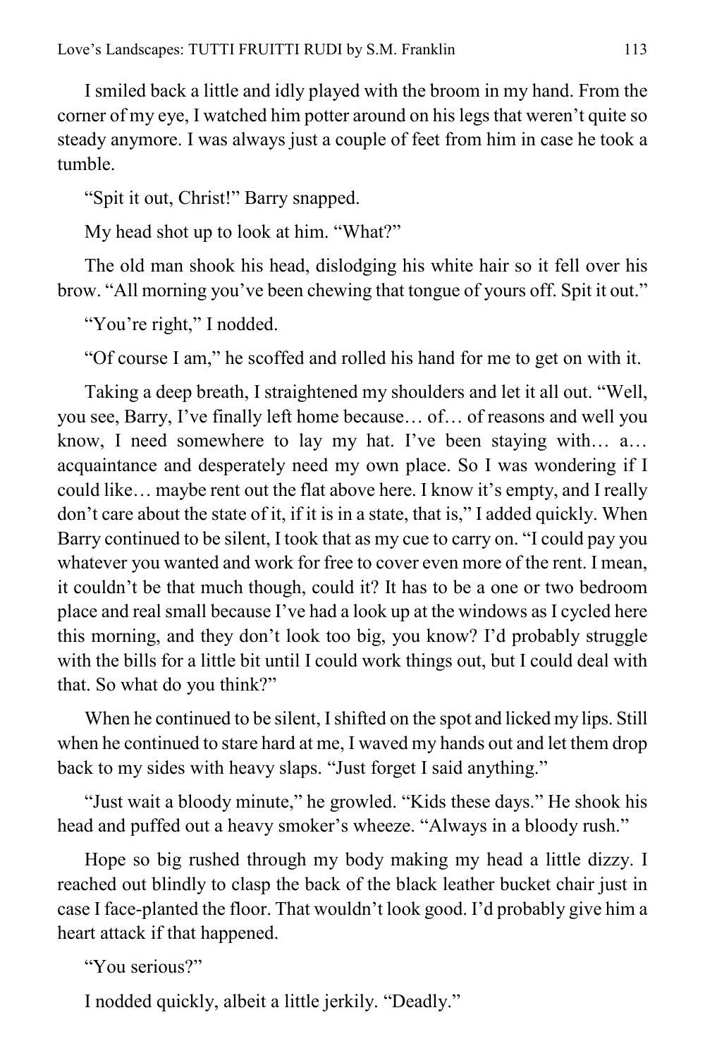I smiled back a little and idly played with the broom in my hand. From the corner of my eye, I watched him potter around on his legs that weren't quite so steady anymore. I was always just a couple of feet from him in case he took a tumble.

"Spit it out, Christ!" Barry snapped.

My head shot up to look at him. "What?"

The old man shook his head, dislodging his white hair so it fell over his brow. "All morning you've been chewing that tongue of yours off. Spit it out."

"You're right," I nodded.

"Of course I am," he scoffed and rolled his hand for me to get on with it.

Taking a deep breath, I straightened my shoulders and let it all out. "Well, you see, Barry, I've finally left home because… of… of reasons and well you know, I need somewhere to lay my hat. I've been staying with… a… acquaintance and desperately need my own place. So I was wondering if I could like… maybe rent out the flat above here. I know it's empty, and I really don't care about the state of it, if it is in a state, that is," I added quickly. When Barry continued to be silent, I took that as my cue to carry on. "I could pay you whatever you wanted and work for free to cover even more of the rent. I mean, it couldn't be that much though, could it? It has to be a one or two bedroom place and real small because I've had a look up at the windows as I cycled here this morning, and they don't look too big, you know? I'd probably struggle with the bills for a little bit until I could work things out, but I could deal with that. So what do you think?"

When he continued to be silent, I shifted on the spot and licked my lips. Still when he continued to stare hard at me, I waved my hands out and let them drop back to my sides with heavy slaps. "Just forget I said anything."

"Just wait a bloody minute," he growled. "Kids these days." He shook his head and puffed out a heavy smoker's wheeze. "Always in a bloody rush."

Hope so big rushed through my body making my head a little dizzy. I reached out blindly to clasp the back of the black leather bucket chair just in case I face-planted the floor. That wouldn't look good. I'd probably give him a heart attack if that happened.

"You serious?"

I nodded quickly, albeit a little jerkily. "Deadly."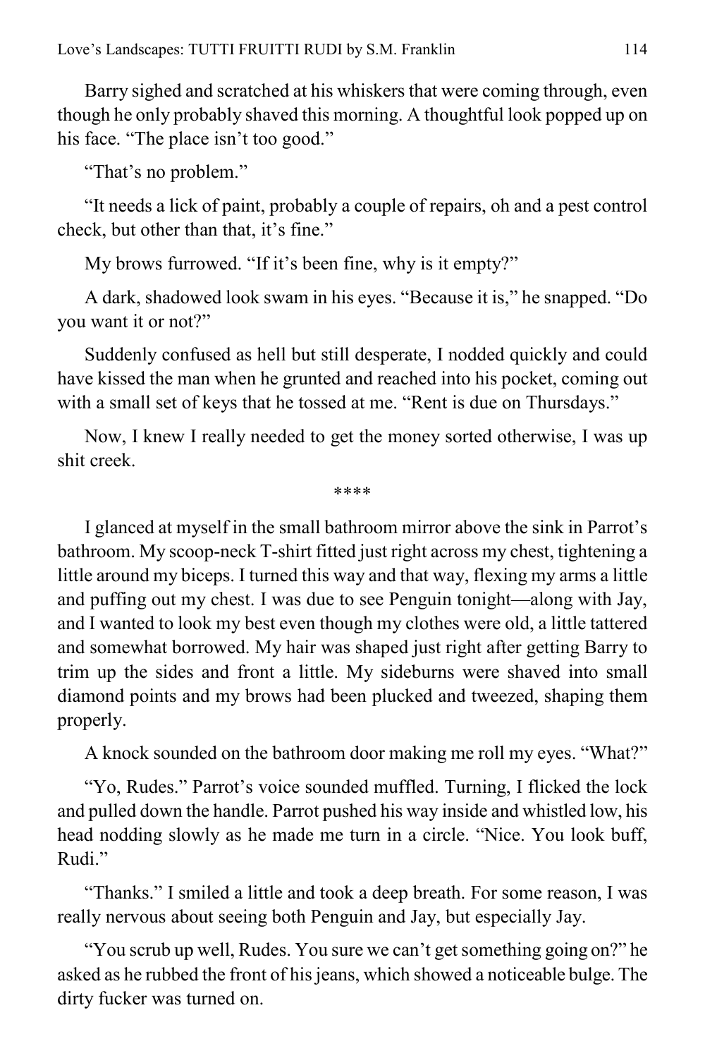Barry sighed and scratched at his whiskers that were coming through, even though he only probably shaved this morning. A thoughtful look popped up on his face. “The place isn’t too good.”

“That’s no problem.”

“It needs a lick of paint, probably a couple of repairs, oh and a pest control check, but other than that, it’s fine.”

My brows furrowed. “If it’s been fine, why is it empty?”

A dark, shadowed look swam in his eyes. “Because it is,” he snapped. “Do you want it or not?”

Suddenly confused as hell but still desperate, I nodded quickly and could have kissed the man when he grunted and reached into his pocket, coming out with a small set of keys that he tossed at me. “Rent is due on Thursdays.”

Now, I knew I really needed to get the money sorted otherwise, I was up shit creek.

****

I glanced at myself in the small bathroom mirror above the sink in Parrot’s bathroom. My scoop-neck T-shirt fitted just right across my chest, tightening a little around my biceps. I turned this way and that way, flexing my arms a little and puffing out my chest. I was due to see Penguin tonight—along with Jay, and I wanted to look my best even though my clothes were old, a little tattered and somewhat borrowed. My hair was shaped just right after getting Barry to trim up the sides and front a little. My sideburns were shaved into small diamond points and my brows had been plucked and tweezed, shaping them properly.

A knock sounded on the bathroom door making me roll my eyes. “What?”

“Yo, Rudes.” Parrot’s voice sounded muffled. Turning, I flicked the lock and pulled down the handle. Parrot pushed his way inside and whistled low, his head nodding slowly as he made me turn in a circle. “Nice. You look buff, Rudi.”

“Thanks.” I smiled a little and took a deep breath. For some reason, I was really nervous about seeing both Penguin and Jay, but especially Jay.

“You scrub up well, Rudes. You sure we can’t get something going on?” he asked as he rubbed the front of his jeans, which showed a noticeable bulge. The dirty fucker was turned on.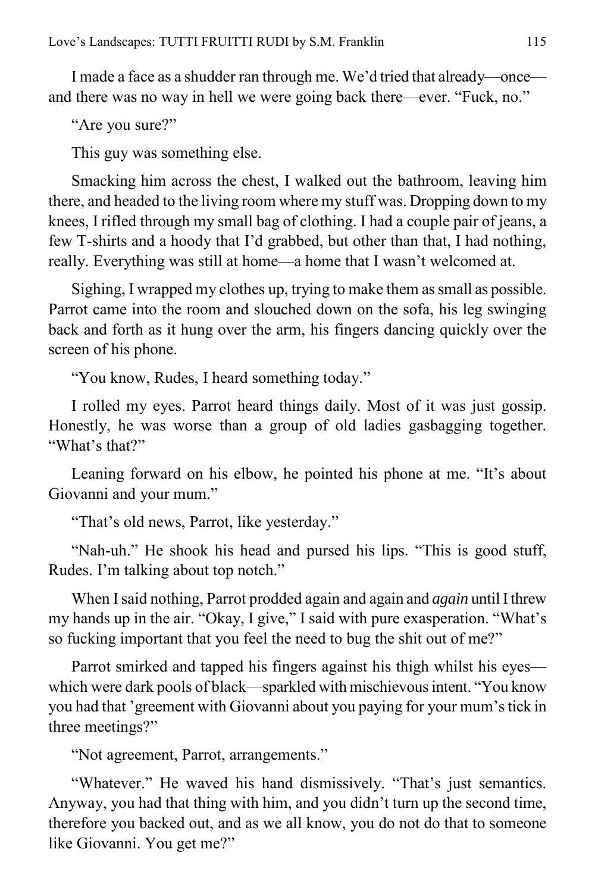I made a face as a shudder ran through me. We'd tried that already—once—and there was no way in hell we were going back there—ever. "Fuck, no."

"Are you sure?"

This guy was something else.

Smacking him across the chest, I walked out the bathroom, leaving him there, and headed to the living room where my stuff was. Dropping down to my knees, I rifled through my small bag of clothing. I had a couple pair of jeans, a few T-shirts and a hoody that I'd grabbed, but other than that, I had nothing, really. Everything was still at home—a home that I wasn't welcomed at.

Sighing, I wrapped my clothes up, trying to make them as small as possible. Parrot came into the room and slouched down on the sofa, his leg swinging back and forth as it hung over the arm, his fingers dancing quickly over the screen of his phone.

"You know, Rudes, I heard something today."

I rolled my eyes. Parrot heard things daily. Most of it was just gossip. Honestly, he was worse than a group of old ladies gasbagging together. "What's that?"

Leaning forward on his elbow, he pointed his phone at me. "It's about Giovanni and your mum."

"That's old news, Parrot, like yesterday."

"Nah-uh." He shook his head and pursed his lips. "This is good stuff, Rudes. I'm talking about top notch."

When I said nothing, Parrot prodded again and again and *again* until I threw my hands up in the air. "Okay, I give," I said with pure exasperation. "What's so fucking important that you feel the need to bug the shit out of me?"

Parrot smirked and tapped his fingers against his thigh whilst his eyes—which were dark pools of black—sparkled with mischievous intent. "You know you had that 'greement with Giovanni about you paying for your mum's tick in three meetings?"

"Not agreement, Parrot, arrangements."

"Whatever." He waved his hand dismissively. "That's just semantics. Anyway, you had that thing with him, and you didn't turn up the second time, therefore you backed out, and as we all know, you do not do that to someone like Giovanni. You get me?"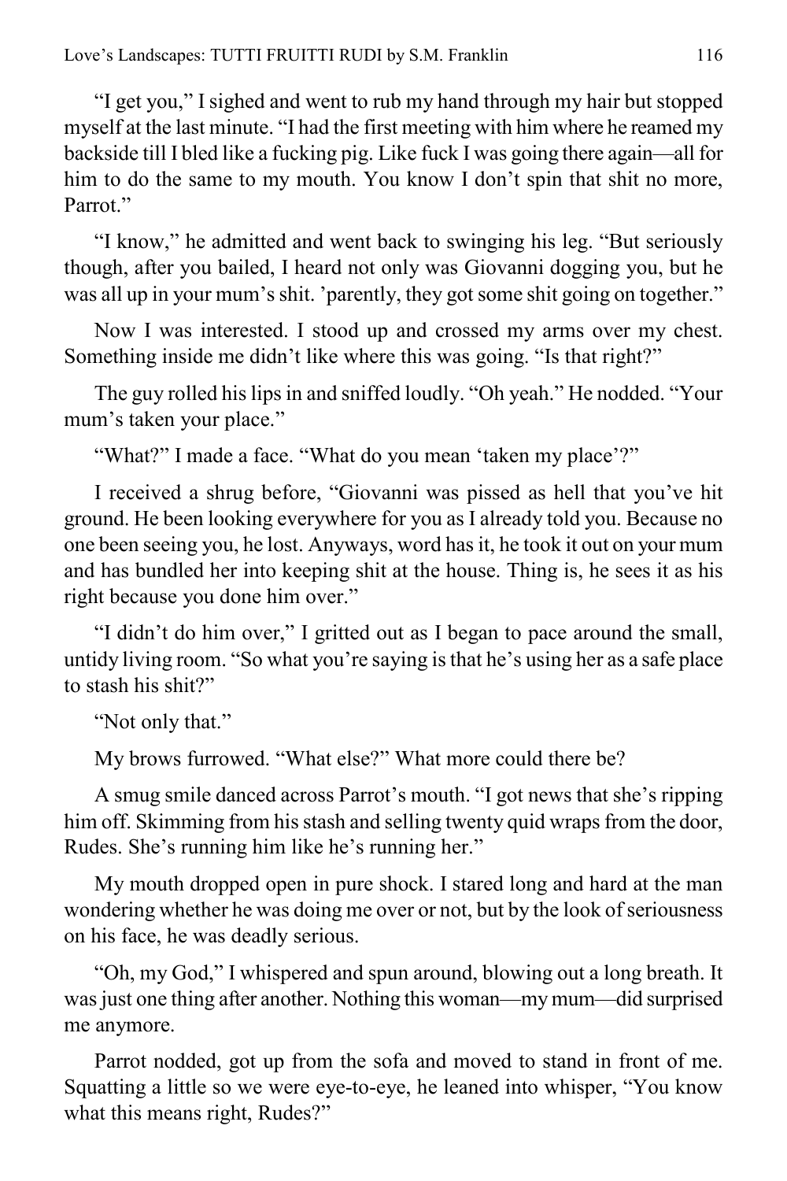"I get you," I sighed and went to rub my hand through my hair but stopped myself at the last minute. "I had the first meeting with him where he reamed my backside till I bled like a fucking pig. Like fuck I was going there again—all for him to do the same to my mouth. You know I don't spin that shit no more, Parrot."

"I know," he admitted and went back to swinging his leg. "But seriously though, after you bailed, I heard not only was Giovanni dogging you, but he was all up in your mum's shit. 'parently, they got some shit going on together."

Now I was interested. I stood up and crossed my arms over my chest. Something inside me didn't like where this was going. "Is that right?"

The guy rolled his lips in and sniffed loudly. "Oh yeah." He nodded. "Your mum's taken your place."

"What?" I made a face. "What do you mean 'taken my place'?"

I received a shrug before, "Giovanni was pissed as hell that you've hit ground. He been looking everywhere for you as I already told you. Because no one been seeing you, he lost. Anyways, word has it, he took it out on your mum and has bundled her into keeping shit at the house. Thing is, he sees it as his right because you done him over."

"I didn't do him over," I gritted out as I began to pace around the small, untidy living room. "So what you're saying is that he's using her as a safe place to stash his shit?"

"Not only that."

My brows furrowed. "What else?" What more could there be?

A smug smile danced across Parrot's mouth. "I got news that she's ripping him off. Skimming from his stash and selling twenty quid wraps from the door, Rudes. She's running him like he's running her."

My mouth dropped open in pure shock. I stared long and hard at the man wondering whether he was doing me over or not, but by the look of seriousness on his face, he was deadly serious.

"Oh, my God," I whispered and spun around, blowing out a long breath. It was just one thing after another. Nothing this woman—my mum—did surprised me anymore.

Parrot nodded, got up from the sofa and moved to stand in front of me. Squatting a little so we were eye-to-eye, he leaned into whisper, "You know what this means right, Rudes?"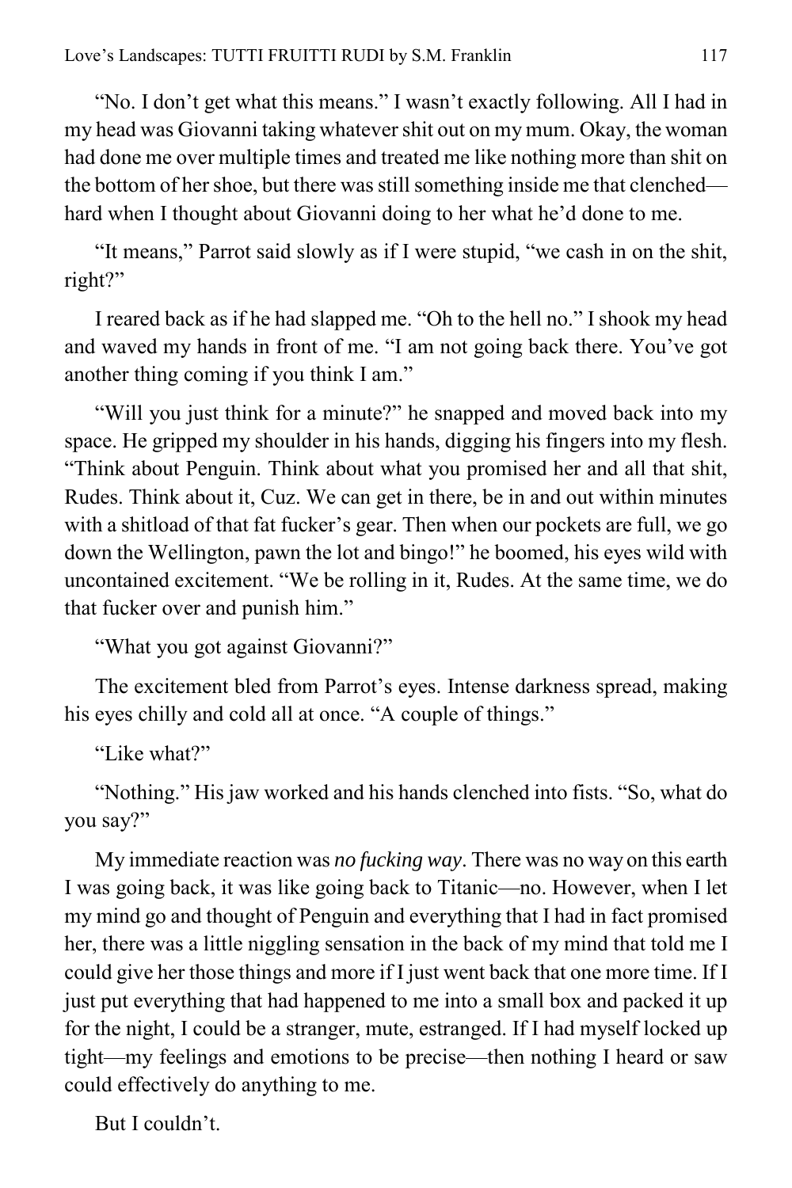"No. I don't get what this means." I wasn't exactly following. All I had in my head was Giovanni taking whatever shit out on my mum. Okay, the woman had done me over multiple times and treated me like nothing more than shit on the bottom of her shoe, but there was still something inside me that clenched—hard when I thought about Giovanni doing to her what he'd done to me.

"It means," Parrot said slowly as if I were stupid, "we cash in on the shit, right?"

I reared back as if he had slapped me. "Oh to the hell no." I shook my head and waved my hands in front of me. "I am not going back there. You've got another thing coming if you think I am."

"Will you just think for a minute?" he snapped and moved back into my space. He gripped my shoulder in his hands, digging his fingers into my flesh. "Think about Penguin. Think about what you promised her and all that shit, Rudes. Think about it, Cuz. We can get in there, be in and out within minutes with a shitload of that fat fucker's gear. Then when our pockets are full, we go down the Wellington, pawn the lot and bingo!" he boomed, his eyes wild with uncontained excitement. "We be rolling in it, Rudes. At the same time, we do that fucker over and punish him."

"What you got against Giovanni?"

The excitement bled from Parrot's eyes. Intense darkness spread, making his eyes chilly and cold all at once. "A couple of things."

"Like what?"

"Nothing." His jaw worked and his hands clenched into fists. "So, what do you say?"

My immediate reaction was *no fucking way*. There was no way on this earth I was going back, it was like going back to Titanic—no. However, when I let my mind go and thought of Penguin and everything that I had in fact promised her, there was a little niggling sensation in the back of my mind that told me I could give her those things and more if I just went back that one more time. If I just put everything that had happened to me into a small box and packed it up for the night, I could be a stranger, mute, estranged. If I had myself locked up tight—my feelings and emotions to be precise—then nothing I heard or saw could effectively do anything to me.

But I couldn't.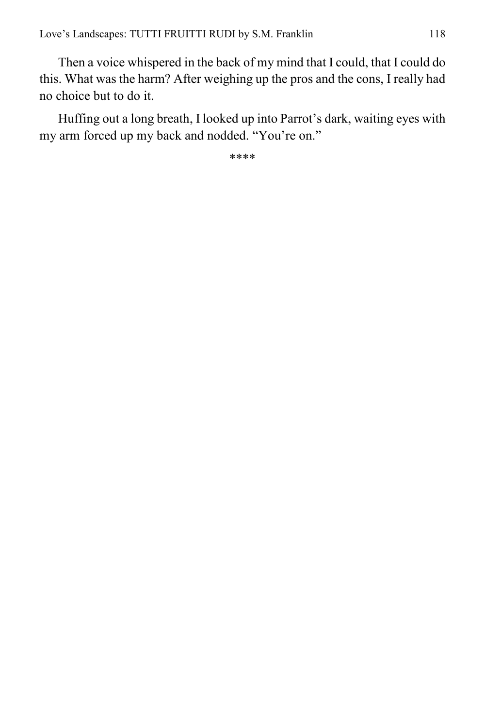Then a voice whispered in the back of my mind that I could, that I could do this. What was the harm? After weighing up the pros and the cons, I really had no choice but to do it.

Huffing out a long breath, I looked up into Parrot's dark, waiting eyes with my arm forced up my back and nodded. "You're on."

****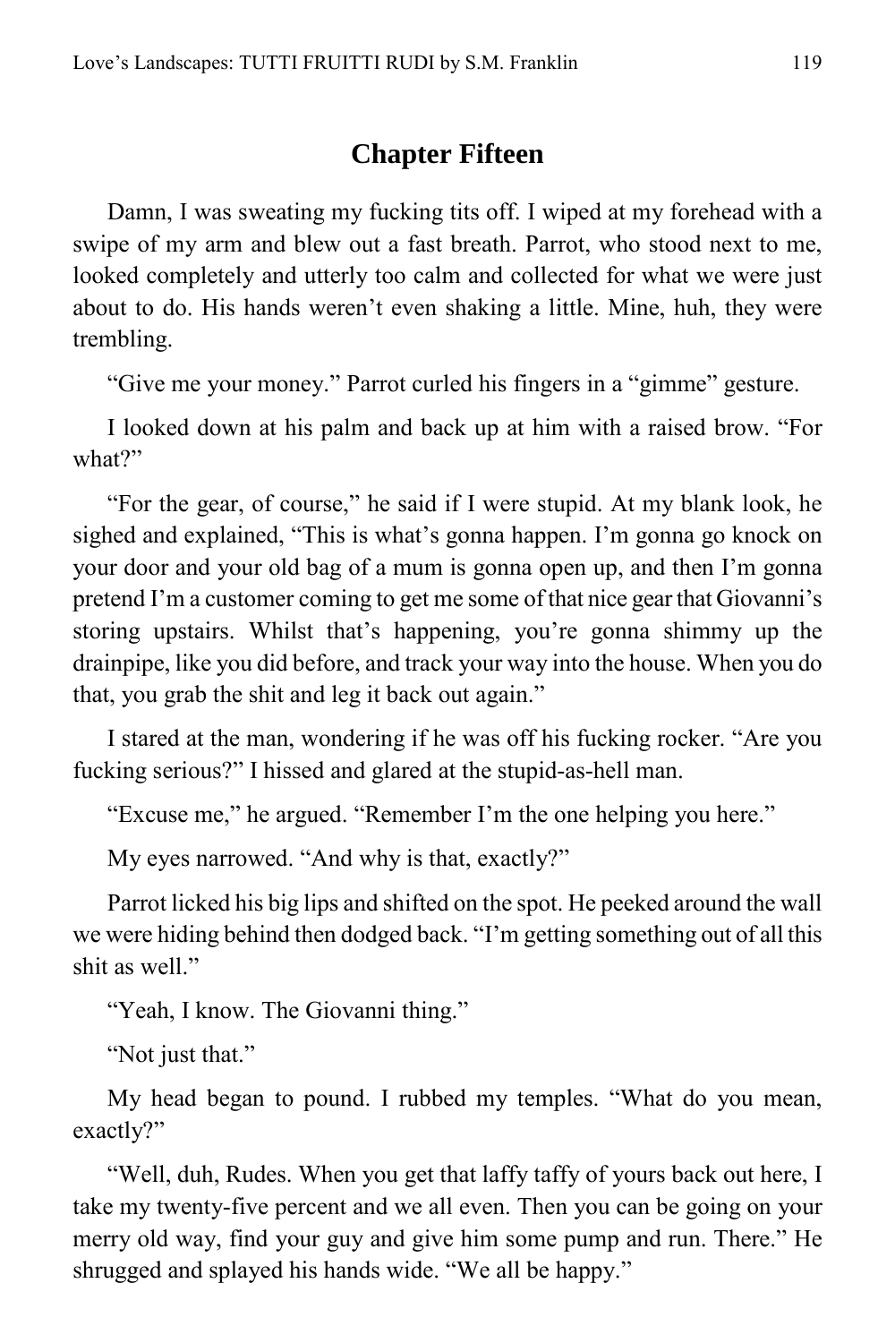## Chapter Fifteen

Damn, I was sweating my fucking tits off. I wiped at my forehead with a swipe of my arm and blew out a fast breath. Parrot, who stood next to me, looked completely and utterly too calm and collected for what we were just about to do. His hands weren't even shaking a little. Mine, huh, they were trembling.

"Give me your money." Parrot curled his fingers in a "gimme" gesture.

I looked down at his palm and back up at him with a raised brow. "For what?"

"For the gear, of course," he said if I were stupid. At my blank look, he sighed and explained, "This is what's gonna happen. I'm gonna go knock on your door and your old bag of a mum is gonna open up, and then I'm gonna pretend I'm a customer coming to get me some of that nice gear that Giovanni's storing upstairs. Whilst that's happening, you're gonna shimmy up the drainpipe, like you did before, and track your way into the house. When you do that, you grab the shit and leg it back out again."

I stared at the man, wondering if he was off his fucking rocker. "Are you fucking serious?" I hissed and glared at the stupid-as-hell man.

"Excuse me," he argued. "Remember I'm the one helping you here."

My eyes narrowed. "And why is that, exactly?"

Parrot licked his big lips and shifted on the spot. He peeked around the wall we were hiding behind then dodged back. "I'm getting something out of all this shit as well."

"Yeah, I know. The Giovanni thing."

"Not just that."

My head began to pound. I rubbed my temples. "What do you mean, exactly?"

"Well, duh, Rudes. When you get that laffy taffy of yours back out here, I take my twenty-five percent and we all even. Then you can be going on your merry old way, find your guy and give him some pump and run. There." He shrugged and splayed his hands wide. "We all be happy."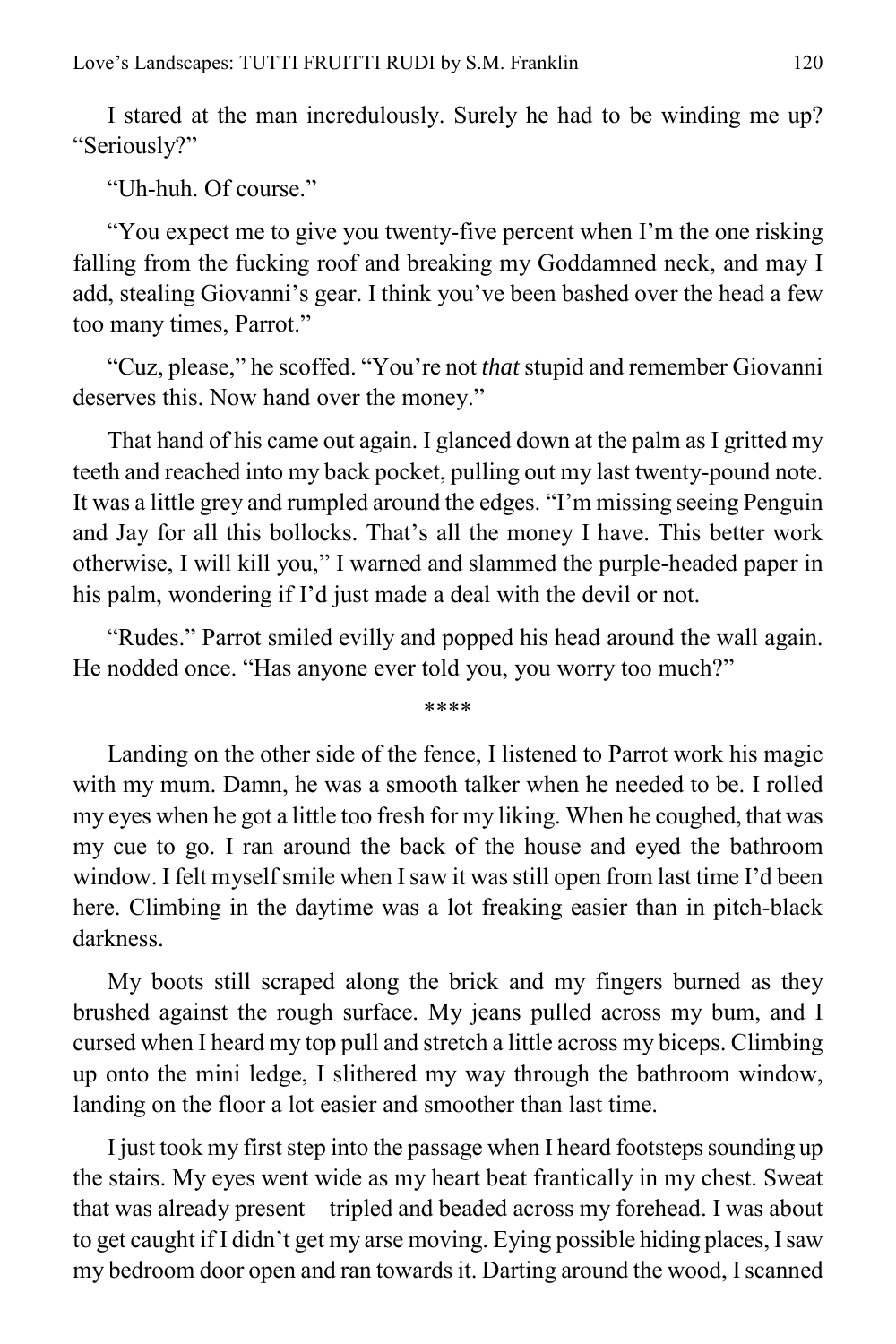I stared at the man incredulously. Surely he had to be winding me up? "Seriously?"

"Uh-huh. Of course."

"You expect me to give you twenty-five percent when I'm the one risking falling from the fucking roof and breaking my Goddamned neck, and may I add, stealing Giovanni's gear. I think you've been bashed over the head a few too many times, Parrot."

"Cuz, please," he scoffed. "You're not *that* stupid and remember Giovanni deserves this. Now hand over the money."

That hand of his came out again. I glanced down at the palm as I gritted my teeth and reached into my back pocket, pulling out my last twenty-pound note. It was a little grey and rumpled around the edges. "I'm missing seeing Penguin and Jay for all this bollocks. That's all the money I have. This better work otherwise, I will kill you," I warned and slammed the purple-headed paper in his palm, wondering if I'd just made a deal with the devil or not.

"Rudes." Parrot smiled evilly and popped his head around the wall again. He nodded once. "Has anyone ever told you, you worry too much?"

****

Landing on the other side of the fence, I listened to Parrot work his magic with my mum. Damn, he was a smooth talker when he needed to be. I rolled my eyes when he got a little too fresh for my liking. When he coughed, that was my cue to go. I ran around the back of the house and eyed the bathroom window. I felt myself smile when I saw it was still open from last time I'd been here. Climbing in the daytime was a lot freaking easier than in pitch-black darkness.

My boots still scraped along the brick and my fingers burned as they brushed against the rough surface. My jeans pulled across my bum, and I cursed when I heard my top pull and stretch a little across my biceps. Climbing up onto the mini ledge, I slithered my way through the bathroom window, landing on the floor a lot easier and smoother than last time.

I just took my first step into the passage when I heard footsteps sounding up the stairs. My eyes went wide as my heart beat frantically in my chest. Sweat that was already present—tripled and beaded across my forehead. I was about to get caught if I didn't get my arse moving. Eying possible hiding places, I saw my bedroom door open and ran towards it. Darting around the wood, I scanned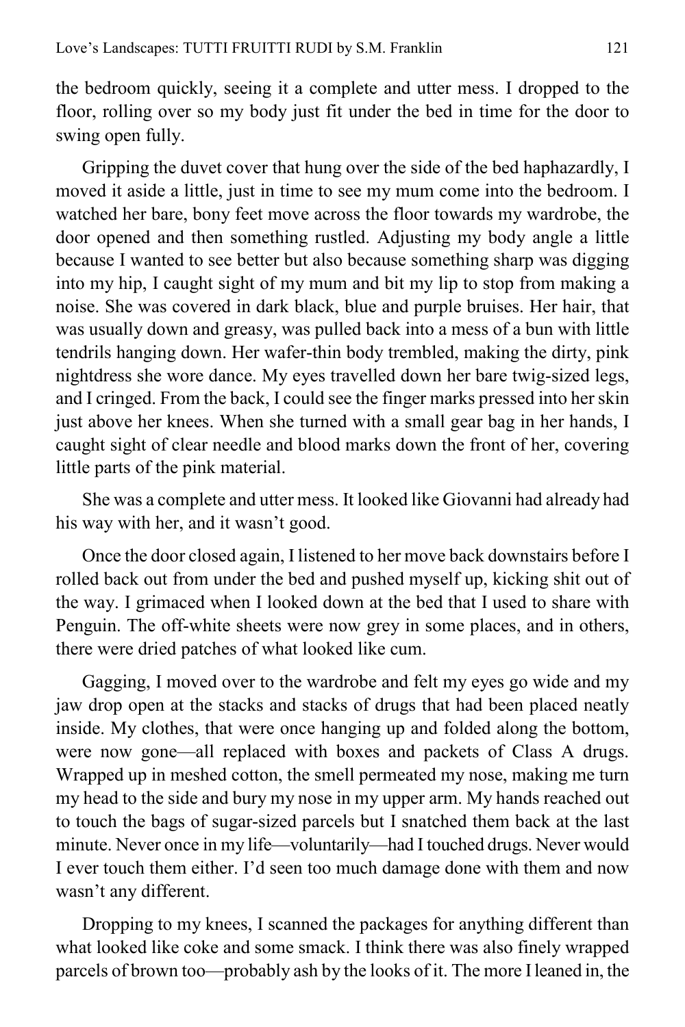the bedroom quickly, seeing it a complete and utter mess. I dropped to the floor, rolling over so my body just fit under the bed in time for the door to swing open fully.

Gripping the duvet cover that hung over the side of the bed haphazardly, I moved it aside a little, just in time to see my mum come into the bedroom. I watched her bare, bony feet move across the floor towards my wardrobe, the door opened and then something rustled. Adjusting my body angle a little because I wanted to see better but also because something sharp was digging into my hip, I caught sight of my mum and bit my lip to stop from making a noise. She was covered in dark black, blue and purple bruises. Her hair, that was usually down and greasy, was pulled back into a mess of a bun with little tendrils hanging down. Her wafer-thin body trembled, making the dirty, pink nightdress she wore dance. My eyes travelled down her bare twig-sized legs, and I cringed. From the back, I could see the finger marks pressed into her skin just above her knees. When she turned with a small gear bag in her hands, I caught sight of clear needle and blood marks down the front of her, covering little parts of the pink material.

She was a complete and utter mess. It looked like Giovanni had already had his way with her, and it wasn't good.

Once the door closed again, I listened to her move back downstairs before I rolled back out from under the bed and pushed myself up, kicking shit out of the way. I grimaced when I looked down at the bed that I used to share with Penguin. The off-white sheets were now grey in some places, and in others, there were dried patches of what looked like cum.

Gagging, I moved over to the wardrobe and felt my eyes go wide and my jaw drop open at the stacks and stacks of drugs that had been placed neatly inside. My clothes, that were once hanging up and folded along the bottom, were now gone—all replaced with boxes and packets of Class A drugs. Wrapped up in meshed cotton, the smell permeated my nose, making me turn my head to the side and bury my nose in my upper arm. My hands reached out to touch the bags of sugar-sized parcels but I snatched them back at the last minute. Never once in my life—voluntarily—had I touched drugs. Never would I ever touch them either. I'd seen too much damage done with them and now wasn't any different.

Dropping to my knees, I scanned the packages for anything different than what looked like coke and some smack. I think there was also finely wrapped parcels of brown too—probably ash by the looks of it. The more I leaned in, the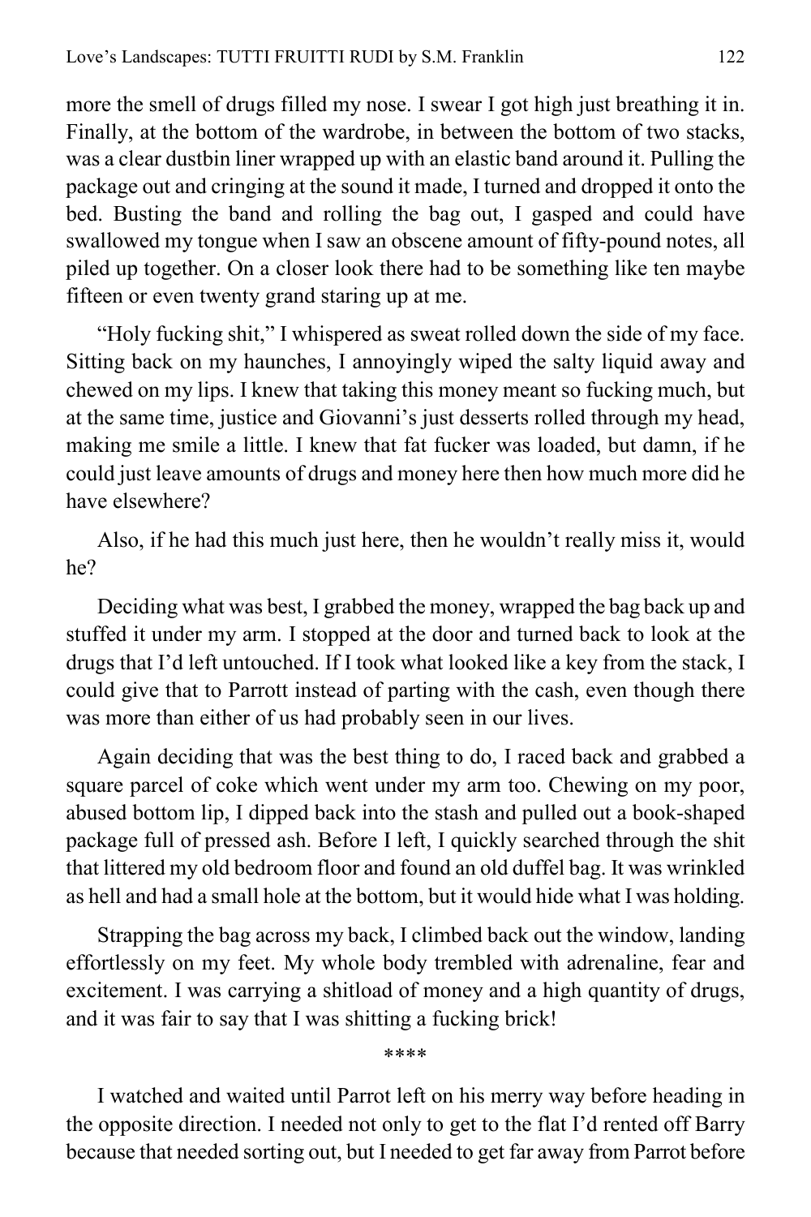more the smell of drugs filled my nose. I swear I got high just breathing it in. Finally, at the bottom of the wardrobe, in between the bottom of two stacks, was a clear dustbin liner wrapped up with an elastic band around it. Pulling the package out and cringing at the sound it made, I turned and dropped it onto the bed. Busting the band and rolling the bag out, I gasped and could have swallowed my tongue when I saw an obscene amount of fifty-pound notes, all piled up together. On a closer look there had to be something like ten maybe fifteen or even twenty grand staring up at me.

"Holy fucking shit," I whispered as sweat rolled down the side of my face. Sitting back on my haunches, I annoyingly wiped the salty liquid away and chewed on my lips. I knew that taking this money meant so fucking much, but at the same time, justice and Giovanni's just desserts rolled through my head, making me smile a little. I knew that fat fucker was loaded, but damn, if he could just leave amounts of drugs and money here then how much more did he have elsewhere?

Also, if he had this much just here, then he wouldn't really miss it, would he?

Deciding what was best, I grabbed the money, wrapped the bag back up and stuffed it under my arm. I stopped at the door and turned back to look at the drugs that I'd left untouched. If I took what looked like a key from the stack, I could give that to Parrott instead of parting with the cash, even though there was more than either of us had probably seen in our lives.

Again deciding that was the best thing to do, I raced back and grabbed a square parcel of coke which went under my arm too. Chewing on my poor, abused bottom lip, I dipped back into the stash and pulled out a book-shaped package full of pressed ash. Before I left, I quickly searched through the shit that littered my old bedroom floor and found an old duffel bag. It was wrinkled as hell and had a small hole at the bottom, but it would hide what I was holding.

Strapping the bag across my back, I climbed back out the window, landing effortlessly on my feet. My whole body trembled with adrenaline, fear and excitement. I was carrying a shitload of money and a high quantity of drugs, and it was fair to say that I was shitting a fucking brick!

****

I watched and waited until Parrot left on his merry way before heading in the opposite direction. I needed not only to get to the flat I'd rented off Barry because that needed sorting out, but I needed to get far away from Parrot before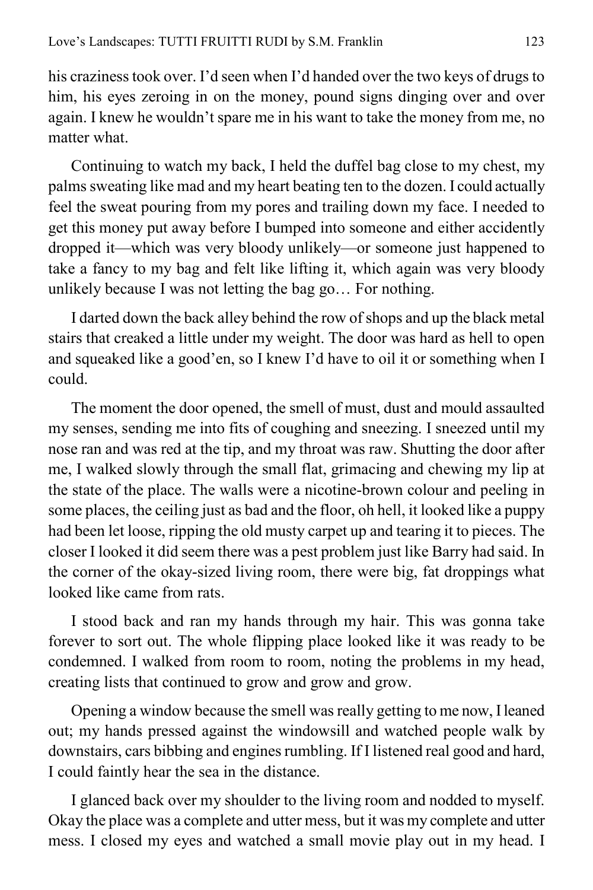his craziness took over. I'd seen when I'd handed over the two keys of drugs to him, his eyes zeroing in on the money, pound signs dinging over and over again. I knew he wouldn't spare me in his want to take the money from me, no matter what.

Continuing to watch my back, I held the duffel bag close to my chest, my palms sweating like mad and my heart beating ten to the dozen. I could actually feel the sweat pouring from my pores and trailing down my face. I needed to get this money put away before I bumped into someone and either accidently dropped it—which was very bloody unlikely—or someone just happened to take a fancy to my bag and felt like lifting it, which again was very bloody unlikely because I was not letting the bag go… For nothing.

I darted down the back alley behind the row of shops and up the black metal stairs that creaked a little under my weight. The door was hard as hell to open and squeaked like a good'en, so I knew I'd have to oil it or something when I could.

The moment the door opened, the smell of must, dust and mould assaulted my senses, sending me into fits of coughing and sneezing. I sneezed until my nose ran and was red at the tip, and my throat was raw. Shutting the door after me, I walked slowly through the small flat, grimacing and chewing my lip at the state of the place. The walls were a nicotine-brown colour and peeling in some places, the ceiling just as bad and the floor, oh hell, it looked like a puppy had been let loose, ripping the old musty carpet up and tearing it to pieces. The closer I looked it did seem there was a pest problem just like Barry had said. In the corner of the okay-sized living room, there were big, fat droppings what looked like came from rats.

I stood back and ran my hands through my hair. This was gonna take forever to sort out. The whole flipping place looked like it was ready to be condemned. I walked from room to room, noting the problems in my head, creating lists that continued to grow and grow and grow.

Opening a window because the smell was really getting to me now, I leaned out; my hands pressed against the windowsill and watched people walk by downstairs, cars bibbing and engines rumbling. If I listened real good and hard, I could faintly hear the sea in the distance.

I glanced back over my shoulder to the living room and nodded to myself. Okay the place was a complete and utter mess, but it was my complete and utter mess. I closed my eyes and watched a small movie play out in my head. I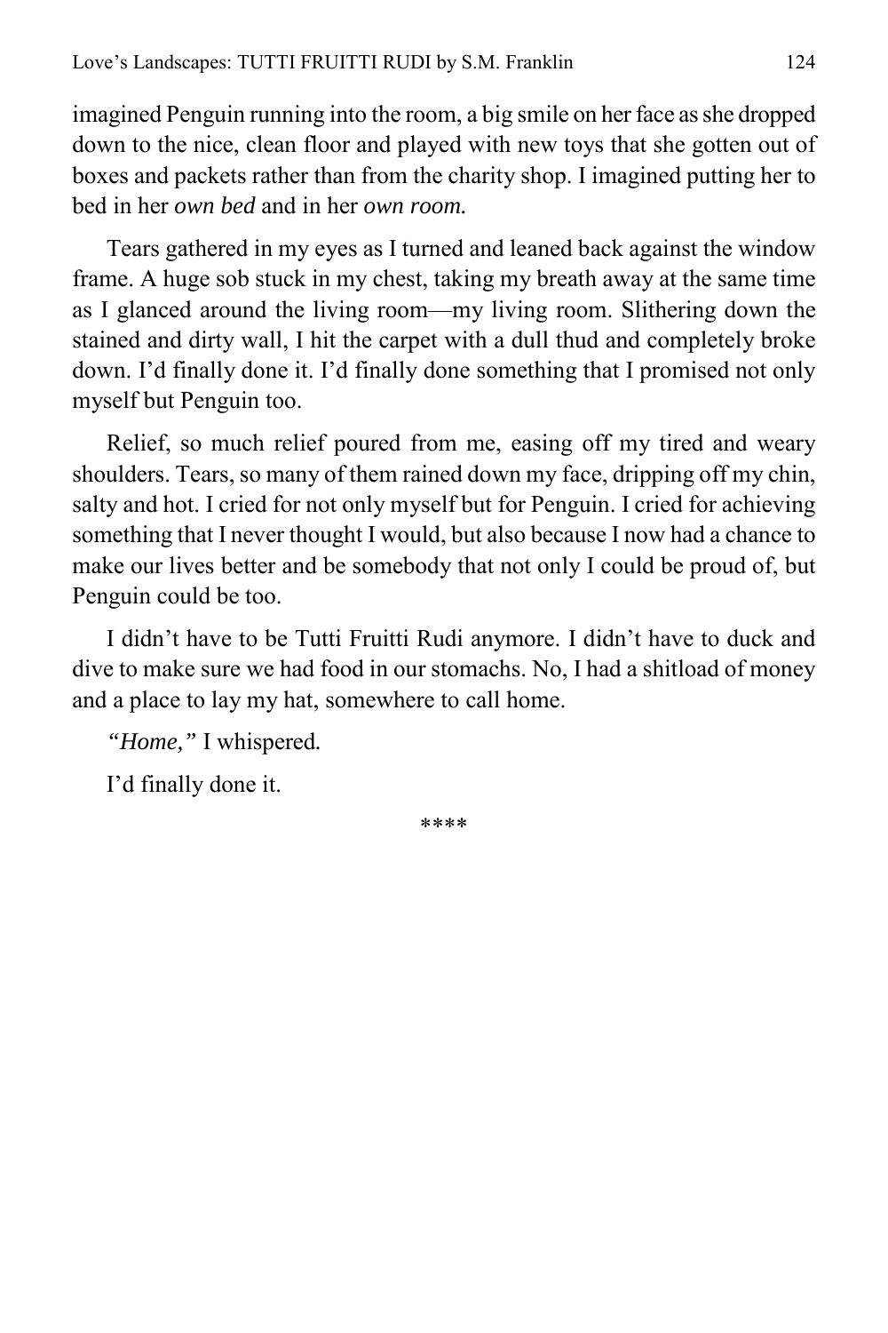imagined Penguin running into the room, a big smile on her face as she dropped down to the nice, clean floor and played with new toys that she gotten out of boxes and packets rather than from the charity shop. I imagined putting her to bed in her *own bed* and in her *own room.*

Tears gathered in my eyes as I turned and leaned back against the window frame. A huge sob stuck in my chest, taking my breath away at the same time as I glanced around the living room—my living room. Slithering down the stained and dirty wall, I hit the carpet with a dull thud and completely broke down. I'd finally done it. I'd finally done something that I promised not only myself but Penguin too.

Relief, so much relief poured from me, easing off my tired and weary shoulders. Tears, so many of them rained down my face, dripping off my chin, salty and hot. I cried for not only myself but for Penguin. I cried for achieving something that I never thought I would, but also because I now had a chance to make our lives better and be somebody that not only I could be proud of, but Penguin could be too.

I didn't have to be Tutti Fruitti Rudi anymore. I didn't have to duck and dive to make sure we had food in our stomachs. No, I had a shitload of money and a place to lay my hat, somewhere to call home.

*"Home,"* I whispered.

I'd finally done it.

****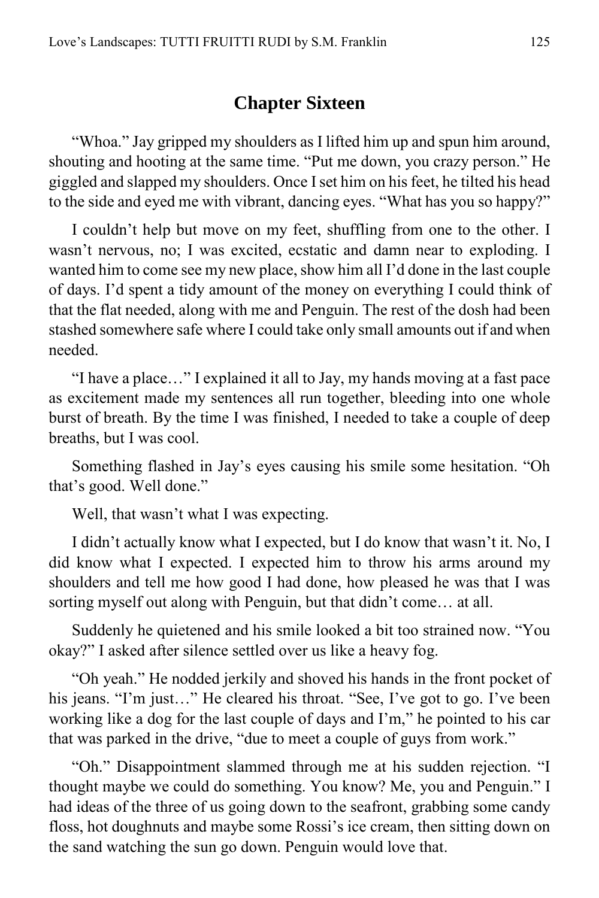## Chapter Sixteen

"Whoa." Jay gripped my shoulders as I lifted him up and spun him around, shouting and hooting at the same time. "Put me down, you crazy person." He giggled and slapped my shoulders. Once I set him on his feet, he tilted his head to the side and eyed me with vibrant, dancing eyes. "What has you so happy?"

I couldn't help but move on my feet, shuffling from one to the other. I wasn't nervous, no; I was excited, ecstatic and damn near to exploding. I wanted him to come see my new place, show him all I'd done in the last couple of days. I'd spent a tidy amount of the money on everything I could think of that the flat needed, along with me and Penguin. The rest of the dosh had been stashed somewhere safe where I could take only small amounts out if and when needed.

"I have a place…" I explained it all to Jay, my hands moving at a fast pace as excitement made my sentences all run together, bleeding into one whole burst of breath. By the time I was finished, I needed to take a couple of deep breaths, but I was cool.

Something flashed in Jay's eyes causing his smile some hesitation. "Oh that's good. Well done."

Well, that wasn't what I was expecting.

I didn't actually know what I expected, but I do know that wasn't it. No, I did know what I expected. I expected him to throw his arms around my shoulders and tell me how good I had done, how pleased he was that I was sorting myself out along with Penguin, but that didn't come… at all.

Suddenly he quietened and his smile looked a bit too strained now. "You okay?" I asked after silence settled over us like a heavy fog.

"Oh yeah." He nodded jerkily and shoved his hands in the front pocket of his jeans. "I'm just…" He cleared his throat. "See, I've got to go. I've been working like a dog for the last couple of days and I'm," he pointed to his car that was parked in the drive, "due to meet a couple of guys from work."

"Oh." Disappointment slammed through me at his sudden rejection. "I thought maybe we could do something. You know? Me, you and Penguin." I had ideas of the three of us going down to the seafront, grabbing some candy floss, hot doughnuts and maybe some Rossi's ice cream, then sitting down on the sand watching the sun go down. Penguin would love that.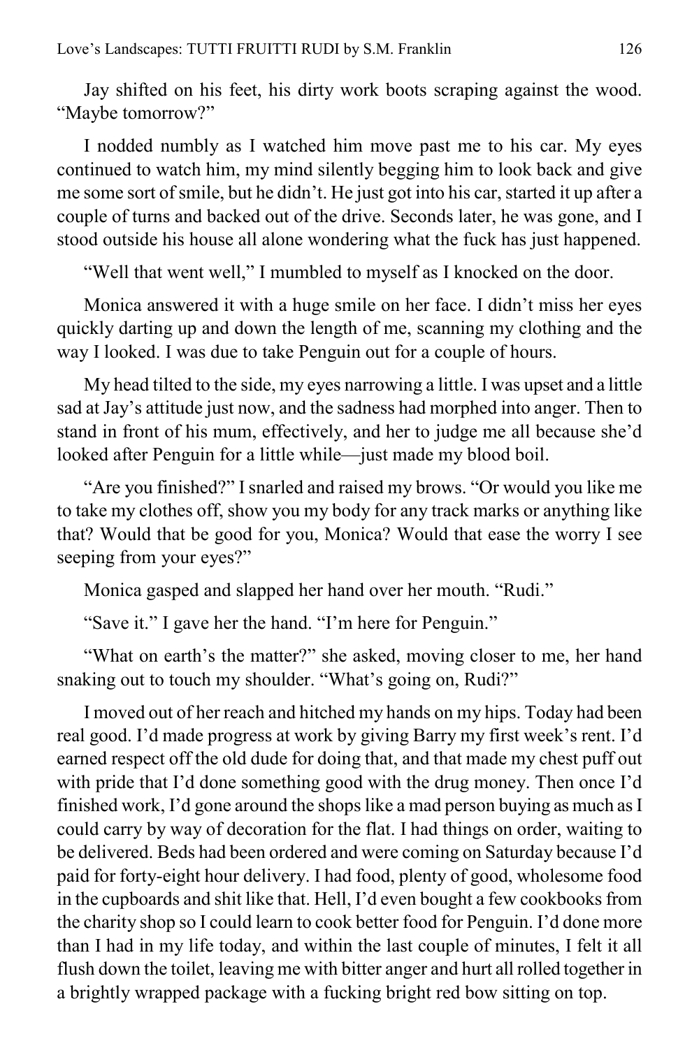Jay shifted on his feet, his dirty work boots scraping against the wood. "Maybe tomorrow?"

I nodded numbly as I watched him move past me to his car. My eyes continued to watch him, my mind silently begging him to look back and give me some sort of smile, but he didn't. He just got into his car, started it up after a couple of turns and backed out of the drive. Seconds later, he was gone, and I stood outside his house all alone wondering what the fuck has just happened.

"Well that went well," I mumbled to myself as I knocked on the door.

Monica answered it with a huge smile on her face. I didn't miss her eyes quickly darting up and down the length of me, scanning my clothing and the way I looked. I was due to take Penguin out for a couple of hours.

My head tilted to the side, my eyes narrowing a little. I was upset and a little sad at Jay's attitude just now, and the sadness had morphed into anger. Then to stand in front of his mum, effectively, and her to judge me all because she'd looked after Penguin for a little while—just made my blood boil.

"Are you finished?" I snarled and raised my brows. "Or would you like me to take my clothes off, show you my body for any track marks or anything like that? Would that be good for you, Monica? Would that ease the worry I see seeping from your eyes?"

Monica gasped and slapped her hand over her mouth. "Rudi."

"Save it." I gave her the hand. "I'm here for Penguin."

"What on earth's the matter?" she asked, moving closer to me, her hand snaking out to touch my shoulder. "What's going on, Rudi?"

I moved out of her reach and hitched my hands on my hips. Today had been real good. I'd made progress at work by giving Barry my first week's rent. I'd earned respect off the old dude for doing that, and that made my chest puff out with pride that I'd done something good with the drug money. Then once I'd finished work, I'd gone around the shops like a mad person buying as much as I could carry by way of decoration for the flat. I had things on order, waiting to be delivered. Beds had been ordered and were coming on Saturday because I'd paid for forty-eight hour delivery. I had food, plenty of good, wholesome food in the cupboards and shit like that. Hell, I'd even bought a few cookbooks from the charity shop so I could learn to cook better food for Penguin. I'd done more than I had in my life today, and within the last couple of minutes, I felt it all flush down the toilet, leaving me with bitter anger and hurt all rolled together in a brightly wrapped package with a fucking bright red bow sitting on top.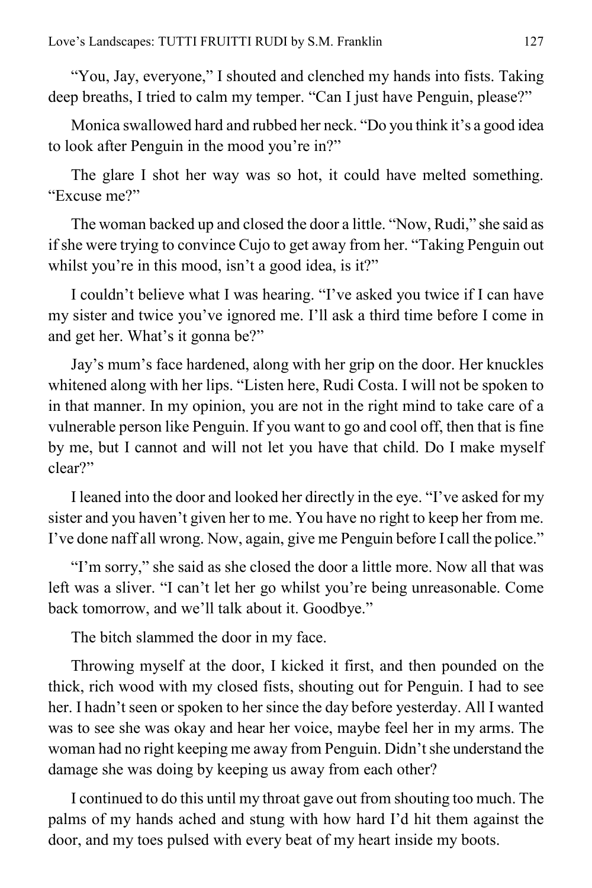"You, Jay, everyone," I shouted and clenched my hands into fists. Taking deep breaths, I tried to calm my temper. "Can I just have Penguin, please?"

Monica swallowed hard and rubbed her neck. "Do you think it's a good idea to look after Penguin in the mood you're in?"

The glare I shot her way was so hot, it could have melted something. "Excuse me?"

The woman backed up and closed the door a little. "Now, Rudi," she said as if she were trying to convince Cujo to get away from her. "Taking Penguin out whilst you're in this mood, isn't a good idea, is it?"

I couldn't believe what I was hearing. "I've asked you twice if I can have my sister and twice you've ignored me. I'll ask a third time before I come in and get her. What's it gonna be?"

Jay's mum's face hardened, along with her grip on the door. Her knuckles whitened along with her lips. "Listen here, Rudi Costa. I will not be spoken to in that manner. In my opinion, you are not in the right mind to take care of a vulnerable person like Penguin. If you want to go and cool off, then that is fine by me, but I cannot and will not let you have that child. Do I make myself clear?"

I leaned into the door and looked her directly in the eye. "I've asked for my sister and you haven't given her to me. You have no right to keep her from me. I've done naff all wrong. Now, again, give me Penguin before I call the police."

"I'm sorry," she said as she closed the door a little more. Now all that was left was a sliver. "I can't let her go whilst you're being unreasonable. Come back tomorrow, and we'll talk about it. Goodbye."

The bitch slammed the door in my face.

Throwing myself at the door, I kicked it first, and then pounded on the thick, rich wood with my closed fists, shouting out for Penguin. I had to see her. I hadn't seen or spoken to her since the day before yesterday. All I wanted was to see she was okay and hear her voice, maybe feel her in my arms. The woman had no right keeping me away from Penguin. Didn't she understand the damage she was doing by keeping us away from each other?

I continued to do this until my throat gave out from shouting too much. The palms of my hands ached and stung with how hard I'd hit them against the door, and my toes pulsed with every beat of my heart inside my boots.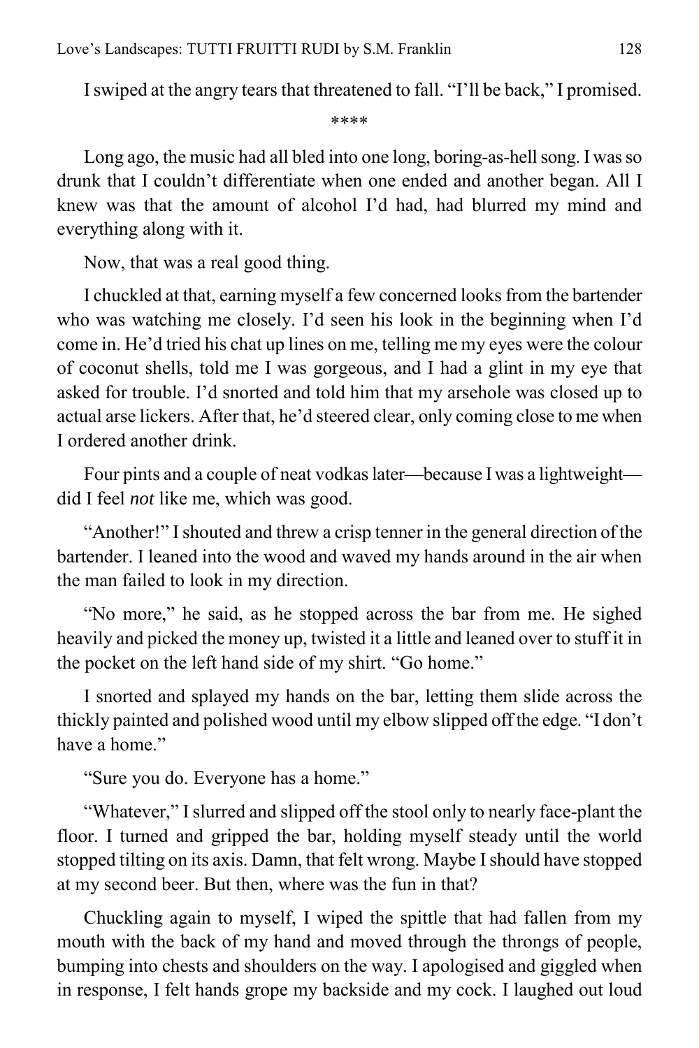I swiped at the angry tears that threatened to fall. "I'll be back," I promised.

****

Long ago, the music had all bled into one long, boring-as-hell song. I was so drunk that I couldn't differentiate when one ended and another began. All I knew was that the amount of alcohol I'd had, had blurred my mind and everything along with it.

Now, that was a real good thing.

I chuckled at that, earning myself a few concerned looks from the bartender who was watching me closely. I'd seen his look in the beginning when I'd come in. He'd tried his chat up lines on me, telling me my eyes were the colour of coconut shells, told me I was gorgeous, and I had a glint in my eye that asked for trouble. I'd snorted and told him that my arsehole was closed up to actual arse lickers. After that, he'd steered clear, only coming close to me when I ordered another drink.

Four pints and a couple of neat vodkas later—because I was a lightweight—did I feel *not* like me, which was good.

"Another!" I shouted and threw a crisp tenner in the general direction of the bartender. I leaned into the wood and waved my hands around in the air when the man failed to look in my direction.

"No more," he said, as he stopped across the bar from me. He sighed heavily and picked the money up, twisted it a little and leaned over to stuff it in the pocket on the left hand side of my shirt. "Go home."

I snorted and splayed my hands on the bar, letting them slide across the thickly painted and polished wood until my elbow slipped off the edge. "I don't have a home."

"Sure you do. Everyone has a home."

"Whatever," I slurred and slipped off the stool only to nearly face-plant the floor. I turned and gripped the bar, holding myself steady until the world stopped tilting on its axis. Damn, that felt wrong. Maybe I should have stopped at my second beer. But then, where was the fun in that?

Chuckling again to myself, I wiped the spittle that had fallen from my mouth with the back of my hand and moved through the throngs of people, bumping into chests and shoulders on the way. I apologised and giggled when in response, I felt hands grope my backside and my cock. I laughed out loud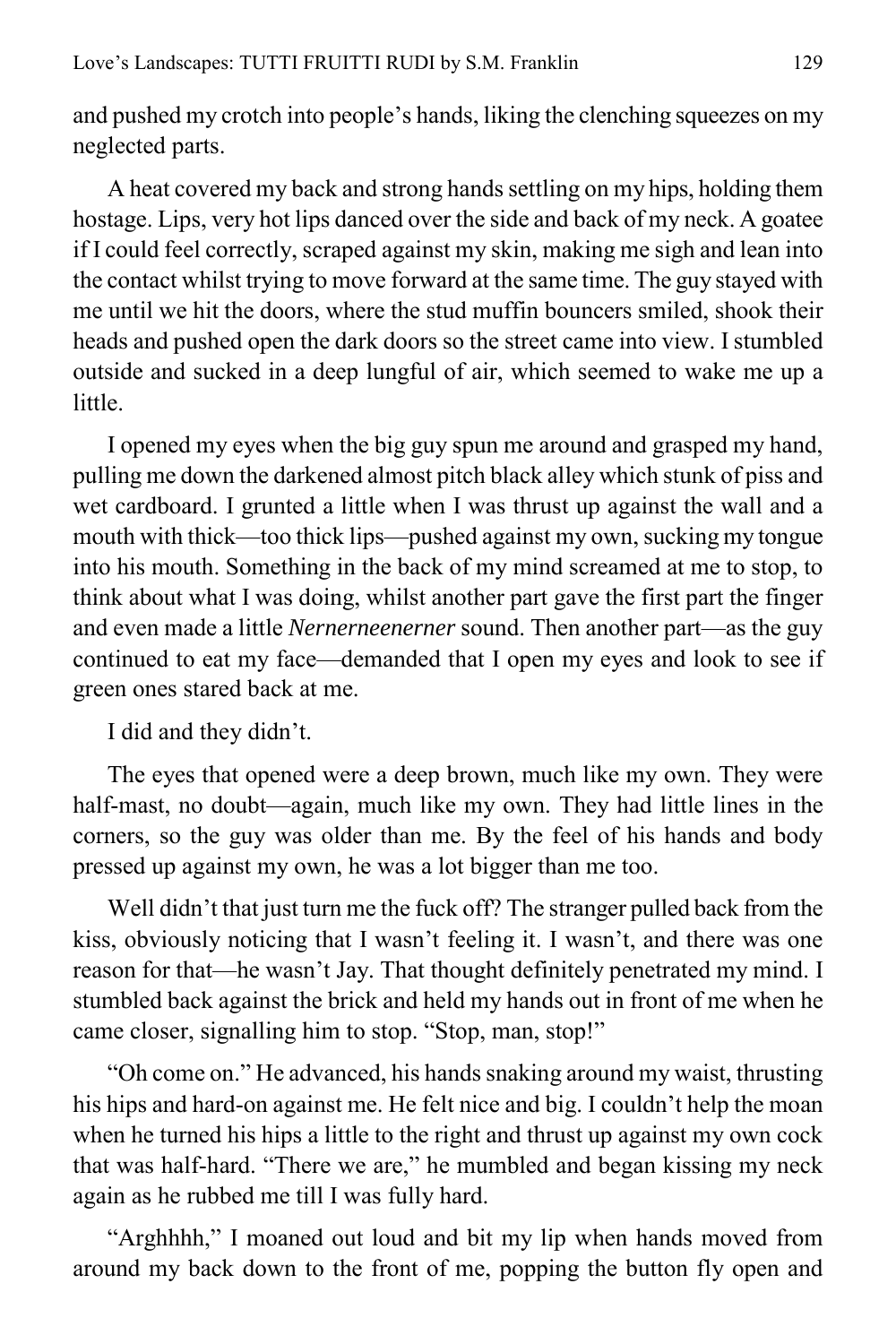and pushed my crotch into people's hands, liking the clenching squeezes on my neglected parts.

A heat covered my back and strong hands settling on my hips, holding them hostage. Lips, very hot lips danced over the side and back of my neck. A goatee if I could feel correctly, scraped against my skin, making me sigh and lean into the contact whilst trying to move forward at the same time. The guy stayed with me until we hit the doors, where the stud muffin bouncers smiled, shook their heads and pushed open the dark doors so the street came into view. I stumbled outside and sucked in a deep lungful of air, which seemed to wake me up a little.

I opened my eyes when the big guy spun me around and grasped my hand, pulling me down the darkened almost pitch black alley which stunk of piss and wet cardboard. I grunted a little when I was thrust up against the wall and a mouth with thick—too thick lips—pushed against my own, sucking my tongue into his mouth. Something in the back of my mind screamed at me to stop, to think about what I was doing, whilst another part gave the first part the finger and even made a little *Nernerneenerner* sound. Then another part—as the guy continued to eat my face—demanded that I open my eyes and look to see if green ones stared back at me.

I did and they didn't.

The eyes that opened were a deep brown, much like my own. They were half-mast, no doubt—again, much like my own. They had little lines in the corners, so the guy was older than me. By the feel of his hands and body pressed up against my own, he was a lot bigger than me too.

Well didn't that just turn me the fuck off? The stranger pulled back from the kiss, obviously noticing that I wasn't feeling it. I wasn't, and there was one reason for that—he wasn't Jay. That thought definitely penetrated my mind. I stumbled back against the brick and held my hands out in front of me when he came closer, signalling him to stop. "Stop, man, stop!"

"Oh come on." He advanced, his hands snaking around my waist, thrusting his hips and hard-on against me. He felt nice and big. I couldn't help the moan when he turned his hips a little to the right and thrust up against my own cock that was half-hard. "There we are," he mumbled and began kissing my neck again as he rubbed me till I was fully hard.

"Arghhhh," I moaned out loud and bit my lip when hands moved from around my back down to the front of me, popping the button fly open and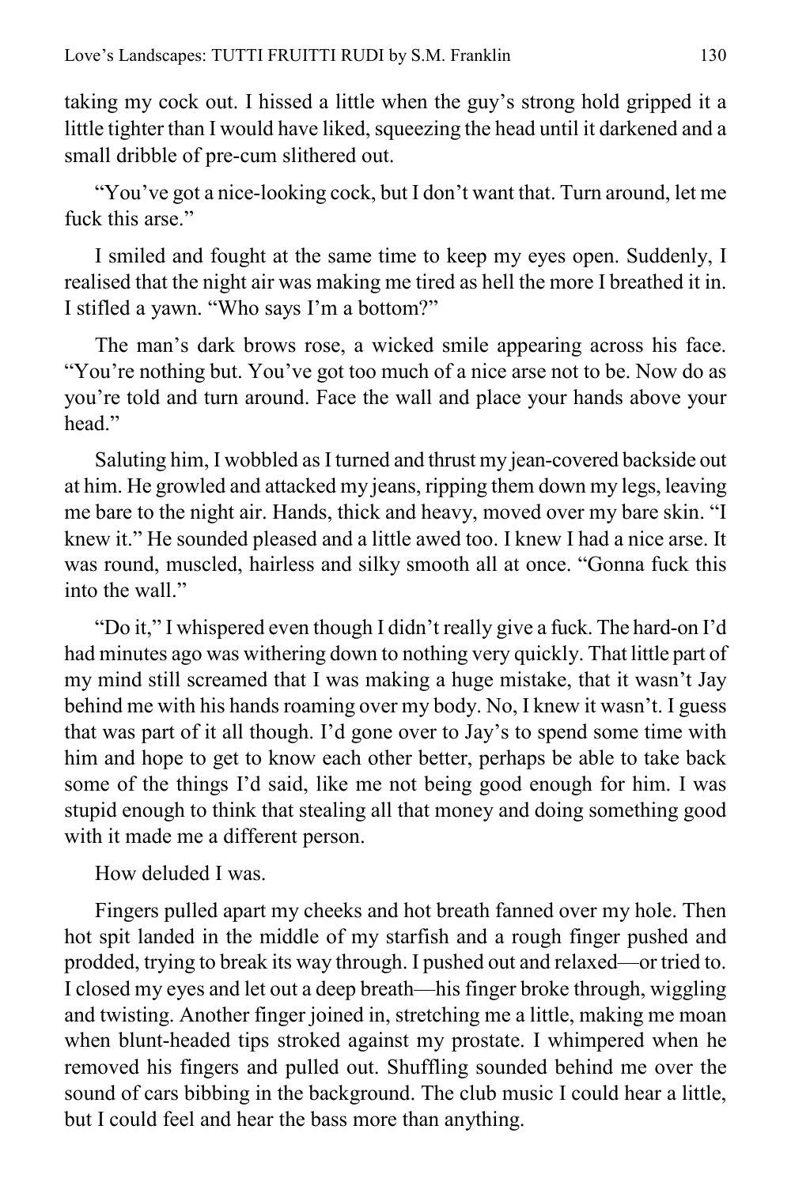taking my cock out. I hissed a little when the guy's strong hold gripped it a little tighter than I would have liked, squeezing the head until it darkened and a small dribble of pre-cum slithered out.

"You've got a nice-looking cock, but I don't want that. Turn around, let me fuck this arse."

I smiled and fought at the same time to keep my eyes open. Suddenly, I realised that the night air was making me tired as hell the more I breathed it in. I stifled a yawn. "Who says I'm a bottom?"

The man's dark brows rose, a wicked smile appearing across his face. "You're nothing but. You've got too much of a nice arse not to be. Now do as you're told and turn around. Face the wall and place your hands above your head."

Saluting him, I wobbled as I turned and thrust my jean-covered backside out at him. He growled and attacked my jeans, ripping them down my legs, leaving me bare to the night air. Hands, thick and heavy, moved over my bare skin. "I knew it." He sounded pleased and a little awed too. I knew I had a nice arse. It was round, muscled, hairless and silky smooth all at once. "Gonna fuck this into the wall."

"Do it," I whispered even though I didn't really give a fuck. The hard-on I'd had minutes ago was withering down to nothing very quickly. That little part of my mind still screamed that I was making a huge mistake, that it wasn't Jay behind me with his hands roaming over my body. No, I knew it wasn't. I guess that was part of it all though. I'd gone over to Jay's to spend some time with him and hope to get to know each other better, perhaps be able to take back some of the things I'd said, like me not being good enough for him. I was stupid enough to think that stealing all that money and doing something good with it made me a different person.

How deluded I was.

Fingers pulled apart my cheeks and hot breath fanned over my hole. Then hot spit landed in the middle of my starfish and a rough finger pushed and prodded, trying to break its way through. I pushed out and relaxed—or tried to. I closed my eyes and let out a deep breath—his finger broke through, wiggling and twisting. Another finger joined in, stretching me a little, making me moan when blunt-headed tips stroked against my prostate. I whimpered when he removed his fingers and pulled out. Shuffling sounded behind me over the sound of cars bibbing in the background. The club music I could hear a little, but I could feel and hear the bass more than anything.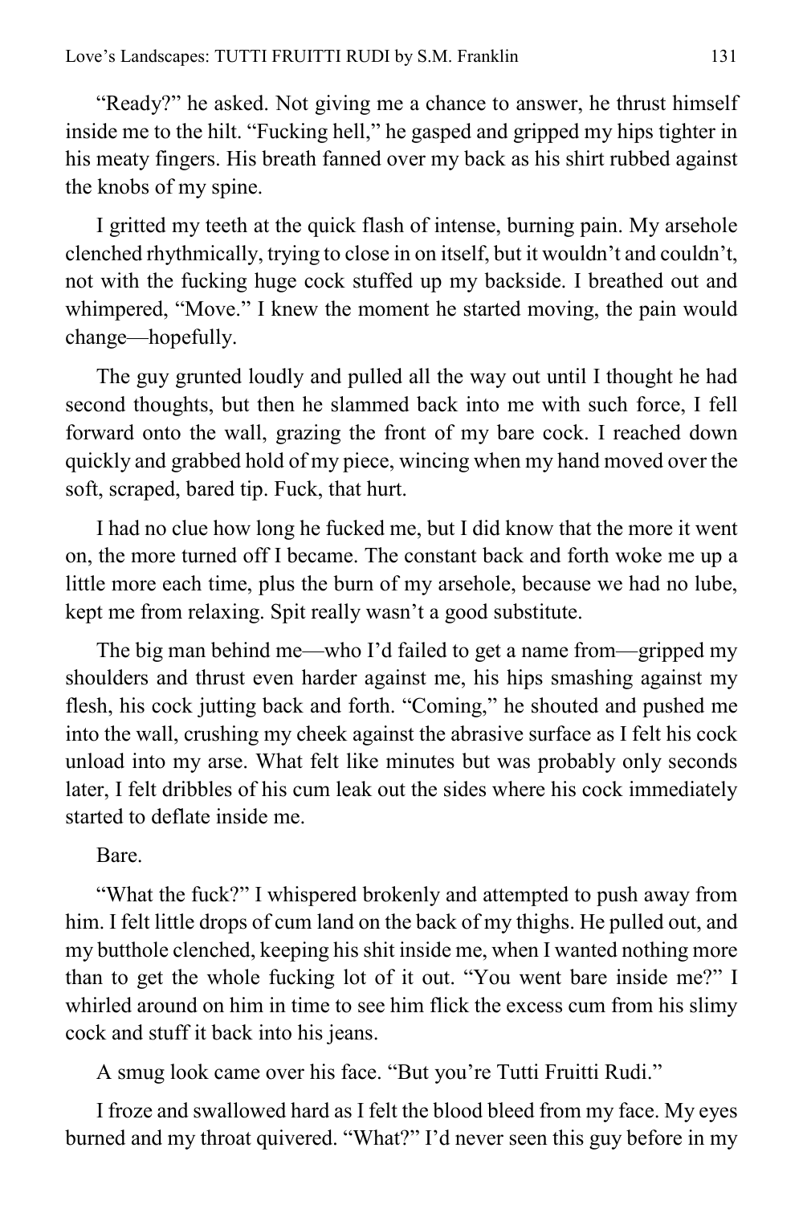"Ready?" he asked. Not giving me a chance to answer, he thrust himself inside me to the hilt. "Fucking hell," he gasped and gripped my hips tighter in his meaty fingers. His breath fanned over my back as his shirt rubbed against the knobs of my spine.

I gritted my teeth at the quick flash of intense, burning pain. My arsehole clenched rhythmically, trying to close in on itself, but it wouldn't and couldn't, not with the fucking huge cock stuffed up my backside. I breathed out and whimpered, "Move." I knew the moment he started moving, the pain would change—hopefully.

The guy grunted loudly and pulled all the way out until I thought he had second thoughts, but then he slammed back into me with such force, I fell forward onto the wall, grazing the front of my bare cock. I reached down quickly and grabbed hold of my piece, wincing when my hand moved over the soft, scraped, bared tip. Fuck, that hurt.

I had no clue how long he fucked me, but I did know that the more it went on, the more turned off I became. The constant back and forth woke me up a little more each time, plus the burn of my arsehole, because we had no lube, kept me from relaxing. Spit really wasn't a good substitute.

The big man behind me—who I'd failed to get a name from—gripped my shoulders and thrust even harder against me, his hips smashing against my flesh, his cock jutting back and forth. "Coming," he shouted and pushed me into the wall, crushing my cheek against the abrasive surface as I felt his cock unload into my arse. What felt like minutes but was probably only seconds later, I felt dribbles of his cum leak out the sides where his cock immediately started to deflate inside me.

Bare.

"What the fuck?" I whispered brokenly and attempted to push away from him. I felt little drops of cum land on the back of my thighs. He pulled out, and my butthole clenched, keeping his shit inside me, when I wanted nothing more than to get the whole fucking lot of it out. "You went bare inside me?" I whirled around on him in time to see him flick the excess cum from his slimy cock and stuff it back into his jeans.

A smug look came over his face. "But you're Tutti Fruitti Rudi."

I froze and swallowed hard as I felt the blood bleed from my face. My eyes burned and my throat quivered. "What?" I'd never seen this guy before in my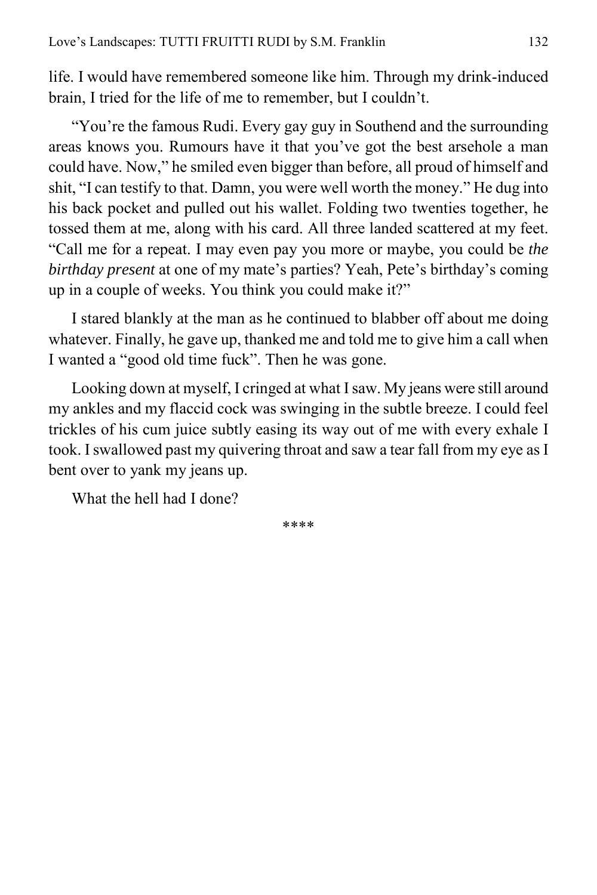life. I would have remembered someone like him. Through my drink-induced brain, I tried for the life of me to remember, but I couldn't.

"You're the famous Rudi. Every gay guy in Southend and the surrounding areas knows you. Rumours have it that you've got the best arsehole a man could have. Now," he smiled even bigger than before, all proud of himself and shit, "I can testify to that. Damn, you were well worth the money." He dug into his back pocket and pulled out his wallet. Folding two twenties together, he tossed them at me, along with his card. All three landed scattered at my feet. "Call me for a repeat. I may even pay you more or maybe, you could be *the birthday present* at one of my mate's parties? Yeah, Pete's birthday's coming up in a couple of weeks. You think you could make it?"

I stared blankly at the man as he continued to blabber off about me doing whatever. Finally, he gave up, thanked me and told me to give him a call when I wanted a "good old time fuck". Then he was gone.

Looking down at myself, I cringed at what I saw. My jeans were still around my ankles and my flaccid cock was swinging in the subtle breeze. I could feel trickles of his cum juice subtly easing its way out of me with every exhale I took. I swallowed past my quivering throat and saw a tear fall from my eye as I bent over to yank my jeans up.

What the hell had I done?

****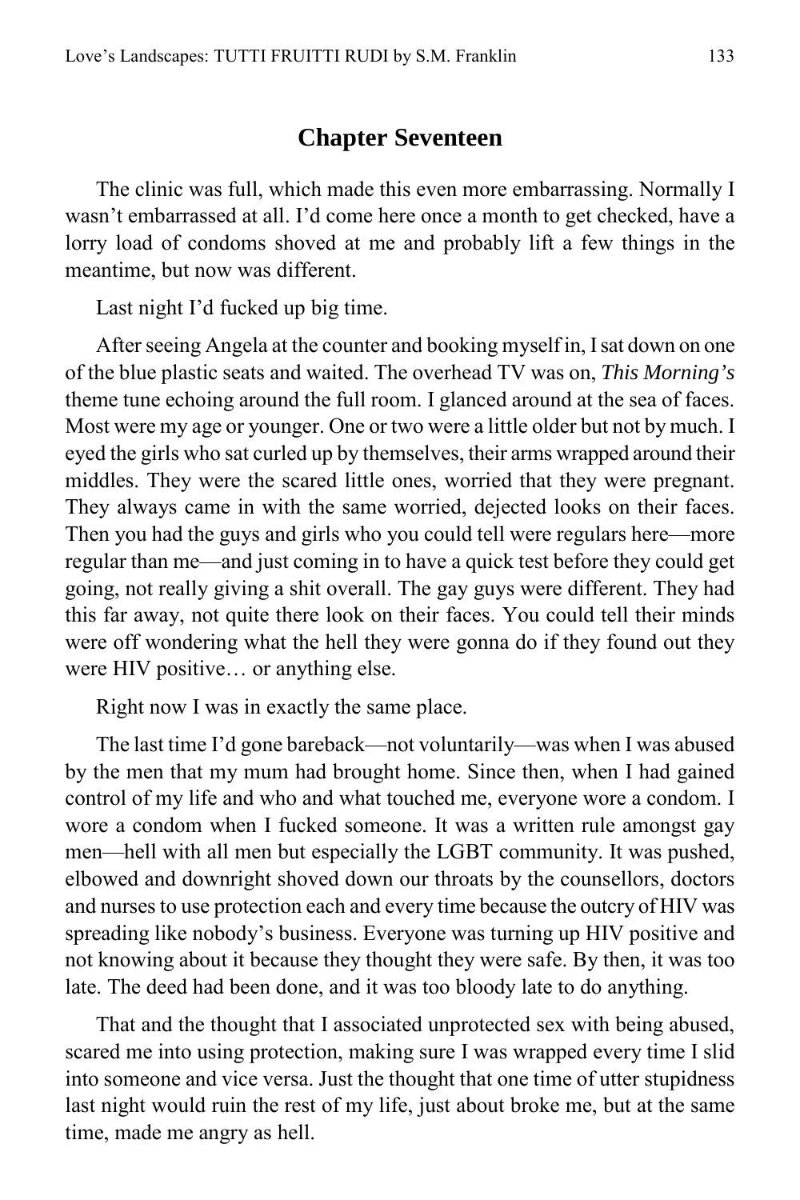## Chapter Seventeen

The clinic was full, which made this even more embarrassing. Normally I wasn't embarrassed at all. I'd come here once a month to get checked, have a lorry load of condoms shoved at me and probably lift a few things in the meantime, but now was different.

Last night I'd fucked up big time.

After seeing Angela at the counter and booking myself in, I sat down on one of the blue plastic seats and waited. The overhead TV was on, *This Morning's* theme tune echoing around the full room. I glanced around at the sea of faces. Most were my age or younger. One or two were a little older but not by much. I eyed the girls who sat curled up by themselves, their arms wrapped around their middles. They were the scared little ones, worried that they were pregnant. They always came in with the same worried, dejected looks on their faces. Then you had the guys and girls who you could tell were regulars here—more regular than me—and just coming in to have a quick test before they could get going, not really giving a shit overall. The gay guys were different. They had this far away, not quite there look on their faces. You could tell their minds were off wondering what the hell they were gonna do if they found out they were HIV positive… or anything else.

Right now I was in exactly the same place.

The last time I'd gone bareback—not voluntarily—was when I was abused by the men that my mum had brought home. Since then, when I had gained control of my life and who and what touched me, everyone wore a condom. I wore a condom when I fucked someone. It was a written rule amongst gay men—hell with all men but especially the LGBT community. It was pushed, elbowed and downright shoved down our throats by the counsellors, doctors and nurses to use protection each and every time because the outcry of HIV was spreading like nobody's business. Everyone was turning up HIV positive and not knowing about it because they thought they were safe. By then, it was too late. The deed had been done, and it was too bloody late to do anything.

That and the thought that I associated unprotected sex with being abused, scared me into using protection, making sure I was wrapped every time I slid into someone and vice versa. Just the thought that one time of utter stupidness last night would ruin the rest of my life, just about broke me, but at the same time, made me angry as hell.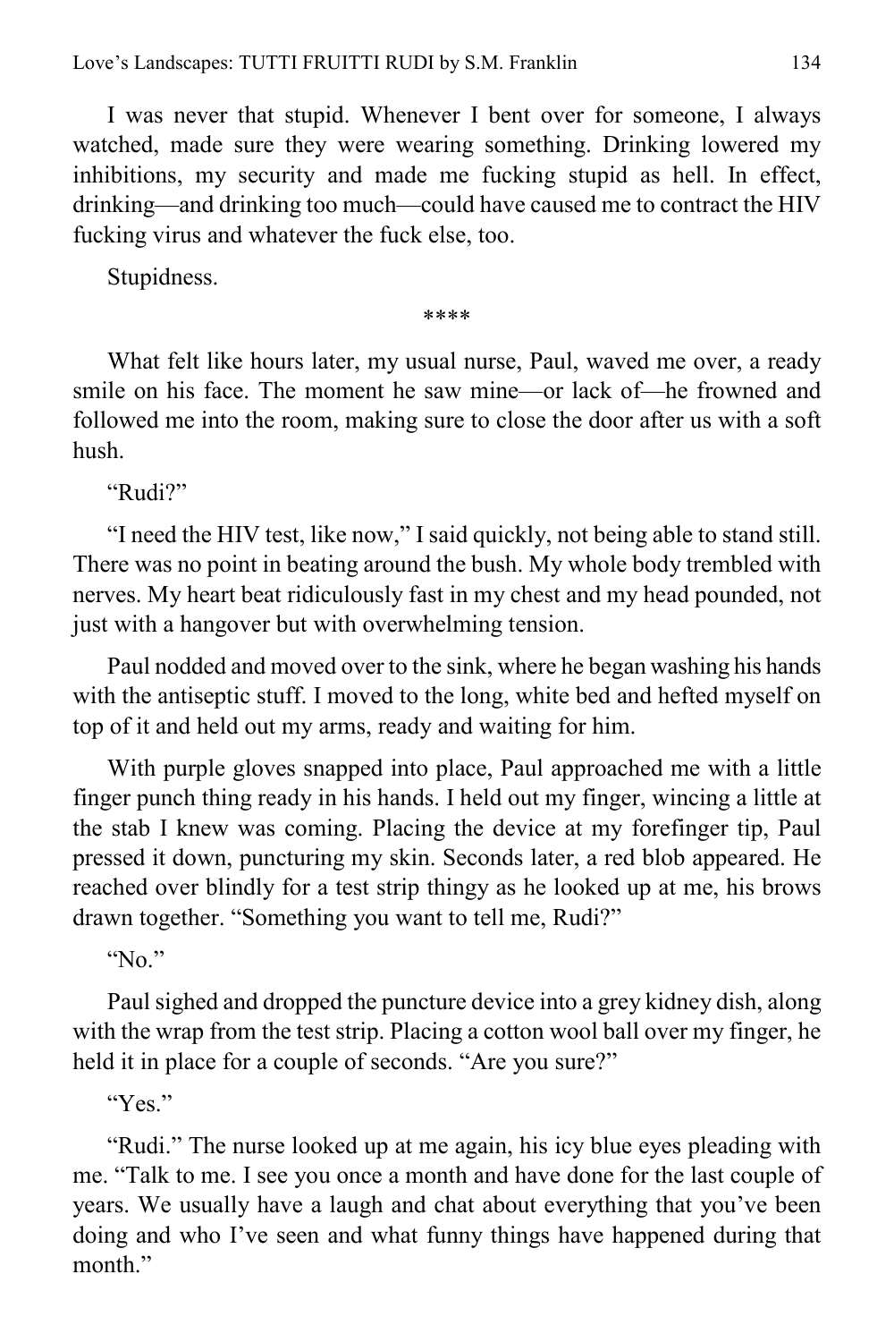I was never that stupid. Whenever I bent over for someone, I always watched, made sure they were wearing something. Drinking lowered my inhibitions, my security and made me fucking stupid as hell. In effect, drinking—and drinking too much—could have caused me to contract the HIV fucking virus and whatever the fuck else, too.

Stupidness.

****

What felt like hours later, my usual nurse, Paul, waved me over, a ready smile on his face. The moment he saw mine—or lack of—he frowned and followed me into the room, making sure to close the door after us with a soft hush.

"Rudi?"

"I need the HIV test, like now," I said quickly, not being able to stand still. There was no point in beating around the bush. My whole body trembled with nerves. My heart beat ridiculously fast in my chest and my head pounded, not just with a hangover but with overwhelming tension.

Paul nodded and moved over to the sink, where he began washing his hands with the antiseptic stuff. I moved to the long, white bed and hefted myself on top of it and held out my arms, ready and waiting for him.

With purple gloves snapped into place, Paul approached me with a little finger punch thing ready in his hands. I held out my finger, wincing a little at the stab I knew was coming. Placing the device at my forefinger tip, Paul pressed it down, puncturing my skin. Seconds later, a red blob appeared. He reached over blindly for a test strip thingy as he looked up at me, his brows drawn together. "Something you want to tell me, Rudi?"

"No."

Paul sighed and dropped the puncture device into a grey kidney dish, along with the wrap from the test strip. Placing a cotton wool ball over my finger, he held it in place for a couple of seconds. "Are you sure?"

"Yes."

"Rudi." The nurse looked up at me again, his icy blue eyes pleading with me. "Talk to me. I see you once a month and have done for the last couple of years. We usually have a laugh and chat about everything that you've been doing and who I've seen and what funny things have happened during that month."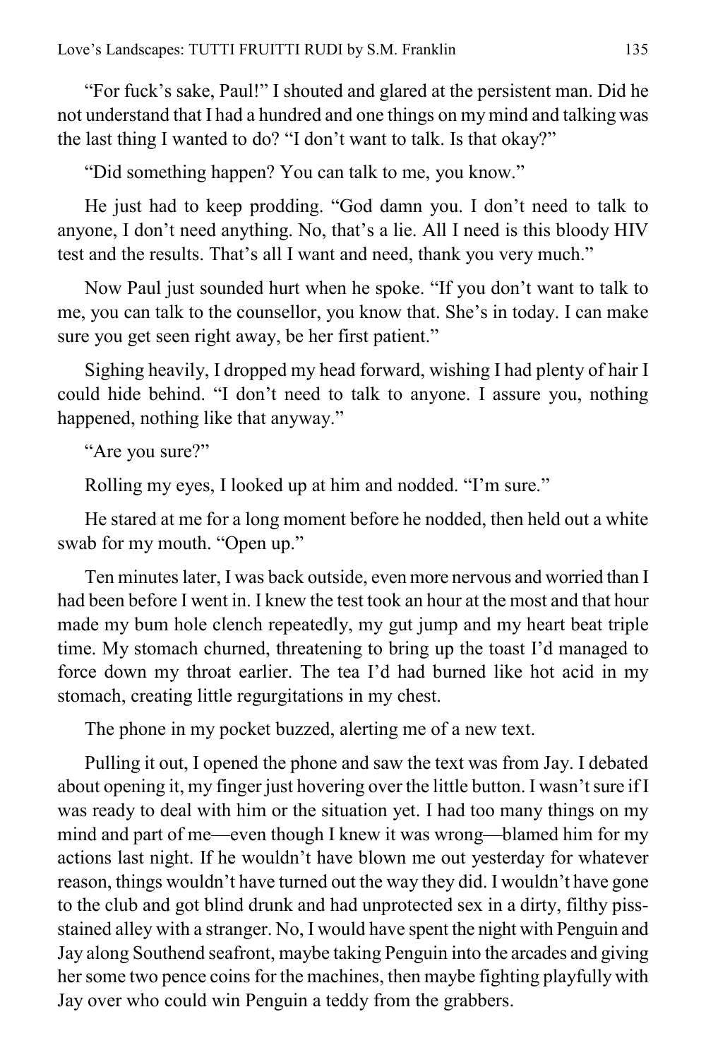"For fuck's sake, Paul!" I shouted and glared at the persistent man. Did he not understand that I had a hundred and one things on my mind and talking was the last thing I wanted to do? "I don't want to talk. Is that okay?"

"Did something happen? You can talk to me, you know."

He just had to keep prodding. "God damn you. I don't need to talk to anyone, I don't need anything. No, that's a lie. All I need is this bloody HIV test and the results. That's all I want and need, thank you very much."

Now Paul just sounded hurt when he spoke. "If you don't want to talk to me, you can talk to the counsellor, you know that. She's in today. I can make sure you get seen right away, be her first patient."

Sighing heavily, I dropped my head forward, wishing I had plenty of hair I could hide behind. "I don't need to talk to anyone. I assure you, nothing happened, nothing like that anyway."

"Are you sure?"

Rolling my eyes, I looked up at him and nodded. "I'm sure."

He stared at me for a long moment before he nodded, then held out a white swab for my mouth. "Open up."

Ten minutes later, I was back outside, even more nervous and worried than I had been before I went in. I knew the test took an hour at the most and that hour made my bum hole clench repeatedly, my gut jump and my heart beat triple time. My stomach churned, threatening to bring up the toast I'd managed to force down my throat earlier. The tea I'd had burned like hot acid in my stomach, creating little regurgitations in my chest.

The phone in my pocket buzzed, alerting me of a new text.

Pulling it out, I opened the phone and saw the text was from Jay. I debated about opening it, my finger just hovering over the little button. I wasn't sure if I was ready to deal with him or the situation yet. I had too many things on my mind and part of me—even though I knew it was wrong—blamed him for my actions last night. If he wouldn't have blown me out yesterday for whatever reason, things wouldn't have turned out the way they did. I wouldn't have gone to the club and got blind drunk and had unprotected sex in a dirty, filthy piss-stained alley with a stranger. No, I would have spent the night with Penguin and Jay along Southend seafront, maybe taking Penguin into the arcades and giving her some two pence coins for the machines, then maybe fighting playfully with Jay over who could win Penguin a teddy from the grabbers.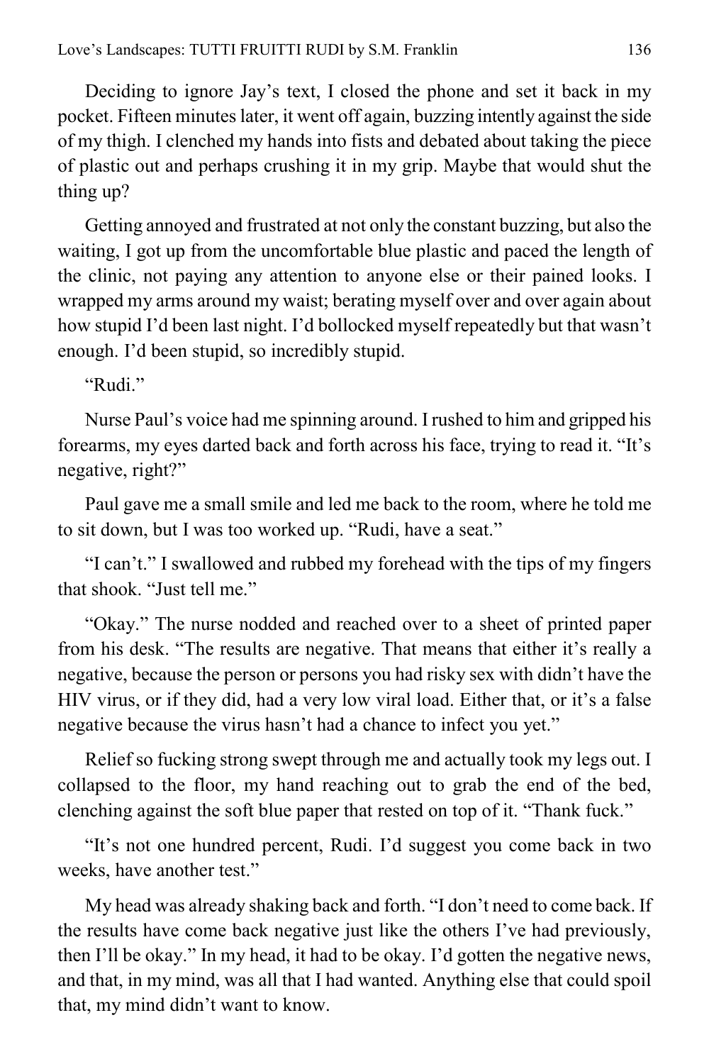Deciding to ignore Jay's text, I closed the phone and set it back in my pocket. Fifteen minutes later, it went off again, buzzing intently against the side of my thigh. I clenched my hands into fists and debated about taking the piece of plastic out and perhaps crushing it in my grip. Maybe that would shut the thing up?

Getting annoyed and frustrated at not only the constant buzzing, but also the waiting, I got up from the uncomfortable blue plastic and paced the length of the clinic, not paying any attention to anyone else or their pained looks. I wrapped my arms around my waist; berating myself over and over again about how stupid I'd been last night. I'd bollocked myself repeatedly but that wasn't enough. I'd been stupid, so incredibly stupid.

"Rudi."

Nurse Paul's voice had me spinning around. I rushed to him and gripped his forearms, my eyes darted back and forth across his face, trying to read it. "It's negative, right?"

Paul gave me a small smile and led me back to the room, where he told me to sit down, but I was too worked up. "Rudi, have a seat."

"I can't." I swallowed and rubbed my forehead with the tips of my fingers that shook. "Just tell me."

"Okay." The nurse nodded and reached over to a sheet of printed paper from his desk. "The results are negative. That means that either it's really a negative, because the person or persons you had risky sex with didn't have the HIV virus, or if they did, had a very low viral load. Either that, or it's a false negative because the virus hasn't had a chance to infect you yet."

Relief so fucking strong swept through me and actually took my legs out. I collapsed to the floor, my hand reaching out to grab the end of the bed, clenching against the soft blue paper that rested on top of it. "Thank fuck."

"It's not one hundred percent, Rudi. I'd suggest you come back in two weeks, have another test."

My head was already shaking back and forth. "I don't need to come back. If the results have come back negative just like the others I've had previously, then I'll be okay." In my head, it had to be okay. I'd gotten the negative news, and that, in my mind, was all that I had wanted. Anything else that could spoil that, my mind didn't want to know.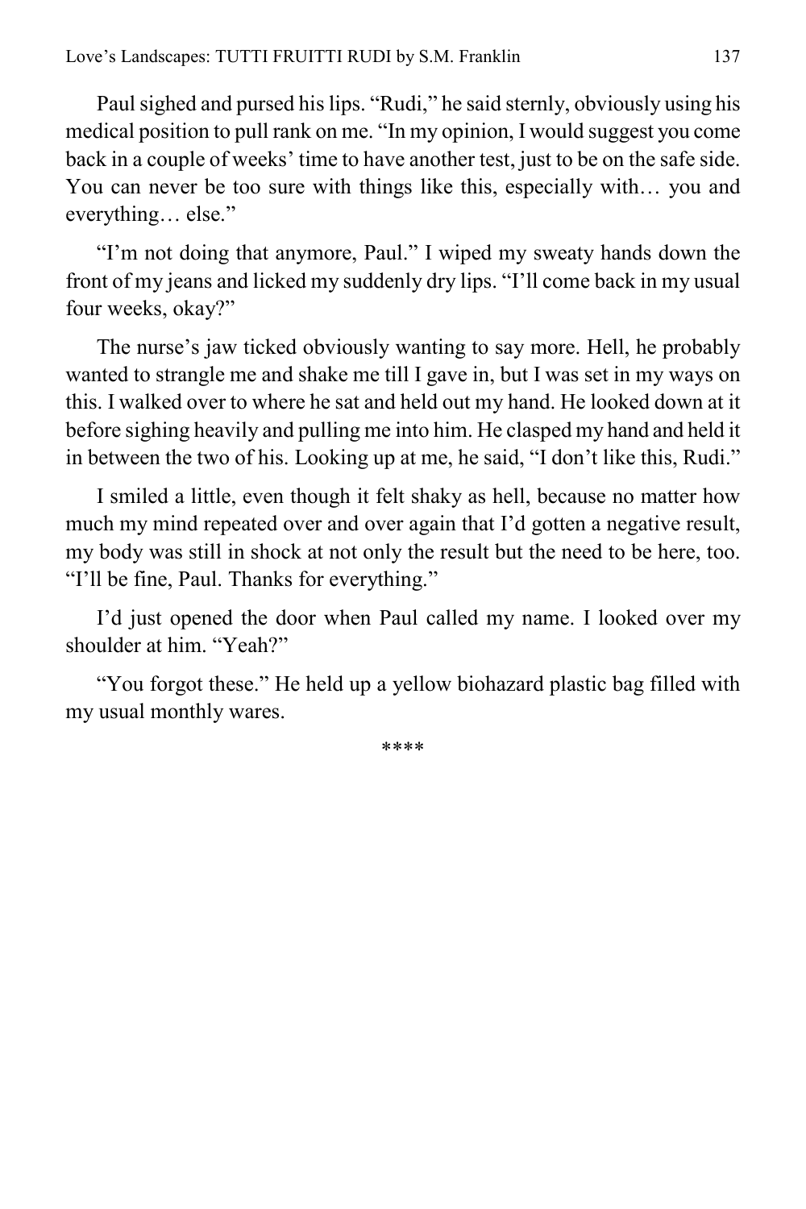Paul sighed and pursed his lips. "Rudi," he said sternly, obviously using his medical position to pull rank on me. "In my opinion, I would suggest you come back in a couple of weeks' time to have another test, just to be on the safe side. You can never be too sure with things like this, especially with… you and everything… else."

"I'm not doing that anymore, Paul." I wiped my sweaty hands down the front of my jeans and licked my suddenly dry lips. "I'll come back in my usual four weeks, okay?"

The nurse's jaw ticked obviously wanting to say more. Hell, he probably wanted to strangle me and shake me till I gave in, but I was set in my ways on this. I walked over to where he sat and held out my hand. He looked down at it before sighing heavily and pulling me into him. He clasped my hand and held it in between the two of his. Looking up at me, he said, "I don't like this, Rudi."

I smiled a little, even though it felt shaky as hell, because no matter how much my mind repeated over and over again that I'd gotten a negative result, my body was still in shock at not only the result but the need to be here, too. "I'll be fine, Paul. Thanks for everything."

I'd just opened the door when Paul called my name. I looked over my shoulder at him. "Yeah?"

"You forgot these." He held up a yellow biohazard plastic bag filled with my usual monthly wares.

****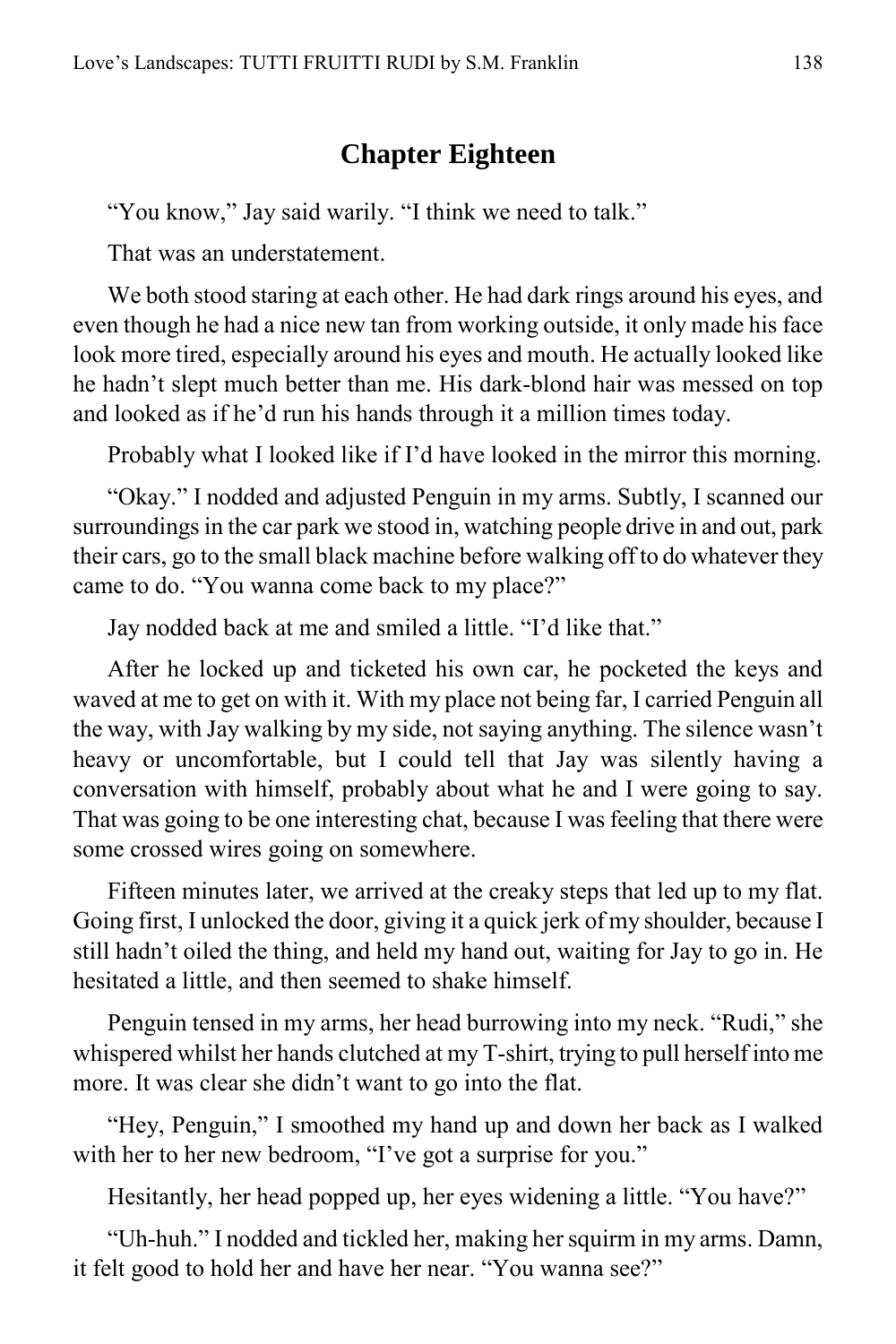## Chapter Eighteen

"You know," Jay said warily. "I think we need to talk."

That was an understatement.

We both stood staring at each other. He had dark rings around his eyes, and even though he had a nice new tan from working outside, it only made his face look more tired, especially around his eyes and mouth. He actually looked like he hadn't slept much better than me. His dark-blond hair was messed on top and looked as if he'd run his hands through it a million times today.

Probably what I looked like if I'd have looked in the mirror this morning.

"Okay." I nodded and adjusted Penguin in my arms. Subtly, I scanned our surroundings in the car park we stood in, watching people drive in and out, park their cars, go to the small black machine before walking off to do whatever they came to do. "You wanna come back to my place?"

Jay nodded back at me and smiled a little. "I'd like that."

After he locked up and ticketed his own car, he pocketed the keys and waved at me to get on with it. With my place not being far, I carried Penguin all the way, with Jay walking by my side, not saying anything. The silence wasn't heavy or uncomfortable, but I could tell that Jay was silently having a conversation with himself, probably about what he and I were going to say. That was going to be one interesting chat, because I was feeling that there were some crossed wires going on somewhere.

Fifteen minutes later, we arrived at the creaky steps that led up to my flat. Going first, I unlocked the door, giving it a quick jerk of my shoulder, because I still hadn't oiled the thing, and held my hand out, waiting for Jay to go in. He hesitated a little, and then seemed to shake himself.

Penguin tensed in my arms, her head burrowing into my neck. "Rudi," she whispered whilst her hands clutched at my T-shirt, trying to pull herself into me more. It was clear she didn't want to go into the flat.

"Hey, Penguin," I smoothed my hand up and down her back as I walked with her to her new bedroom, "I've got a surprise for you."

Hesitantly, her head popped up, her eyes widening a little. "You have?"

"Uh-huh." I nodded and tickled her, making her squirm in my arms. Damn, it felt good to hold her and have her near. "You wanna see?"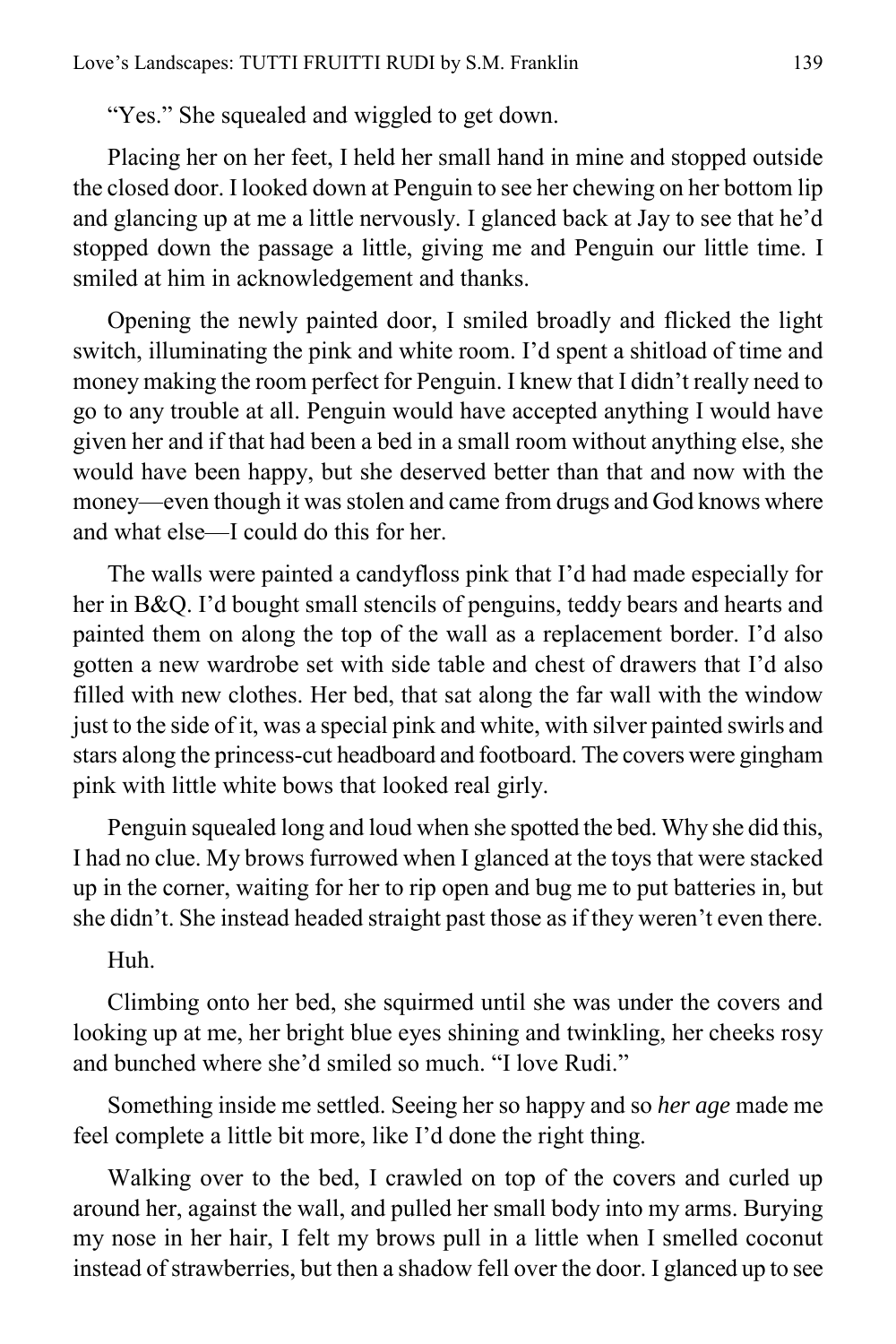"Yes." She squealed and wiggled to get down.

Placing her on her feet, I held her small hand in mine and stopped outside the closed door. I looked down at Penguin to see her chewing on her bottom lip and glancing up at me a little nervously. I glanced back at Jay to see that he'd stopped down the passage a little, giving me and Penguin our little time. I smiled at him in acknowledgement and thanks.

Opening the newly painted door, I smiled broadly and flicked the light switch, illuminating the pink and white room. I'd spent a shitload of time and money making the room perfect for Penguin. I knew that I didn't really need to go to any trouble at all. Penguin would have accepted anything I would have given her and if that had been a bed in a small room without anything else, she would have been happy, but she deserved better than that and now with the money—even though it was stolen and came from drugs and God knows where and what else—I could do this for her.

The walls were painted a candyfloss pink that I'd had made especially for her in B&Q. I'd bought small stencils of penguins, teddy bears and hearts and painted them on along the top of the wall as a replacement border. I'd also gotten a new wardrobe set with side table and chest of drawers that I'd also filled with new clothes. Her bed, that sat along the far wall with the window just to the side of it, was a special pink and white, with silver painted swirls and stars along the princess-cut headboard and footboard. The covers were gingham pink with little white bows that looked real girly.

Penguin squealed long and loud when she spotted the bed. Why she did this, I had no clue. My brows furrowed when I glanced at the toys that were stacked up in the corner, waiting for her to rip open and bug me to put batteries in, but she didn't. She instead headed straight past those as if they weren't even there.

Huh.

Climbing onto her bed, she squirmed until she was under the covers and looking up at me, her bright blue eyes shining and twinkling, her cheeks rosy and bunched where she'd smiled so much. "I love Rudi."

Something inside me settled. Seeing her so happy and so *her age* made me feel complete a little bit more, like I'd done the right thing.

Walking over to the bed, I crawled on top of the covers and curled up around her, against the wall, and pulled her small body into my arms. Burying my nose in her hair, I felt my brows pull in a little when I smelled coconut instead of strawberries, but then a shadow fell over the door. I glanced up to see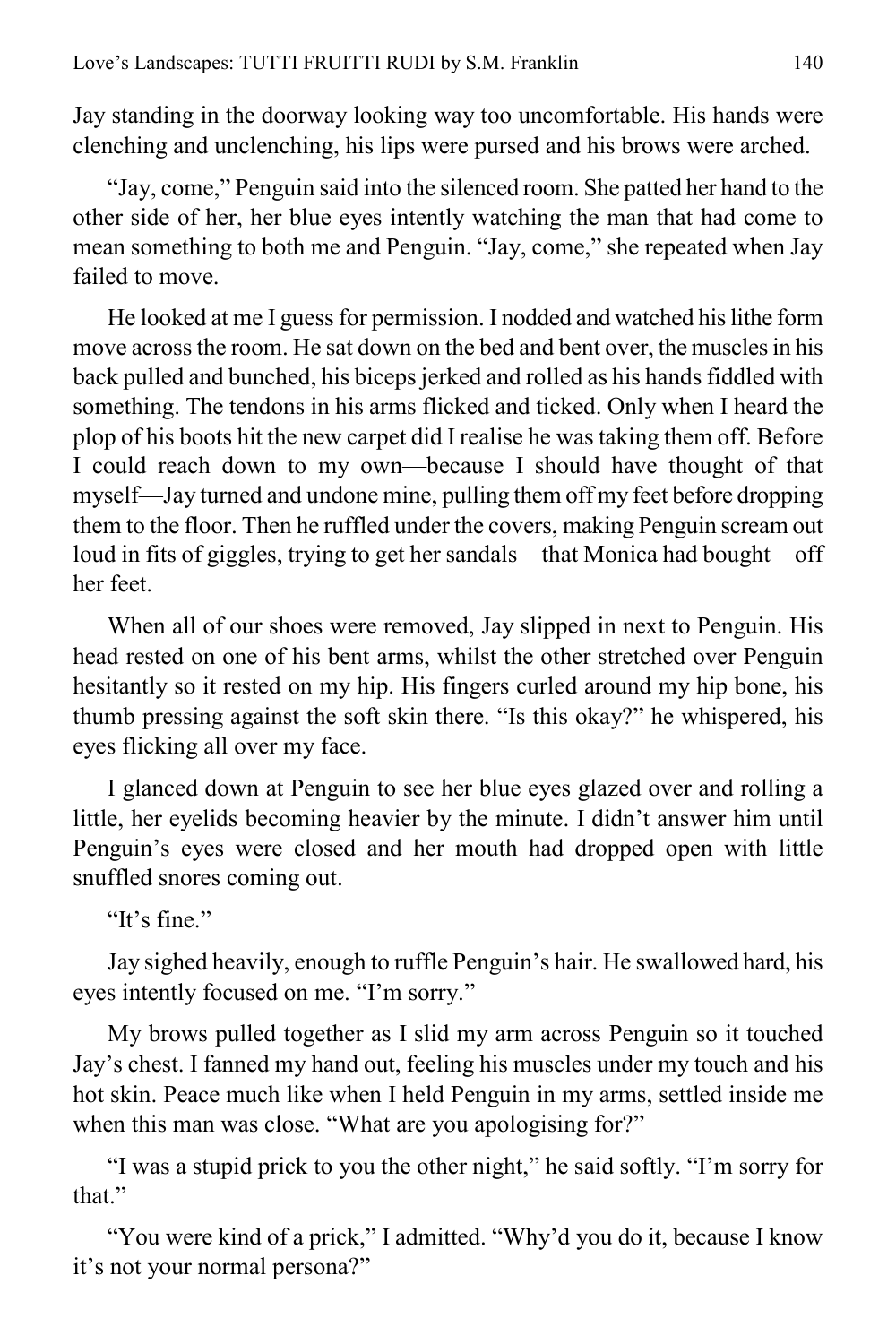Jay standing in the doorway looking way too uncomfortable. His hands were clenching and unclenching, his lips were pursed and his brows were arched.

"Jay, come," Penguin said into the silenced room. She patted her hand to the other side of her, her blue eyes intently watching the man that had come to mean something to both me and Penguin. "Jay, come," she repeated when Jay failed to move.

He looked at me I guess for permission. I nodded and watched his lithe form move across the room. He sat down on the bed and bent over, the muscles in his back pulled and bunched, his biceps jerked and rolled as his hands fiddled with something. The tendons in his arms flicked and ticked. Only when I heard the plop of his boots hit the new carpet did I realise he was taking them off. Before I could reach down to my own—because I should have thought of that myself—Jay turned and undone mine, pulling them off my feet before dropping them to the floor. Then he ruffled under the covers, making Penguin scream out loud in fits of giggles, trying to get her sandals—that Monica had bought—off her feet.

When all of our shoes were removed, Jay slipped in next to Penguin. His head rested on one of his bent arms, whilst the other stretched over Penguin hesitantly so it rested on my hip. His fingers curled around my hip bone, his thumb pressing against the soft skin there. "Is this okay?" he whispered, his eyes flicking all over my face.

I glanced down at Penguin to see her blue eyes glazed over and rolling a little, her eyelids becoming heavier by the minute. I didn't answer him until Penguin's eyes were closed and her mouth had dropped open with little snuffled snores coming out.

"It's fine."

Jay sighed heavily, enough to ruffle Penguin's hair. He swallowed hard, his eyes intently focused on me. "I'm sorry."

My brows pulled together as I slid my arm across Penguin so it touched Jay's chest. I fanned my hand out, feeling his muscles under my touch and his hot skin. Peace much like when I held Penguin in my arms, settled inside me when this man was close. "What are you apologising for?"

"I was a stupid prick to you the other night," he said softly. "I'm sorry for that."

"You were kind of a prick," I admitted. "Why'd you do it, because I know it's not your normal persona?"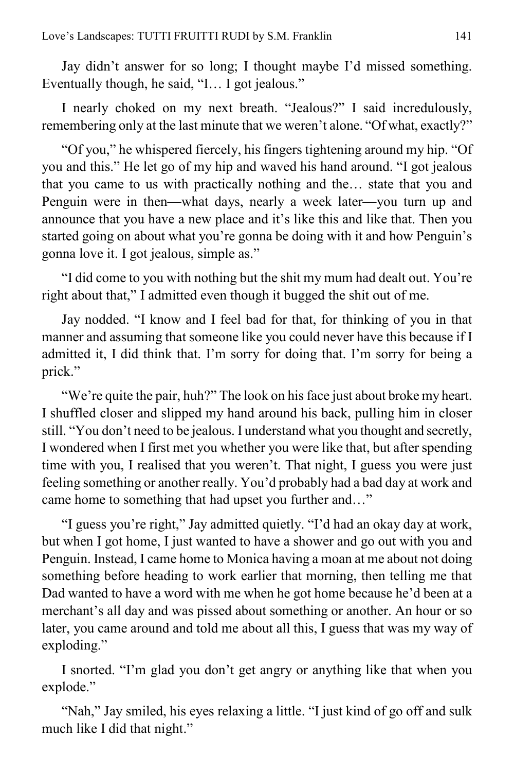Jay didn't answer for so long; I thought maybe I'd missed something. Eventually though, he said, "I… I got jealous."

I nearly choked on my next breath. "Jealous?" I said incredulously, remembering only at the last minute that we weren't alone. "Of what, exactly?"

"Of you," he whispered fiercely, his fingers tightening around my hip. "Of you and this." He let go of my hip and waved his hand around. "I got jealous that you came to us with practically nothing and the… state that you and Penguin were in then—what days, nearly a week later—you turn up and announce that you have a new place and it's like this and like that. Then you started going on about what you're gonna be doing with it and how Penguin's gonna love it. I got jealous, simple as."

"I did come to you with nothing but the shit my mum had dealt out. You're right about that," I admitted even though it bugged the shit out of me.

Jay nodded. "I know and I feel bad for that, for thinking of you in that manner and assuming that someone like you could never have this because if I admitted it, I did think that. I'm sorry for doing that. I'm sorry for being a prick."

"We're quite the pair, huh?" The look on his face just about broke my heart. I shuffled closer and slipped my hand around his back, pulling him in closer still. "You don't need to be jealous. I understand what you thought and secretly, I wondered when I first met you whether you were like that, but after spending time with you, I realised that you weren't. That night, I guess you were just feeling something or another really. You'd probably had a bad day at work and came home to something that had upset you further and…"

"I guess you're right," Jay admitted quietly. "I'd had an okay day at work, but when I got home, I just wanted to have a shower and go out with you and Penguin. Instead, I came home to Monica having a moan at me about not doing something before heading to work earlier that morning, then telling me that Dad wanted to have a word with me when he got home because he'd been at a merchant's all day and was pissed about something or another. An hour or so later, you came around and told me about all this, I guess that was my way of exploding."

I snorted. "I'm glad you don't get angry or anything like that when you explode."

"Nah," Jay smiled, his eyes relaxing a little. "I just kind of go off and sulk much like I did that night."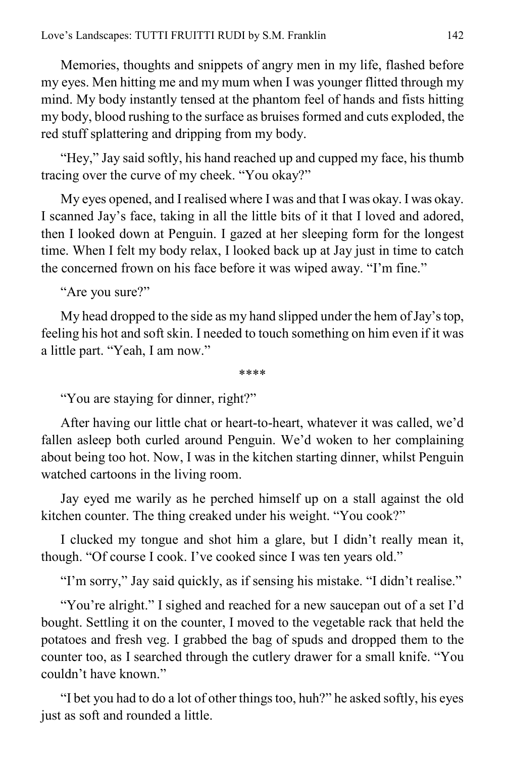Memories, thoughts and snippets of angry men in my life, flashed before my eyes. Men hitting me and my mum when I was younger flitted through my mind. My body instantly tensed at the phantom feel of hands and fists hitting my body, blood rushing to the surface as bruises formed and cuts exploded, the red stuff splattering and dripping from my body.

"Hey," Jay said softly, his hand reached up and cupped my face, his thumb tracing over the curve of my cheek. "You okay?"

My eyes opened, and I realised where I was and that I was okay. I was okay. I scanned Jay's face, taking in all the little bits of it that I loved and adored, then I looked down at Penguin. I gazed at her sleeping form for the longest time. When I felt my body relax, I looked back up at Jay just in time to catch the concerned frown on his face before it was wiped away. "I'm fine."

"Are you sure?"

My head dropped to the side as my hand slipped under the hem of Jay's top, feeling his hot and soft skin. I needed to touch something on him even if it was a little part. "Yeah, I am now."

****

"You are staying for dinner, right?"

After having our little chat or heart-to-heart, whatever it was called, we'd fallen asleep both curled around Penguin. We'd woken to her complaining about being too hot. Now, I was in the kitchen starting dinner, whilst Penguin watched cartoons in the living room.

Jay eyed me warily as he perched himself up on a stall against the old kitchen counter. The thing creaked under his weight. "You cook?"

I clucked my tongue and shot him a glare, but I didn't really mean it, though. "Of course I cook. I've cooked since I was ten years old."

"I'm sorry," Jay said quickly, as if sensing his mistake. "I didn't realise."

"You're alright." I sighed and reached for a new saucepan out of a set I'd bought. Settling it on the counter, I moved to the vegetable rack that held the potatoes and fresh veg. I grabbed the bag of spuds and dropped them to the counter too, as I searched through the cutlery drawer for a small knife. "You couldn't have known."

"I bet you had to do a lot of other things too, huh?" he asked softly, his eyes just as soft and rounded a little.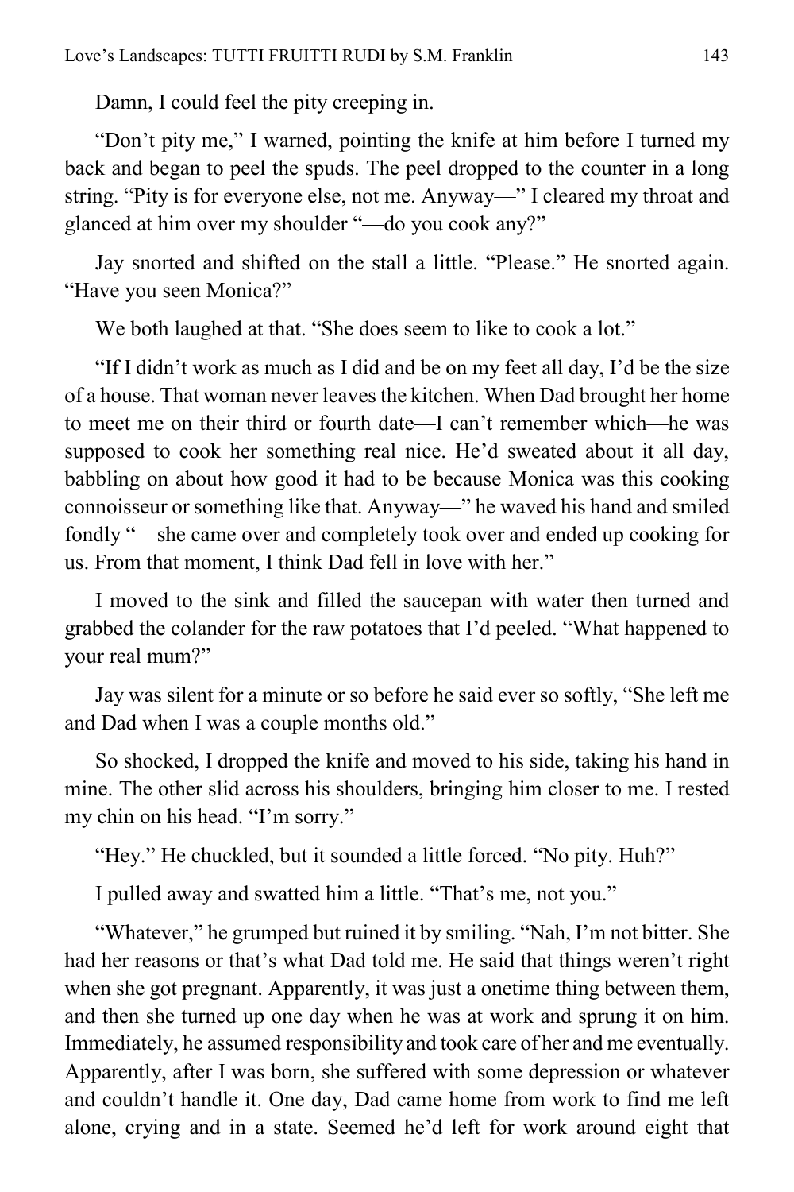Damn, I could feel the pity creeping in.

"Don't pity me," I warned, pointing the knife at him before I turned my back and began to peel the spuds. The peel dropped to the counter in a long string. "Pity is for everyone else, not me. Anyway—" I cleared my throat and glanced at him over my shoulder "—do you cook any?"

Jay snorted and shifted on the stall a little. "Please." He snorted again. "Have you seen Monica?"

We both laughed at that. "She does seem to like to cook a lot."

"If I didn't work as much as I did and be on my feet all day, I'd be the size of a house. That woman never leaves the kitchen. When Dad brought her home to meet me on their third or fourth date—I can't remember which—he was supposed to cook her something real nice. He'd sweated about it all day, babbling on about how good it had to be because Monica was this cooking connoisseur or something like that. Anyway—" he waved his hand and smiled fondly "—she came over and completely took over and ended up cooking for us. From that moment, I think Dad fell in love with her."

I moved to the sink and filled the saucepan with water then turned and grabbed the colander for the raw potatoes that I'd peeled. "What happened to your real mum?"

Jay was silent for a minute or so before he said ever so softly, "She left me and Dad when I was a couple months old."

So shocked, I dropped the knife and moved to his side, taking his hand in mine. The other slid across his shoulders, bringing him closer to me. I rested my chin on his head. "I'm sorry."

"Hey." He chuckled, but it sounded a little forced. "No pity. Huh?"

I pulled away and swatted him a little. "That's me, not you."

"Whatever," he grumped but ruined it by smiling. "Nah, I'm not bitter. She had her reasons or that's what Dad told me. He said that things weren't right when she got pregnant. Apparently, it was just a onetime thing between them, and then she turned up one day when he was at work and sprung it on him. Immediately, he assumed responsibility and took care of her and me eventually. Apparently, after I was born, she suffered with some depression or whatever and couldn't handle it. One day, Dad came home from work to find me left alone, crying and in a state. Seemed he'd left for work around eight that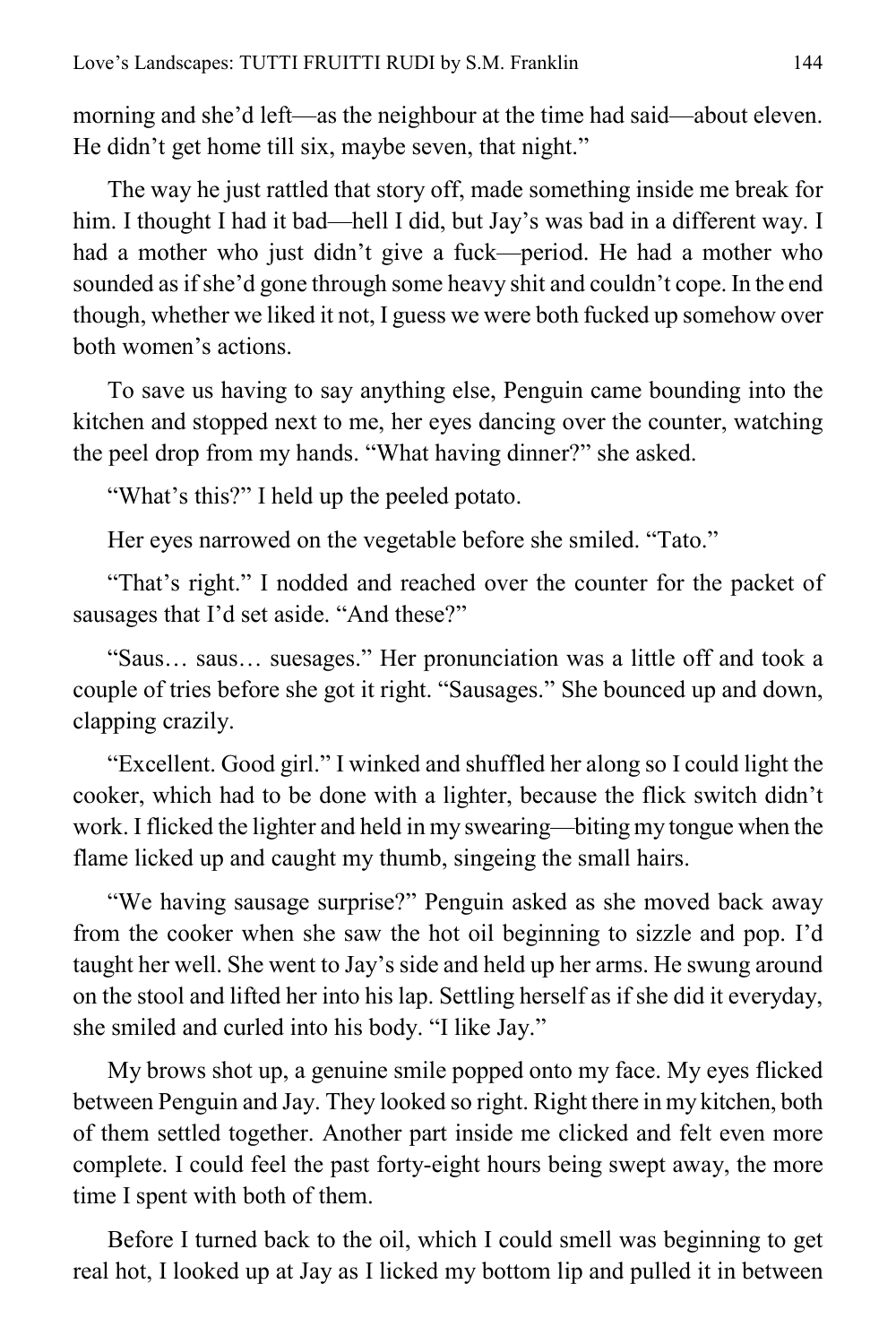morning and she'd left—as the neighbour at the time had said—about eleven. He didn't get home till six, maybe seven, that night."

The way he just rattled that story off, made something inside me break for him. I thought I had it bad—hell I did, but Jay's was bad in a different way. I had a mother who just didn't give a fuck—period. He had a mother who sounded as if she'd gone through some heavy shit and couldn't cope. In the end though, whether we liked it not, I guess we were both fucked up somehow over both women's actions.

To save us having to say anything else, Penguin came bounding into the kitchen and stopped next to me, her eyes dancing over the counter, watching the peel drop from my hands. "What having dinner?" she asked.

"What's this?" I held up the peeled potato.

Her eyes narrowed on the vegetable before she smiled. "Tato."

"That's right." I nodded and reached over the counter for the packet of sausages that I'd set aside. "And these?"

"Saus… saus… suesages." Her pronunciation was a little off and took a couple of tries before she got it right. "Sausages." She bounced up and down, clapping crazily.

"Excellent. Good girl." I winked and shuffled her along so I could light the cooker, which had to be done with a lighter, because the flick switch didn't work. I flicked the lighter and held in my swearing—biting my tongue when the flame licked up and caught my thumb, singeing the small hairs.

"We having sausage surprise?" Penguin asked as she moved back away from the cooker when she saw the hot oil beginning to sizzle and pop. I'd taught her well. She went to Jay's side and held up her arms. He swung around on the stool and lifted her into his lap. Settling herself as if she did it everyday, she smiled and curled into his body. "I like Jay."

My brows shot up, a genuine smile popped onto my face. My eyes flicked between Penguin and Jay. They looked so right. Right there in my kitchen, both of them settled together. Another part inside me clicked and felt even more complete. I could feel the past forty-eight hours being swept away, the more time I spent with both of them.

Before I turned back to the oil, which I could smell was beginning to get real hot, I looked up at Jay as I licked my bottom lip and pulled it in between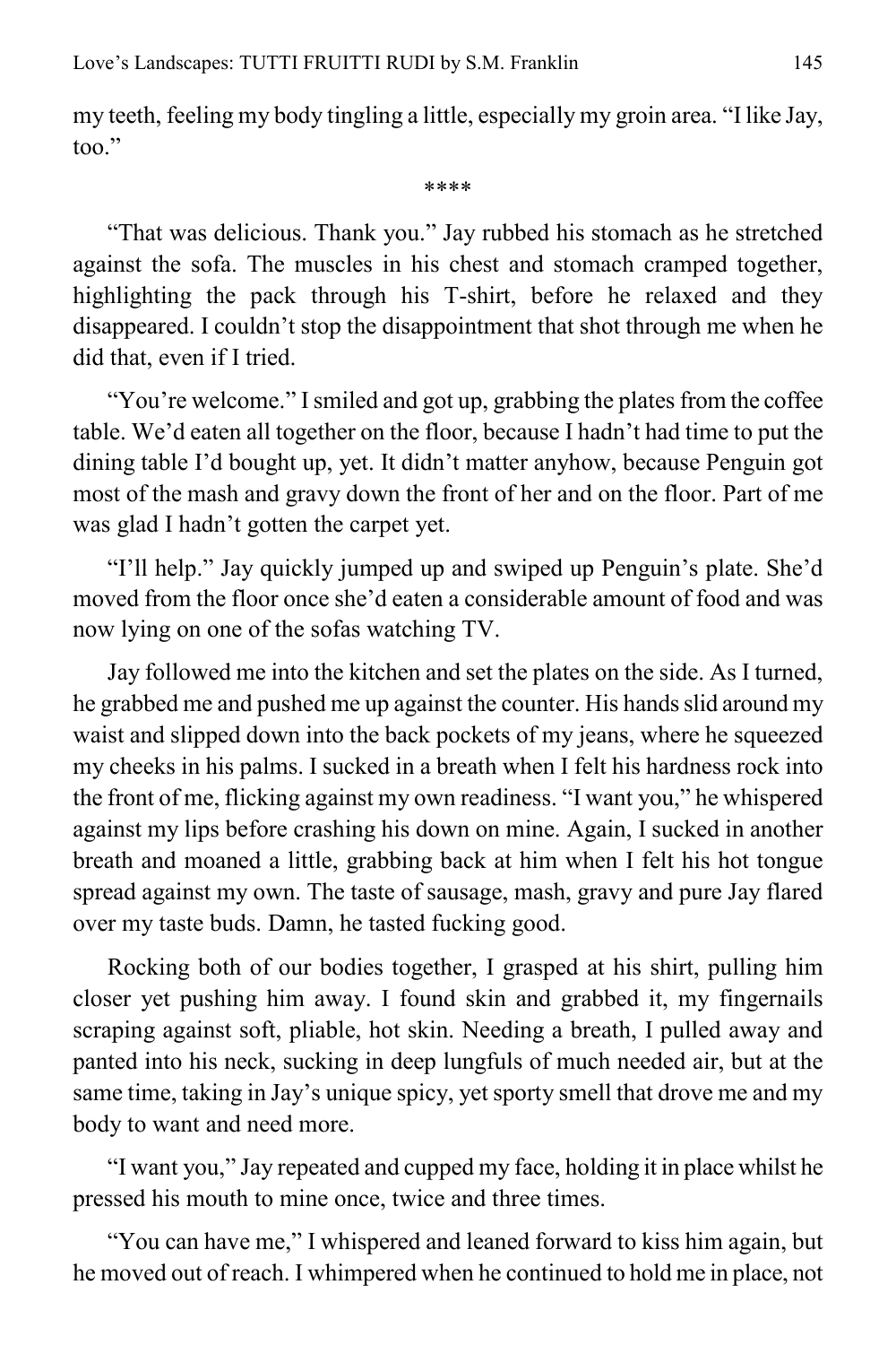my teeth, feeling my body tingling a little, especially my groin area. "I like Jay, too."

****

"That was delicious. Thank you." Jay rubbed his stomach as he stretched against the sofa. The muscles in his chest and stomach cramped together, highlighting the pack through his T-shirt, before he relaxed and they disappeared. I couldn't stop the disappointment that shot through me when he did that, even if I tried.

"You're welcome." I smiled and got up, grabbing the plates from the coffee table. We'd eaten all together on the floor, because I hadn't had time to put the dining table I'd bought up, yet. It didn't matter anyhow, because Penguin got most of the mash and gravy down the front of her and on the floor. Part of me was glad I hadn't gotten the carpet yet.

"I'll help." Jay quickly jumped up and swiped up Penguin's plate. She'd moved from the floor once she'd eaten a considerable amount of food and was now lying on one of the sofas watching TV.

Jay followed me into the kitchen and set the plates on the side. As I turned, he grabbed me and pushed me up against the counter. His hands slid around my waist and slipped down into the back pockets of my jeans, where he squeezed my cheeks in his palms. I sucked in a breath when I felt his hardness rock into the front of me, flicking against my own readiness. "I want you," he whispered against my lips before crashing his down on mine. Again, I sucked in another breath and moaned a little, grabbing back at him when I felt his hot tongue spread against my own. The taste of sausage, mash, gravy and pure Jay flared over my taste buds. Damn, he tasted fucking good.

Rocking both of our bodies together, I grasped at his shirt, pulling him closer yet pushing him away. I found skin and grabbed it, my fingernails scraping against soft, pliable, hot skin. Needing a breath, I pulled away and panted into his neck, sucking in deep lungfuls of much needed air, but at the same time, taking in Jay's unique spicy, yet sporty smell that drove me and my body to want and need more.

"I want you," Jay repeated and cupped my face, holding it in place whilst he pressed his mouth to mine once, twice and three times.

"You can have me," I whispered and leaned forward to kiss him again, but he moved out of reach. I whimpered when he continued to hold me in place, not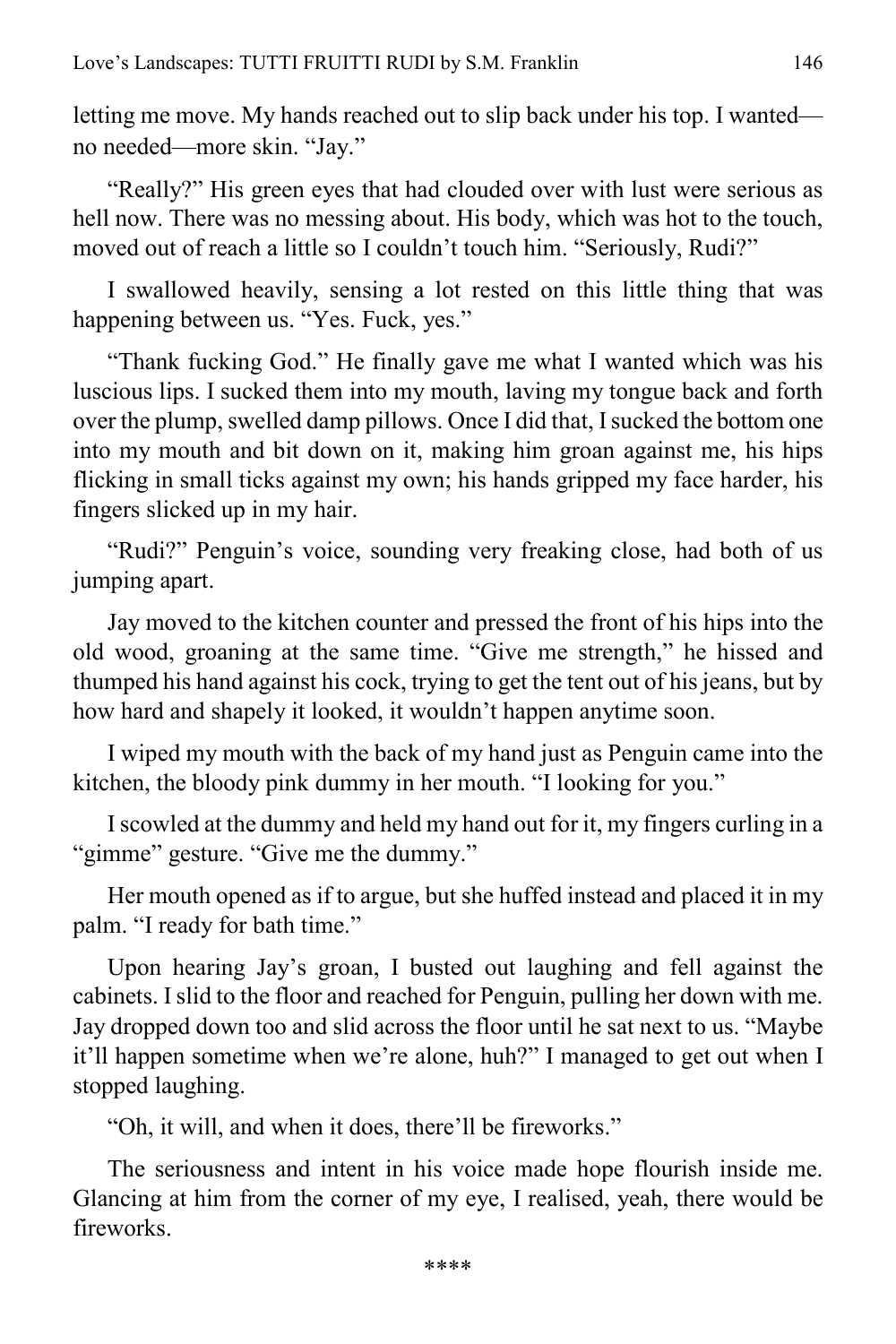letting me move. My hands reached out to slip back under his top. I wanted—no needed—more skin. "Jay."

"Really?" His green eyes that had clouded over with lust were serious as hell now. There was no messing about. His body, which was hot to the touch, moved out of reach a little so I couldn't touch him. "Seriously, Rudi?"

I swallowed heavily, sensing a lot rested on this little thing that was happening between us. "Yes. Fuck, yes."

"Thank fucking God." He finally gave me what I wanted which was his luscious lips. I sucked them into my mouth, laving my tongue back and forth over the plump, swelled damp pillows. Once I did that, I sucked the bottom one into my mouth and bit down on it, making him groan against me, his hips flicking in small ticks against my own; his hands gripped my face harder, his fingers slicked up in my hair.

"Rudi?" Penguin's voice, sounding very freaking close, had both of us jumping apart.

Jay moved to the kitchen counter and pressed the front of his hips into the old wood, groaning at the same time. "Give me strength," he hissed and thumped his hand against his cock, trying to get the tent out of his jeans, but by how hard and shapely it looked, it wouldn't happen anytime soon.

I wiped my mouth with the back of my hand just as Penguin came into the kitchen, the bloody pink dummy in her mouth. "I looking for you."

I scowled at the dummy and held my hand out for it, my fingers curling in a "gimme" gesture. "Give me the dummy."

Her mouth opened as if to argue, but she huffed instead and placed it in my palm. "I ready for bath time."

Upon hearing Jay's groan, I busted out laughing and fell against the cabinets. I slid to the floor and reached for Penguin, pulling her down with me. Jay dropped down too and slid across the floor until he sat next to us. "Maybe it'll happen sometime when we're alone, huh?" I managed to get out when I stopped laughing.

"Oh, it will, and when it does, there'll be fireworks."

The seriousness and intent in his voice made hope flourish inside me. Glancing at him from the corner of my eye, I realised, yeah, there would be fireworks.

****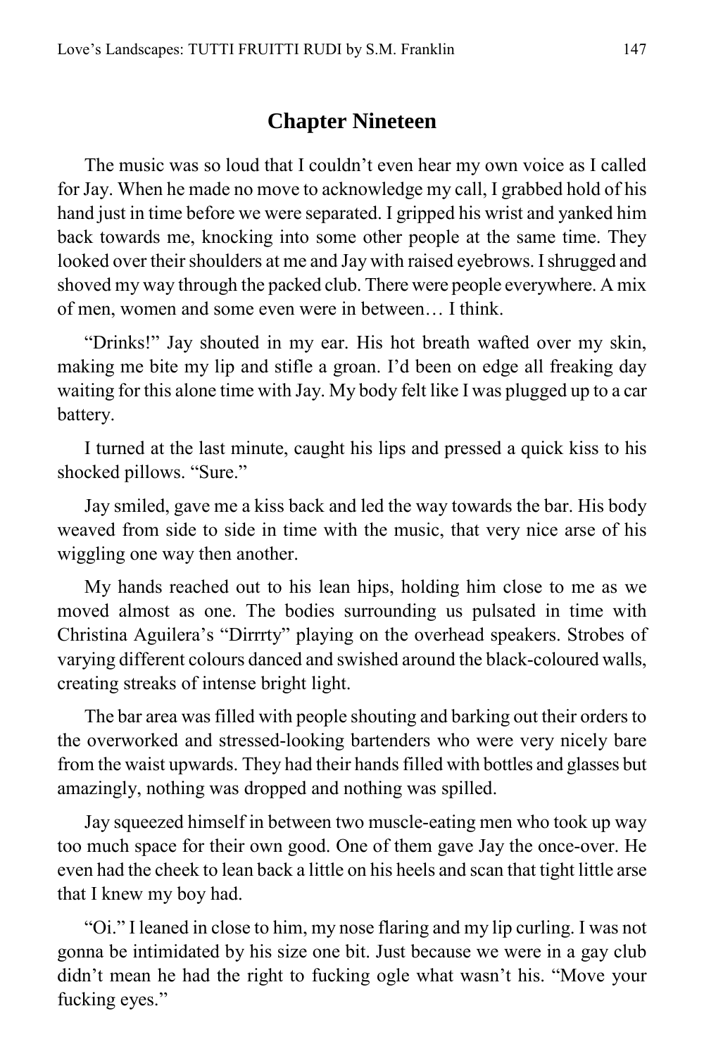## Chapter Nineteen

The music was so loud that I couldn't even hear my own voice as I called for Jay. When he made no move to acknowledge my call, I grabbed hold of his hand just in time before we were separated. I gripped his wrist and yanked him back towards me, knocking into some other people at the same time. They looked over their shoulders at me and Jay with raised eyebrows. I shrugged and shoved my way through the packed club. There were people everywhere. A mix of men, women and some even were in between… I think.

"Drinks!" Jay shouted in my ear. His hot breath wafted over my skin, making me bite my lip and stifle a groan. I'd been on edge all freaking day waiting for this alone time with Jay. My body felt like I was plugged up to a car battery.

I turned at the last minute, caught his lips and pressed a quick kiss to his shocked pillows. "Sure."

Jay smiled, gave me a kiss back and led the way towards the bar. His body weaved from side to side in time with the music, that very nice arse of his wiggling one way then another.

My hands reached out to his lean hips, holding him close to me as we moved almost as one. The bodies surrounding us pulsated in time with Christina Aguilera's "Dirrrty" playing on the overhead speakers. Strobes of varying different colours danced and swished around the black-coloured walls, creating streaks of intense bright light.

The bar area was filled with people shouting and barking out their orders to the overworked and stressed-looking bartenders who were very nicely bare from the waist upwards. They had their hands filled with bottles and glasses but amazingly, nothing was dropped and nothing was spilled.

Jay squeezed himself in between two muscle-eating men who took up way too much space for their own good. One of them gave Jay the once-over. He even had the cheek to lean back a little on his heels and scan that tight little arse that I knew my boy had.

"Oi." I leaned in close to him, my nose flaring and my lip curling. I was not gonna be intimidated by his size one bit. Just because we were in a gay club didn't mean he had the right to fucking ogle what wasn't his. "Move your fucking eyes."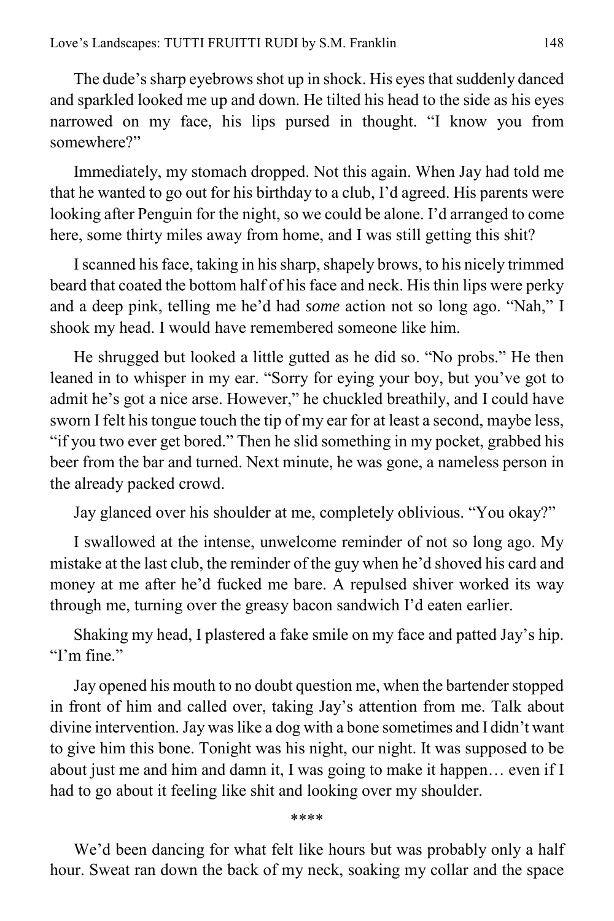The dude's sharp eyebrows shot up in shock. His eyes that suddenly danced and sparkled looked me up and down. He tilted his head to the side as his eyes narrowed on my face, his lips pursed in thought. "I know you from somewhere?"

Immediately, my stomach dropped. Not this again. When Jay had told me that he wanted to go out for his birthday to a club, I'd agreed. His parents were looking after Penguin for the night, so we could be alone. I'd arranged to come here, some thirty miles away from home, and I was still getting this shit?

I scanned his face, taking in his sharp, shapely brows, to his nicely trimmed beard that coated the bottom half of his face and neck. His thin lips were perky and a deep pink, telling me he'd had *some* action not so long ago. "Nah," I shook my head. I would have remembered someone like him.

He shrugged but looked a little gutted as he did so. "No probs." He then leaned in to whisper in my ear. "Sorry for eying your boy, but you've got to admit he's got a nice arse. However," he chuckled breathily, and I could have sworn I felt his tongue touch the tip of my ear for at least a second, maybe less, "if you two ever get bored." Then he slid something in my pocket, grabbed his beer from the bar and turned. Next minute, he was gone, a nameless person in the already packed crowd.

Jay glanced over his shoulder at me, completely oblivious. "You okay?"

I swallowed at the intense, unwelcome reminder of not so long ago. My mistake at the last club, the reminder of the guy when he'd shoved his card and money at me after he'd fucked me bare. A repulsed shiver worked its way through me, turning over the greasy bacon sandwich I'd eaten earlier.

Shaking my head, I plastered a fake smile on my face and patted Jay's hip. "I'm fine."

Jay opened his mouth to no doubt question me, when the bartender stopped in front of him and called over, taking Jay's attention from me. Talk about divine intervention. Jay was like a dog with a bone sometimes and I didn't want to give him this bone. Tonight was his night, our night. It was supposed to be about just me and him and damn it, I was going to make it happen… even if I had to go about it feeling like shit and looking over my shoulder.

\*\*\*\*

We'd been dancing for what felt like hours but was probably only a half hour. Sweat ran down the back of my neck, soaking my collar and the space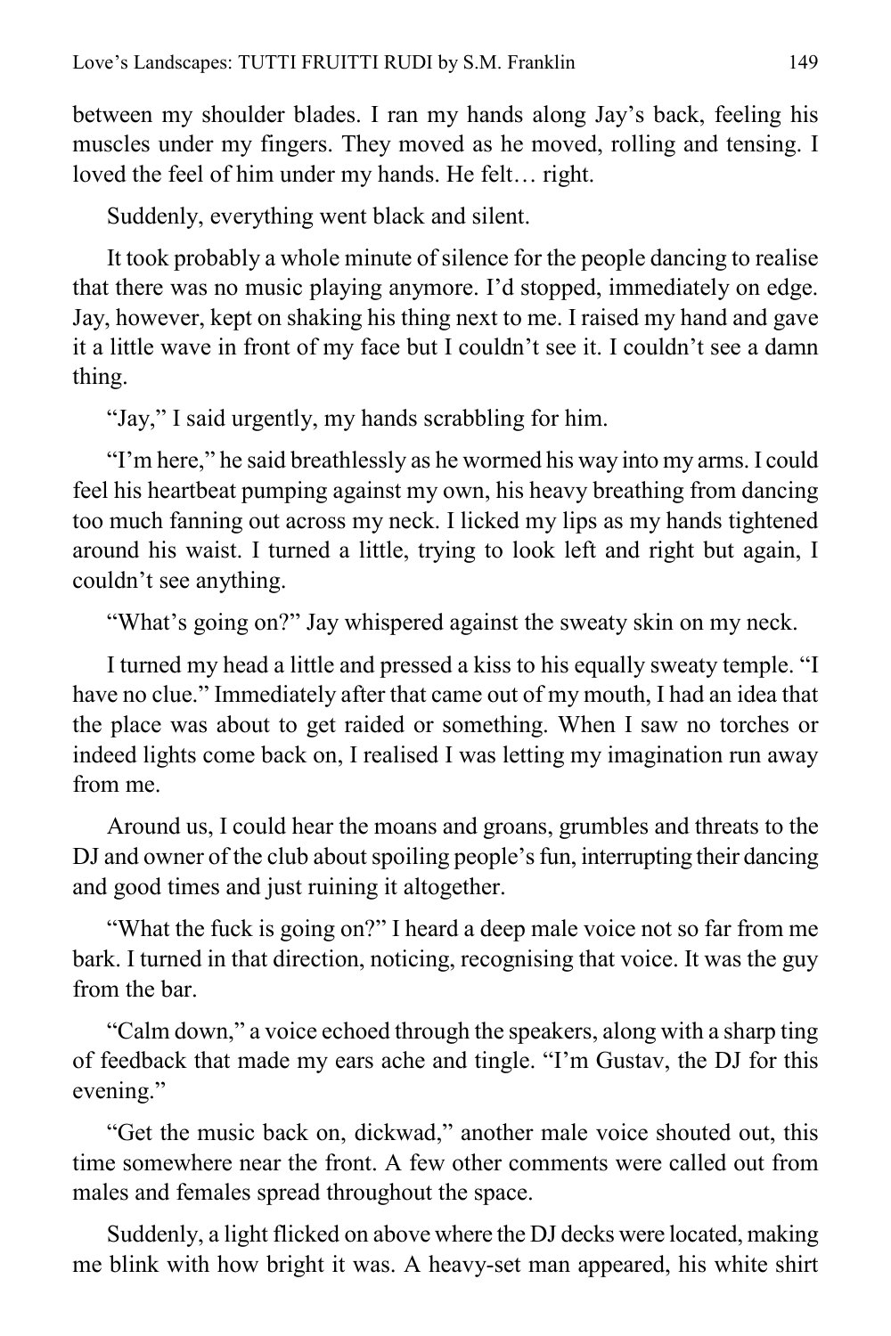between my shoulder blades. I ran my hands along Jay's back, feeling his muscles under my fingers. They moved as he moved, rolling and tensing. I loved the feel of him under my hands. He felt… right.

Suddenly, everything went black and silent.

It took probably a whole minute of silence for the people dancing to realise that there was no music playing anymore. I'd stopped, immediately on edge. Jay, however, kept on shaking his thing next to me. I raised my hand and gave it a little wave in front of my face but I couldn't see it. I couldn't see a damn thing.

"Jay," I said urgently, my hands scrabbling for him.

"I'm here," he said breathlessly as he wormed his way into my arms. I could feel his heartbeat pumping against my own, his heavy breathing from dancing too much fanning out across my neck. I licked my lips as my hands tightened around his waist. I turned a little, trying to look left and right but again, I couldn't see anything.

"What's going on?" Jay whispered against the sweaty skin on my neck.

I turned my head a little and pressed a kiss to his equally sweaty temple. "I have no clue." Immediately after that came out of my mouth, I had an idea that the place was about to get raided or something. When I saw no torches or indeed lights come back on, I realised I was letting my imagination run away from me.

Around us, I could hear the moans and groans, grumbles and threats to the DJ and owner of the club about spoiling people's fun, interrupting their dancing and good times and just ruining it altogether.

"What the fuck is going on?" I heard a deep male voice not so far from me bark. I turned in that direction, noticing, recognising that voice. It was the guy from the bar.

"Calm down," a voice echoed through the speakers, along with a sharp ting of feedback that made my ears ache and tingle. "I'm Gustav, the DJ for this evening."

"Get the music back on, dickwad," another male voice shouted out, this time somewhere near the front. A few other comments were called out from males and females spread throughout the space.

Suddenly, a light flicked on above where the DJ decks were located, making me blink with how bright it was. A heavy-set man appeared, his white shirt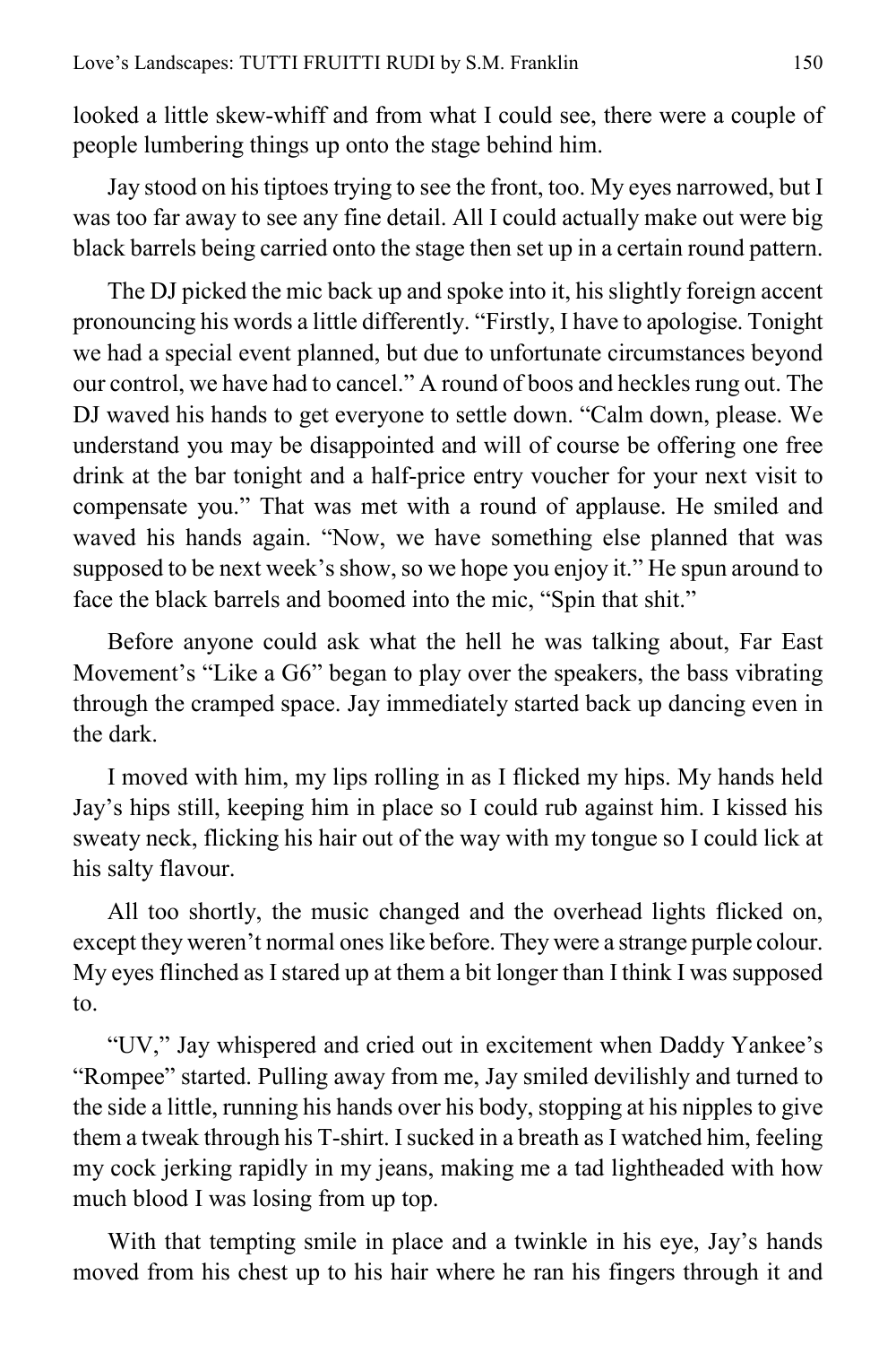looked a little skew-whiff and from what I could see, there were a couple of people lumbering things up onto the stage behind him.

Jay stood on his tiptoes trying to see the front, too. My eyes narrowed, but I was too far away to see any fine detail. All I could actually make out were big black barrels being carried onto the stage then set up in a certain round pattern.

The DJ picked the mic back up and spoke into it, his slightly foreign accent pronouncing his words a little differently. "Firstly, I have to apologise. Tonight we had a special event planned, but due to unfortunate circumstances beyond our control, we have had to cancel." A round of boos and heckles rung out. The DJ waved his hands to get everyone to settle down. "Calm down, please. We understand you may be disappointed and will of course be offering one free drink at the bar tonight and a half-price entry voucher for your next visit to compensate you." That was met with a round of applause. He smiled and waved his hands again. "Now, we have something else planned that was supposed to be next week's show, so we hope you enjoy it." He spun around to face the black barrels and boomed into the mic, "Spin that shit."

Before anyone could ask what the hell he was talking about, Far East Movement's "Like a G6" began to play over the speakers, the bass vibrating through the cramped space. Jay immediately started back up dancing even in the dark.

I moved with him, my lips rolling in as I flicked my hips. My hands held Jay's hips still, keeping him in place so I could rub against him. I kissed his sweaty neck, flicking his hair out of the way with my tongue so I could lick at his salty flavour.

All too shortly, the music changed and the overhead lights flicked on, except they weren't normal ones like before. They were a strange purple colour. My eyes flinched as I stared up at them a bit longer than I think I was supposed to.

"UV," Jay whispered and cried out in excitement when Daddy Yankee's "Rompee" started. Pulling away from me, Jay smiled devilishly and turned to the side a little, running his hands over his body, stopping at his nipples to give them a tweak through his T-shirt. I sucked in a breath as I watched him, feeling my cock jerking rapidly in my jeans, making me a tad lightheaded with how much blood I was losing from up top.

With that tempting smile in place and a twinkle in his eye, Jay's hands moved from his chest up to his hair where he ran his fingers through it and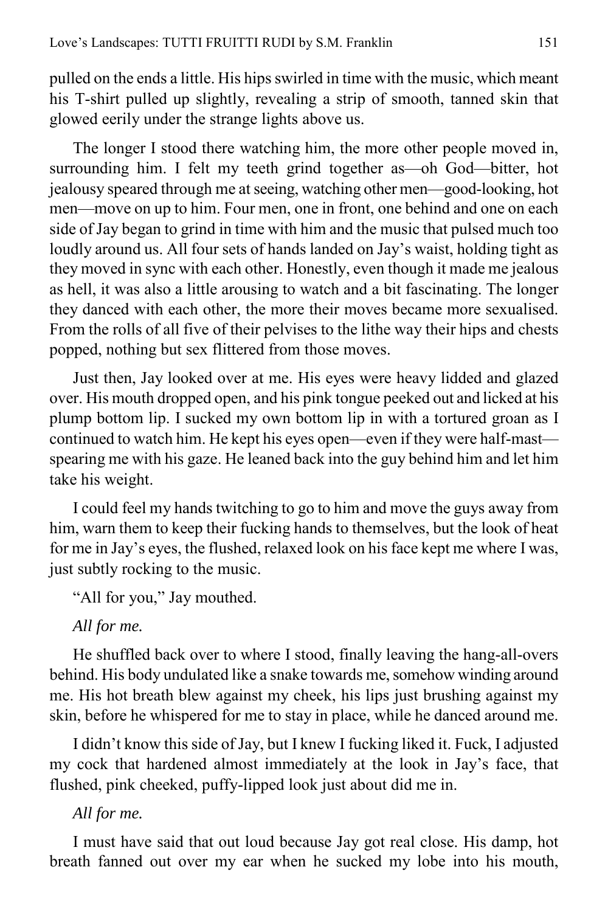pulled on the ends a little. His hips swirled in time with the music, which meant his T-shirt pulled up slightly, revealing a strip of smooth, tanned skin that glowed eerily under the strange lights above us.

The longer I stood there watching him, the more other people moved in, surrounding him. I felt my teeth grind together as—oh God—bitter, hot jealousy speared through me at seeing, watching other men—good-looking, hot men—move on up to him. Four men, one in front, one behind and one on each side of Jay began to grind in time with him and the music that pulsed much too loudly around us. All four sets of hands landed on Jay's waist, holding tight as they moved in sync with each other. Honestly, even though it made me jealous as hell, it was also a little arousing to watch and a bit fascinating. The longer they danced with each other, the more their moves became more sexualised. From the rolls of all five of their pelvises to the lithe way their hips and chests popped, nothing but sex flittered from those moves.

Just then, Jay looked over at me. His eyes were heavy lidded and glazed over. His mouth dropped open, and his pink tongue peeked out and licked at his plump bottom lip. I sucked my own bottom lip in with a tortured groan as I continued to watch him. He kept his eyes open—even if they were half-mast—spearing me with his gaze. He leaned back into the guy behind him and let him take his weight.

I could feel my hands twitching to go to him and move the guys away from him, warn them to keep their fucking hands to themselves, but the look of heat for me in Jay's eyes, the flushed, relaxed look on his face kept me where I was, just subtly rocking to the music.

"All for you," Jay mouthed.

*All for me.*

He shuffled back over to where I stood, finally leaving the hang-all-overs behind. His body undulated like a snake towards me, somehow winding around me. His hot breath blew against my cheek, his lips just brushing against my skin, before he whispered for me to stay in place, while he danced around me.

I didn't know this side of Jay, but I knew I fucking liked it. Fuck, I adjusted my cock that hardened almost immediately at the look in Jay's face, that flushed, pink cheeked, puffy-lipped look just about did me in.

*All for me.*

I must have said that out loud because Jay got real close. His damp, hot breath fanned out over my ear when he sucked my lobe into his mouth,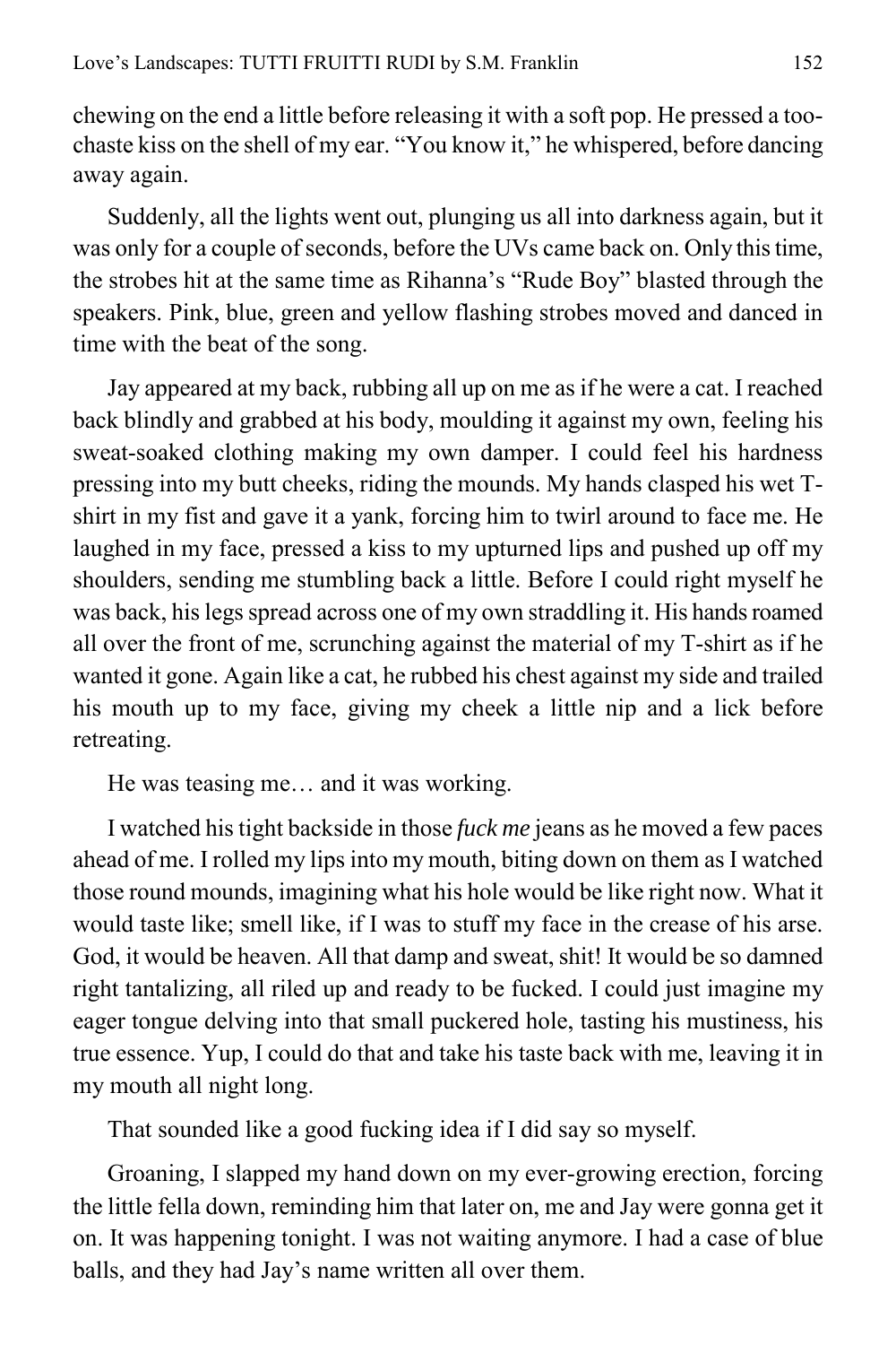chewing on the end a little before releasing it with a soft pop. He pressed a too-chaste kiss on the shell of my ear. "You know it," he whispered, before dancing away again.

Suddenly, all the lights went out, plunging us all into darkness again, but it was only for a couple of seconds, before the UVs came back on. Only this time, the strobes hit at the same time as Rihanna's "Rude Boy" blasted through the speakers. Pink, blue, green and yellow flashing strobes moved and danced in time with the beat of the song.

Jay appeared at my back, rubbing all up on me as if he were a cat. I reached back blindly and grabbed at his body, moulding it against my own, feeling his sweat-soaked clothing making my own damper. I could feel his hardness pressing into my butt cheeks, riding the mounds. My hands clasped his wet T-shirt in my fist and gave it a yank, forcing him to twirl around to face me. He laughed in my face, pressed a kiss to my upturned lips and pushed up off my shoulders, sending me stumbling back a little. Before I could right myself he was back, his legs spread across one of my own straddling it. His hands roamed all over the front of me, scrunching against the material of my T-shirt as if he wanted it gone. Again like a cat, he rubbed his chest against my side and trailed his mouth up to my face, giving my cheek a little nip and a lick before retreating.

He was teasing me… and it was working.

I watched his tight backside in those *fuck me* jeans as he moved a few paces ahead of me. I rolled my lips into my mouth, biting down on them as I watched those round mounds, imagining what his hole would be like right now. What it would taste like; smell like, if I was to stuff my face in the crease of his arse. God, it would be heaven. All that damp and sweat, shit! It would be so damned right tantalizing, all riled up and ready to be fucked. I could just imagine my eager tongue delving into that small puckered hole, tasting his mustiness, his true essence. Yup, I could do that and take his taste back with me, leaving it in my mouth all night long.

That sounded like a good fucking idea if I did say so myself.

Groaning, I slapped my hand down on my ever-growing erection, forcing the little fella down, reminding him that later on, me and Jay were gonna get it on. It was happening tonight. I was not waiting anymore. I had a case of blue balls, and they had Jay's name written all over them.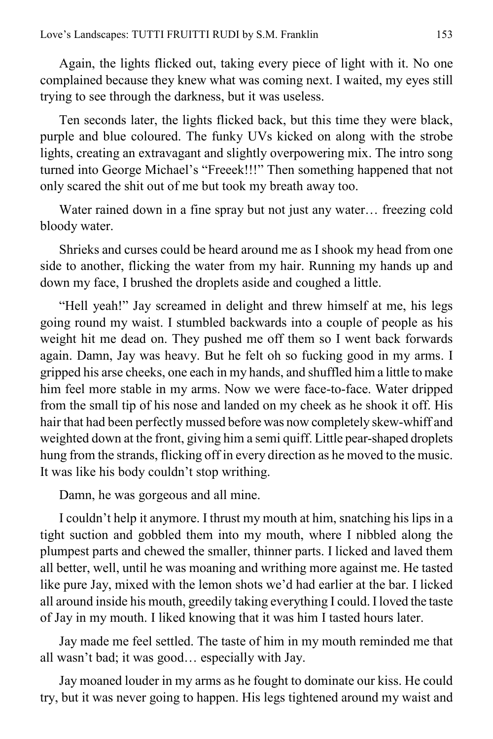Again, the lights flicked out, taking every piece of light with it. No one complained because they knew what was coming next. I waited, my eyes still trying to see through the darkness, but it was useless.

Ten seconds later, the lights flicked back, but this time they were black, purple and blue coloured. The funky UVs kicked on along with the strobe lights, creating an extravagant and slightly overpowering mix. The intro song turned into George Michael's "Freeek!!!" Then something happened that not only scared the shit out of me but took my breath away too.

Water rained down in a fine spray but not just any water… freezing cold bloody water.

Shrieks and curses could be heard around me as I shook my head from one side to another, flicking the water from my hair. Running my hands up and down my face, I brushed the droplets aside and coughed a little.

"Hell yeah!" Jay screamed in delight and threw himself at me, his legs going round my waist. I stumbled backwards into a couple of people as his weight hit me dead on. They pushed me off them so I went back forwards again. Damn, Jay was heavy. But he felt oh so fucking good in my arms. I gripped his arse cheeks, one each in my hands, and shuffled him a little to make him feel more stable in my arms. Now we were face-to-face. Water dripped from the small tip of his nose and landed on my cheek as he shook it off. His hair that had been perfectly mussed before was now completely skew-whiff and weighted down at the front, giving him a semi quiff. Little pear-shaped droplets hung from the strands, flicking off in every direction as he moved to the music. It was like his body couldn't stop writhing.

Damn, he was gorgeous and all mine.

I couldn't help it anymore. I thrust my mouth at him, snatching his lips in a tight suction and gobbled them into my mouth, where I nibbled along the plumpest parts and chewed the smaller, thinner parts. I licked and laved them all better, well, until he was moaning and writhing more against me. He tasted like pure Jay, mixed with the lemon shots we'd had earlier at the bar. I licked all around inside his mouth, greedily taking everything I could. I loved the taste of Jay in my mouth. I liked knowing that it was him I tasted hours later.

Jay made me feel settled. The taste of him in my mouth reminded me that all wasn't bad; it was good… especially with Jay.

Jay moaned louder in my arms as he fought to dominate our kiss. He could try, but it was never going to happen. His legs tightened around my waist and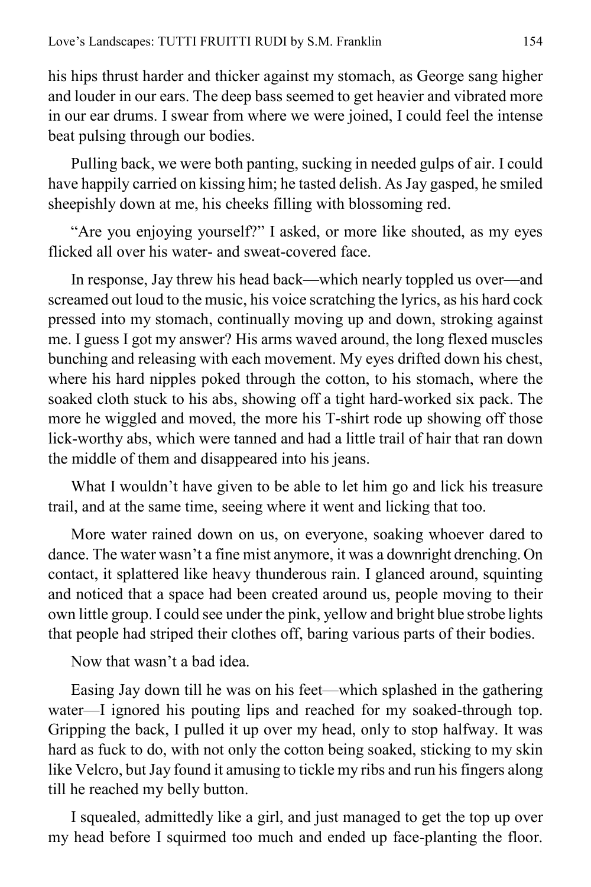his hips thrust harder and thicker against my stomach, as George sang higher and louder in our ears. The deep bass seemed to get heavier and vibrated more in our ear drums. I swear from where we were joined, I could feel the intense beat pulsing through our bodies.

Pulling back, we were both panting, sucking in needed gulps of air. I could have happily carried on kissing him; he tasted delish. As Jay gasped, he smiled sheepishly down at me, his cheeks filling with blossoming red.

"Are you enjoying yourself?" I asked, or more like shouted, as my eyes flicked all over his water- and sweat-covered face.

In response, Jay threw his head back—which nearly toppled us over—and screamed out loud to the music, his voice scratching the lyrics, as his hard cock pressed into my stomach, continually moving up and down, stroking against me. I guess I got my answer? His arms waved around, the long flexed muscles bunching and releasing with each movement. My eyes drifted down his chest, where his hard nipples poked through the cotton, to his stomach, where the soaked cloth stuck to his abs, showing off a tight hard-worked six pack. The more he wiggled and moved, the more his T-shirt rode up showing off those lick-worthy abs, which were tanned and had a little trail of hair that ran down the middle of them and disappeared into his jeans.

What I wouldn't have given to be able to let him go and lick his treasure trail, and at the same time, seeing where it went and licking that too.

More water rained down on us, on everyone, soaking whoever dared to dance. The water wasn't a fine mist anymore, it was a downright drenching. On contact, it splattered like heavy thunderous rain. I glanced around, squinting and noticed that a space had been created around us, people moving to their own little group. I could see under the pink, yellow and bright blue strobe lights that people had striped their clothes off, baring various parts of their bodies.

Now that wasn't a bad idea.

Easing Jay down till he was on his feet—which splashed in the gathering water—I ignored his pouting lips and reached for my soaked-through top. Gripping the back, I pulled it up over my head, only to stop halfway. It was hard as fuck to do, with not only the cotton being soaked, sticking to my skin like Velcro, but Jay found it amusing to tickle my ribs and run his fingers along till he reached my belly button.

I squealed, admittedly like a girl, and just managed to get the top up over my head before I squirmed too much and ended up face-planting the floor.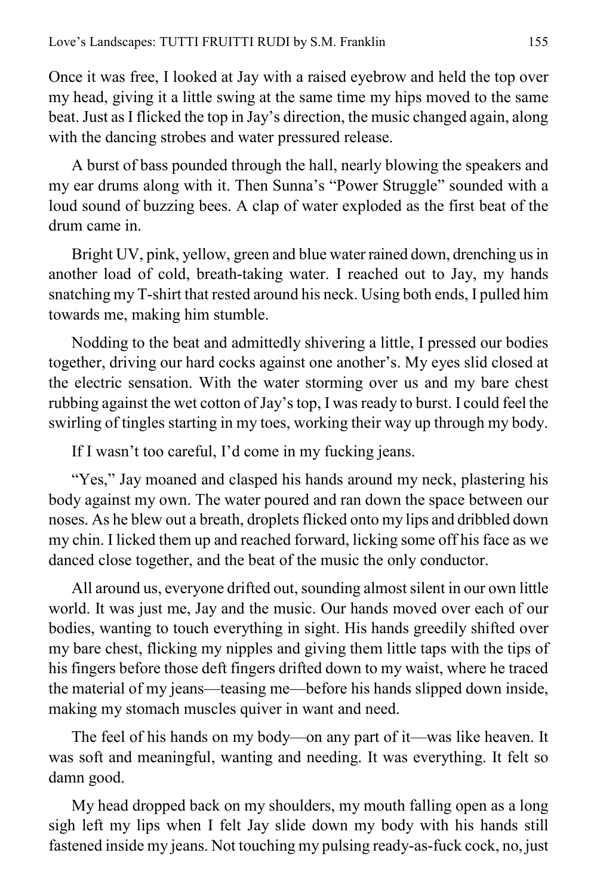Once it was free, I looked at Jay with a raised eyebrow and held the top over my head, giving it a little swing at the same time my hips moved to the same beat. Just as I flicked the top in Jay's direction, the music changed again, along with the dancing strobes and water pressured release.

A burst of bass pounded through the hall, nearly blowing the speakers and my ear drums along with it. Then Sunna's "Power Struggle" sounded with a loud sound of buzzing bees. A clap of water exploded as the first beat of the drum came in.

Bright UV, pink, yellow, green and blue water rained down, drenching us in another load of cold, breath-taking water. I reached out to Jay, my hands snatching my T-shirt that rested around his neck. Using both ends, I pulled him towards me, making him stumble.

Nodding to the beat and admittedly shivering a little, I pressed our bodies together, driving our hard cocks against one another's. My eyes slid closed at the electric sensation. With the water storming over us and my bare chest rubbing against the wet cotton of Jay's top, I was ready to burst. I could feel the swirling of tingles starting in my toes, working their way up through my body.

If I wasn't too careful, I'd come in my fucking jeans.

"Yes," Jay moaned and clasped his hands around my neck, plastering his body against my own. The water poured and ran down the space between our noses. As he blew out a breath, droplets flicked onto my lips and dribbled down my chin. I licked them up and reached forward, licking some off his face as we danced close together, and the beat of the music the only conductor.

All around us, everyone drifted out, sounding almost silent in our own little world. It was just me, Jay and the music. Our hands moved over each of our bodies, wanting to touch everything in sight. His hands greedily shifted over my bare chest, flicking my nipples and giving them little taps with the tips of his fingers before those deft fingers drifted down to my waist, where he traced the material of my jeans—teasing me—before his hands slipped down inside, making my stomach muscles quiver in want and need.

The feel of his hands on my body—on any part of it—was like heaven. It was soft and meaningful, wanting and needing. It was everything. It felt so damn good.

My head dropped back on my shoulders, my mouth falling open as a long sigh left my lips when I felt Jay slide down my body with his hands still fastened inside my jeans. Not touching my pulsing ready-as-fuck cock, no, just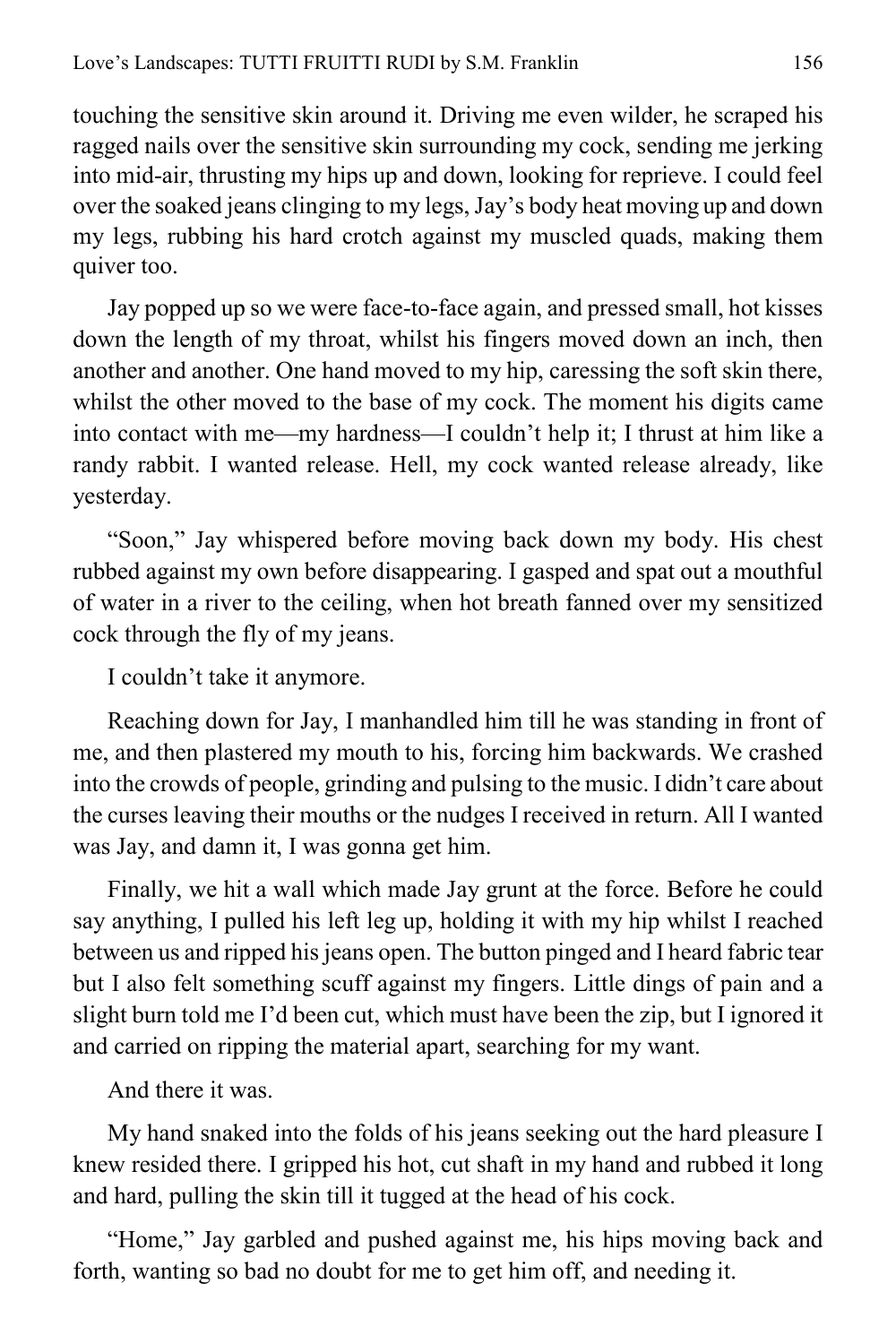touching the sensitive skin around it. Driving me even wilder, he scraped his ragged nails over the sensitive skin surrounding my cock, sending me jerking into mid-air, thrusting my hips up and down, looking for reprieve. I could feel over the soaked jeans clinging to my legs, Jay's body heat moving up and down my legs, rubbing his hard crotch against my muscled quads, making them quiver too.

Jay popped up so we were face-to-face again, and pressed small, hot kisses down the length of my throat, whilst his fingers moved down an inch, then another and another. One hand moved to my hip, caressing the soft skin there, whilst the other moved to the base of my cock. The moment his digits came into contact with me—my hardness—I couldn't help it; I thrust at him like a randy rabbit. I wanted release. Hell, my cock wanted release already, like yesterday.

"Soon," Jay whispered before moving back down my body. His chest rubbed against my own before disappearing. I gasped and spat out a mouthful of water in a river to the ceiling, when hot breath fanned over my sensitized cock through the fly of my jeans.

I couldn't take it anymore.

Reaching down for Jay, I manhandled him till he was standing in front of me, and then plastered my mouth to his, forcing him backwards. We crashed into the crowds of people, grinding and pulsing to the music. I didn't care about the curses leaving their mouths or the nudges I received in return. All I wanted was Jay, and damn it, I was gonna get him.

Finally, we hit a wall which made Jay grunt at the force. Before he could say anything, I pulled his left leg up, holding it with my hip whilst I reached between us and ripped his jeans open. The button pinged and I heard fabric tear but I also felt something scuff against my fingers. Little dings of pain and a slight burn told me I'd been cut, which must have been the zip, but I ignored it and carried on ripping the material apart, searching for my want.

And there it was.

My hand snaked into the folds of his jeans seeking out the hard pleasure I knew resided there. I gripped his hot, cut shaft in my hand and rubbed it long and hard, pulling the skin till it tugged at the head of his cock.

"Home," Jay garbled and pushed against me, his hips moving back and forth, wanting so bad no doubt for me to get him off, and needing it.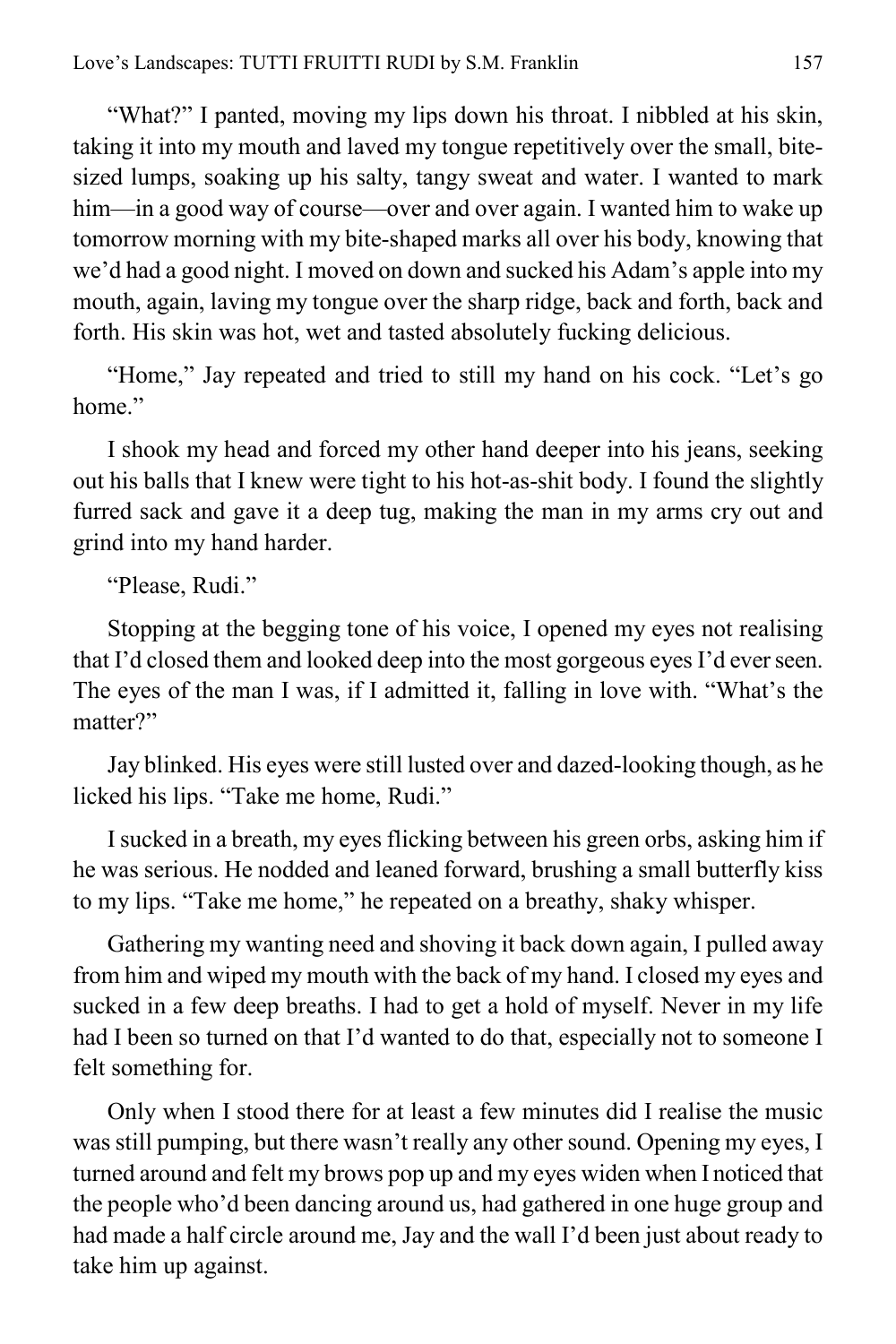"What?" I panted, moving my lips down his throat. I nibbled at his skin, taking it into my mouth and laved my tongue repetitively over the small, bite-sized lumps, soaking up his salty, tangy sweat and water. I wanted to mark him—in a good way of course—over and over again. I wanted him to wake up tomorrow morning with my bite-shaped marks all over his body, knowing that we'd had a good night. I moved on down and sucked his Adam's apple into my mouth, again, laving my tongue over the sharp ridge, back and forth, back and forth. His skin was hot, wet and tasted absolutely fucking delicious.

"Home," Jay repeated and tried to still my hand on his cock. "Let's go home."

I shook my head and forced my other hand deeper into his jeans, seeking out his balls that I knew were tight to his hot-as-shit body. I found the slightly furred sack and gave it a deep tug, making the man in my arms cry out and grind into my hand harder.

"Please, Rudi."

Stopping at the begging tone of his voice, I opened my eyes not realising that I'd closed them and looked deep into the most gorgeous eyes I'd ever seen. The eyes of the man I was, if I admitted it, falling in love with. "What's the matter?"

Jay blinked. His eyes were still lusted over and dazed-looking though, as he licked his lips. "Take me home, Rudi."

I sucked in a breath, my eyes flicking between his green orbs, asking him if he was serious. He nodded and leaned forward, brushing a small butterfly kiss to my lips. "Take me home," he repeated on a breathy, shaky whisper.

Gathering my wanting need and shoving it back down again, I pulled away from him and wiped my mouth with the back of my hand. I closed my eyes and sucked in a few deep breaths. I had to get a hold of myself. Never in my life had I been so turned on that I'd wanted to do that, especially not to someone I felt something for.

Only when I stood there for at least a few minutes did I realise the music was still pumping, but there wasn't really any other sound. Opening my eyes, I turned around and felt my brows pop up and my eyes widen when I noticed that the people who'd been dancing around us, had gathered in one huge group and had made a half circle around me, Jay and the wall I'd been just about ready to take him up against.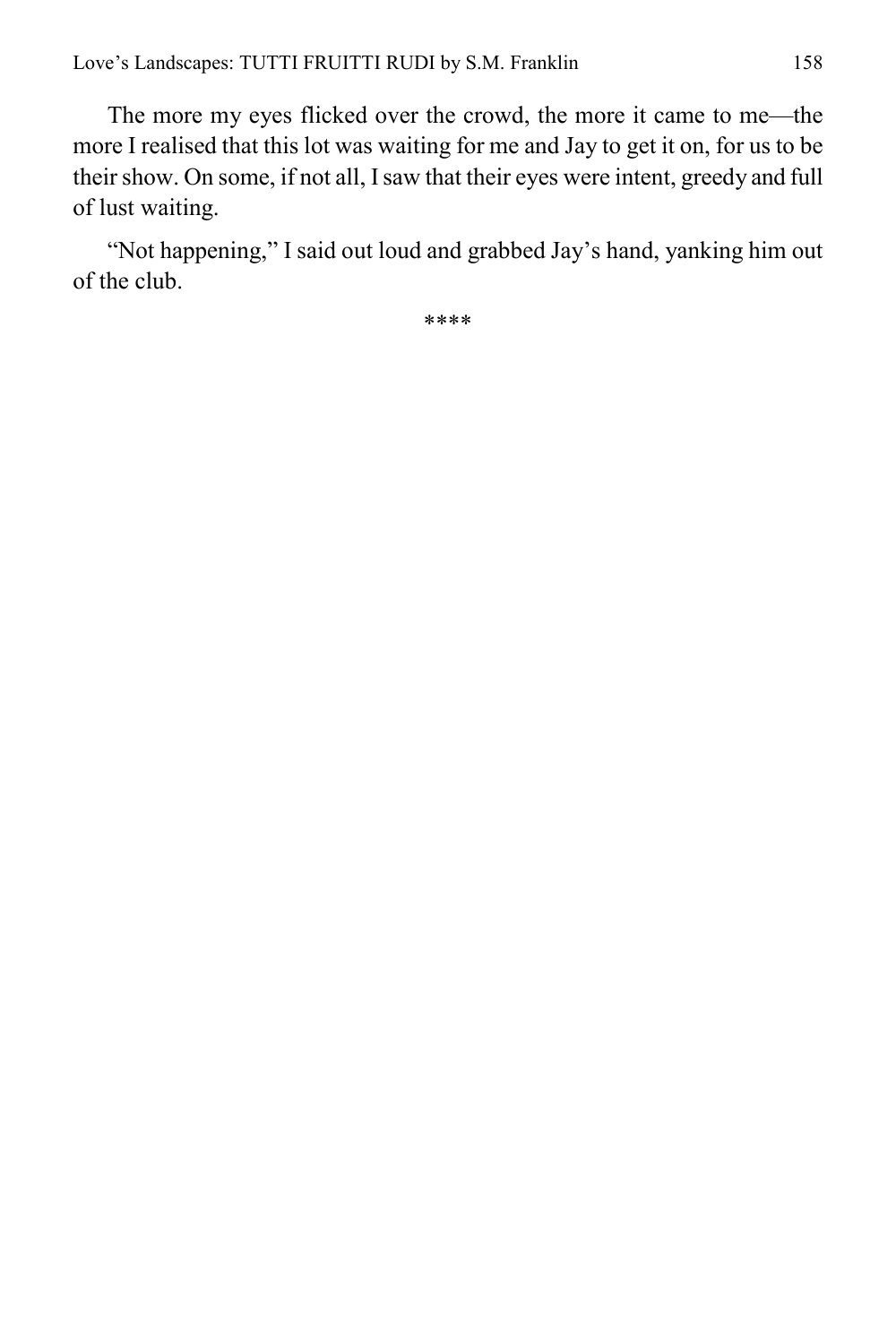The more my eyes flicked over the crowd, the more it came to me—the more I realised that this lot was waiting for me and Jay to get it on, for us to be their show. On some, if not all, I saw that their eyes were intent, greedy and full of lust waiting.

“Not happening,” I said out loud and grabbed Jay’s hand, yanking him out of the club.

****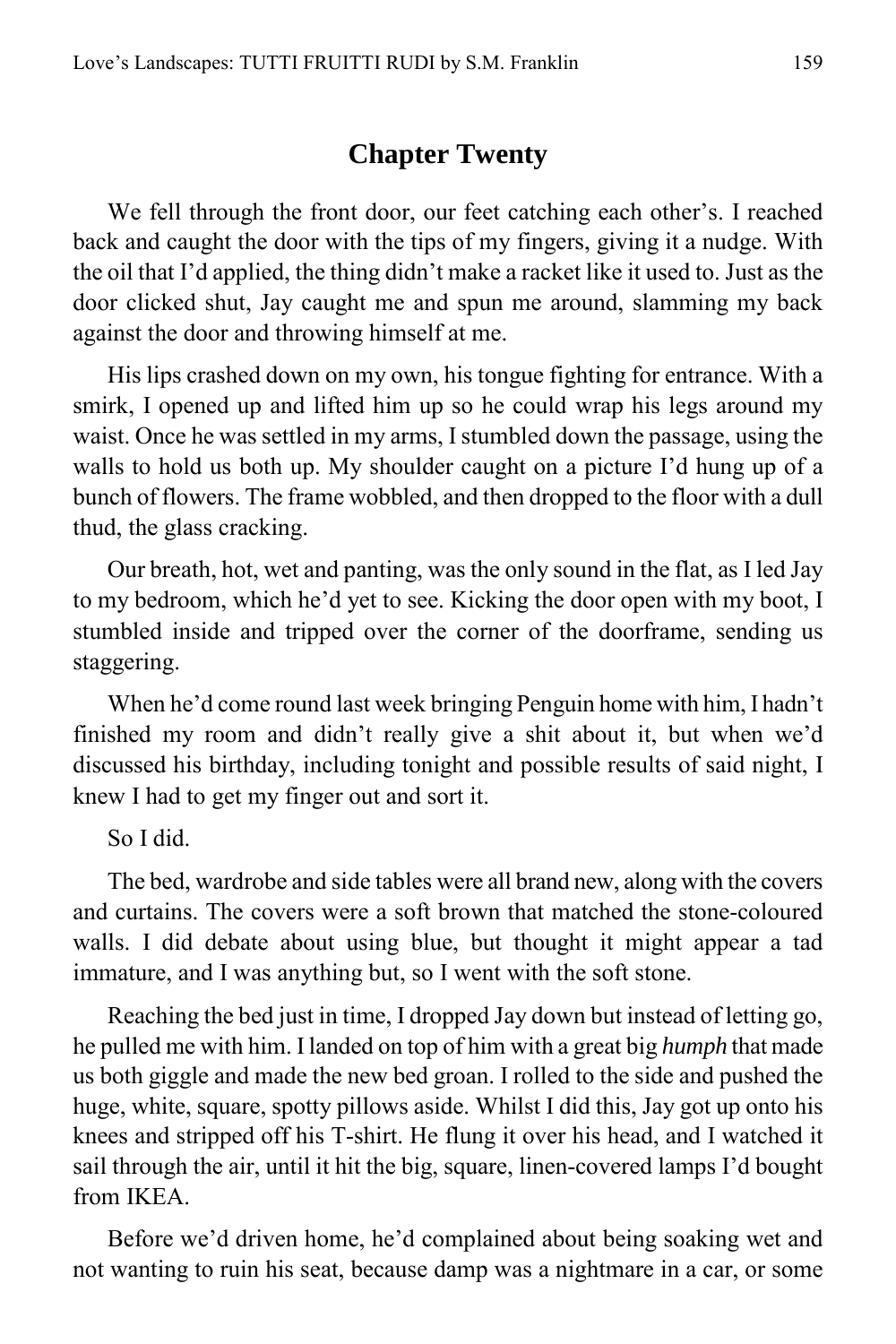## Chapter Twenty

We fell through the front door, our feet catching each other's. I reached back and caught the door with the tips of my fingers, giving it a nudge. With the oil that I'd applied, the thing didn't make a racket like it used to. Just as the door clicked shut, Jay caught me and spun me around, slamming my back against the door and throwing himself at me.

His lips crashed down on my own, his tongue fighting for entrance. With a smirk, I opened up and lifted him up so he could wrap his legs around my waist. Once he was settled in my arms, I stumbled down the passage, using the walls to hold us both up. My shoulder caught on a picture I'd hung up of a bunch of flowers. The frame wobbled, and then dropped to the floor with a dull thud, the glass cracking.

Our breath, hot, wet and panting, was the only sound in the flat, as I led Jay to my bedroom, which he'd yet to see. Kicking the door open with my boot, I stumbled inside and tripped over the corner of the doorframe, sending us staggering.

When he'd come round last week bringing Penguin home with him, I hadn't finished my room and didn't really give a shit about it, but when we'd discussed his birthday, including tonight and possible results of said night, I knew I had to get my finger out and sort it.

So I did.

The bed, wardrobe and side tables were all brand new, along with the covers and curtains. The covers were a soft brown that matched the stone-coloured walls. I did debate about using blue, but thought it might appear a tad immature, and I was anything but, so I went with the soft stone.

Reaching the bed just in time, I dropped Jay down but instead of letting go, he pulled me with him. I landed on top of him with a great big *humph* that made us both giggle and made the new bed groan. I rolled to the side and pushed the huge, white, square, spotty pillows aside. Whilst I did this, Jay got up onto his knees and stripped off his T-shirt. He flung it over his head, and I watched it sail through the air, until it hit the big, square, linen-covered lamps I'd bought from IKEA.

Before we'd driven home, he'd complained about being soaking wet and not wanting to ruin his seat, because damp was a nightmare in a car, or some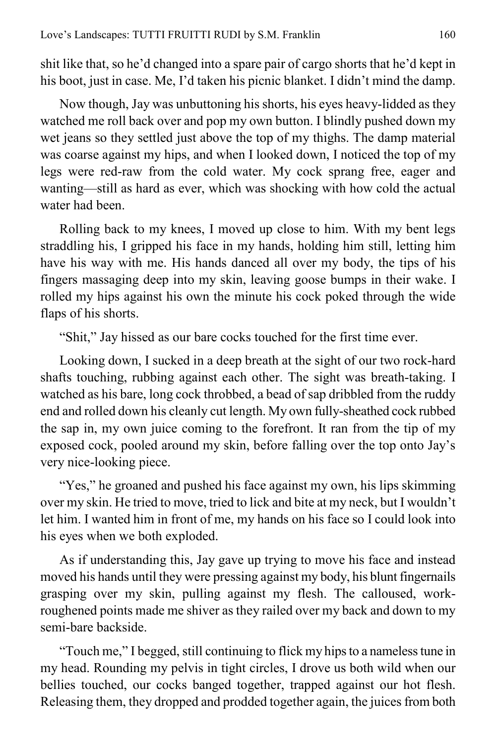shit like that, so he'd changed into a spare pair of cargo shorts that he'd kept in his boot, just in case. Me, I'd taken his picnic blanket. I didn't mind the damp.

Now though, Jay was unbuttoning his shorts, his eyes heavy-lidded as they watched me roll back over and pop my own button. I blindly pushed down my wet jeans so they settled just above the top of my thighs. The damp material was coarse against my hips, and when I looked down, I noticed the top of my legs were red-raw from the cold water. My cock sprang free, eager and wanting—still as hard as ever, which was shocking with how cold the actual water had been.

Rolling back to my knees, I moved up close to him. With my bent legs straddling his, I gripped his face in my hands, holding him still, letting him have his way with me. His hands danced all over my body, the tips of his fingers massaging deep into my skin, leaving goose bumps in their wake. I rolled my hips against his own the minute his cock poked through the wide flaps of his shorts.

"Shit," Jay hissed as our bare cocks touched for the first time ever.

Looking down, I sucked in a deep breath at the sight of our two rock-hard shafts touching, rubbing against each other. The sight was breath-taking. I watched as his bare, long cock throbbed, a bead of sap dribbled from the ruddy end and rolled down his cleanly cut length. My own fully-sheathed cock rubbed the sap in, my own juice coming to the forefront. It ran from the tip of my exposed cock, pooled around my skin, before falling over the top onto Jay's very nice-looking piece.

"Yes," he groaned and pushed his face against my own, his lips skimming over my skin. He tried to move, tried to lick and bite at my neck, but I wouldn't let him. I wanted him in front of me, my hands on his face so I could look into his eyes when we both exploded.

As if understanding this, Jay gave up trying to move his face and instead moved his hands until they were pressing against my body, his blunt fingernails grasping over my skin, pulling against my flesh. The calloused, work-roughened points made me shiver as they railed over my back and down to my semi-bare backside.

"Touch me," I begged, still continuing to flick my hips to a nameless tune in my head. Rounding my pelvis in tight circles, I drove us both wild when our bellies touched, our cocks banged together, trapped against our hot flesh. Releasing them, they dropped and prodded together again, the juices from both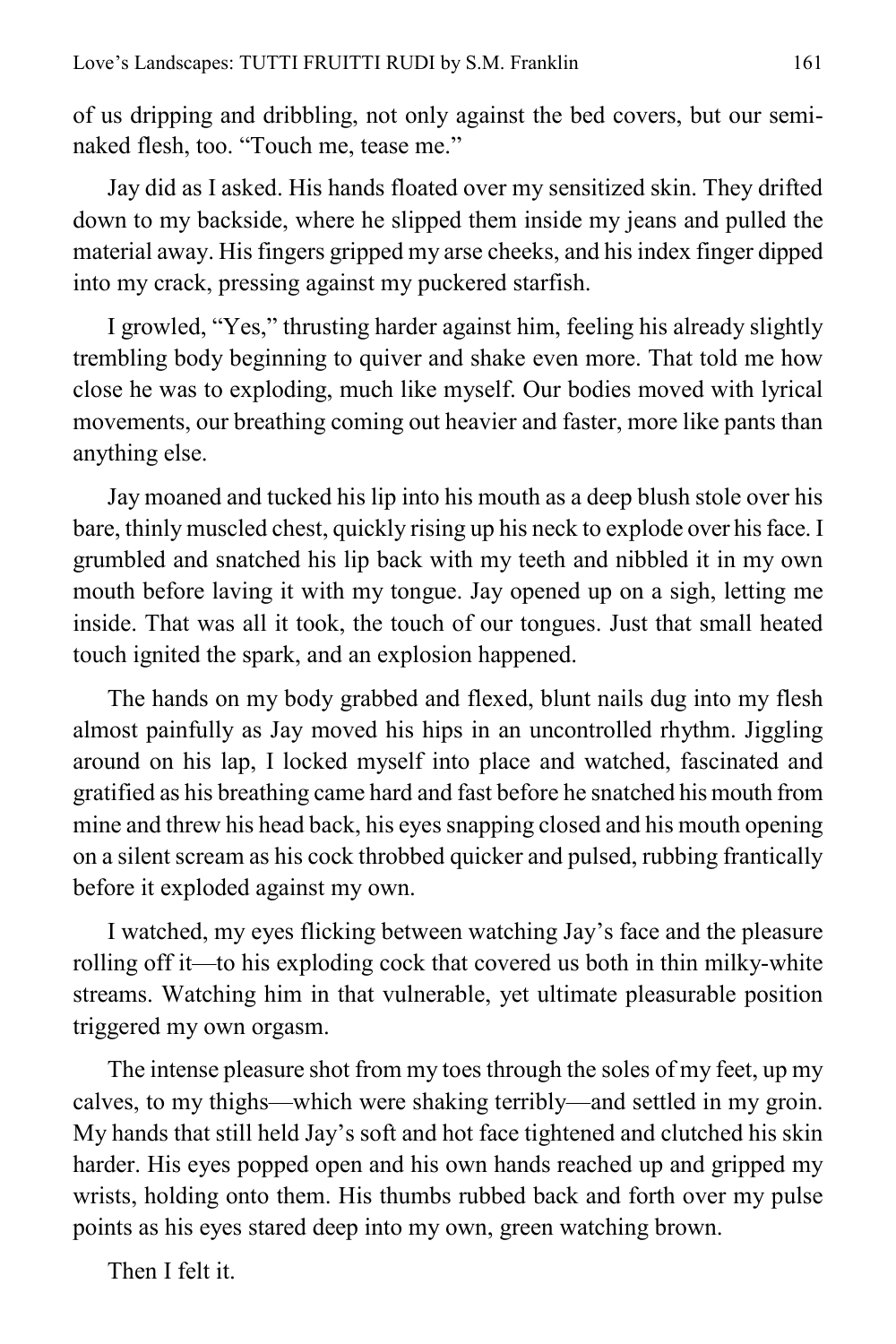of us dripping and dribbling, not only against the bed covers, but our semi-naked flesh, too. "Touch me, tease me."

Jay did as I asked. His hands floated over my sensitized skin. They drifted down to my backside, where he slipped them inside my jeans and pulled the material away. His fingers gripped my arse cheeks, and his index finger dipped into my crack, pressing against my puckered starfish.

I growled, "Yes," thrusting harder against him, feeling his already slightly trembling body beginning to quiver and shake even more. That told me how close he was to exploding, much like myself. Our bodies moved with lyrical movements, our breathing coming out heavier and faster, more like pants than anything else.

Jay moaned and tucked his lip into his mouth as a deep blush stole over his bare, thinly muscled chest, quickly rising up his neck to explode over his face. I grumbled and snatched his lip back with my teeth and nibbled it in my own mouth before laving it with my tongue. Jay opened up on a sigh, letting me inside. That was all it took, the touch of our tongues. Just that small heated touch ignited the spark, and an explosion happened.

The hands on my body grabbed and flexed, blunt nails dug into my flesh almost painfully as Jay moved his hips in an uncontrolled rhythm. Jiggling around on his lap, I locked myself into place and watched, fascinated and gratified as his breathing came hard and fast before he snatched his mouth from mine and threw his head back, his eyes snapping closed and his mouth opening on a silent scream as his cock throbbed quicker and pulsed, rubbing frantically before it exploded against my own.

I watched, my eyes flicking between watching Jay's face and the pleasure rolling off it—to his exploding cock that covered us both in thin milky-white streams. Watching him in that vulnerable, yet ultimate pleasurable position triggered my own orgasm.

The intense pleasure shot from my toes through the soles of my feet, up my calves, to my thighs—which were shaking terribly—and settled in my groin. My hands that still held Jay's soft and hot face tightened and clutched his skin harder. His eyes popped open and his own hands reached up and gripped my wrists, holding onto them. His thumbs rubbed back and forth over my pulse points as his eyes stared deep into my own, green watching brown.

Then I felt it.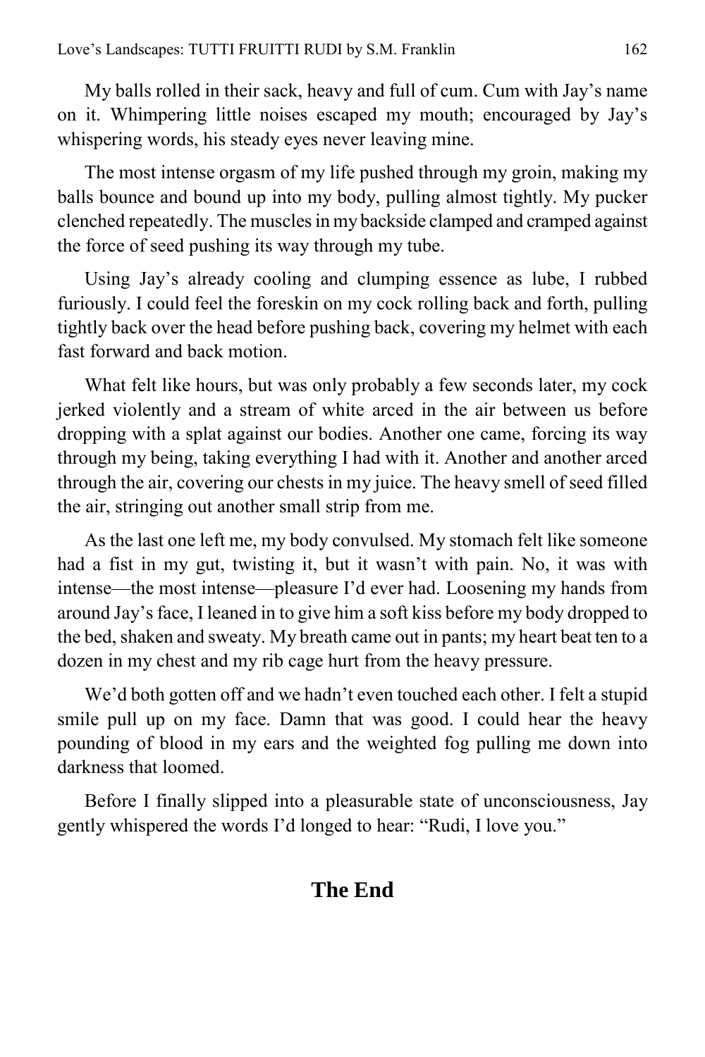My balls rolled in their sack, heavy and full of cum. Cum with Jay's name on it. Whimpering little noises escaped my mouth; encouraged by Jay's whispering words, his steady eyes never leaving mine.

The most intense orgasm of my life pushed through my groin, making my balls bounce and bound up into my body, pulling almost tightly. My pucker clenched repeatedly. The muscles in my backside clamped and cramped against the force of seed pushing its way through my tube.

Using Jay's already cooling and clumping essence as lube, I rubbed furiously. I could feel the foreskin on my cock rolling back and forth, pulling tightly back over the head before pushing back, covering my helmet with each fast forward and back motion.

What felt like hours, but was only probably a few seconds later, my cock jerked violently and a stream of white arced in the air between us before dropping with a splat against our bodies. Another one came, forcing its way through my being, taking everything I had with it. Another and another arced through the air, covering our chests in my juice. The heavy smell of seed filled the air, stringing out another small strip from me.

As the last one left me, my body convulsed. My stomach felt like someone had a fist in my gut, twisting it, but it wasn't with pain. No, it was with intense—the most intense—pleasure I'd ever had. Loosening my hands from around Jay's face, I leaned in to give him a soft kiss before my body dropped to the bed, shaken and sweaty. My breath came out in pants; my heart beat ten to a dozen in my chest and my rib cage hurt from the heavy pressure.

We'd both gotten off and we hadn't even touched each other. I felt a stupid smile pull up on my face. Damn that was good. I could hear the heavy pounding of blood in my ears and the weighted fog pulling me down into darkness that loomed.

Before I finally slipped into a pleasurable state of unconsciousness, Jay gently whispered the words I'd longed to hear: "Rudi, I love you."

## The End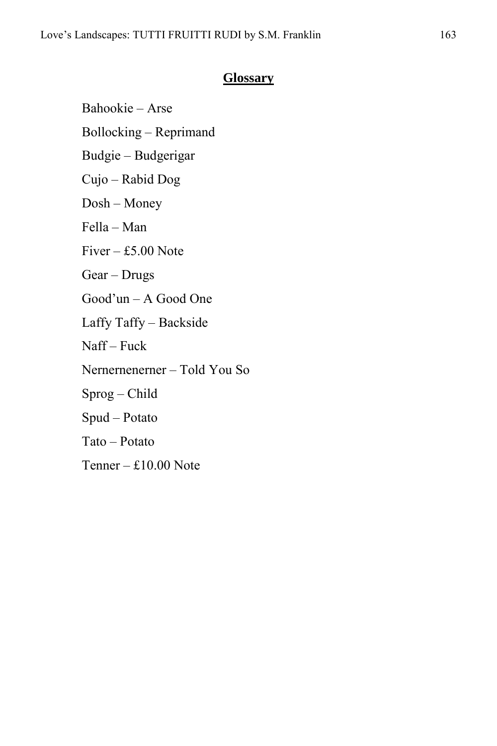## Glossary

Bahookie – Arse

Bollocking – Reprimand

Budgie – Budgerigar

Cujo – Rabid Dog

Dosh – Money

Fella – Man

Fiver – £5.00 Note

Gear – Drugs

Good'un – A Good One

Laffy Taffy – Backside

Naff – Fuck

Nernernenerner – Told You So

Sprog – Child

Spud – Potato

Tato – Potato

Tenner – £10.00 Note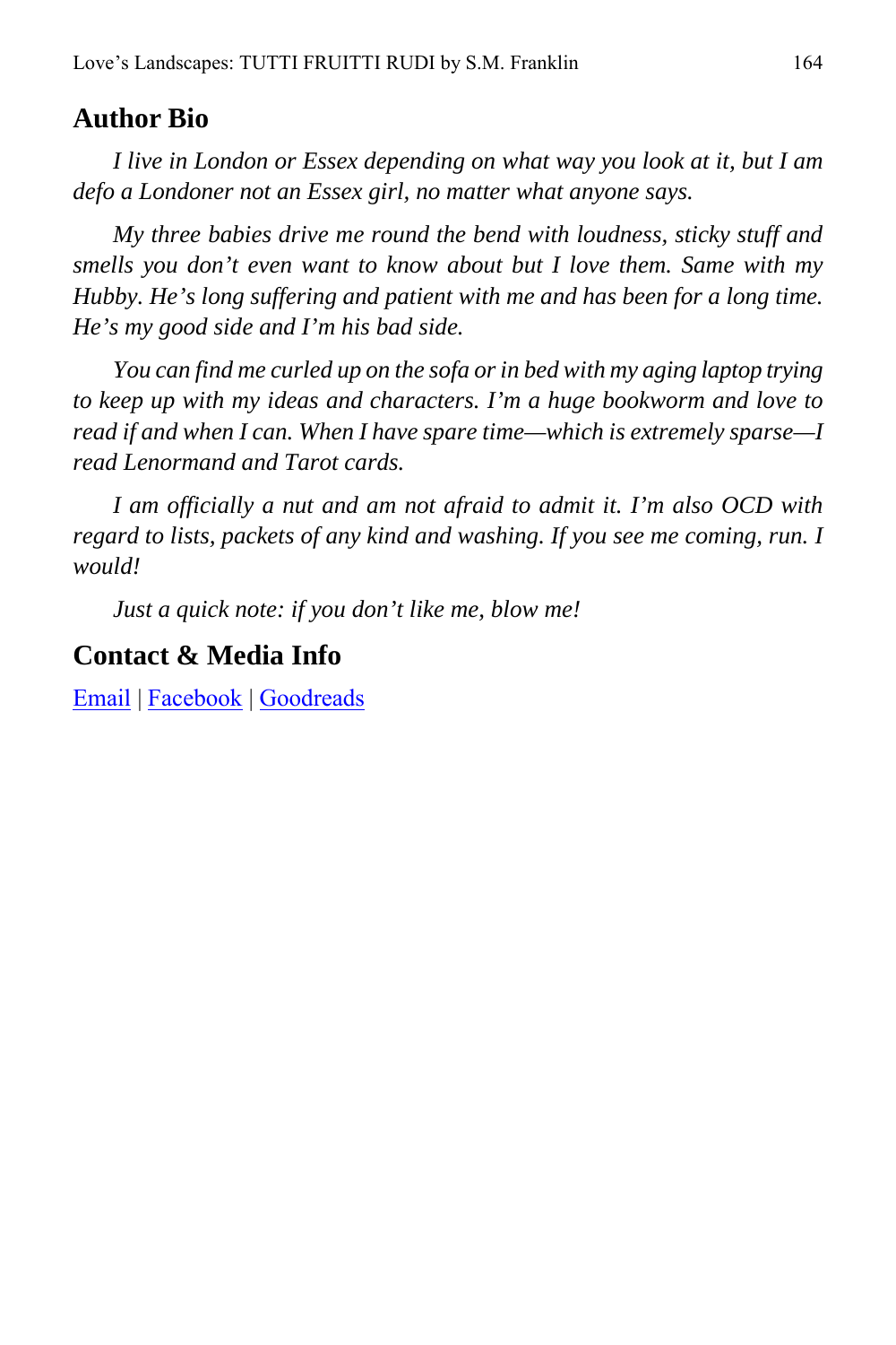## Author Bio

*I live in London or Essex depending on what way you look at it, but I am defo a Londoner not an Essex girl, no matter what anyone says.*

*My three babies drive me round the bend with loudness, sticky stuff and smells you don't even want to know about but I love them. Same with my Hubby. He's long suffering and patient with me and has been for a long time. He's my good side and I'm his bad side.*

*You can find me curled up on the sofa or in bed with my aging laptop trying to keep up with my ideas and characters. I'm a huge bookworm and love to read if and when I can. When I have spare time—which is extremely sparse—I read Lenormand and Tarot cards.*

*I am officially a nut and am not afraid to admit it. I'm also OCD with regard to lists, packets of any kind and washing. If you see me coming, run. I would!*

*Just a quick note: if you don't like me, blow me!*

## Contact & Media Info

Email | Facebook | Goodreads